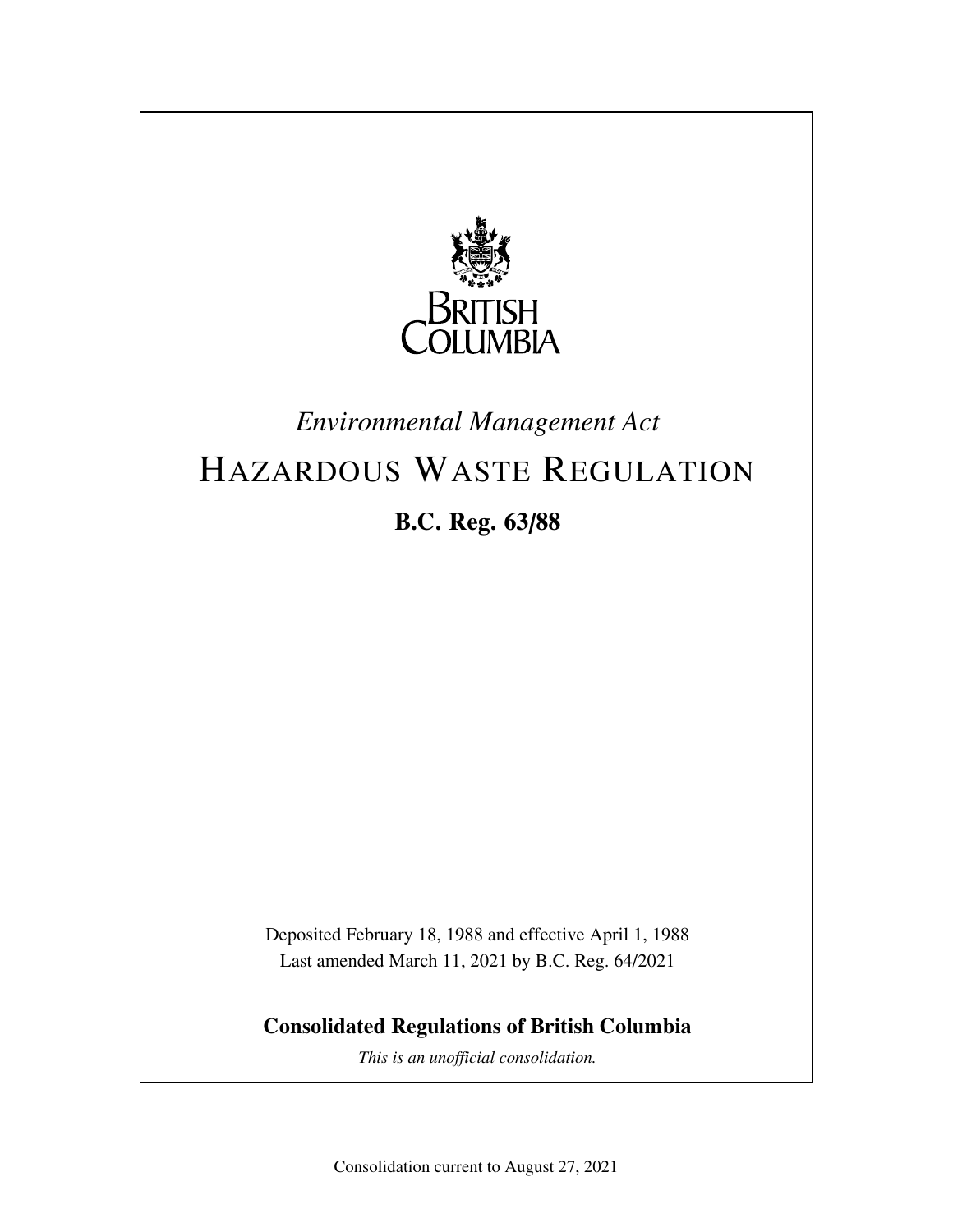BRITISH COLUMBIA

*Environmental Management Act*

# HAZARDOUS WASTE REGULATION

**B.C. Reg. 63/88**

Deposited February 18, 1988 and effective April 1, 1988
Last amended March 11, 2021 by B.C. Reg. 64/2021

**Consolidated Regulations of British Columbia**

*This is an unofficial consolidation.*

Consolidation current to August 27, 2021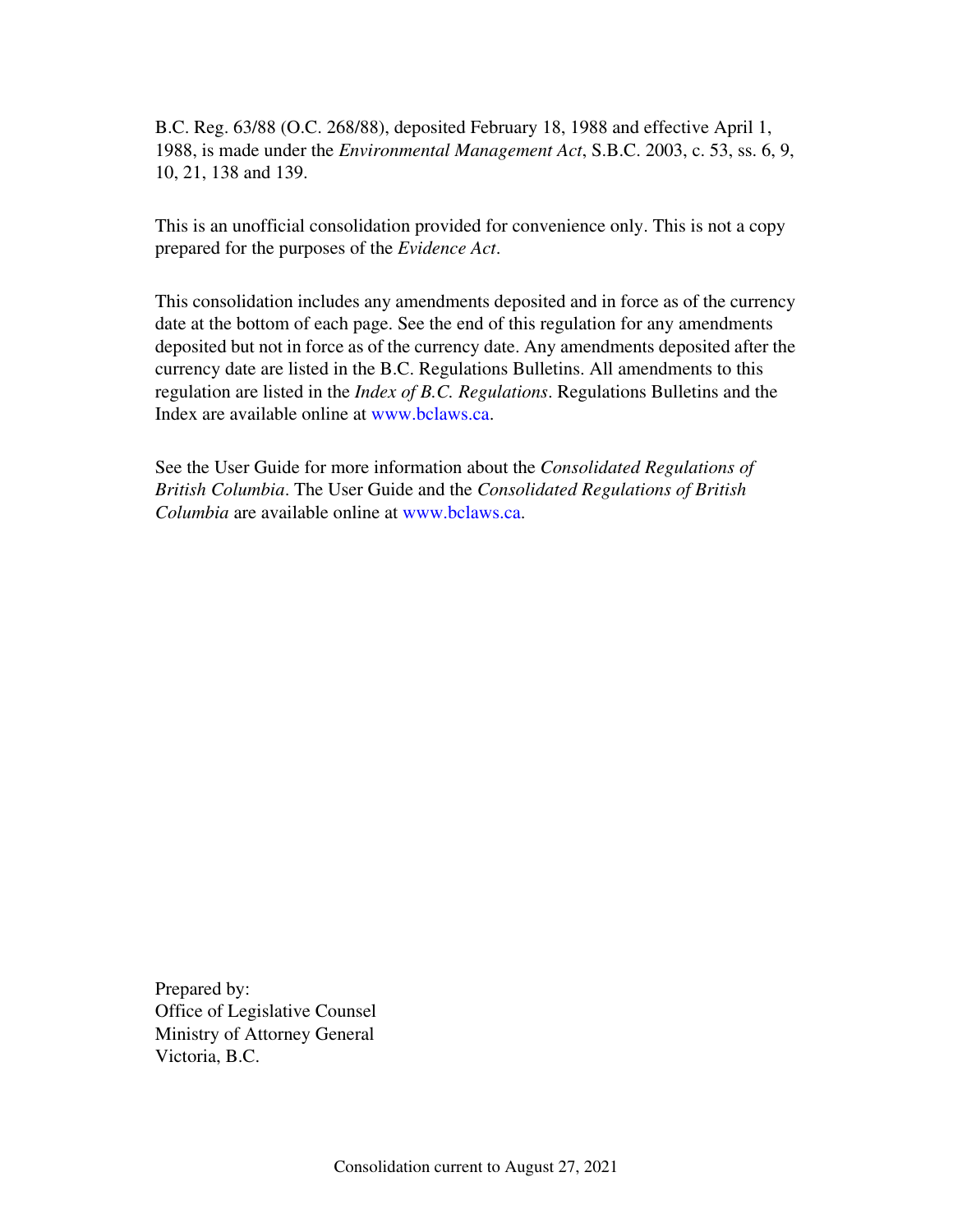B.C. Reg. 63/88 (O.C. 268/88), deposited February 18, 1988 and effective April 1, 1988, is made under the *Environmental Management Act*, S.B.C. 2003, c. 53, ss. 6, 9, 10, 21, 138 and 139.

This is an unofficial consolidation provided for convenience only. This is not a copy prepared for the purposes of the *Evidence Act*.

This consolidation includes any amendments deposited and in force as of the currency date at the bottom of each page. See the end of this regulation for any amendments deposited but not in force as of the currency date. Any amendments deposited after the currency date are listed in the B.C. Regulations Bulletins. All amendments to this regulation are listed in the *Index of B.C. Regulations*. Regulations Bulletins and the Index are available online at www.bclaws.ca.

See the User Guide for more information about the *Consolidated Regulations of British Columbia*. The User Guide and the *Consolidated Regulations of British Columbia* are available online at www.bclaws.ca.

Prepared by:
Office of Legislative Counsel
Ministry of Attorney General
Victoria, B.C.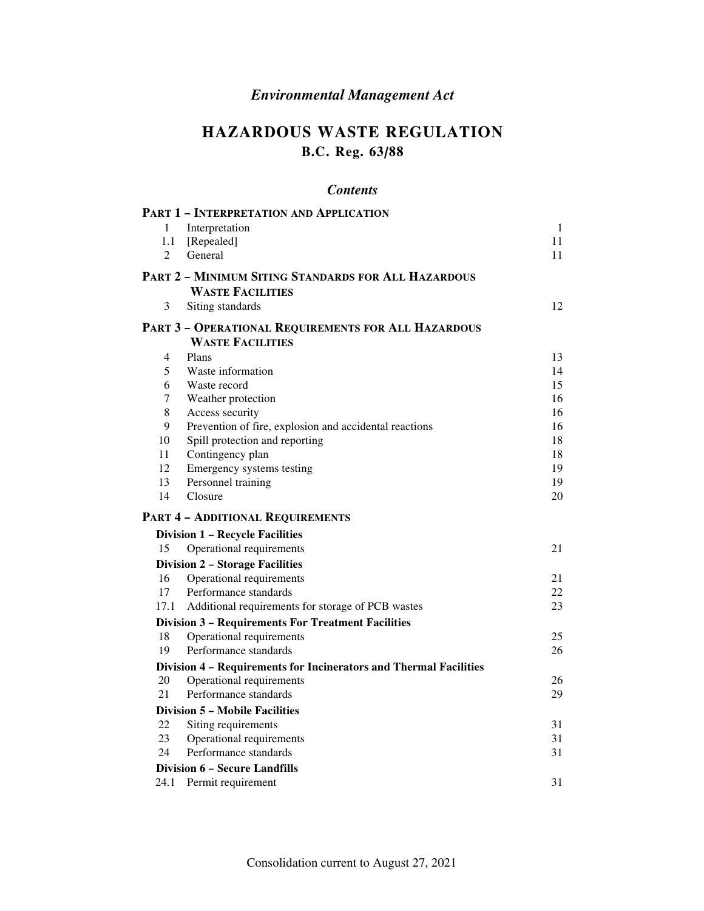*Environmental Management Act*

# HAZARDOUS WASTE REGULATION

## B.C. Reg. 63/88

### *Contents*

**PART 1 – INTERPRETATION AND APPLICATION**

| | | |
|---|---|---|
| 1 | Interpretation | 1 |
| 1.1 | [Repealed] | 11 |
| 2 | General | 11 |

**PART 2 – MINIMUM SITING STANDARDS FOR ALL HAZARDOUS WASTE FACILITIES**

| | | |
|---|---|---|
| 3 | Siting standards | 12 |

**PART 3 – OPERATIONAL REQUIREMENTS FOR ALL HAZARDOUS WASTE FACILITIES**

| | | |
|---|---|---|
| 4 | Plans | 13 |
| 5 | Waste information | 14 |
| 6 | Waste record | 15 |
| 7 | Weather protection | 16 |
| 8 | Access security | 16 |
| 9 | Prevention of fire, explosion and accidental reactions | 16 |
| 10 | Spill protection and reporting | 18 |
| 11 | Contingency plan | 18 |
| 12 | Emergency systems testing | 19 |
| 13 | Personnel training | 19 |
| 14 | Closure | 20 |

**PART 4 – ADDITIONAL REQUIREMENTS**

**Division 1 – Recycle Facilities**

| | | |
|---|---|---|
| 15 | Operational requirements | 21 |

**Division 2 – Storage Facilities**

| | | |
|---|---|---|
| 16 | Operational requirements | 21 |
| 17 | Performance standards | 22 |
| 17.1 | Additional requirements for storage of PCB wastes | 23 |

**Division 3 – Requirements For Treatment Facilities**

| | | |
|---|---|---|
| 18 | Operational requirements | 25 |
| 19 | Performance standards | 26 |

**Division 4 – Requirements for Incinerators and Thermal Facilities**

| | | |
|---|---|---|
| 20 | Operational requirements | 26 |
| 21 | Performance standards | 29 |

**Division 5 – Mobile Facilities**

| | | |
|---|---|---|
| 22 | Siting requirements | 31 |
| 23 | Operational requirements | 31 |
| 24 | Performance standards | 31 |

**Division 6 – Secure Landfills**

| | | |
|---|---|---|
| 24.1 | Permit requirement | 31 |

Consolidation current to August 27, 2021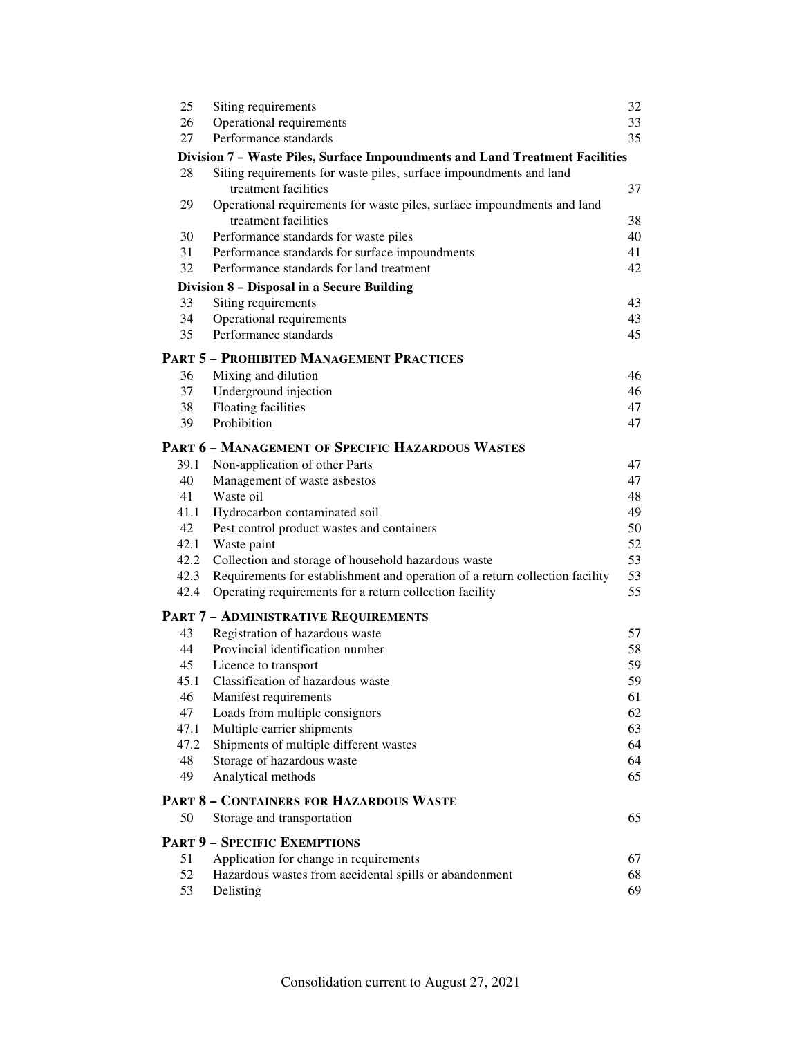| | | |
|---|---|---|
| 25 | Siting requirements | 32 |
| 26 | Operational requirements | 33 |
| 27 | Performance standards | 35 |
| | **Division 7 – Waste Piles, Surface Impoundments and Land Treatment Facilities** | |
| 28 | Siting requirements for waste piles, surface impoundments and land treatment facilities | 37 |
| 29 | Operational requirements for waste piles, surface impoundments and land treatment facilities | 38 |
| 30 | Performance standards for waste piles | 40 |
| 31 | Performance standards for surface impoundments | 41 |
| 32 | Performance standards for land treatment | 42 |
| | **Division 8 – Disposal in a Secure Building** | |
| 33 | Siting requirements | 43 |
| 34 | Operational requirements | 43 |
| 35 | Performance standards | 45 |

**PART 5 – PROHIBITED MANAGEMENT PRACTICES**

| | | |
|---|---|---|
| 36 | Mixing and dilution | 46 |
| 37 | Underground injection | 46 |
| 38 | Floating facilities | 47 |
| 39 | Prohibition | 47 |

**PART 6 – MANAGEMENT OF SPECIFIC HAZARDOUS WASTES**

| | | |
|---|---|---|
| 39.1 | Non-application of other Parts | 47 |
| 40 | Management of waste asbestos | 47 |
| 41 | Waste oil | 48 |
| 41.1 | Hydrocarbon contaminated soil | 49 |
| 42 | Pest control product wastes and containers | 50 |
| 42.1 | Waste paint | 52 |
| 42.2 | Collection and storage of household hazardous waste | 53 |
| 42.3 | Requirements for establishment and operation of a return collection facility | 53 |
| 42.4 | Operating requirements for a return collection facility | 55 |

**PART 7 – ADMINISTRATIVE REQUIREMENTS**

| | | |
|---|---|---|
| 43 | Registration of hazardous waste | 57 |
| 44 | Provincial identification number | 58 |
| 45 | Licence to transport | 59 |
| 45.1 | Classification of hazardous waste | 59 |
| 46 | Manifest requirements | 61 |
| 47 | Loads from multiple consignors | 62 |
| 47.1 | Multiple carrier shipments | 63 |
| 47.2 | Shipments of multiple different wastes | 64 |
| 48 | Storage of hazardous waste | 64 |
| 49 | Analytical methods | 65 |

**PART 8 – CONTAINERS FOR HAZARDOUS WASTE**

| | | |
|---|---|---|
| 50 | Storage and transportation | 65 |

**PART 9 – SPECIFIC EXEMPTIONS**

| | | |
|---|---|---|
| 51 | Application for change in requirements | 67 |
| 52 | Hazardous wastes from accidental spills or abandonment | 68 |
| 53 | Delisting | 69 |

Consolidation current to August 27, 2021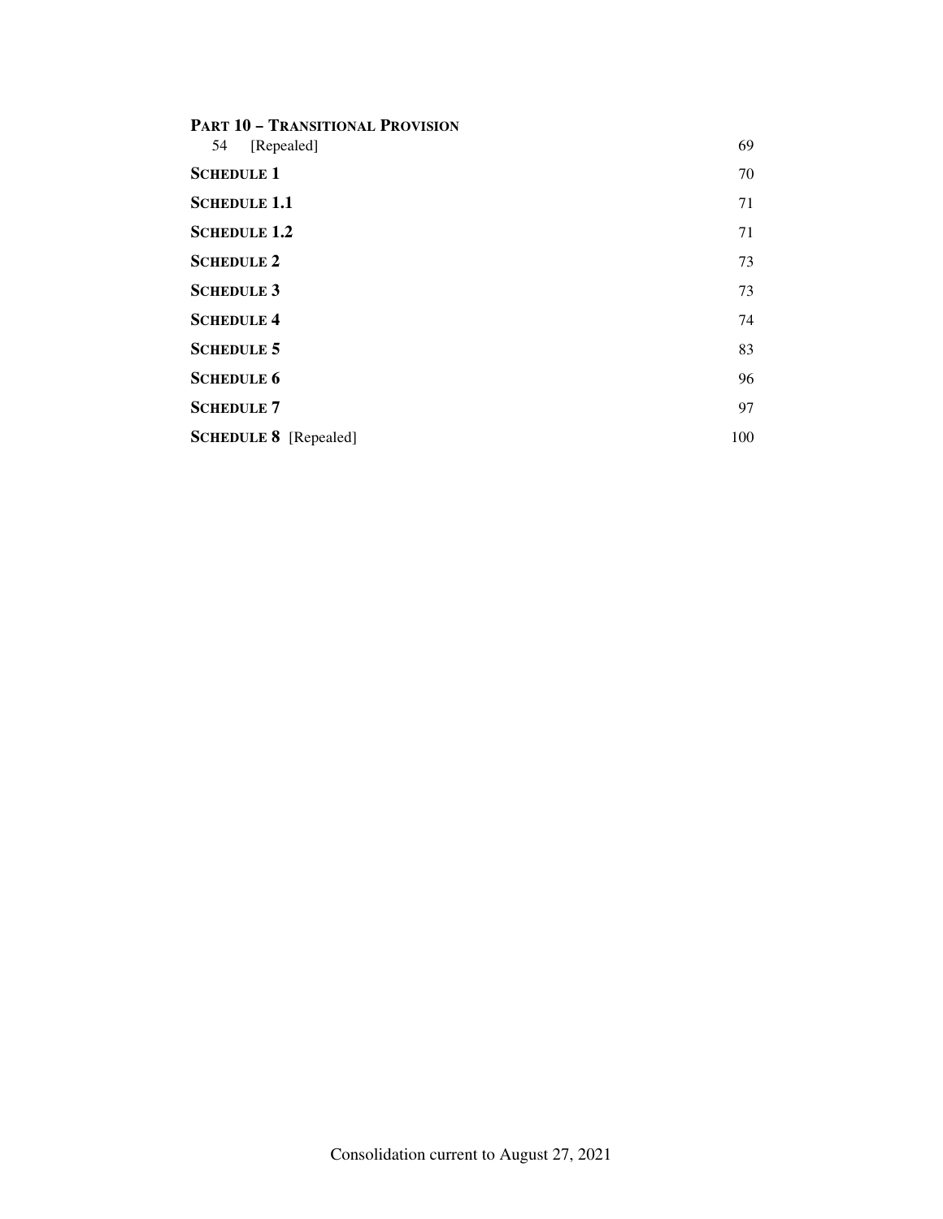**PART 10 – TRANSITIONAL PROVISION**

54 [Repealed] 69

**SCHEDULE 1** 70

**SCHEDULE 1.1** 71

**SCHEDULE 1.2** 71

**SCHEDULE 2** 73

**SCHEDULE 3** 73

**SCHEDULE 4** 74

**SCHEDULE 5** 83

**SCHEDULE 6** 96

**SCHEDULE 7** 97

**SCHEDULE 8** [Repealed] 100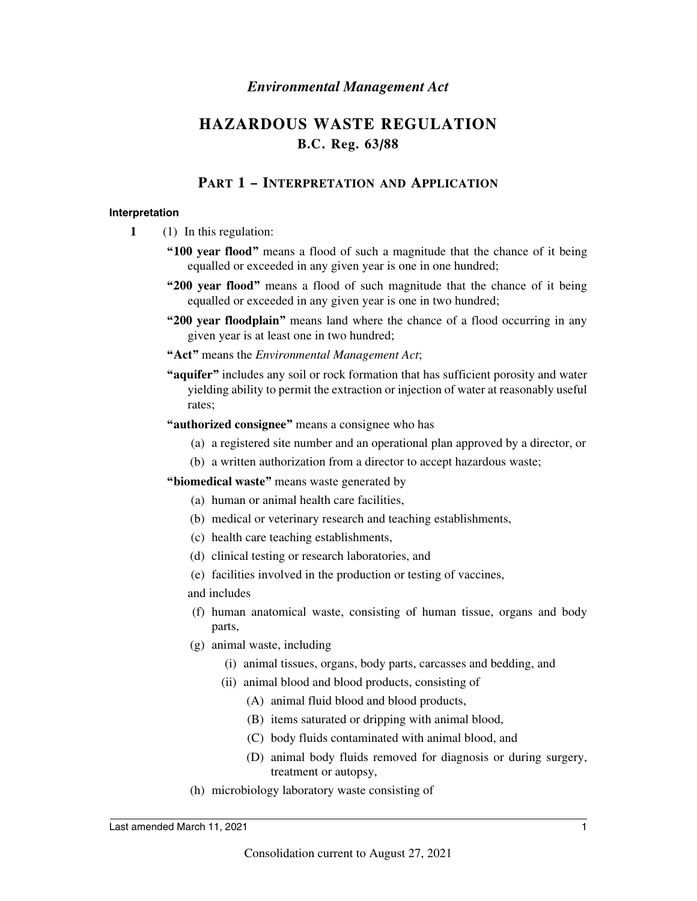*Environmental Management Act*

# HAZARDOUS WASTE REGULATION

## B.C. Reg. 63/88

## PART 1 – INTERPRETATION AND APPLICATION

#### Interpretation

**1** (1) In this regulation:

**"100 year flood"** means a flood of such a magnitude that the chance of it being equalled or exceeded in any given year is one in one hundred;

**"200 year flood"** means a flood of such magnitude that the chance of it being equalled or exceeded in any given year is one in two hundred;

**"200 year floodplain"** means land where the chance of a flood occurring in any given year is at least one in two hundred;

**"Act"** means the *Environmental Management Act*;

**"aquifer"** includes any soil or rock formation that has sufficient porosity and water yielding ability to permit the extraction or injection of water at reasonably useful rates;

**"authorized consignee"** means a consignee who has

(a) a registered site number and an operational plan approved by a director, or

(b) a written authorization from a director to accept hazardous waste;

**"biomedical waste"** means waste generated by

(a) human or animal health care facilities,

(b) medical or veterinary research and teaching establishments,

(c) health care teaching establishments,

(d) clinical testing or research laboratories, and

(e) facilities involved in the production or testing of vaccines,

and includes

(f) human anatomical waste, consisting of human tissue, organs and body parts,

(g) animal waste, including

(i) animal tissues, organs, body parts, carcasses and bedding, and

(ii) animal blood and blood products, consisting of

(A) animal fluid blood and blood products,

(B) items saturated or dripping with animal blood,

(C) body fluids contaminated with animal blood, and

(D) animal body fluids removed for diagnosis or during surgery, treatment or autopsy,

(h) microbiology laboratory waste consisting of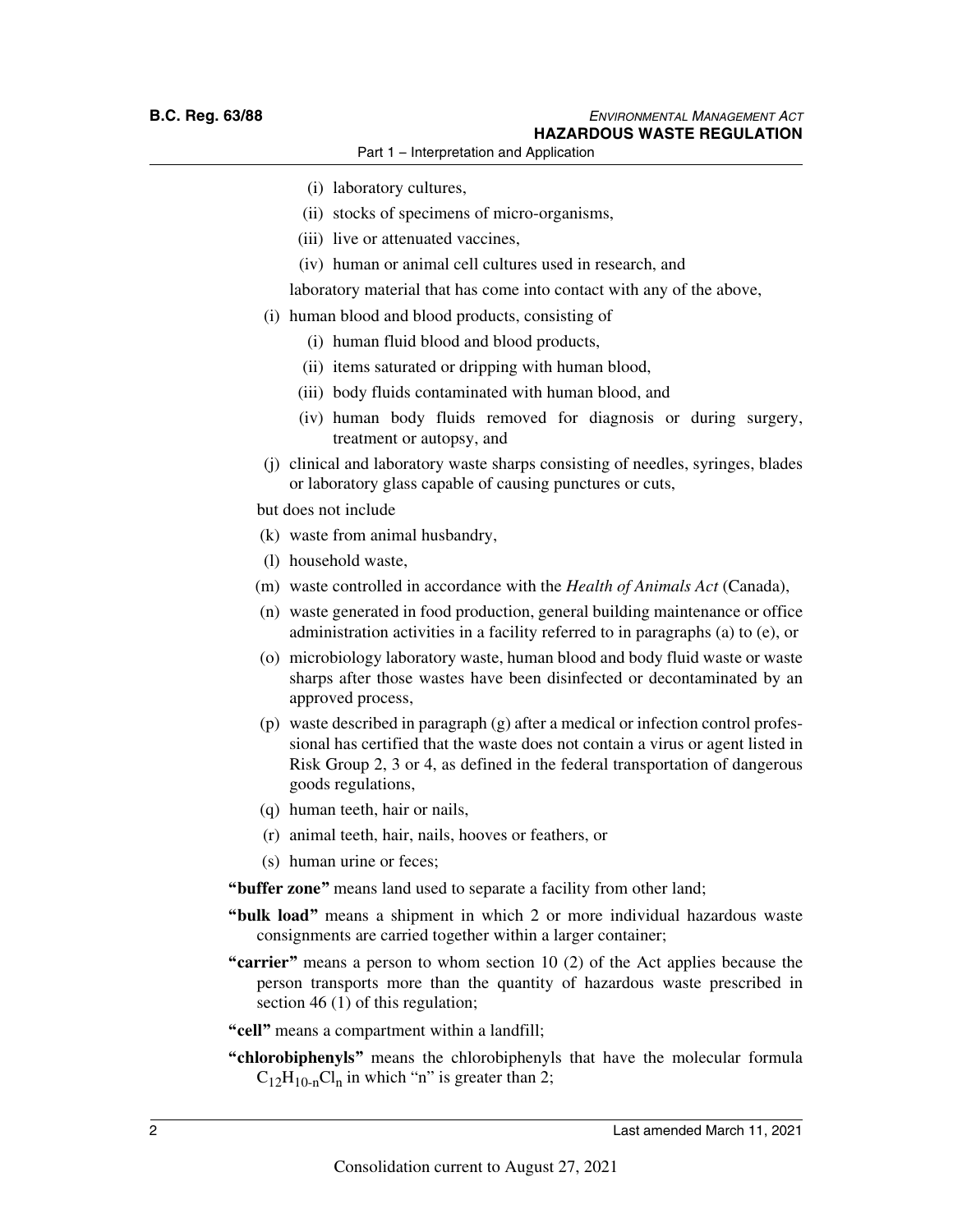(i) laboratory cultures,

(ii) stocks of specimens of micro-organisms,

(iii) live or attenuated vaccines,

(iv) human or animal cell cultures used in research, and

laboratory material that has come into contact with any of the above,

(i) human blood and blood products, consisting of

(i) human fluid blood and blood products,

(ii) items saturated or dripping with human blood,

(iii) body fluids contaminated with human blood, and

(iv) human body fluids removed for diagnosis or during surgery, treatment or autopsy, and

(j) clinical and laboratory waste sharps consisting of needles, syringes, blades or laboratory glass capable of causing punctures or cuts,

but does not include

(k) waste from animal husbandry,

(l) household waste,

(m) waste controlled in accordance with the *Health of Animals Act* (Canada),

(n) waste generated in food production, general building maintenance or office administration activities in a facility referred to in paragraphs (a) to (e), or

(o) microbiology laboratory waste, human blood and body fluid waste or waste sharps after those wastes have been disinfected or decontaminated by an approved process,

(p) waste described in paragraph (g) after a medical or infection control professional has certified that the waste does not contain a virus or agent listed in Risk Group 2, 3 or 4, as defined in the federal transportation of dangerous goods regulations,

(q) human teeth, hair or nails,

(r) animal teeth, hair, nails, hooves or feathers, or

(s) human urine or feces;

**"buffer zone"** means land used to separate a facility from other land;

**"bulk load"** means a shipment in which 2 or more individual hazardous waste consignments are carried together within a larger container;

**"carrier"** means a person to whom section 10 (2) of the Act applies because the person transports more than the quantity of hazardous waste prescribed in section 46 (1) of this regulation;

**"cell"** means a compartment within a landfill;

**"chlorobiphenyls"** means the chlorobiphenyls that have the molecular formula $C_{12}H_{10-n}Cl_n$ in which "n" is greater than 2;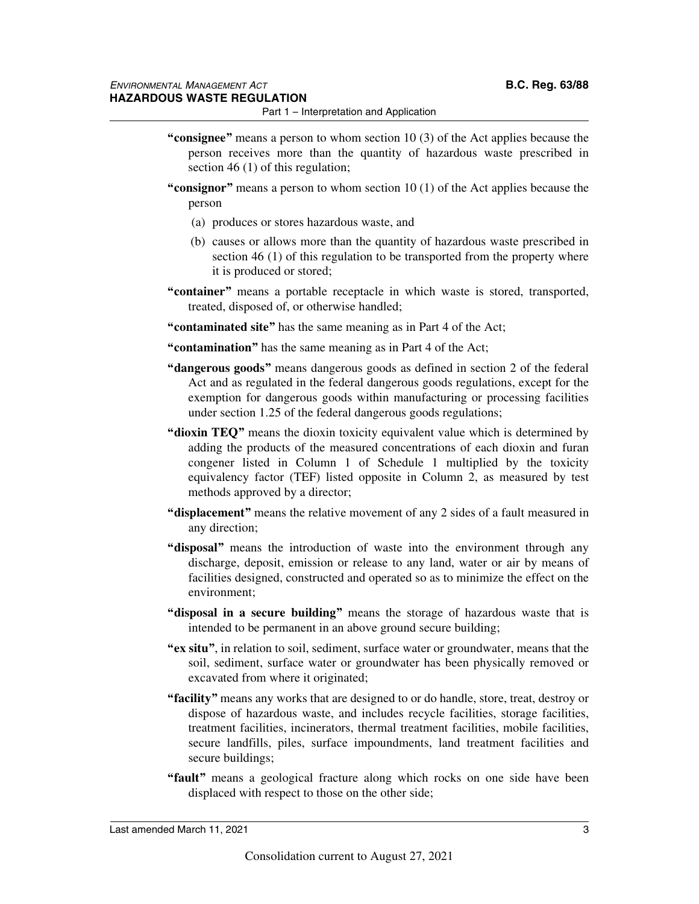**"consignee"** means a person to whom section 10 (3) of the Act applies because the person receives more than the quantity of hazardous waste prescribed in section 46 (1) of this regulation;

**"consignor"** means a person to whom section 10 (1) of the Act applies because the person

(a) produces or stores hazardous waste, and

(b) causes or allows more than the quantity of hazardous waste prescribed in section 46 (1) of this regulation to be transported from the property where it is produced or stored;

**"container"** means a portable receptacle in which waste is stored, transported, treated, disposed of, or otherwise handled;

**"contaminated site"** has the same meaning as in Part 4 of the Act;

**"contamination"** has the same meaning as in Part 4 of the Act;

**"dangerous goods"** means dangerous goods as defined in section 2 of the federal Act and as regulated in the federal dangerous goods regulations, except for the exemption for dangerous goods within manufacturing or processing facilities under section 1.25 of the federal dangerous goods regulations;

**"dioxin TEQ"** means the dioxin toxicity equivalent value which is determined by adding the products of the measured concentrations of each dioxin and furan congener listed in Column 1 of Schedule 1 multiplied by the toxicity equivalency factor (TEF) listed opposite in Column 2, as measured by test methods approved by a director;

**"displacement"** means the relative movement of any 2 sides of a fault measured in any direction;

**"disposal"** means the introduction of waste into the environment through any discharge, deposit, emission or release to any land, water or air by means of facilities designed, constructed and operated so as to minimize the effect on the environment;

**"disposal in a secure building"** means the storage of hazardous waste that is intended to be permanent in an above ground secure building;

**"ex situ"**, in relation to soil, sediment, surface water or groundwater, means that the soil, sediment, surface water or groundwater has been physically removed or excavated from where it originated;

**"facility"** means any works that are designed to or do handle, store, treat, destroy or dispose of hazardous waste, and includes recycle facilities, storage facilities, treatment facilities, incinerators, thermal treatment facilities, mobile facilities, secure landfills, piles, surface impoundments, land treatment facilities and secure buildings;

**"fault"** means a geological fracture along which rocks on one side have been displaced with respect to those on the other side;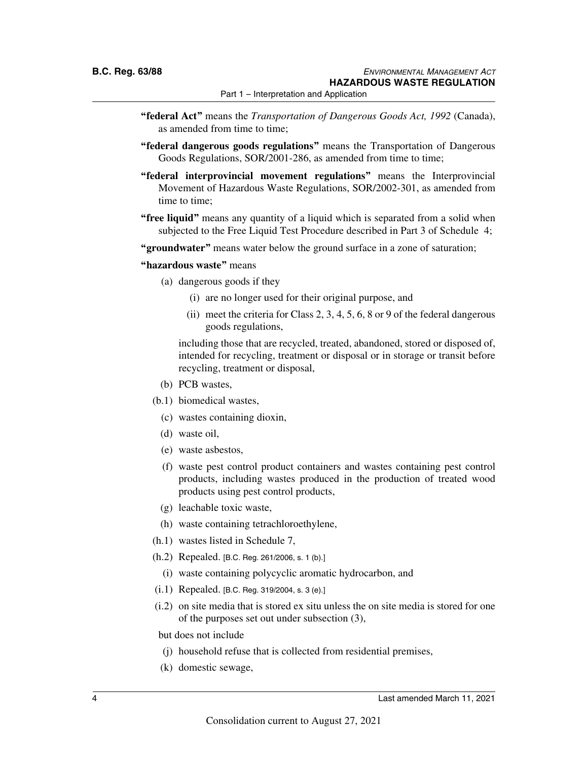**"federal Act"** means the *Transportation of Dangerous Goods Act, 1992* (Canada), as amended from time to time;

**"federal dangerous goods regulations"** means the Transportation of Dangerous Goods Regulations, SOR/2001-286, as amended from time to time;

**"federal interprovincial movement regulations"** means the Interprovincial Movement of Hazardous Waste Regulations, SOR/2002-301, as amended from time to time;

**"free liquid"** means any quantity of a liquid which is separated from a solid when subjected to the Free Liquid Test Procedure described in Part 3 of Schedule 4;

**"groundwater"** means water below the ground surface in a zone of saturation;

**"hazardous waste"** means

- (a) dangerous goods if they
  - (i) are no longer used for their original purpose, and
  - (ii) meet the criteria for Class 2, 3, 4, 5, 6, 8 or 9 of the federal dangerous goods regulations,

  including those that are recycled, treated, abandoned, stored or disposed of, intended for recycling, treatment or disposal or in storage or transit before recycling, treatment or disposal,
- (b) PCB wastes,
- (b.1) biomedical wastes,
- (c) wastes containing dioxin,
- (d) waste oil,
- (e) waste asbestos,
- (f) waste pest control product containers and wastes containing pest control products, including wastes produced in the production of treated wood products using pest control products,
- (g) leachable toxic waste,
- (h) waste containing tetrachloroethylene,
- (h.1) wastes listed in Schedule 7,
- (h.2) Repealed. [B.C. Reg. 261/2006, s. 1 (b).]
- (i) waste containing polycyclic aromatic hydrocarbon, and
- (i.1) Repealed. [B.C. Reg. 319/2004, s. 3 (e).]
- (i.2) on site media that is stored ex situ unless the on site media is stored for one of the purposes set out under subsection (3),

but does not include

- (j) household refuse that is collected from residential premises,
- (k) domestic sewage,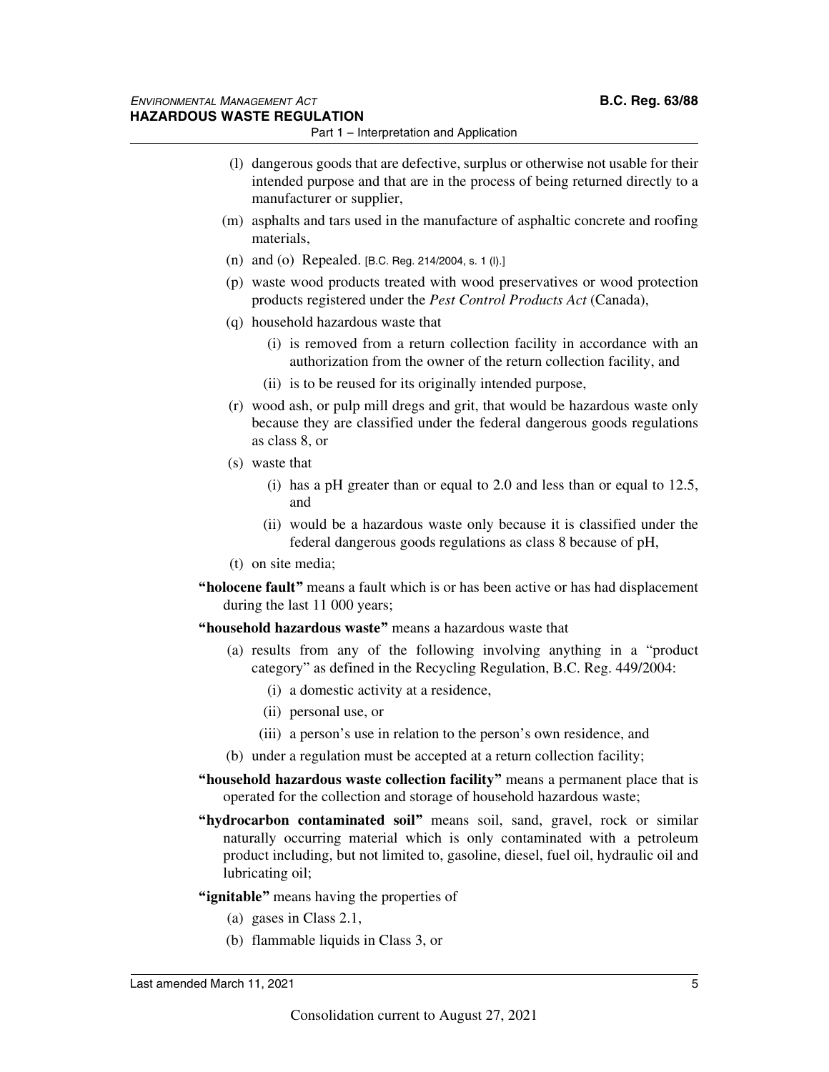(l) dangerous goods that are defective, surplus or otherwise not usable for their intended purpose and that are in the process of being returned directly to a manufacturer or supplier,

(m) asphalts and tars used in the manufacture of asphaltic concrete and roofing materials,

(n) and (o) Repealed. [B.C. Reg. 214/2004, s. 1 (l).]

(p) waste wood products treated with wood preservatives or wood protection products registered under the *Pest Control Products Act* (Canada),

(q) household hazardous waste that

(i) is removed from a return collection facility in accordance with an authorization from the owner of the return collection facility, and

(ii) is to be reused for its originally intended purpose,

(r) wood ash, or pulp mill dregs and grit, that would be hazardous waste only because they are classified under the federal dangerous goods regulations as class 8, or

(s) waste that

(i) has a pH greater than or equal to 2.0 and less than or equal to 12.5, and

(ii) would be a hazardous waste only because it is classified under the federal dangerous goods regulations as class 8 because of pH,

(t) on site media;

**"holocene fault"** means a fault which is or has been active or has had displacement during the last 11 000 years;

**"household hazardous waste"** means a hazardous waste that

(a) results from any of the following involving anything in a "product category" as defined in the Recycling Regulation, B.C. Reg. 449/2004:

(i) a domestic activity at a residence,

(ii) personal use, or

(iii) a person's use in relation to the person's own residence, and

(b) under a regulation must be accepted at a return collection facility;

**"household hazardous waste collection facility"** means a permanent place that is operated for the collection and storage of household hazardous waste;

**"hydrocarbon contaminated soil"** means soil, sand, gravel, rock or similar naturally occurring material which is only contaminated with a petroleum product including, but not limited to, gasoline, diesel, fuel oil, hydraulic oil and lubricating oil;

**"ignitable"** means having the properties of

(a) gases in Class 2.1,

(b) flammable liquids in Class 3, or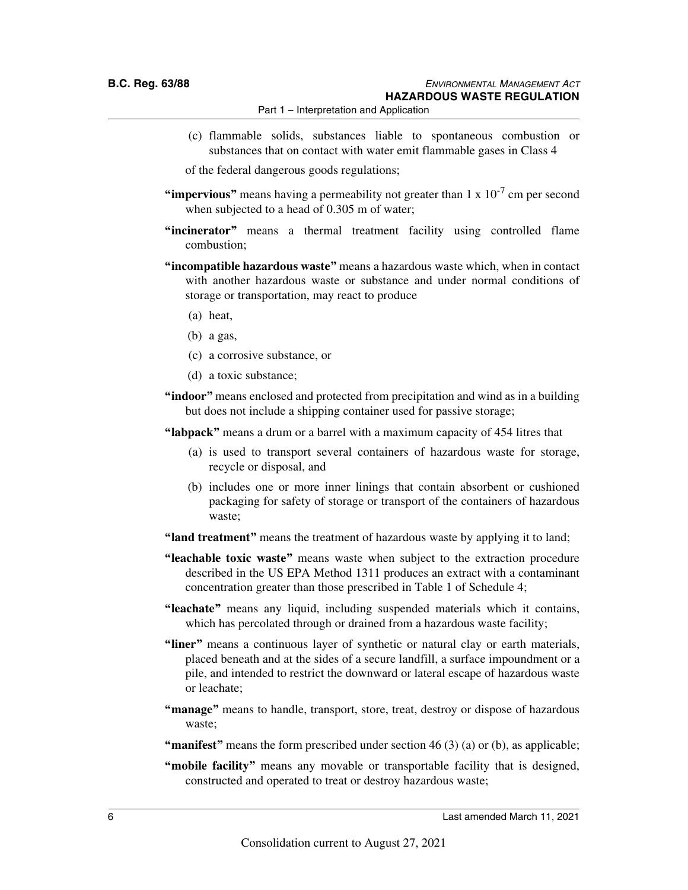(c) flammable solids, substances liable to spontaneous combustion or substances that on contact with water emit flammable gases in Class 4

of the federal dangerous goods regulations;

**"impervious"** means having a permeability not greater than $1 \times 10^{-7}$ cm per second when subjected to a head of 0.305 m of water;

**"incinerator"** means a thermal treatment facility using controlled flame combustion;

**"incompatible hazardous waste"** means a hazardous waste which, when in contact with another hazardous waste or substance and under normal conditions of storage or transportation, may react to produce

(a) heat,

(b) a gas,

(c) a corrosive substance, or

(d) a toxic substance;

**"indoor"** means enclosed and protected from precipitation and wind as in a building but does not include a shipping container used for passive storage;

**"labpack"** means a drum or a barrel with a maximum capacity of 454 litres that

(a) is used to transport several containers of hazardous waste for storage, recycle or disposal, and

(b) includes one or more inner linings that contain absorbent or cushioned packaging for safety of storage or transport of the containers of hazardous waste;

**"land treatment"** means the treatment of hazardous waste by applying it to land;

**"leachable toxic waste"** means waste when subject to the extraction procedure described in the US EPA Method 1311 produces an extract with a contaminant concentration greater than those prescribed in Table 1 of Schedule 4;

**"leachate"** means any liquid, including suspended materials which it contains, which has percolated through or drained from a hazardous waste facility;

**"liner"** means a continuous layer of synthetic or natural clay or earth materials, placed beneath and at the sides of a secure landfill, a surface impoundment or a pile, and intended to restrict the downward or lateral escape of hazardous waste or leachate;

**"manage"** means to handle, transport, store, treat, destroy or dispose of hazardous waste;

**"manifest"** means the form prescribed under section 46 (3) (a) or (b), as applicable;

**"mobile facility"** means any movable or transportable facility that is designed, constructed and operated to treat or destroy hazardous waste;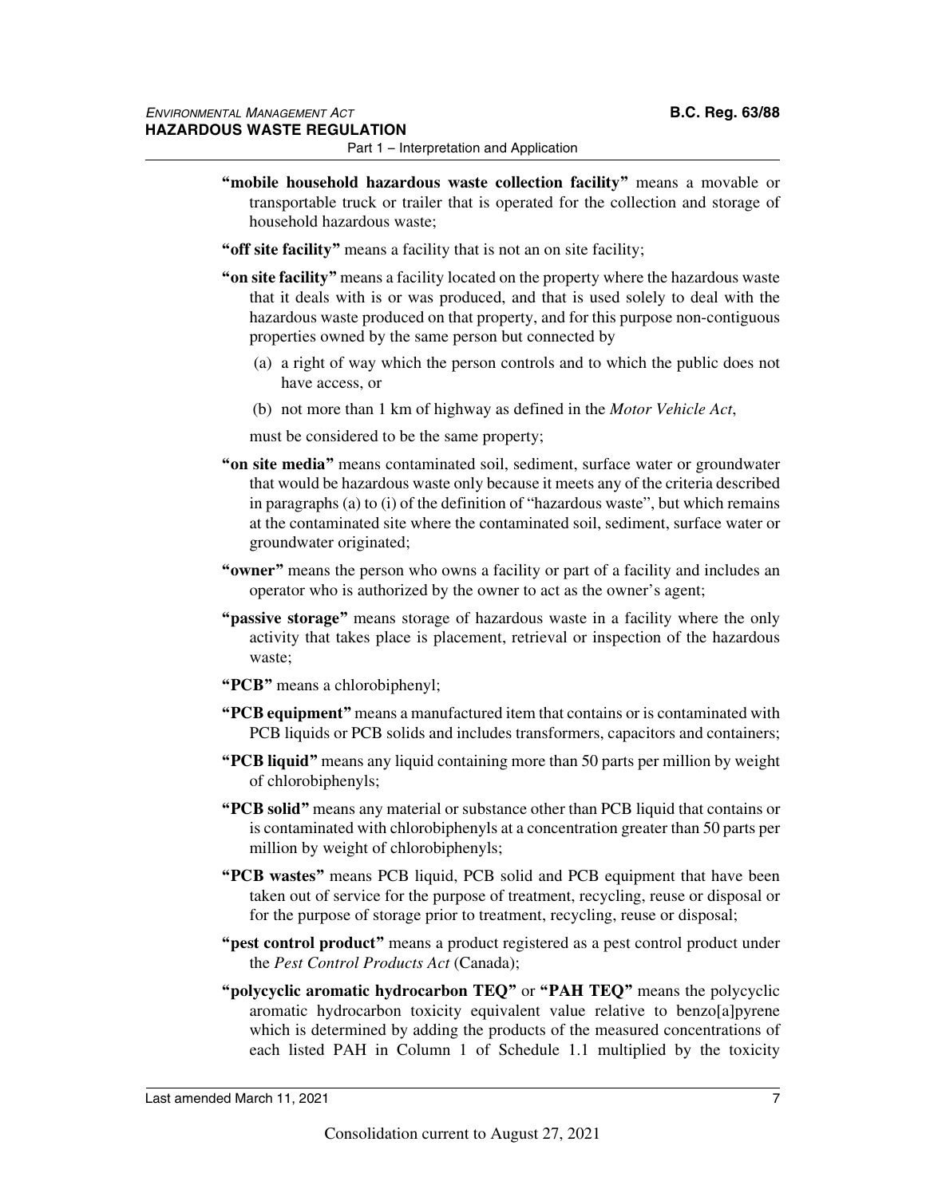**"mobile household hazardous waste collection facility"** means a movable or transportable truck or trailer that is operated for the collection and storage of household hazardous waste;

**"off site facility"** means a facility that is not an on site facility;

**"on site facility"** means a facility located on the property where the hazardous waste that it deals with is or was produced, and that is used solely to deal with the hazardous waste produced on that property, and for this purpose non-contiguous properties owned by the same person but connected by

(a) a right of way which the person controls and to which the public does not have access, or

(b) not more than 1 km of highway as defined in the *Motor Vehicle Act*,

must be considered to be the same property;

**"on site media"** means contaminated soil, sediment, surface water or groundwater that would be hazardous waste only because it meets any of the criteria described in paragraphs (a) to (i) of the definition of "hazardous waste", but which remains at the contaminated site where the contaminated soil, sediment, surface water or groundwater originated;

**"owner"** means the person who owns a facility or part of a facility and includes an operator who is authorized by the owner to act as the owner's agent;

**"passive storage"** means storage of hazardous waste in a facility where the only activity that takes place is placement, retrieval or inspection of the hazardous waste;

**"PCB"** means a chlorobiphenyl;

**"PCB equipment"** means a manufactured item that contains or is contaminated with PCB liquids or PCB solids and includes transformers, capacitors and containers;

**"PCB liquid"** means any liquid containing more than 50 parts per million by weight of chlorobiphenyls;

**"PCB solid"** means any material or substance other than PCB liquid that contains or is contaminated with chlorobiphenyls at a concentration greater than 50 parts per million by weight of chlorobiphenyls;

**"PCB wastes"** means PCB liquid, PCB solid and PCB equipment that have been taken out of service for the purpose of treatment, recycling, reuse or disposal or for the purpose of storage prior to treatment, recycling, reuse or disposal;

**"pest control product"** means a product registered as a pest control product under the *Pest Control Products Act* (Canada);

**"polycyclic aromatic hydrocarbon TEQ"** or **"PAH TEQ"** means the polycyclic aromatic hydrocarbon toxicity equivalent value relative to benzo[a]pyrene which is determined by adding the products of the measured concentrations of each listed PAH in Column 1 of Schedule 1.1 multiplied by the toxicity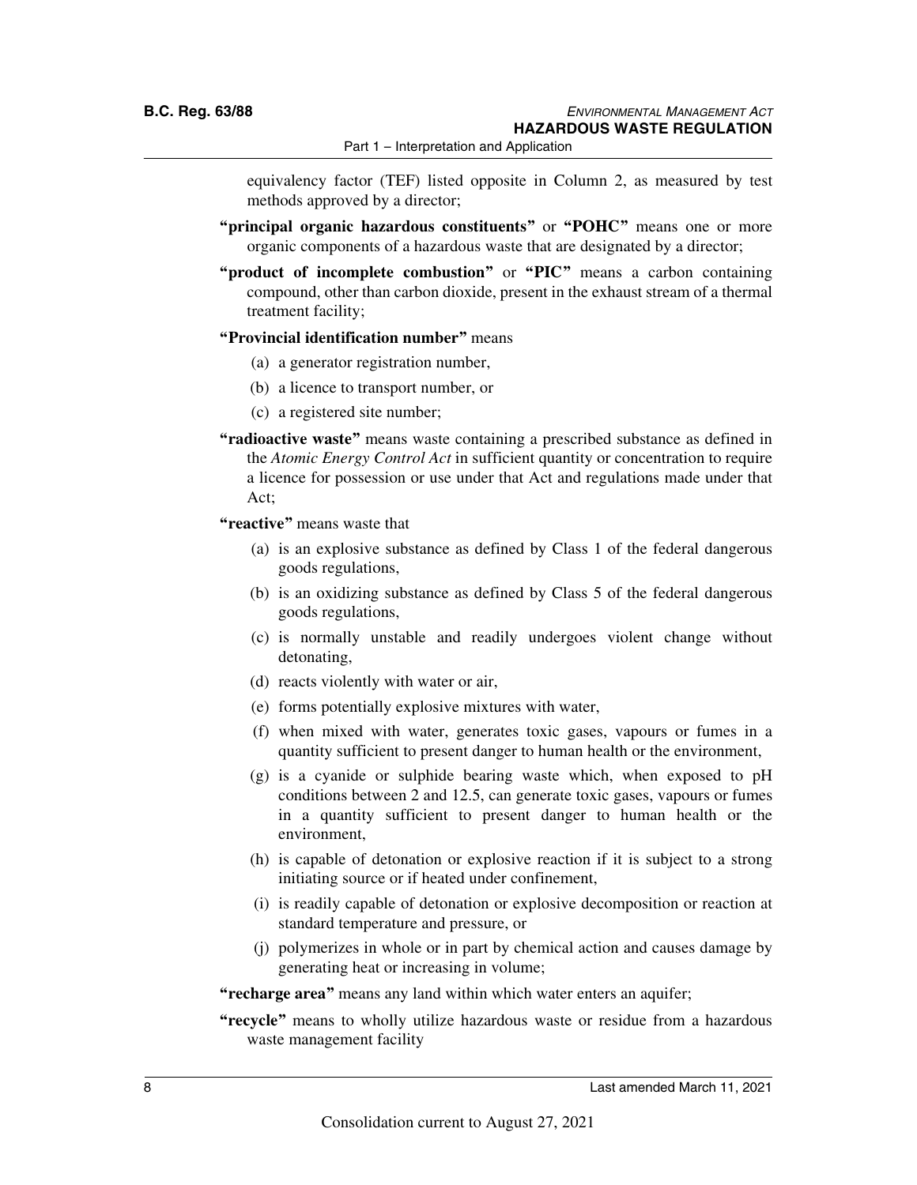equivalency factor (TEF) listed opposite in Column 2, as measured by test methods approved by a director;

**"principal organic hazardous constituents"** or **"POHC"** means one or more organic components of a hazardous waste that are designated by a director;

**"product of incomplete combustion"** or **"PIC"** means a carbon containing compound, other than carbon dioxide, present in the exhaust stream of a thermal treatment facility;

**"Provincial identification number"** means

(a) a generator registration number,

(b) a licence to transport number, or

(c) a registered site number;

**"radioactive waste"** means waste containing a prescribed substance as defined in the *Atomic Energy Control Act* in sufficient quantity or concentration to require a licence for possession or use under that Act and regulations made under that Act;

**"reactive"** means waste that

(a) is an explosive substance as defined by Class 1 of the federal dangerous goods regulations,

(b) is an oxidizing substance as defined by Class 5 of the federal dangerous goods regulations,

(c) is normally unstable and readily undergoes violent change without detonating,

(d) reacts violently with water or air,

(e) forms potentially explosive mixtures with water,

(f) when mixed with water, generates toxic gases, vapours or fumes in a quantity sufficient to present danger to human health or the environment,

(g) is a cyanide or sulphide bearing waste which, when exposed to pH conditions between 2 and 12.5, can generate toxic gases, vapours or fumes in a quantity sufficient to present danger to human health or the environment,

(h) is capable of detonation or explosive reaction if it is subject to a strong initiating source or if heated under confinement,

(i) is readily capable of detonation or explosive decomposition or reaction at standard temperature and pressure, or

(j) polymerizes in whole or in part by chemical action and causes damage by generating heat or increasing in volume;

**"recharge area"** means any land within which water enters an aquifer;

**"recycle"** means to wholly utilize hazardous waste or residue from a hazardous waste management facility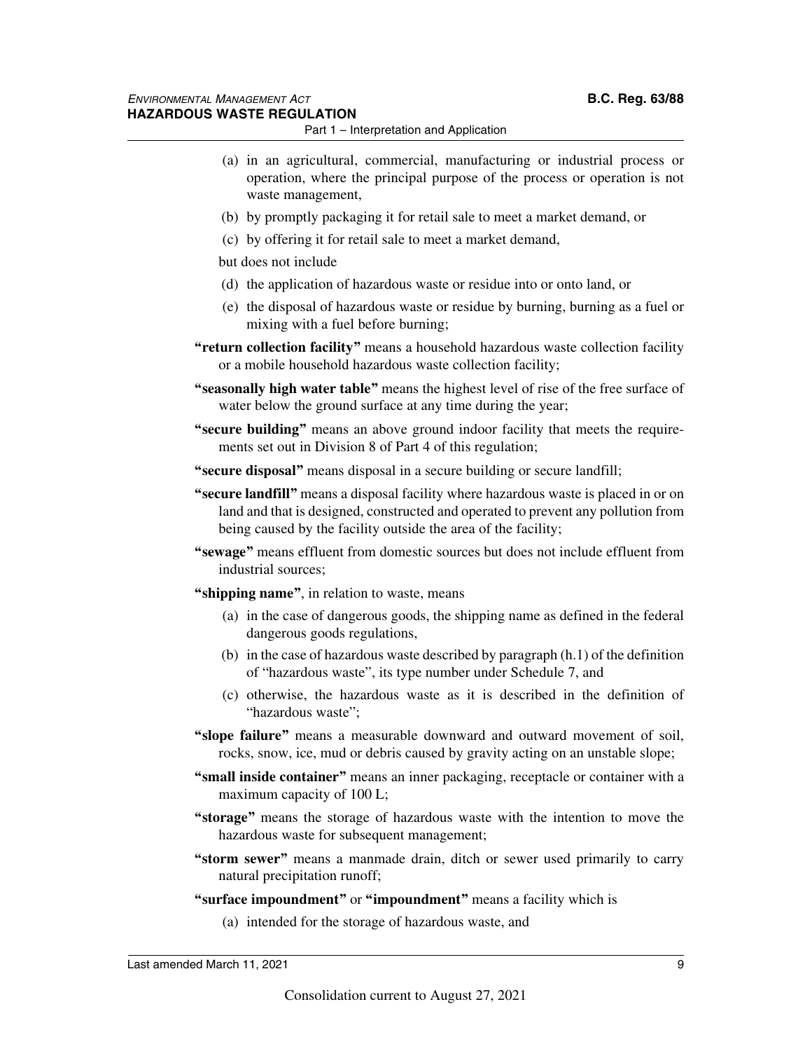(a) in an agricultural, commercial, manufacturing or industrial process or operation, where the principal purpose of the process or operation is not waste management,

(b) by promptly packaging it for retail sale to meet a market demand, or

(c) by offering it for retail sale to meet a market demand,

but does not include

(d) the application of hazardous waste or residue into or onto land, or

(e) the disposal of hazardous waste or residue by burning, burning as a fuel or mixing with a fuel before burning;

**"return collection facility"** means a household hazardous waste collection facility or a mobile household hazardous waste collection facility;

**"seasonally high water table"** means the highest level of rise of the free surface of water below the ground surface at any time during the year;

**"secure building"** means an above ground indoor facility that meets the requirements set out in Division 8 of Part 4 of this regulation;

**"secure disposal"** means disposal in a secure building or secure landfill;

**"secure landfill"** means a disposal facility where hazardous waste is placed in or on land and that is designed, constructed and operated to prevent any pollution from being caused by the facility outside the area of the facility;

**"sewage"** means effluent from domestic sources but does not include effluent from industrial sources;

**"shipping name"**, in relation to waste, means

(a) in the case of dangerous goods, the shipping name as defined in the federal dangerous goods regulations,

(b) in the case of hazardous waste described by paragraph (h.1) of the definition of "hazardous waste", its type number under Schedule 7, and

(c) otherwise, the hazardous waste as it is described in the definition of "hazardous waste";

**"slope failure"** means a measurable downward and outward movement of soil, rocks, snow, ice, mud or debris caused by gravity acting on an unstable slope;

**"small inside container"** means an inner packaging, receptacle or container with a maximum capacity of 100 L;

**"storage"** means the storage of hazardous waste with the intention to move the hazardous waste for subsequent management;

**"storm sewer"** means a manmade drain, ditch or sewer used primarily to carry natural precipitation runoff;

**"surface impoundment"** or **"impoundment"** means a facility which is

(a) intended for the storage of hazardous waste, and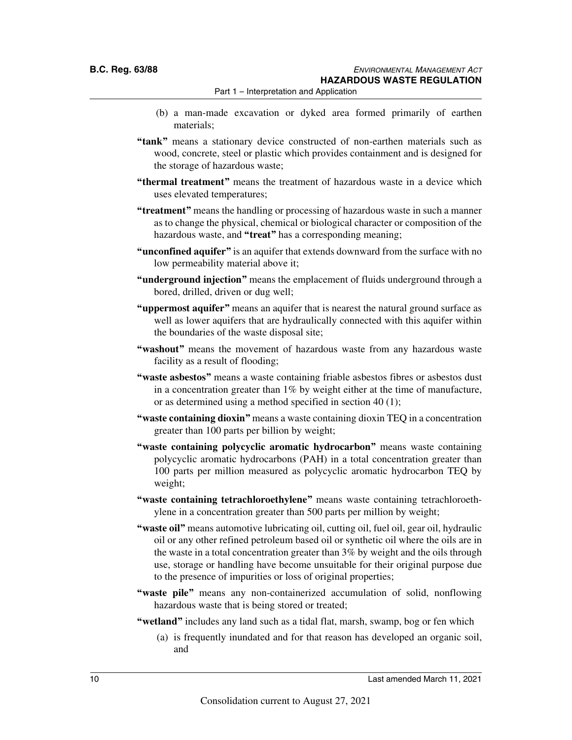(b) a man-made excavation or dyked area formed primarily of earthen materials;

**"tank"** means a stationary device constructed of non-earthen materials such as wood, concrete, steel or plastic which provides containment and is designed for the storage of hazardous waste;

**"thermal treatment"** means the treatment of hazardous waste in a device which uses elevated temperatures;

**"treatment"** means the handling or processing of hazardous waste in such a manner as to change the physical, chemical or biological character or composition of the hazardous waste, and **"treat"** has a corresponding meaning;

**"unconfined aquifer"** is an aquifer that extends downward from the surface with no low permeability material above it;

**"underground injection"** means the emplacement of fluids underground through a bored, drilled, driven or dug well;

**"uppermost aquifer"** means an aquifer that is nearest the natural ground surface as well as lower aquifers that are hydraulically connected with this aquifer within the boundaries of the waste disposal site;

**"washout"** means the movement of hazardous waste from any hazardous waste facility as a result of flooding;

**"waste asbestos"** means a waste containing friable asbestos fibres or asbestos dust in a concentration greater than 1% by weight either at the time of manufacture, or as determined using a method specified in section 40 (1);

**"waste containing dioxin"** means a waste containing dioxin TEQ in a concentration greater than 100 parts per billion by weight;

**"waste containing polycyclic aromatic hydrocarbon"** means waste containing polycyclic aromatic hydrocarbons (PAH) in a total concentration greater than 100 parts per million measured as polycyclic aromatic hydrocarbon TEQ by weight;

**"waste containing tetrachloroethylene"** means waste containing tetrachloroethylene in a concentration greater than 500 parts per million by weight;

**"waste oil"** means automotive lubricating oil, cutting oil, fuel oil, gear oil, hydraulic oil or any other refined petroleum based oil or synthetic oil where the oils are in the waste in a total concentration greater than 3% by weight and the oils through use, storage or handling have become unsuitable for their original purpose due to the presence of impurities or loss of original properties;

**"waste pile"** means any non-containerized accumulation of solid, nonflowing hazardous waste that is being stored or treated;

**"wetland"** includes any land such as a tidal flat, marsh, swamp, bog or fen which

(a) is frequently inundated and for that reason has developed an organic soil, and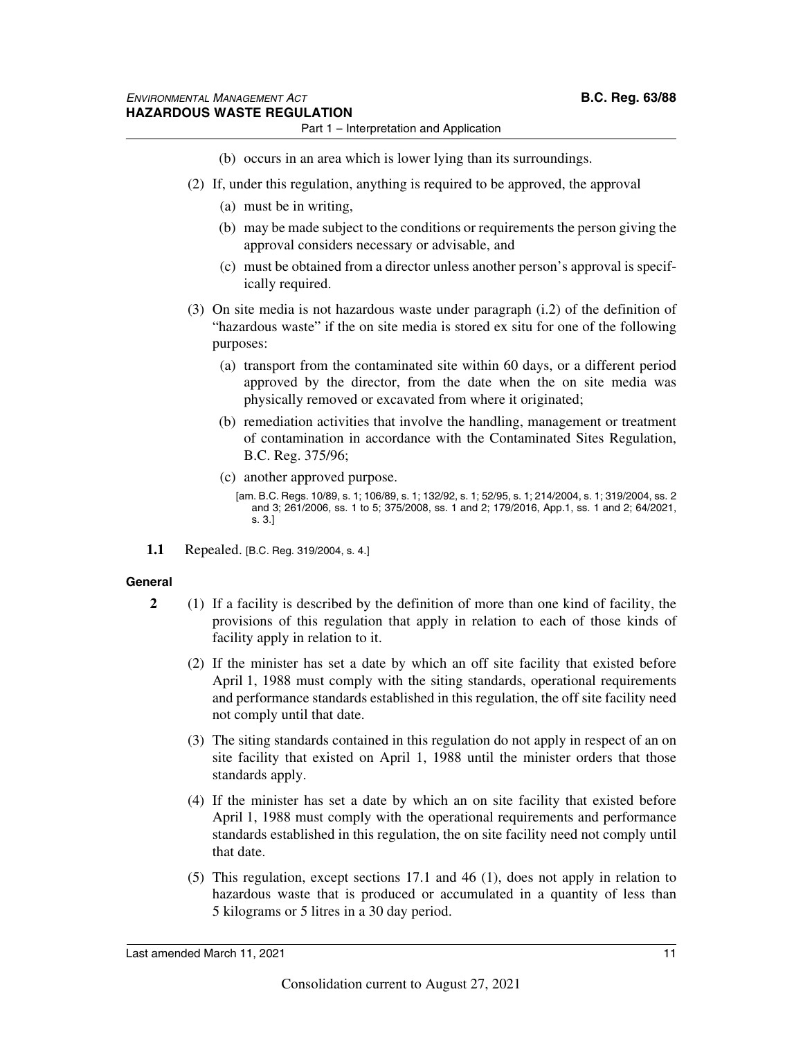(b) occurs in an area which is lower lying than its surroundings.

(2) If, under this regulation, anything is required to be approved, the approval

(a) must be in writing,

(b) may be made subject to the conditions or requirements the person giving the approval considers necessary or advisable, and

(c) must be obtained from a director unless another person's approval is specifically required.

(3) On site media is not hazardous waste under paragraph (i.2) of the definition of "hazardous waste" if the on site media is stored ex situ for one of the following purposes:

(a) transport from the contaminated site within 60 days, or a different period approved by the director, from the date when the on site media was physically removed or excavated from where it originated;

(b) remediation activities that involve the handling, management or treatment of contamination in accordance with the Contaminated Sites Regulation, B.C. Reg. 375/96;

(c) another approved purpose.

[am. B.C. Regs. 10/89, s. 1; 106/89, s. 1; 132/92, s. 1; 52/95, s. 1; 214/2004, s. 1; 319/2004, ss. 2 and 3; 261/2006, ss. 1 to 5; 375/2008, ss. 1 and 2; 179/2016, App.1, ss. 1 and 2; 64/2021, s. 3.]

**1.1** Repealed. [B.C. Reg. 319/2004, s. 4.]

#### General

**2** (1) If a facility is described by the definition of more than one kind of facility, the provisions of this regulation that apply in relation to each of those kinds of facility apply in relation to it.

(2) If the minister has set a date by which an off site facility that existed before April 1, 1988 must comply with the siting standards, operational requirements and performance standards established in this regulation, the off site facility need not comply until that date.

(3) The siting standards contained in this regulation do not apply in respect of an on site facility that existed on April 1, 1988 until the minister orders that those standards apply.

(4) If the minister has set a date by which an on site facility that existed before April 1, 1988 must comply with the operational requirements and performance standards established in this regulation, the on site facility need not comply until that date.

(5) This regulation, except sections 17.1 and 46 (1), does not apply in relation to hazardous waste that is produced or accumulated in a quantity of less than 5 kilograms or 5 litres in a 30 day period.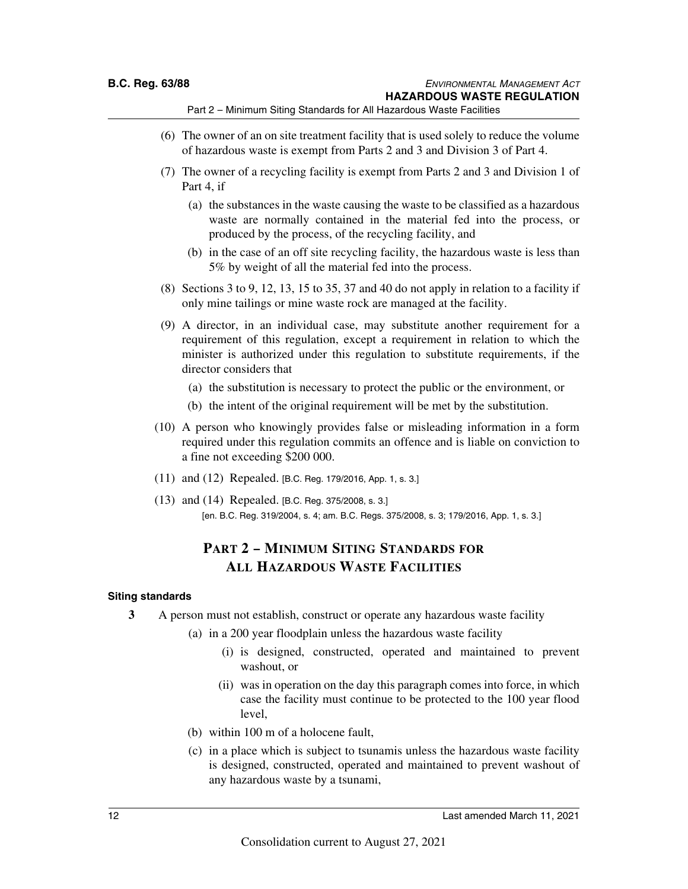(6) The owner of an on site treatment facility that is used solely to reduce the volume of hazardous waste is exempt from Parts 2 and 3 and Division 3 of Part 4.

(7) The owner of a recycling facility is exempt from Parts 2 and 3 and Division 1 of Part 4, if

(a) the substances in the waste causing the waste to be classified as a hazardous waste are normally contained in the material fed into the process, or produced by the process, of the recycling facility, and

(b) in the case of an off site recycling facility, the hazardous waste is less than 5% by weight of all the material fed into the process.

(8) Sections 3 to 9, 12, 13, 15 to 35, 37 and 40 do not apply in relation to a facility if only mine tailings or mine waste rock are managed at the facility.

(9) A director, in an individual case, may substitute another requirement for a requirement of this regulation, except a requirement in relation to which the minister is authorized under this regulation to substitute requirements, if the director considers that

(a) the substitution is necessary to protect the public or the environment, or

(b) the intent of the original requirement will be met by the substitution.

(10) A person who knowingly provides false or misleading information in a form required under this regulation commits an offence and is liable on conviction to a fine not exceeding $200 000.

(11) and (12) Repealed. [B.C. Reg. 179/2016, App. 1, s. 3.]

(13) and (14) Repealed. [B.C. Reg. 375/2008, s. 3.]

[en. B.C. Reg. 319/2004, s. 4; am. B.C. Regs. 375/2008, s. 3; 179/2016, App. 1, s. 3.]

## Part 2 – Minimum Siting Standards for All Hazardous Waste Facilities

### Siting standards

**3** A person must not establish, construct or operate any hazardous waste facility

(a) in a 200 year floodplain unless the hazardous waste facility

(i) is designed, constructed, operated and maintained to prevent washout, or

(ii) was in operation on the day this paragraph comes into force, in which case the facility must continue to be protected to the 100 year flood level,

(b) within 100 m of a holocene fault,

(c) in a place which is subject to tsunamis unless the hazardous waste facility is designed, constructed, operated and maintained to prevent washout of any hazardous waste by a tsunami,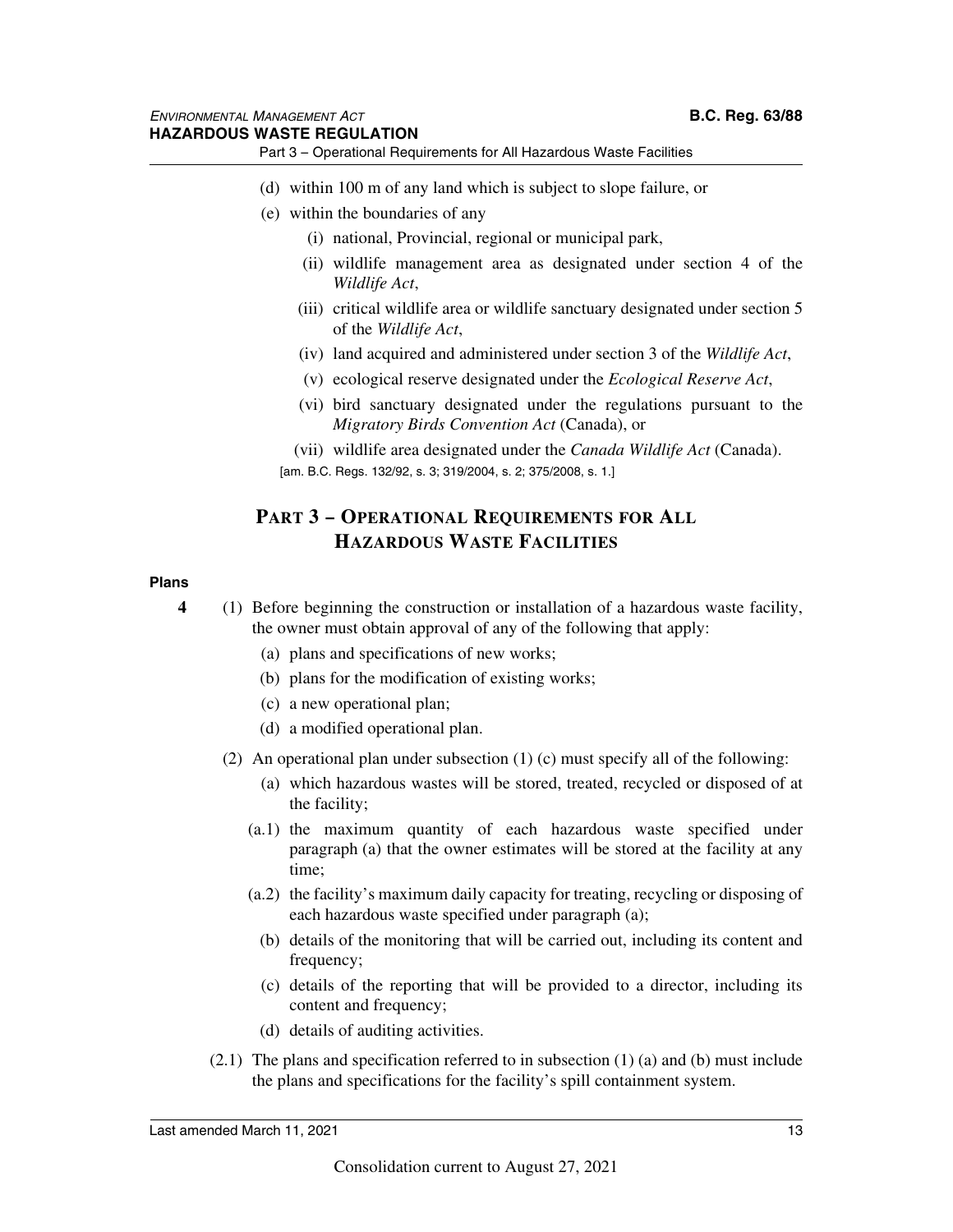(d) within 100 m of any land which is subject to slope failure, or

(e) within the boundaries of any

(i) national, Provincial, regional or municipal park,

(ii) wildlife management area as designated under section 4 of the *Wildlife Act*,

(iii) critical wildlife area or wildlife sanctuary designated under section 5 of the *Wildlife Act*,

(iv) land acquired and administered under section 3 of the *Wildlife Act*,

(v) ecological reserve designated under the *Ecological Reserve Act*,

(vi) bird sanctuary designated under the regulations pursuant to the *Migratory Birds Convention Act* (Canada), or

(vii) wildlife area designated under the *Canada Wildlife Act* (Canada).

[am. B.C. Regs. 132/92, s. 3; 319/2004, s. 2; 375/2008, s. 1.]

## PART 3 – OPERATIONAL REQUIREMENTS FOR ALL HAZARDOUS WASTE FACILITIES

**Plans**

**4** (1) Before beginning the construction or installation of a hazardous waste facility, the owner must obtain approval of any of the following that apply:

(a) plans and specifications of new works;

(b) plans for the modification of existing works;

(c) a new operational plan;

(d) a modified operational plan.

(2) An operational plan under subsection (1) (c) must specify all of the following:

(a) which hazardous wastes will be stored, treated, recycled or disposed of at the facility;

(a.1) the maximum quantity of each hazardous waste specified under paragraph (a) that the owner estimates will be stored at the facility at any time;

(a.2) the facility's maximum daily capacity for treating, recycling or disposing of each hazardous waste specified under paragraph (a);

(b) details of the monitoring that will be carried out, including its content and frequency;

(c) details of the reporting that will be provided to a director, including its content and frequency;

(d) details of auditing activities.

(2.1) The plans and specification referred to in subsection (1) (a) and (b) must include the plans and specifications for the facility's spill containment system.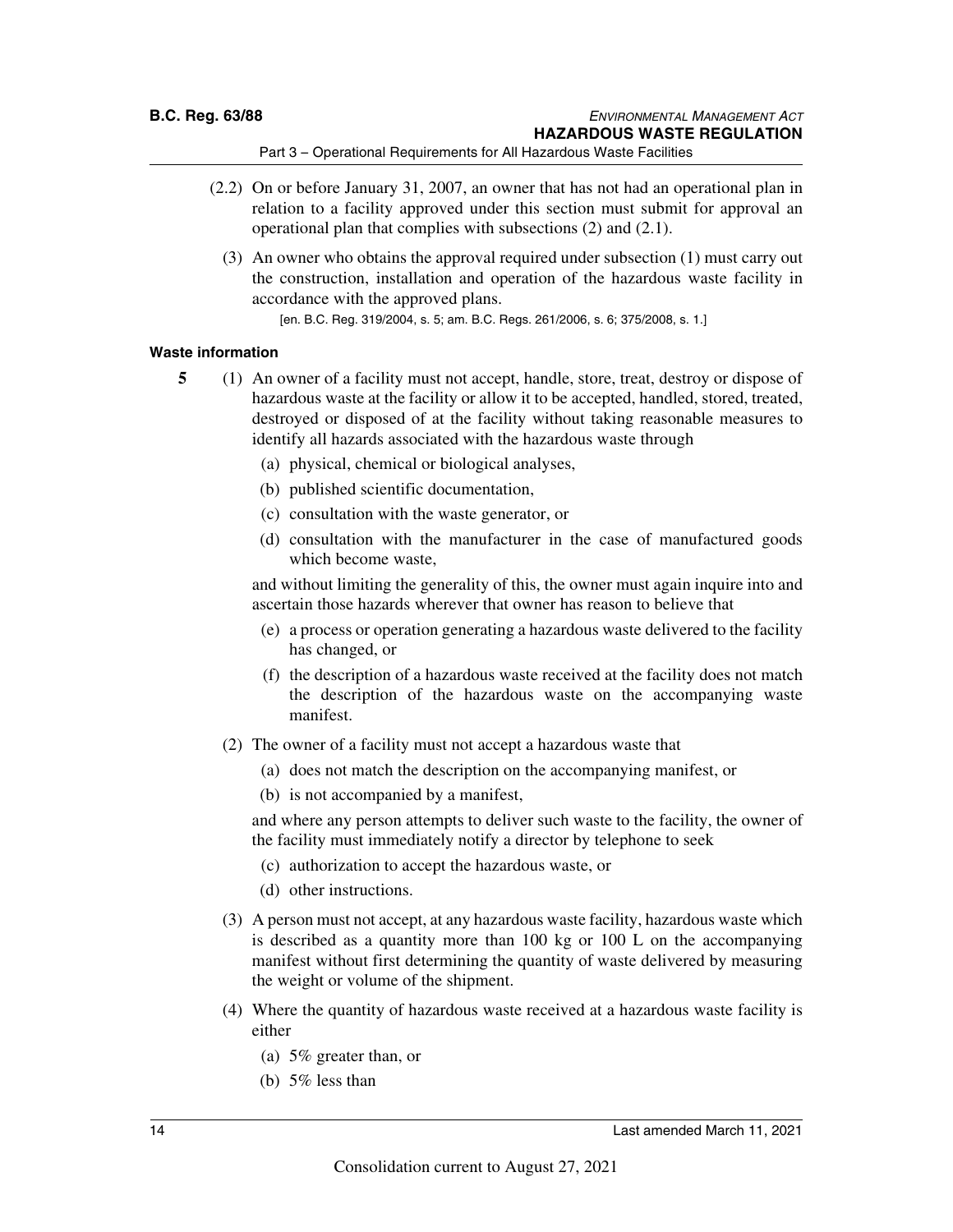(2.2) On or before January 31, 2007, an owner that has not had an operational plan in relation to a facility approved under this section must submit for approval an operational plan that complies with subsections (2) and (2.1).

(3) An owner who obtains the approval required under subsection (1) must carry out the construction, installation and operation of the hazardous waste facility in accordance with the approved plans.

[en. B.C. Reg. 319/2004, s. 5; am. B.C. Regs. 261/2006, s. 6; 375/2008, s. 1.]

**Waste information**

**5** (1) An owner of a facility must not accept, handle, store, treat, destroy or dispose of hazardous waste at the facility or allow it to be accepted, handled, stored, treated, destroyed or disposed of at the facility without taking reasonable measures to identify all hazards associated with the hazardous waste through

(a) physical, chemical or biological analyses,

(b) published scientific documentation,

(c) consultation with the waste generator, or

(d) consultation with the manufacturer in the case of manufactured goods which become waste,

and without limiting the generality of this, the owner must again inquire into and ascertain those hazards wherever that owner has reason to believe that

(e) a process or operation generating a hazardous waste delivered to the facility has changed, or

(f) the description of a hazardous waste received at the facility does not match the description of the hazardous waste on the accompanying waste manifest.

(2) The owner of a facility must not accept a hazardous waste that

(a) does not match the description on the accompanying manifest, or

(b) is not accompanied by a manifest,

and where any person attempts to deliver such waste to the facility, the owner of the facility must immediately notify a director by telephone to seek

(c) authorization to accept the hazardous waste, or

(d) other instructions.

(3) A person must not accept, at any hazardous waste facility, hazardous waste which is described as a quantity more than 100 kg or 100 L on the accompanying manifest without first determining the quantity of waste delivered by measuring the weight or volume of the shipment.

(4) Where the quantity of hazardous waste received at a hazardous waste facility is either

(a) 5% greater than, or

(b) 5% less than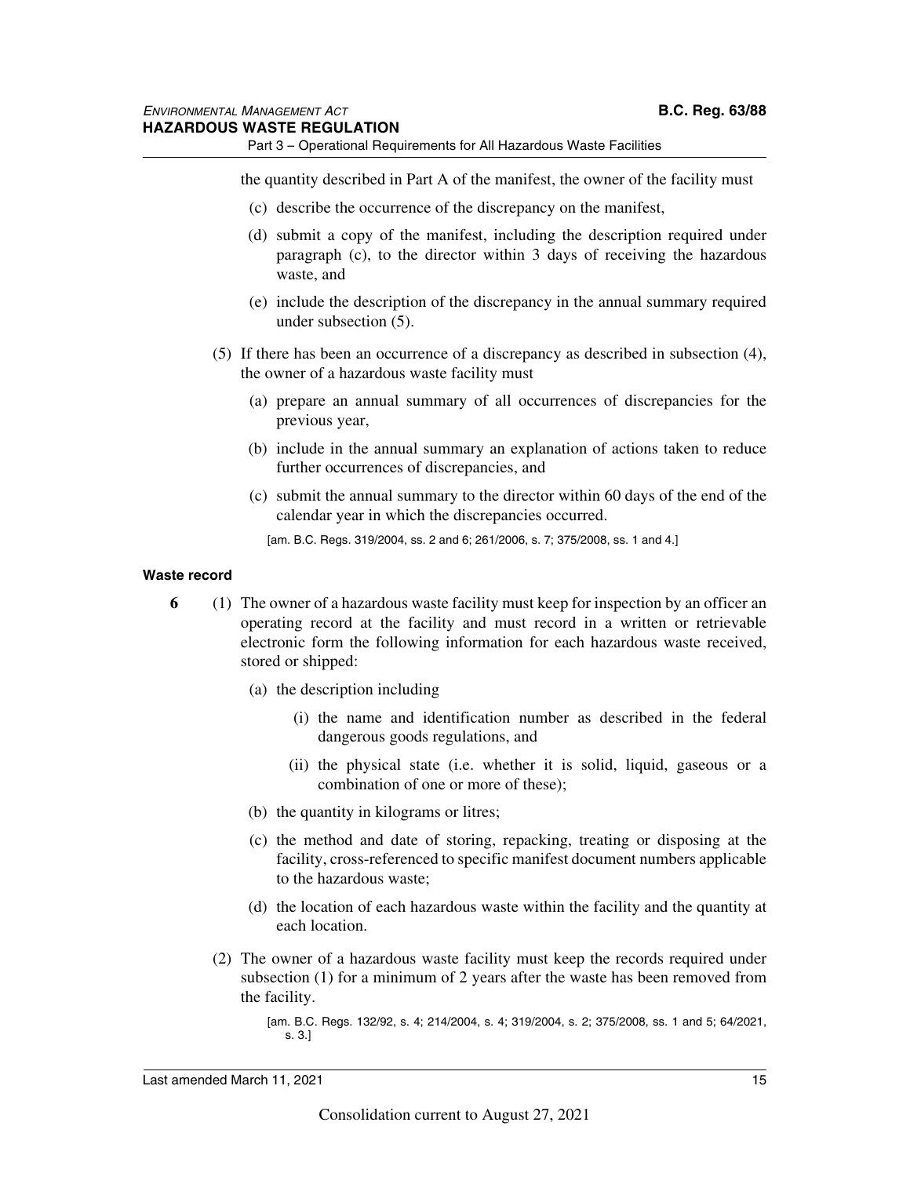the quantity described in Part A of the manifest, the owner of the facility must

(c) describe the occurrence of the discrepancy on the manifest,

(d) submit a copy of the manifest, including the description required under paragraph (c), to the director within 3 days of receiving the hazardous waste, and

(e) include the description of the discrepancy in the annual summary required under subsection (5).

(5) If there has been an occurrence of a discrepancy as described in subsection (4), the owner of a hazardous waste facility must

(a) prepare an annual summary of all occurrences of discrepancies for the previous year,

(b) include in the annual summary an explanation of actions taken to reduce further occurrences of discrepancies, and

(c) submit the annual summary to the director within 60 days of the end of the calendar year in which the discrepancies occurred.

[am. B.C. Regs. 319/2004, ss. 2 and 6; 261/2006, s. 7; 375/2008, ss. 1 and 4.]

#### Waste record

**6** (1) The owner of a hazardous waste facility must keep for inspection by an officer an operating record at the facility and must record in a written or retrievable electronic form the following information for each hazardous waste received, stored or shipped:

(a) the description including

(i) the name and identification number as described in the federal dangerous goods regulations, and

(ii) the physical state (i.e. whether it is solid, liquid, gaseous or a combination of one or more of these);

(b) the quantity in kilograms or litres;

(c) the method and date of storing, repacking, treating or disposing at the facility, cross-referenced to specific manifest document numbers applicable to the hazardous waste;

(d) the location of each hazardous waste within the facility and the quantity at each location.

(2) The owner of a hazardous waste facility must keep the records required under subsection (1) for a minimum of 2 years after the waste has been removed from the facility.

[am. B.C. Regs. 132/92, s. 4; 214/2004, s. 4; 319/2004, s. 2; 375/2008, ss. 1 and 5; 64/2021, s. 3.]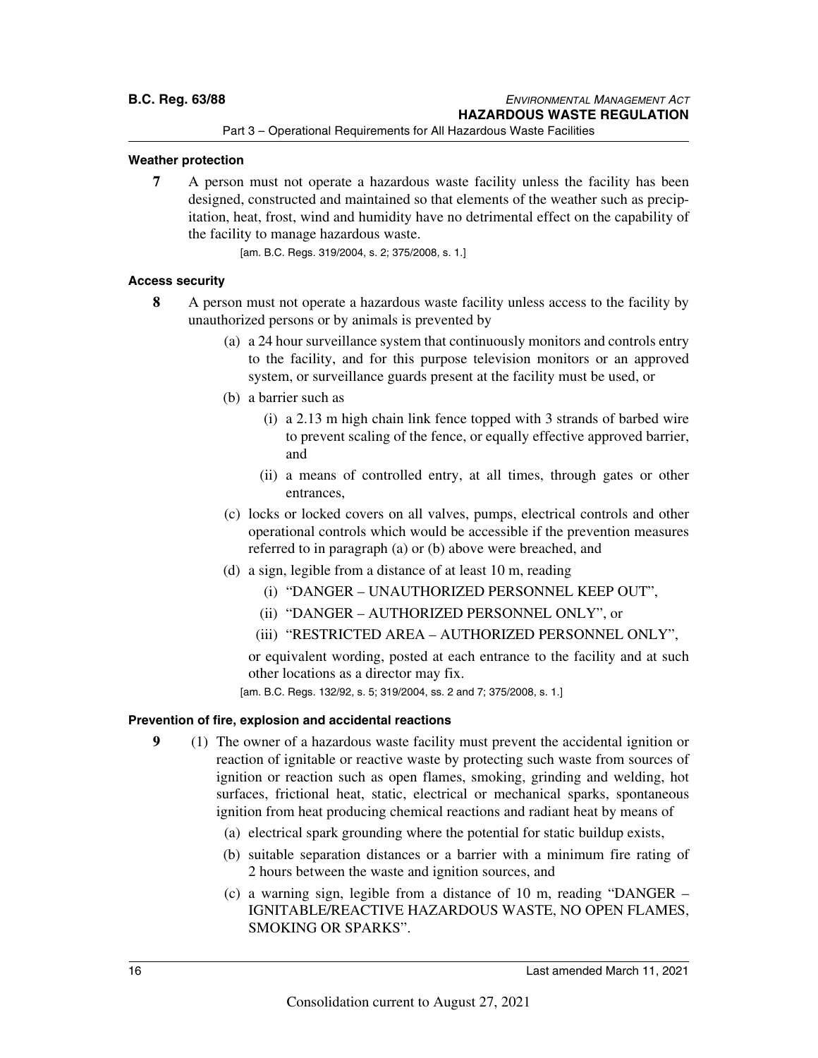#### Weather protection

**7** A person must not operate a hazardous waste facility unless the facility has been designed, constructed and maintained so that elements of the weather such as precipitation, heat, frost, wind and humidity have no detrimental effect on the capability of the facility to manage hazardous waste.

[am. B.C. Regs. 319/2004, s. 2; 375/2008, s. 1.]

#### Access security

**8** A person must not operate a hazardous waste facility unless access to the facility by unauthorized persons or by animals is prevented by

(a) a 24 hour surveillance system that continuously monitors and controls entry to the facility, and for this purpose television monitors or an approved system, or surveillance guards present at the facility must be used, or

(b) a barrier such as

(i) a 2.13 m high chain link fence topped with 3 strands of barbed wire to prevent scaling of the fence, or equally effective approved barrier, and

(ii) a means of controlled entry, at all times, through gates or other entrances,

(c) locks or locked covers on all valves, pumps, electrical controls and other operational controls which would be accessible if the prevention measures referred to in paragraph (a) or (b) above were breached, and

(d) a sign, legible from a distance of at least 10 m, reading

(i) "DANGER – UNAUTHORIZED PERSONNEL KEEP OUT",

(ii) "DANGER – AUTHORIZED PERSONNEL ONLY", or

(iii) "RESTRICTED AREA – AUTHORIZED PERSONNEL ONLY",

or equivalent wording, posted at each entrance to the facility and at such other locations as a director may fix.

[am. B.C. Regs. 132/92, s. 5; 319/2004, ss. 2 and 7; 375/2008, s. 1.]

#### Prevention of fire, explosion and accidental reactions

**9** (1) The owner of a hazardous waste facility must prevent the accidental ignition or reaction of ignitable or reactive waste by protecting such waste from sources of ignition or reaction such as open flames, smoking, grinding and welding, hot surfaces, frictional heat, static, electrical or mechanical sparks, spontaneous ignition from heat producing chemical reactions and radiant heat by means of

(a) electrical spark grounding where the potential for static buildup exists,

(b) suitable separation distances or a barrier with a minimum fire rating of 2 hours between the waste and ignition sources, and

(c) a warning sign, legible from a distance of 10 m, reading "DANGER – IGNITABLE/REACTIVE HAZARDOUS WASTE, NO OPEN FLAMES, SMOKING OR SPARKS".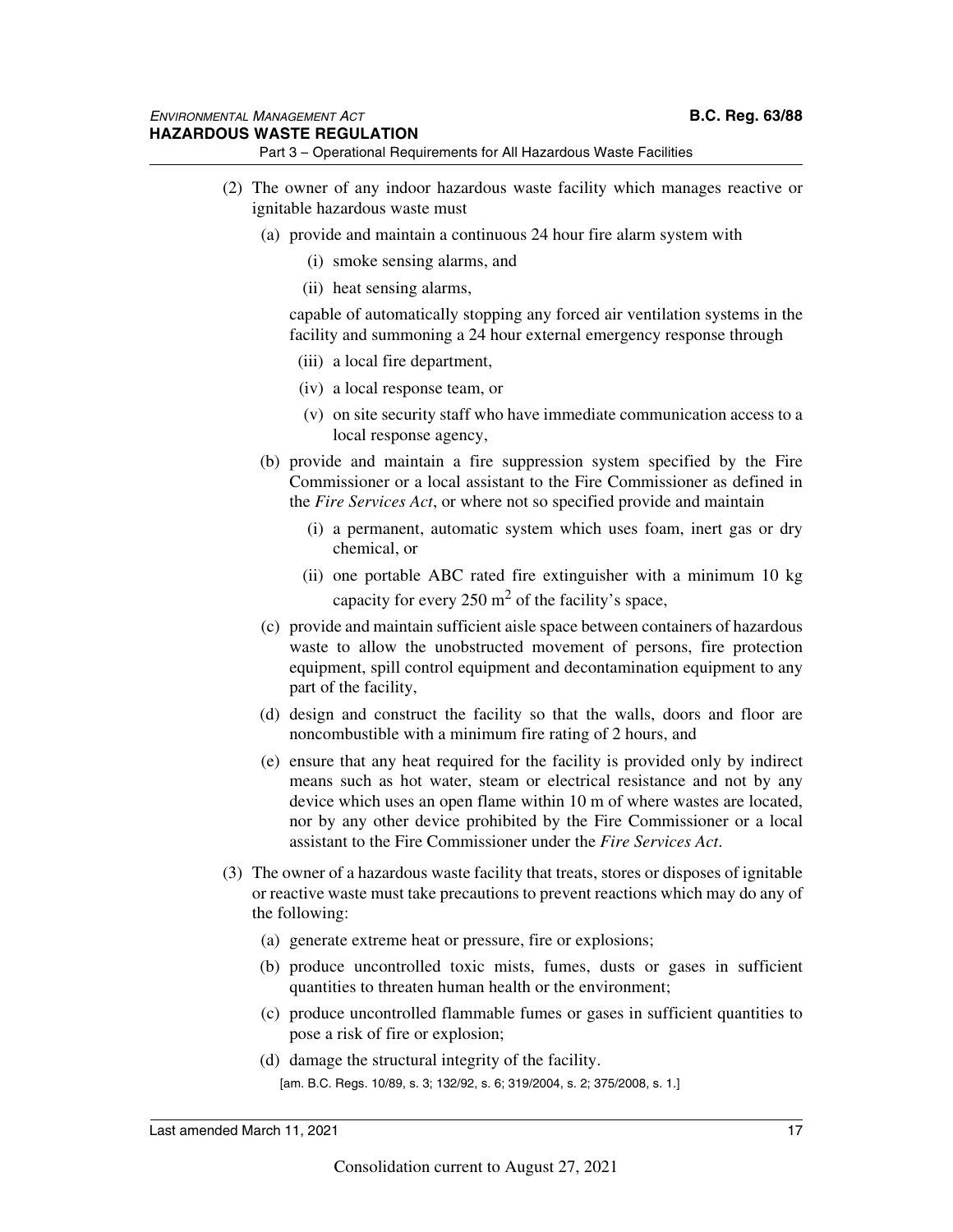(2) The owner of any indoor hazardous waste facility which manages reactive or ignitable hazardous waste must

(a) provide and maintain a continuous 24 hour fire alarm system with

(i) smoke sensing alarms, and

(ii) heat sensing alarms,

capable of automatically stopping any forced air ventilation systems in the facility and summoning a 24 hour external emergency response through

(iii) a local fire department,

(iv) a local response team, or

(v) on site security staff who have immediate communication access to a local response agency,

(b) provide and maintain a fire suppression system specified by the Fire Commissioner or a local assistant to the Fire Commissioner as defined in the *Fire Services Act*, or where not so specified provide and maintain

(i) a permanent, automatic system which uses foam, inert gas or dry chemical, or

(ii) one portable ABC rated fire extinguisher with a minimum 10 kg capacity for every 250 $m^2$ of the facility's space,

(c) provide and maintain sufficient aisle space between containers of hazardous waste to allow the unobstructed movement of persons, fire protection equipment, spill control equipment and decontamination equipment to any part of the facility,

(d) design and construct the facility so that the walls, doors and floor are noncombustible with a minimum fire rating of 2 hours, and

(e) ensure that any heat required for the facility is provided only by indirect means such as hot water, steam or electrical resistance and not by any device which uses an open flame within 10 m of where wastes are located, nor by any other device prohibited by the Fire Commissioner or a local assistant to the Fire Commissioner under the *Fire Services Act*.

(3) The owner of a hazardous waste facility that treats, stores or disposes of ignitable or reactive waste must take precautions to prevent reactions which may do any of the following:

(a) generate extreme heat or pressure, fire or explosions;

(b) produce uncontrolled toxic mists, fumes, dusts or gases in sufficient quantities to threaten human health or the environment;

(c) produce uncontrolled flammable fumes or gases in sufficient quantities to pose a risk of fire or explosion;

(d) damage the structural integrity of the facility.

[am. B.C. Regs. 10/89, s. 3; 132/92, s. 6; 319/2004, s. 2; 375/2008, s. 1.]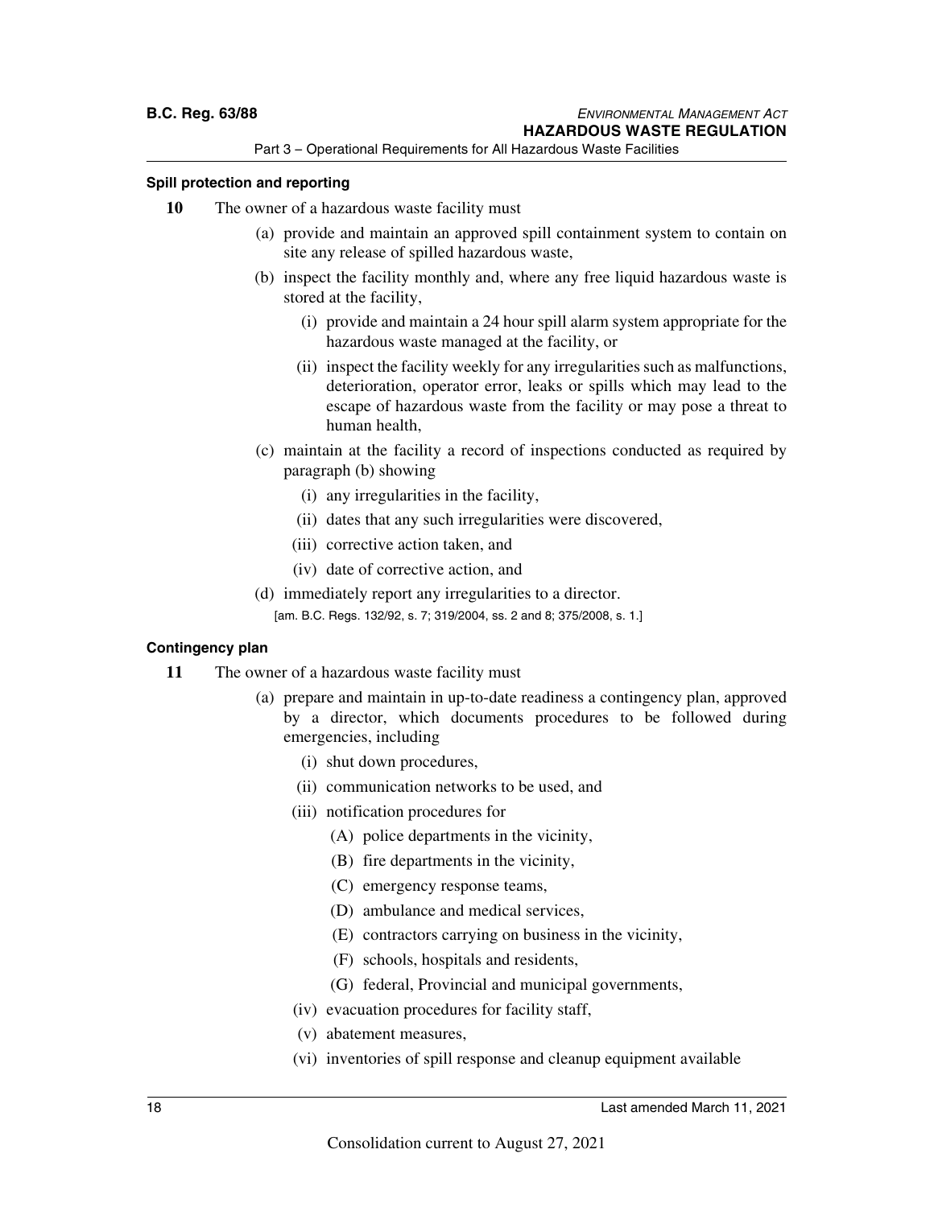#### Spill protection and reporting

**10** The owner of a hazardous waste facility must

(a) provide and maintain an approved spill containment system to contain on site any release of spilled hazardous waste,

(b) inspect the facility monthly and, where any free liquid hazardous waste is stored at the facility,

(i) provide and maintain a 24 hour spill alarm system appropriate for the hazardous waste managed at the facility, or

(ii) inspect the facility weekly for any irregularities such as malfunctions, deterioration, operator error, leaks or spills which may lead to the escape of hazardous waste from the facility or may pose a threat to human health,

(c) maintain at the facility a record of inspections conducted as required by paragraph (b) showing

(i) any irregularities in the facility,

(ii) dates that any such irregularities were discovered,

(iii) corrective action taken, and

(iv) date of corrective action, and

(d) immediately report any irregularities to a director.

[am. B.C. Regs. 132/92, s. 7; 319/2004, ss. 2 and 8; 375/2008, s. 1.]

#### Contingency plan

**11** The owner of a hazardous waste facility must

(a) prepare and maintain in up-to-date readiness a contingency plan, approved by a director, which documents procedures to be followed during emergencies, including

(i) shut down procedures,

(ii) communication networks to be used, and

(iii) notification procedures for

(A) police departments in the vicinity,

(B) fire departments in the vicinity,

(C) emergency response teams,

(D) ambulance and medical services,

(E) contractors carrying on business in the vicinity,

(F) schools, hospitals and residents,

(G) federal, Provincial and municipal governments,

(iv) evacuation procedures for facility staff,

(v) abatement measures,

(vi) inventories of spill response and cleanup equipment available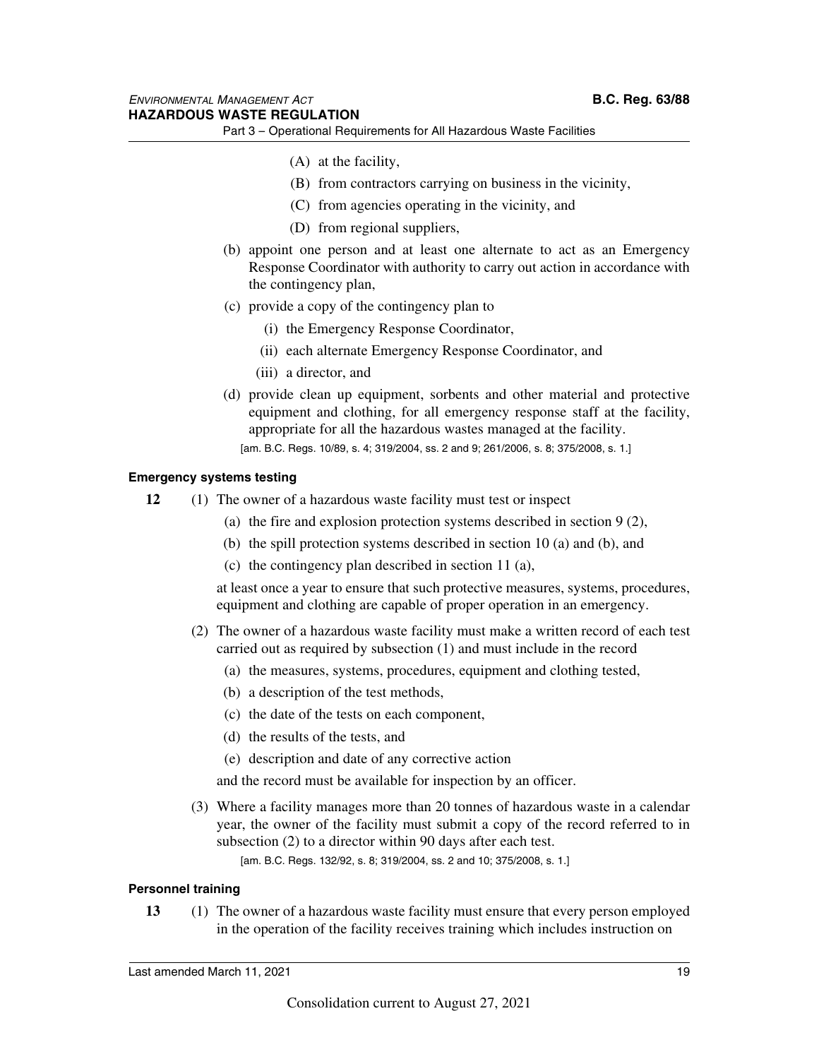(A) at the facility,

(B) from contractors carrying on business in the vicinity,

(C) from agencies operating in the vicinity, and

(D) from regional suppliers,

(b) appoint one person and at least one alternate to act as an Emergency Response Coordinator with authority to carry out action in accordance with the contingency plan,

(c) provide a copy of the contingency plan to

(i) the Emergency Response Coordinator,

(ii) each alternate Emergency Response Coordinator, and

(iii) a director, and

(d) provide clean up equipment, sorbents and other material and protective equipment and clothing, for all emergency response staff at the facility, appropriate for all the hazardous wastes managed at the facility.

[am. B.C. Regs. 10/89, s. 4; 319/2004, ss. 2 and 9; 261/2006, s. 8; 375/2008, s. 1.]

**Emergency systems testing**

**12** (1) The owner of a hazardous waste facility must test or inspect

(a) the fire and explosion protection systems described in section 9 (2),

(b) the spill protection systems described in section 10 (a) and (b), and

(c) the contingency plan described in section 11 (a),

at least once a year to ensure that such protective measures, systems, procedures, equipment and clothing are capable of proper operation in an emergency.

(2) The owner of a hazardous waste facility must make a written record of each test carried out as required by subsection (1) and must include in the record

(a) the measures, systems, procedures, equipment and clothing tested,

(b) a description of the test methods,

(c) the date of the tests on each component,

(d) the results of the tests, and

(e) description and date of any corrective action

and the record must be available for inspection by an officer.

(3) Where a facility manages more than 20 tonnes of hazardous waste in a calendar year, the owner of the facility must submit a copy of the record referred to in subsection (2) to a director within 90 days after each test.

[am. B.C. Regs. 132/92, s. 8; 319/2004, ss. 2 and 10; 375/2008, s. 1.]

**Personnel training**

**13** (1) The owner of a hazardous waste facility must ensure that every person employed in the operation of the facility receives training which includes instruction on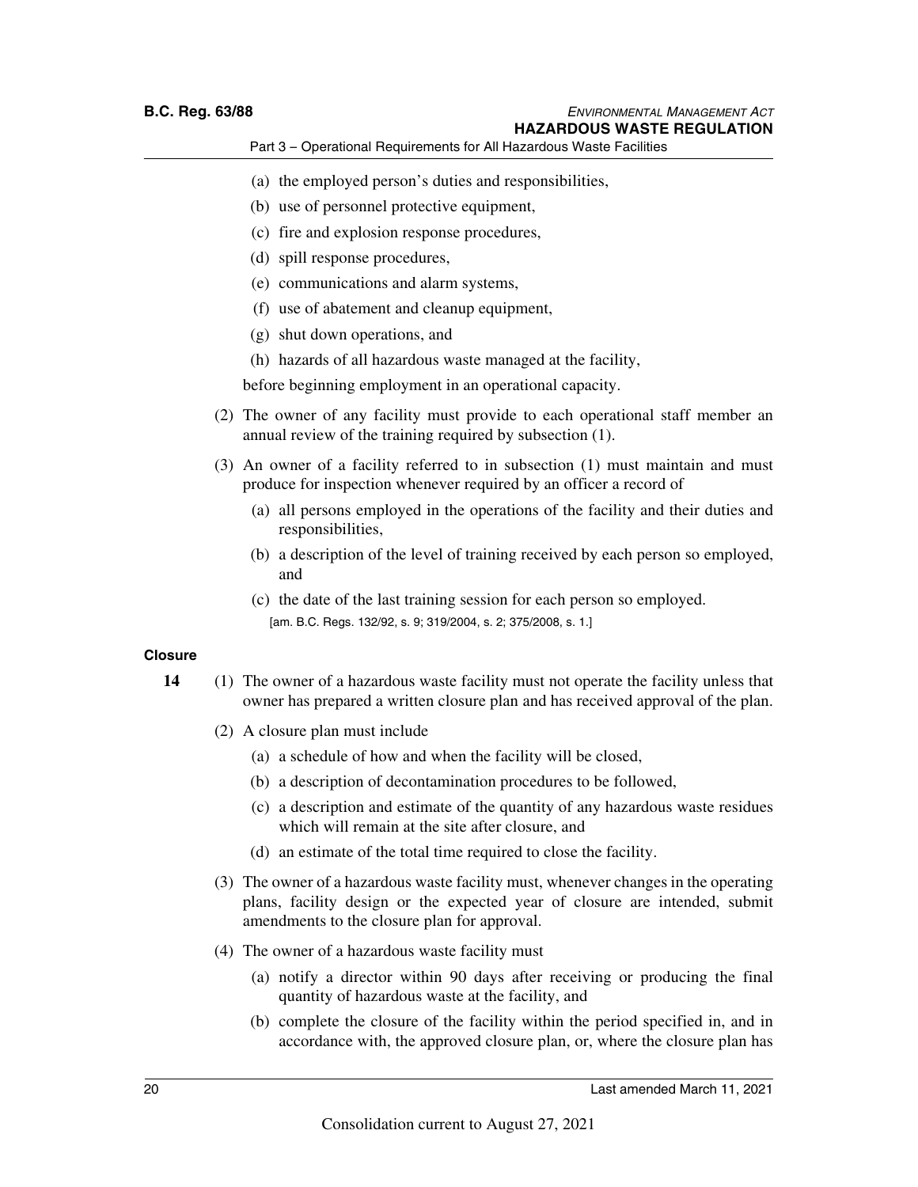(a) the employed person's duties and responsibilities,

(b) use of personnel protective equipment,

(c) fire and explosion response procedures,

(d) spill response procedures,

(e) communications and alarm systems,

(f) use of abatement and cleanup equipment,

(g) shut down operations, and

(h) hazards of all hazardous waste managed at the facility,

before beginning employment in an operational capacity.

(2) The owner of any facility must provide to each operational staff member an annual review of the training required by subsection (1).

(3) An owner of a facility referred to in subsection (1) must maintain and must produce for inspection whenever required by an officer a record of

(a) all persons employed in the operations of the facility and their duties and responsibilities,

(b) a description of the level of training received by each person so employed, and

(c) the date of the last training session for each person so employed.

[am. B.C. Regs. 132/92, s. 9; 319/2004, s. 2; 375/2008, s. 1.]

**Closure**

**14** (1) The owner of a hazardous waste facility must not operate the facility unless that owner has prepared a written closure plan and has received approval of the plan.

(2) A closure plan must include

(a) a schedule of how and when the facility will be closed,

(b) a description of decontamination procedures to be followed,

(c) a description and estimate of the quantity of any hazardous waste residues which will remain at the site after closure, and

(d) an estimate of the total time required to close the facility.

(3) The owner of a hazardous waste facility must, whenever changes in the operating plans, facility design or the expected year of closure are intended, submit amendments to the closure plan for approval.

(4) The owner of a hazardous waste facility must

(a) notify a director within 90 days after receiving or producing the final quantity of hazardous waste at the facility, and

(b) complete the closure of the facility within the period specified in, and in accordance with, the approved closure plan, or, where the closure plan has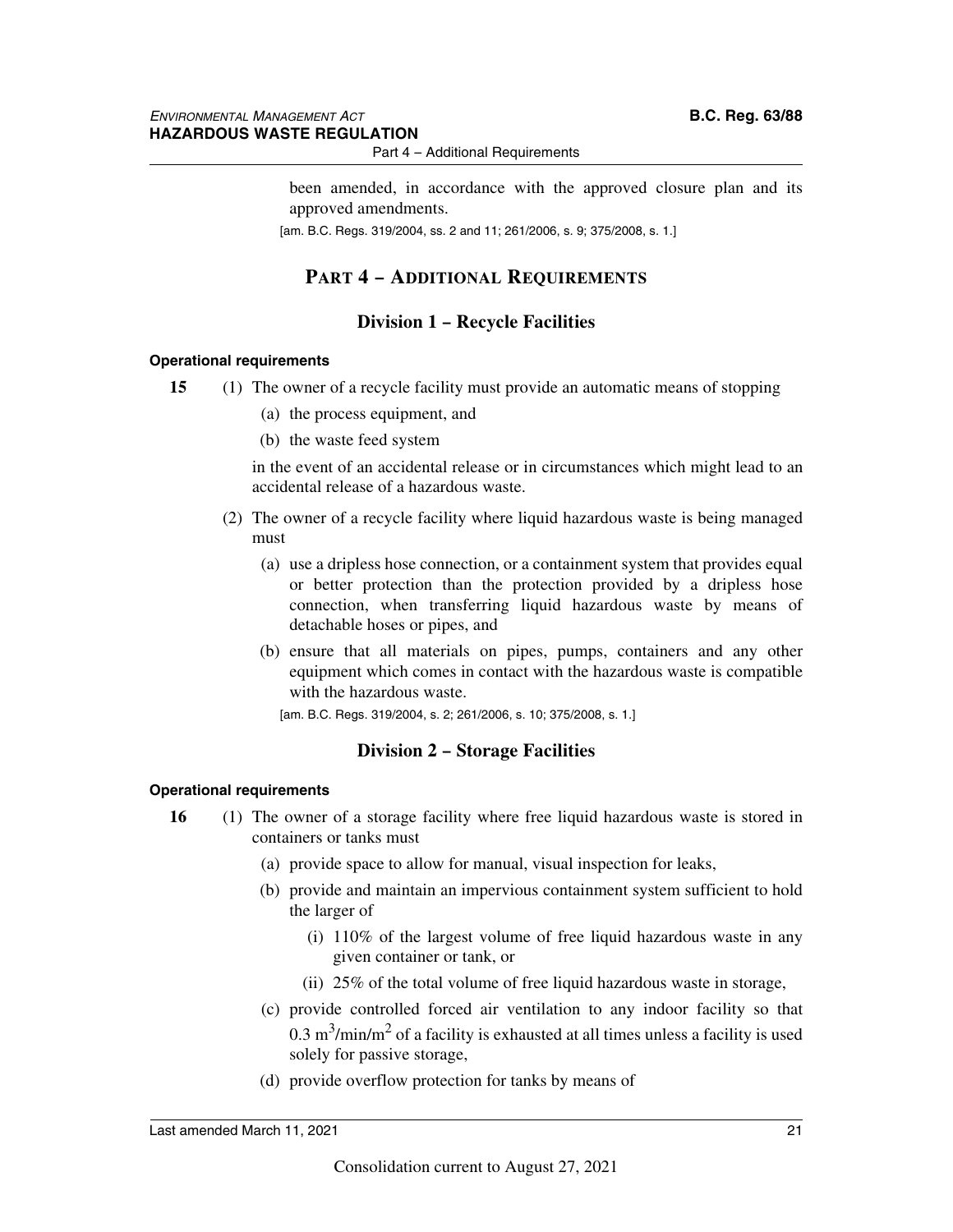been amended, in accordance with the approved closure plan and its approved amendments.

[am. B.C. Regs. 319/2004, ss. 2 and 11; 261/2006, s. 9; 375/2008, s. 1.]

## PART 4 – ADDITIONAL REQUIREMENTS

### Division 1 – Recycle Facilities

**Operational requirements**

**15** (1) The owner of a recycle facility must provide an automatic means of stopping

(a) the process equipment, and

(b) the waste feed system

in the event of an accidental release or in circumstances which might lead to an accidental release of a hazardous waste.

(2) The owner of a recycle facility where liquid hazardous waste is being managed must

(a) use a dripless hose connection, or a containment system that provides equal or better protection than the protection provided by a dripless hose connection, when transferring liquid hazardous waste by means of detachable hoses or pipes, and

(b) ensure that all materials on pipes, pumps, containers and any other equipment which comes in contact with the hazardous waste is compatible with the hazardous waste.

[am. B.C. Regs. 319/2004, s. 2; 261/2006, s. 10; 375/2008, s. 1.]

### Division 2 – Storage Facilities

**Operational requirements**

**16** (1) The owner of a storage facility where free liquid hazardous waste is stored in containers or tanks must

(a) provide space to allow for manual, visual inspection for leaks,

(b) provide and maintain an impervious containment system sufficient to hold the larger of

(i) 110% of the largest volume of free liquid hazardous waste in any given container or tank, or

(ii) 25% of the total volume of free liquid hazardous waste in storage,

(c) provide controlled forced air ventilation to any indoor facility so that $0.3\ m^3/min/m^2$ of a facility is exhausted at all times unless a facility is used solely for passive storage,

(d) provide overflow protection for tanks by means of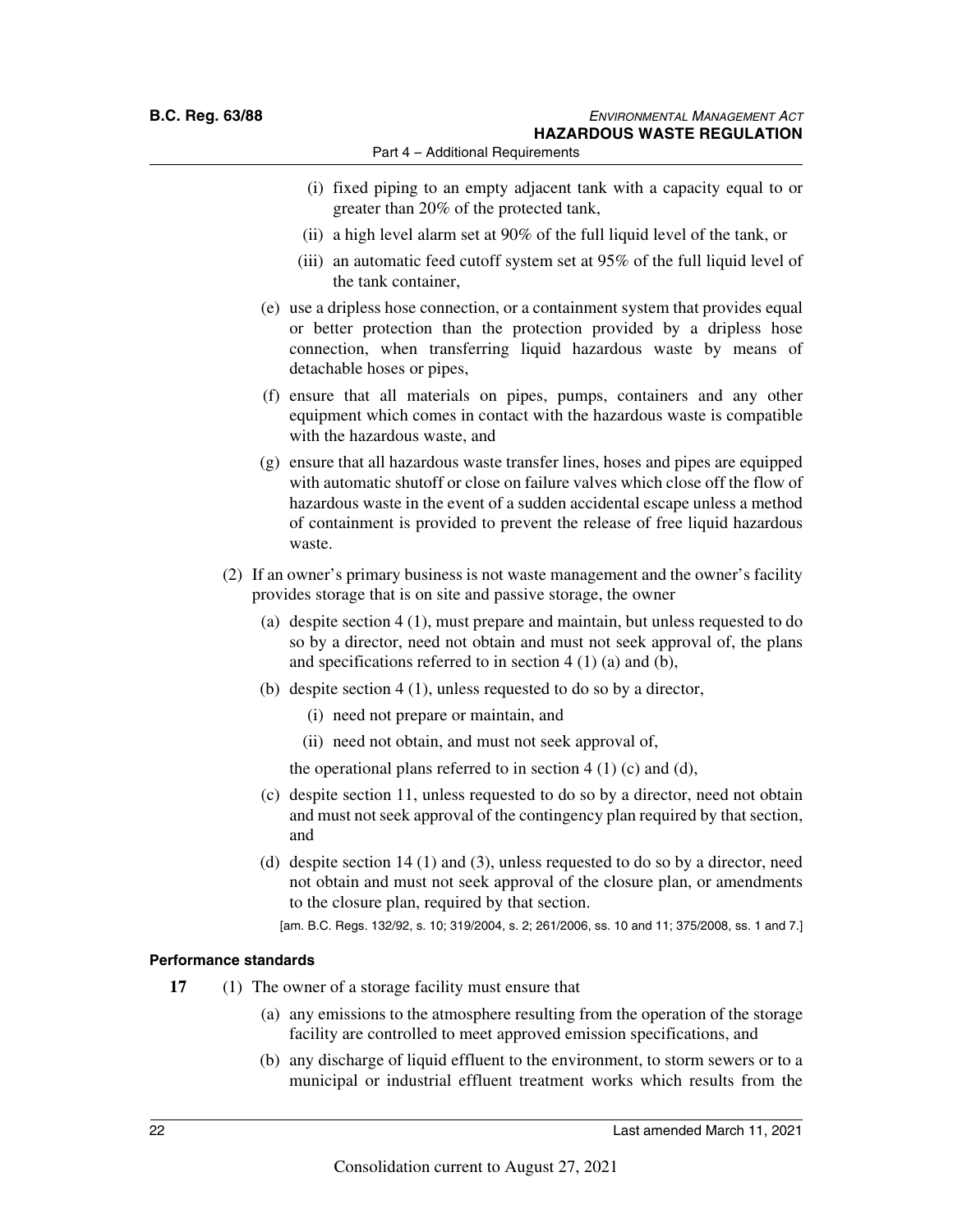(i) fixed piping to an empty adjacent tank with a capacity equal to or greater than 20% of the protected tank,

(ii) a high level alarm set at 90% of the full liquid level of the tank, or

(iii) an automatic feed cutoff system set at 95% of the full liquid level of the tank container,

(e) use a dripless hose connection, or a containment system that provides equal or better protection than the protection provided by a dripless hose connection, when transferring liquid hazardous waste by means of detachable hoses or pipes,

(f) ensure that all materials on pipes, pumps, containers and any other equipment which comes in contact with the hazardous waste is compatible with the hazardous waste, and

(g) ensure that all hazardous waste transfer lines, hoses and pipes are equipped with automatic shutoff or close on failure valves which close off the flow of hazardous waste in the event of a sudden accidental escape unless a method of containment is provided to prevent the release of free liquid hazardous waste.

(2) If an owner's primary business is not waste management and the owner's facility provides storage that is on site and passive storage, the owner

(a) despite section 4 (1), must prepare and maintain, but unless requested to do so by a director, need not obtain and must not seek approval of, the plans and specifications referred to in section 4 (1) (a) and (b),

(b) despite section 4 (1), unless requested to do so by a director,

(i) need not prepare or maintain, and

(ii) need not obtain, and must not seek approval of,

the operational plans referred to in section 4 (1) (c) and (d),

(c) despite section 11, unless requested to do so by a director, need not obtain and must not seek approval of the contingency plan required by that section, and

(d) despite section 14 (1) and (3), unless requested to do so by a director, need not obtain and must not seek approval of the closure plan, or amendments to the closure plan, required by that section.

[am. B.C. Regs. 132/92, s. 10; 319/2004, s. 2; 261/2006, ss. 10 and 11; 375/2008, ss. 1 and 7.]

#### Performance standards

**17** (1) The owner of a storage facility must ensure that

(a) any emissions to the atmosphere resulting from the operation of the storage facility are controlled to meet approved emission specifications, and

(b) any discharge of liquid effluent to the environment, to storm sewers or to a municipal or industrial effluent treatment works which results from the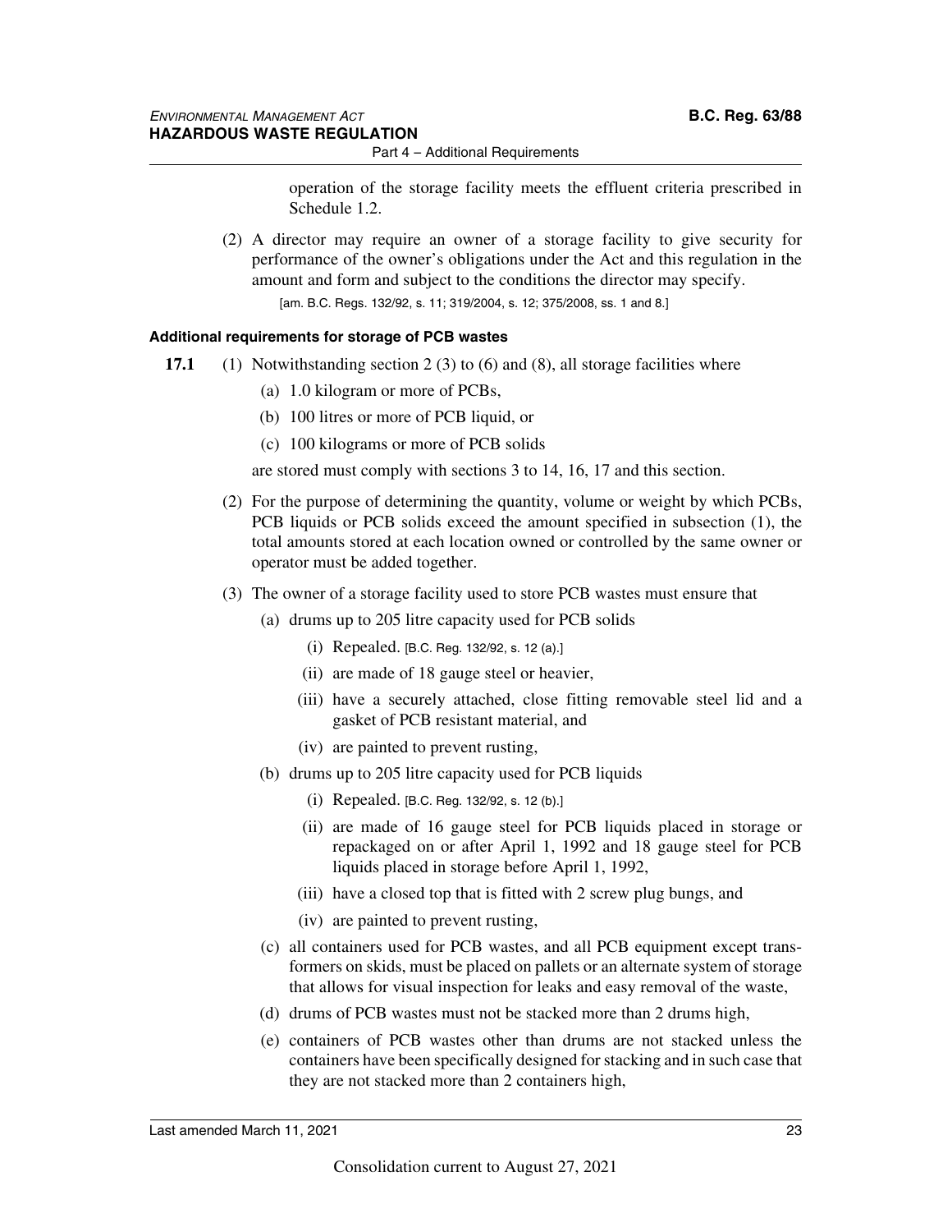operation of the storage facility meets the effluent criteria prescribed in Schedule 1.2.

(2) A director may require an owner of a storage facility to give security for performance of the owner's obligations under the Act and this regulation in the amount and form and subject to the conditions the director may specify.

[am. B.C. Regs. 132/92, s. 11; 319/2004, s. 12; 375/2008, ss. 1 and 8.]

#### Additional requirements for storage of PCB wastes

**17.1** (1) Notwithstanding section 2 (3) to (6) and (8), all storage facilities where

(a) 1.0 kilogram or more of PCBs,

(b) 100 litres or more of PCB liquid, or

(c) 100 kilograms or more of PCB solids

are stored must comply with sections 3 to 14, 16, 17 and this section.

(2) For the purpose of determining the quantity, volume or weight by which PCBs, PCB liquids or PCB solids exceed the amount specified in subsection (1), the total amounts stored at each location owned or controlled by the same owner or operator must be added together.

(3) The owner of a storage facility used to store PCB wastes must ensure that

(a) drums up to 205 litre capacity used for PCB solids

(i) Repealed. [B.C. Reg. 132/92, s. 12 (a).]

(ii) are made of 18 gauge steel or heavier,

(iii) have a securely attached, close fitting removable steel lid and a gasket of PCB resistant material, and

(iv) are painted to prevent rusting,

(b) drums up to 205 litre capacity used for PCB liquids

(i) Repealed. [B.C. Reg. 132/92, s. 12 (b).]

(ii) are made of 16 gauge steel for PCB liquids placed in storage or repackaged on or after April 1, 1992 and 18 gauge steel for PCB liquids placed in storage before April 1, 1992,

(iii) have a closed top that is fitted with 2 screw plug bungs, and

(iv) are painted to prevent rusting,

(c) all containers used for PCB wastes, and all PCB equipment except transformers on skids, must be placed on pallets or an alternate system of storage that allows for visual inspection for leaks and easy removal of the waste,

(d) drums of PCB wastes must not be stacked more than 2 drums high,

(e) containers of PCB wastes other than drums are not stacked unless the containers have been specifically designed for stacking and in such case that they are not stacked more than 2 containers high,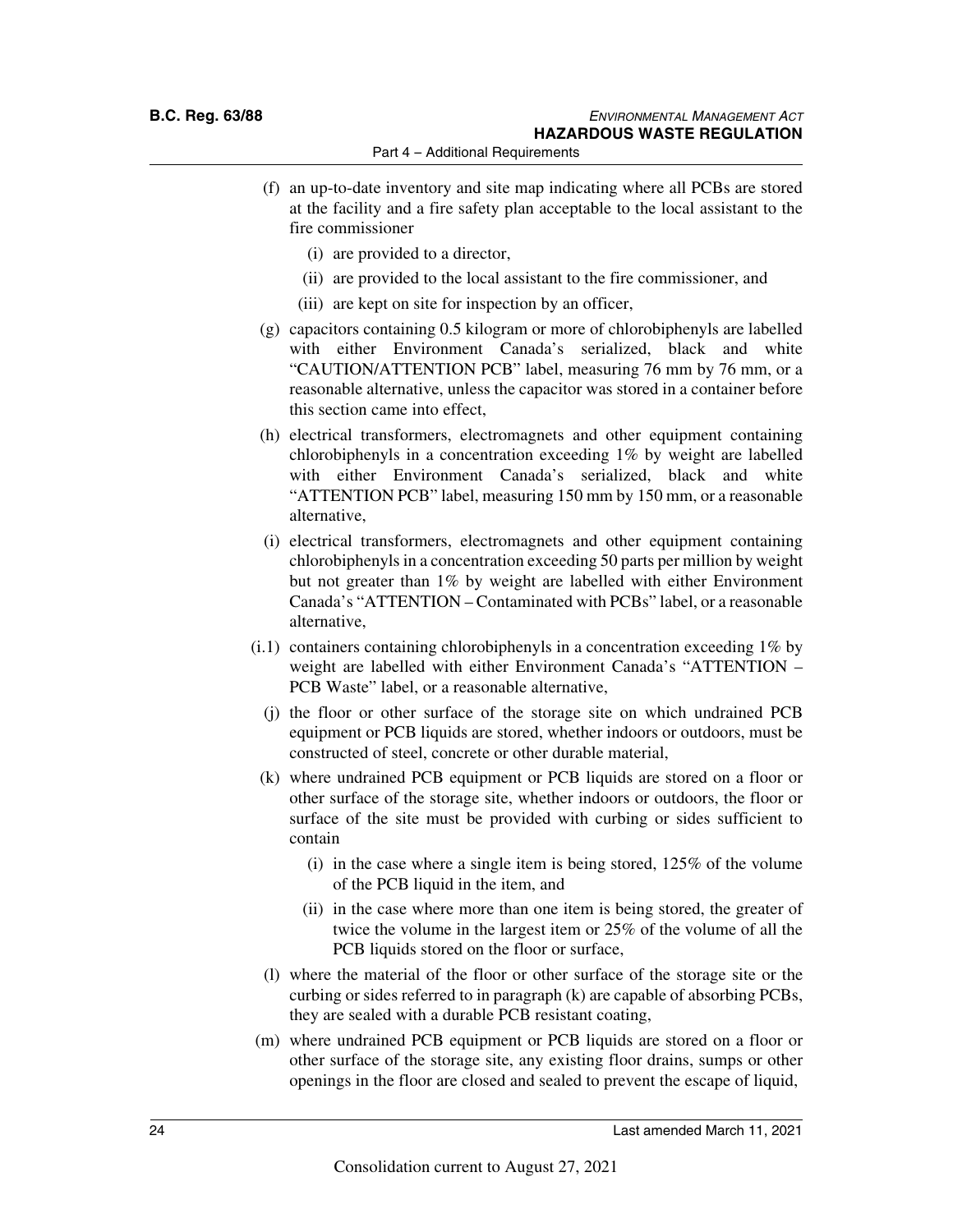(f) an up-to-date inventory and site map indicating where all PCBs are stored at the facility and a fire safety plan acceptable to the local assistant to the fire commissioner

   (i) are provided to a director,

   (ii) are provided to the local assistant to the fire commissioner, and

   (iii) are kept on site for inspection by an officer,

(g) capacitors containing 0.5 kilogram or more of chlorobiphenyls are labelled with either Environment Canada's serialized, black and white "CAUTION/ATTENTION PCB" label, measuring 76 mm by 76 mm, or a reasonable alternative, unless the capacitor was stored in a container before this section came into effect,

(h) electrical transformers, electromagnets and other equipment containing chlorobiphenyls in a concentration exceeding 1% by weight are labelled with either Environment Canada's serialized, black and white "ATTENTION PCB" label, measuring 150 mm by 150 mm, or a reasonable alternative,

(i) electrical transformers, electromagnets and other equipment containing chlorobiphenyls in a concentration exceeding 50 parts per million by weight but not greater than 1% by weight are labelled with either Environment Canada's "ATTENTION – Contaminated with PCBs" label, or a reasonable alternative,

(i.1) containers containing chlorobiphenyls in a concentration exceeding 1% by weight are labelled with either Environment Canada's "ATTENTION – PCB Waste" label, or a reasonable alternative,

(j) the floor or other surface of the storage site on which undrained PCB equipment or PCB liquids are stored, whether indoors or outdoors, must be constructed of steel, concrete or other durable material,

(k) where undrained PCB equipment or PCB liquids are stored on a floor or other surface of the storage site, whether indoors or outdoors, the floor or surface of the site must be provided with curbing or sides sufficient to contain

   (i) in the case where a single item is being stored, 125% of the volume of the PCB liquid in the item, and

   (ii) in the case where more than one item is being stored, the greater of twice the volume in the largest item or 25% of the volume of all the PCB liquids stored on the floor or surface,

(l) where the material of the floor or other surface of the storage site or the curbing or sides referred to in paragraph (k) are capable of absorbing PCBs, they are sealed with a durable PCB resistant coating,

(m) where undrained PCB equipment or PCB liquids are stored on a floor or other surface of the storage site, any existing floor drains, sumps or other openings in the floor are closed and sealed to prevent the escape of liquid,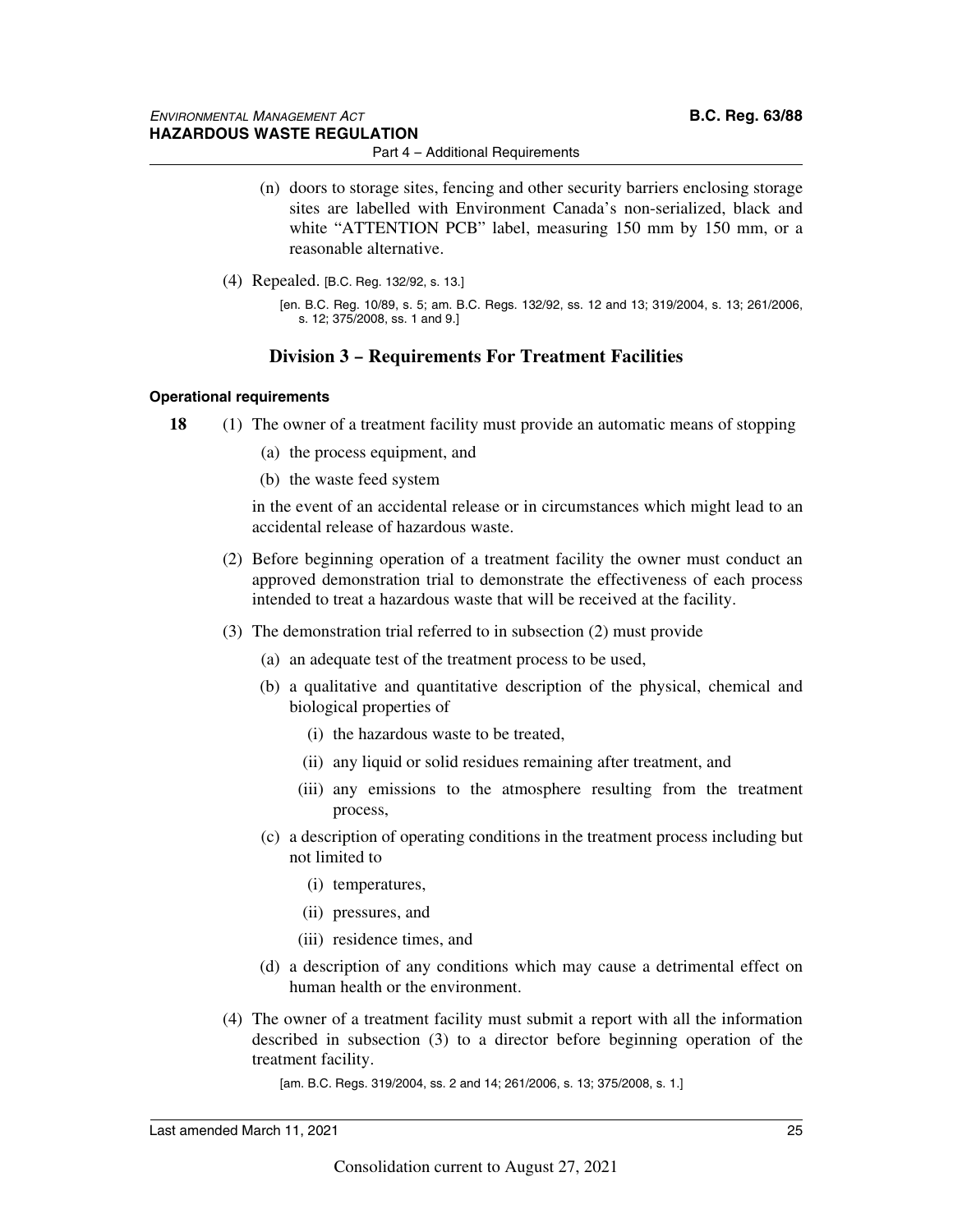(n) doors to storage sites, fencing and other security barriers enclosing storage sites are labelled with Environment Canada's non-serialized, black and white "ATTENTION PCB" label, measuring 150 mm by 150 mm, or a reasonable alternative.

(4) Repealed. [B.C. Reg. 132/92, s. 13.]

[en. B.C. Reg. 10/89, s. 5; am. B.C. Regs. 132/92, ss. 12 and 13; 319/2004, s. 13; 261/2006, s. 12; 375/2008, ss. 1 and 9.]

## Division 3 – Requirements For Treatment Facilities

**Operational requirements**

**18** (1) The owner of a treatment facility must provide an automatic means of stopping

(a) the process equipment, and

(b) the waste feed system

in the event of an accidental release or in circumstances which might lead to an accidental release of hazardous waste.

(2) Before beginning operation of a treatment facility the owner must conduct an approved demonstration trial to demonstrate the effectiveness of each process intended to treat a hazardous waste that will be received at the facility.

(3) The demonstration trial referred to in subsection (2) must provide

(a) an adequate test of the treatment process to be used,

(b) a qualitative and quantitative description of the physical, chemical and biological properties of

(i) the hazardous waste to be treated,

(ii) any liquid or solid residues remaining after treatment, and

(iii) any emissions to the atmosphere resulting from the treatment process,

(c) a description of operating conditions in the treatment process including but not limited to

(i) temperatures,

(ii) pressures, and

(iii) residence times, and

(d) a description of any conditions which may cause a detrimental effect on human health or the environment.

(4) The owner of a treatment facility must submit a report with all the information described in subsection (3) to a director before beginning operation of the treatment facility.

[am. B.C. Regs. 319/2004, ss. 2 and 14; 261/2006, s. 13; 375/2008, s. 1.]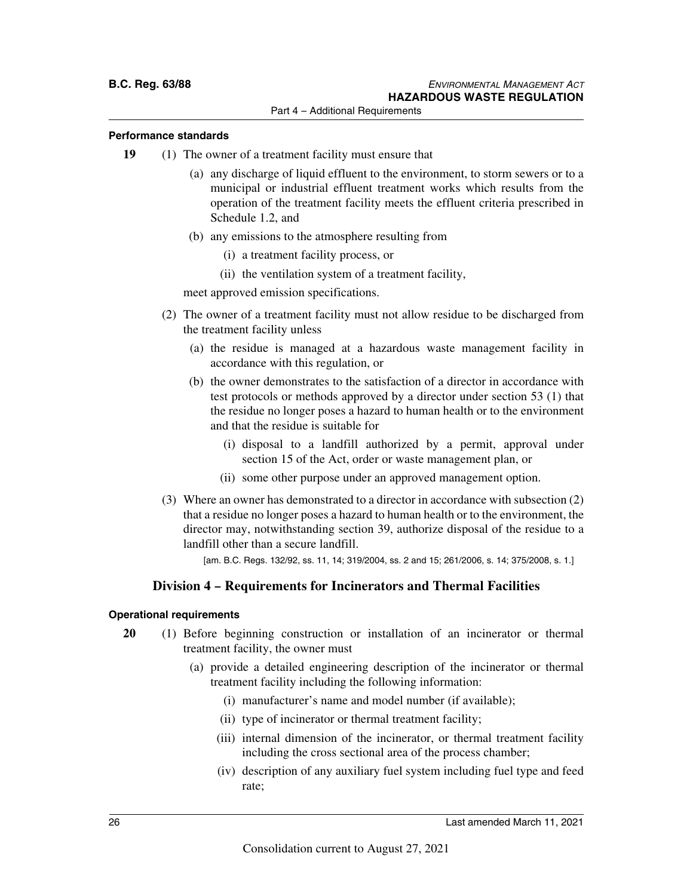**Performance standards**

**19** (1) The owner of a treatment facility must ensure that

(a) any discharge of liquid effluent to the environment, to storm sewers or to a municipal or industrial effluent treatment works which results from the operation of the treatment facility meets the effluent criteria prescribed in Schedule 1.2, and

(b) any emissions to the atmosphere resulting from

(i) a treatment facility process, or

(ii) the ventilation system of a treatment facility,

meet approved emission specifications.

(2) The owner of a treatment facility must not allow residue to be discharged from the treatment facility unless

(a) the residue is managed at a hazardous waste management facility in accordance with this regulation, or

(b) the owner demonstrates to the satisfaction of a director in accordance with test protocols or methods approved by a director under section 53 (1) that the residue no longer poses a hazard to human health or to the environment and that the residue is suitable for

(i) disposal to a landfill authorized by a permit, approval under section 15 of the Act, order or waste management plan, or

(ii) some other purpose under an approved management option.

(3) Where an owner has demonstrated to a director in accordance with subsection (2) that a residue no longer poses a hazard to human health or to the environment, the director may, notwithstanding section 39, authorize disposal of the residue to a landfill other than a secure landfill.

[am. B.C. Regs. 132/92, ss. 11, 14; 319/2004, ss. 2 and 15; 261/2006, s. 14; 375/2008, s. 1.]

## Division 4 – Requirements for Incinerators and Thermal Facilities

**Operational requirements**

**20** (1) Before beginning construction or installation of an incinerator or thermal treatment facility, the owner must

(a) provide a detailed engineering description of the incinerator or thermal treatment facility including the following information:

(i) manufacturer's name and model number (if available);

(ii) type of incinerator or thermal treatment facility;

(iii) internal dimension of the incinerator, or thermal treatment facility including the cross sectional area of the process chamber;

(iv) description of any auxiliary fuel system including fuel type and feed rate;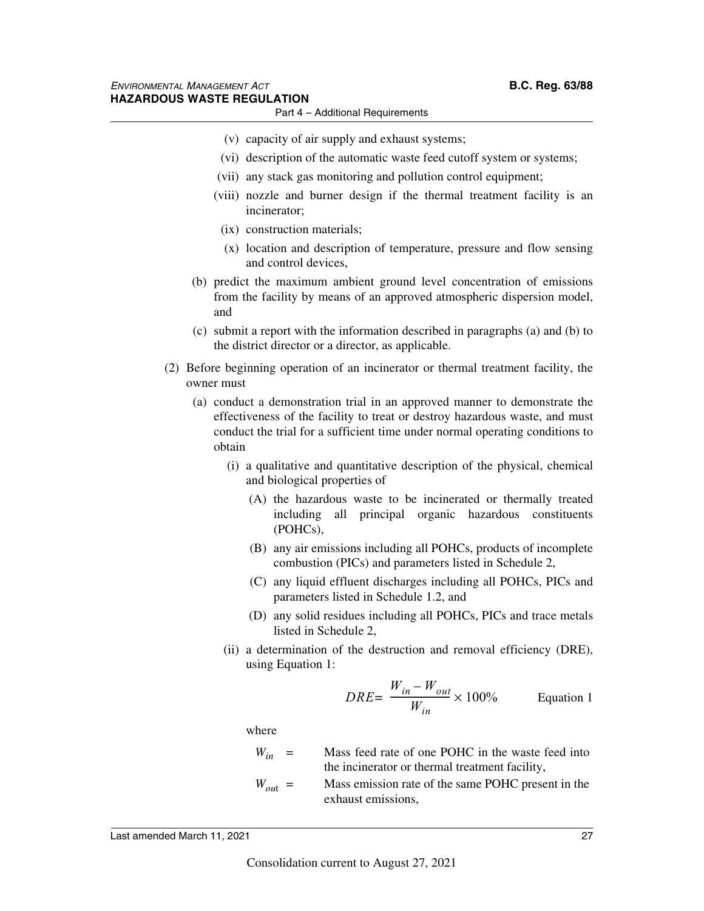(v) capacity of air supply and exhaust systems;

(vi) description of the automatic waste feed cutoff system or systems;

(vii) any stack gas monitoring and pollution control equipment;

(viii) nozzle and burner design if the thermal treatment facility is an incinerator;

(ix) construction materials;

(x) location and description of temperature, pressure and flow sensing and control devices,

(b) predict the maximum ambient ground level concentration of emissions from the facility by means of an approved atmospheric dispersion model, and

(c) submit a report with the information described in paragraphs (a) and (b) to the district director or a director, as applicable.

(2) Before beginning operation of an incinerator or thermal treatment facility, the owner must

(a) conduct a demonstration trial in an approved manner to demonstrate the effectiveness of the facility to treat or destroy hazardous waste, and must conduct the trial for a sufficient time under normal operating conditions to obtain

(i) a qualitative and quantitative description of the physical, chemical and biological properties of

(A) the hazardous waste to be incinerated or thermally treated including all principal organic hazardous constituents (POHCs),

(B) any air emissions including all POHCs, products of incomplete combustion (PICs) and parameters listed in Schedule 2,

(C) any liquid effluent discharges including all POHCs, PICs and parameters listed in Schedule 1.2, and

(D) any solid residues including all POHCs, PICs and trace metals listed in Schedule 2,

(ii) a determination of the destruction and removal efficiency (DRE), using Equation 1:

$$DRE = \frac{W_{in} - W_{out}}{W_{in}} \times 100\% \qquad \text{Equation 1}$$

where

$W_{in}$ = Mass feed rate of one POHC in the waste feed into the incinerator or thermal treatment facility,

$W_{out}$ = Mass emission rate of the same POHC present in the exhaust emissions,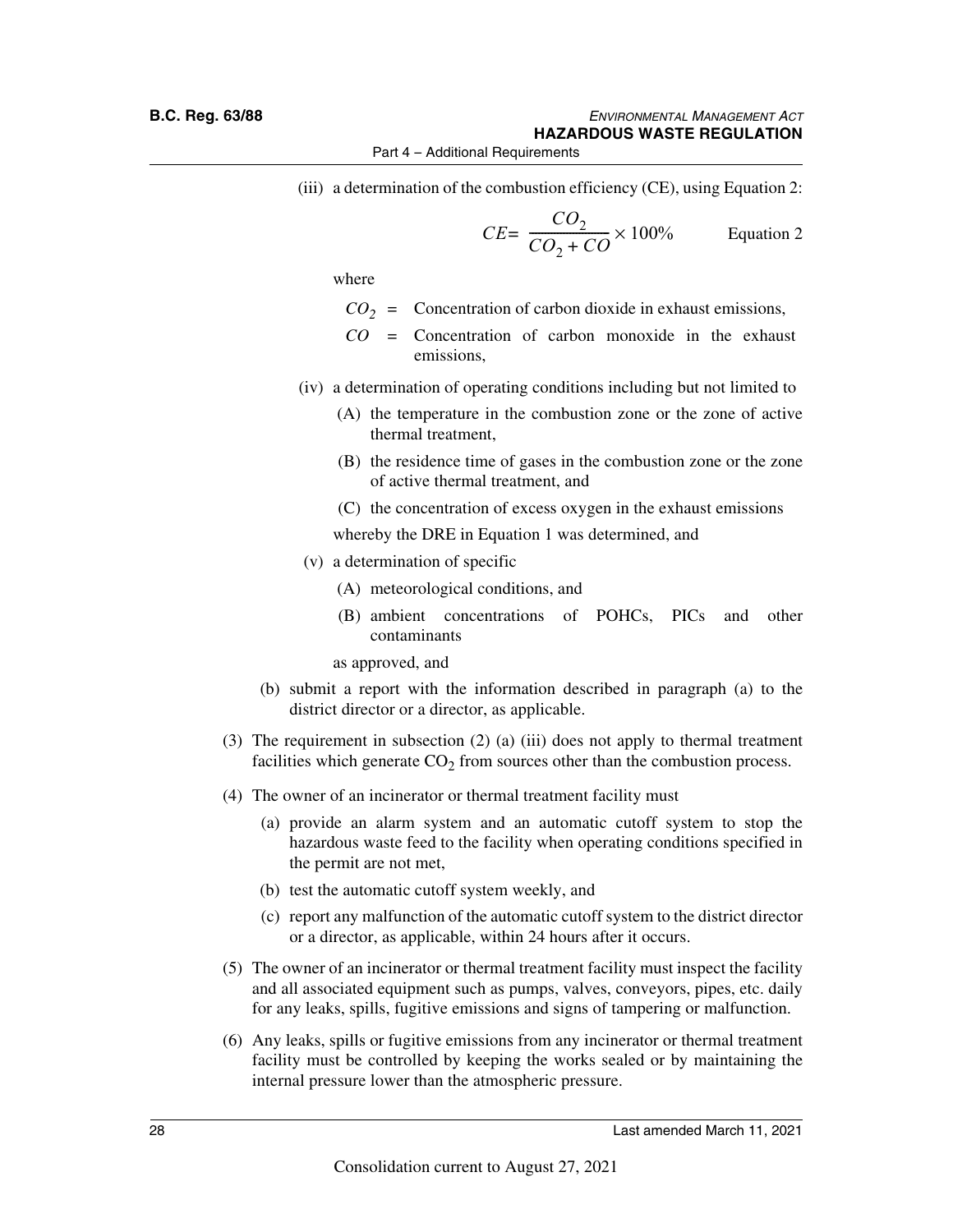(iii) a determination of the combustion efficiency (CE), using Equation 2:

$$CE = \frac{CO_2}{CO_2 + CO} \times 100\% \qquad \text{Equation 2}$$

where

$CO_2$ = Concentration of carbon dioxide in exhaust emissions,

$CO$ = Concentration of carbon monoxide in the exhaust emissions,

(iv) a determination of operating conditions including but not limited to

(A) the temperature in the combustion zone or the zone of active thermal treatment,

(B) the residence time of gases in the combustion zone or the zone of active thermal treatment, and

(C) the concentration of excess oxygen in the exhaust emissions

whereby the DRE in Equation 1 was determined, and

(v) a determination of specific

(A) meteorological conditions, and

(B) ambient concentrations of POHCs, PICs and other contaminants

as approved, and

(b) submit a report with the information described in paragraph (a) to the district director or a director, as applicable.

(3) The requirement in subsection (2) (a) (iii) does not apply to thermal treatment facilities which generate $CO_2$ from sources other than the combustion process.

(4) The owner of an incinerator or thermal treatment facility must

(a) provide an alarm system and an automatic cutoff system to stop the hazardous waste feed to the facility when operating conditions specified in the permit are not met,

(b) test the automatic cutoff system weekly, and

(c) report any malfunction of the automatic cutoff system to the district director or a director, as applicable, within 24 hours after it occurs.

(5) The owner of an incinerator or thermal treatment facility must inspect the facility and all associated equipment such as pumps, valves, conveyors, pipes, etc. daily for any leaks, spills, fugitive emissions and signs of tampering or malfunction.

(6) Any leaks, spills or fugitive emissions from any incinerator or thermal treatment facility must be controlled by keeping the works sealed or by maintaining the internal pressure lower than the atmospheric pressure.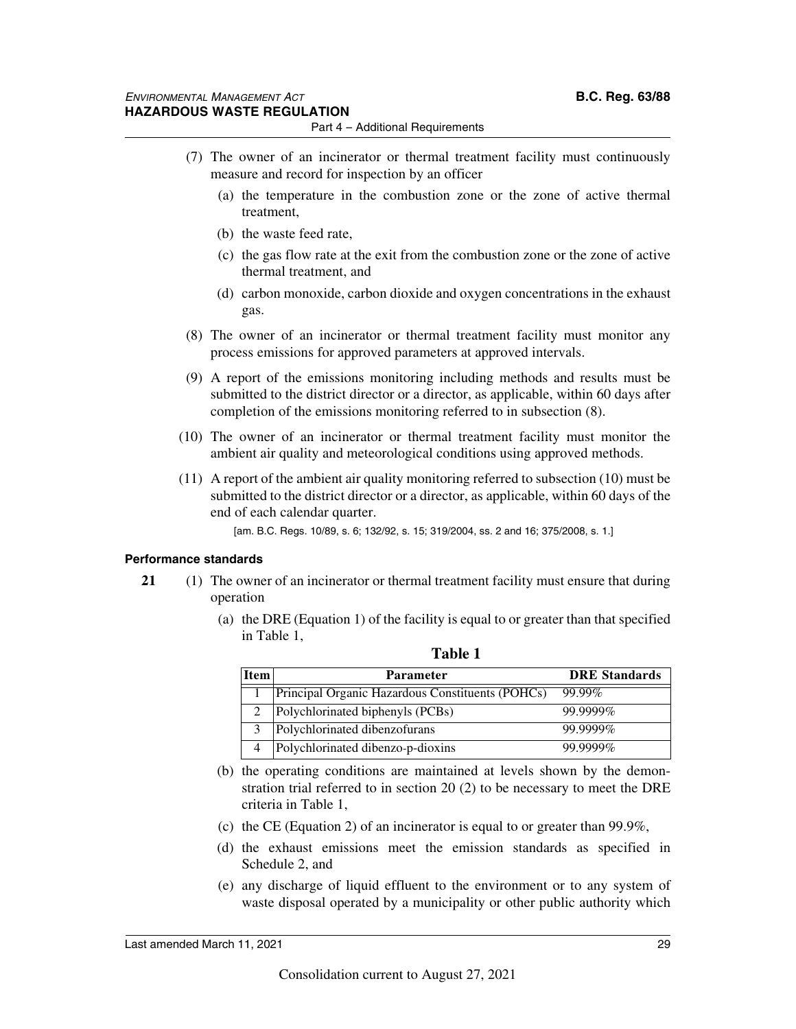(7) The owner of an incinerator or thermal treatment facility must continuously measure and record for inspection by an officer

(a) the temperature in the combustion zone or the zone of active thermal treatment,

(b) the waste feed rate,

(c) the gas flow rate at the exit from the combustion zone or the zone of active thermal treatment, and

(d) carbon monoxide, carbon dioxide and oxygen concentrations in the exhaust gas.

(8) The owner of an incinerator or thermal treatment facility must monitor any process emissions for approved parameters at approved intervals.

(9) A report of the emissions monitoring including methods and results must be submitted to the district director or a director, as applicable, within 60 days after completion of the emissions monitoring referred to in subsection (8).

(10) The owner of an incinerator or thermal treatment facility must monitor the ambient air quality and meteorological conditions using approved methods.

(11) A report of the ambient air quality monitoring referred to subsection (10) must be submitted to the district director or a director, as applicable, within 60 days of the end of each calendar quarter.

[am. B.C. Regs. 10/89, s. 6; 132/92, s. 15; 319/2004, ss. 2 and 16; 375/2008, s. 1.]

**Performance standards**

**21** (1) The owner of an incinerator or thermal treatment facility must ensure that during operation

(a) the DRE (Equation 1) of the facility is equal to or greater than that specified in Table 1,

**Table 1**

| Item | Parameter | DRE Standards |
|---|---|---|
| 1 | Principal Organic Hazardous Constituents (POHCs) | 99.99% |
| 2 | Polychlorinated biphenyls (PCBs) | 99.9999% |
| 3 | Polychlorinated dibenzofurans | 99.9999% |
| 4 | Polychlorinated dibenzo-p-dioxins | 99.9999% |

(b) the operating conditions are maintained at levels shown by the demonstration trial referred to in section 20 (2) to be necessary to meet the DRE criteria in Table 1,

(c) the CE (Equation 2) of an incinerator is equal to or greater than 99.9%,

(d) the exhaust emissions meet the emission standards as specified in Schedule 2, and

(e) any discharge of liquid effluent to the environment or to any system of waste disposal operated by a municipality or other public authority which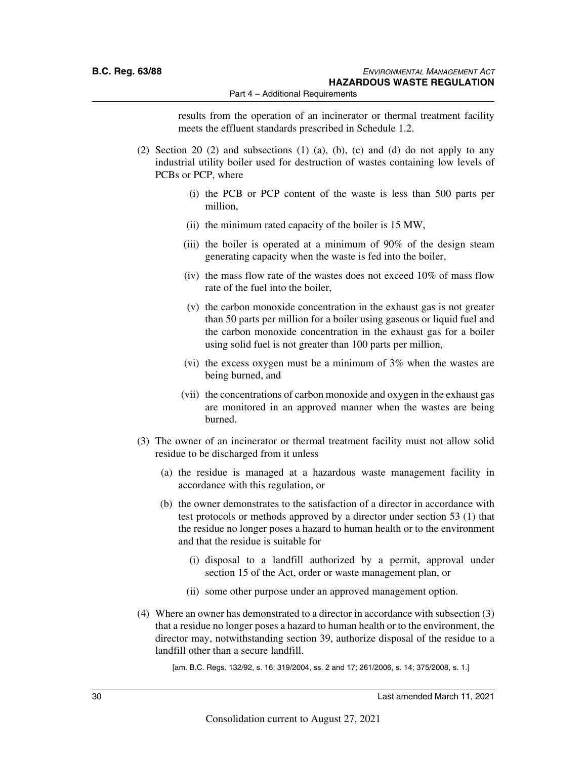results from the operation of an incinerator or thermal treatment facility meets the effluent standards prescribed in Schedule 1.2.

(2) Section 20 (2) and subsections (1) (a), (b), (c) and (d) do not apply to any industrial utility boiler used for destruction of wastes containing low levels of PCBs or PCP, where

(i) the PCB or PCP content of the waste is less than 500 parts per million,

(ii) the minimum rated capacity of the boiler is 15 MW,

(iii) the boiler is operated at a minimum of 90% of the design steam generating capacity when the waste is fed into the boiler,

(iv) the mass flow rate of the wastes does not exceed 10% of mass flow rate of the fuel into the boiler,

(v) the carbon monoxide concentration in the exhaust gas is not greater than 50 parts per million for a boiler using gaseous or liquid fuel and the carbon monoxide concentration in the exhaust gas for a boiler using solid fuel is not greater than 100 parts per million,

(vi) the excess oxygen must be a minimum of 3% when the wastes are being burned, and

(vii) the concentrations of carbon monoxide and oxygen in the exhaust gas are monitored in an approved manner when the wastes are being burned.

(3) The owner of an incinerator or thermal treatment facility must not allow solid residue to be discharged from it unless

(a) the residue is managed at a hazardous waste management facility in accordance with this regulation, or

(b) the owner demonstrates to the satisfaction of a director in accordance with test protocols or methods approved by a director under section 53 (1) that the residue no longer poses a hazard to human health or to the environment and that the residue is suitable for

(i) disposal to a landfill authorized by a permit, approval under section 15 of the Act, order or waste management plan, or

(ii) some other purpose under an approved management option.

(4) Where an owner has demonstrated to a director in accordance with subsection (3) that a residue no longer poses a hazard to human health or to the environment, the director may, notwithstanding section 39, authorize disposal of the residue to a landfill other than a secure landfill.

[am. B.C. Regs. 132/92, s. 16; 319/2004, ss. 2 and 17; 261/2006, s. 14; 375/2008, s. 1.]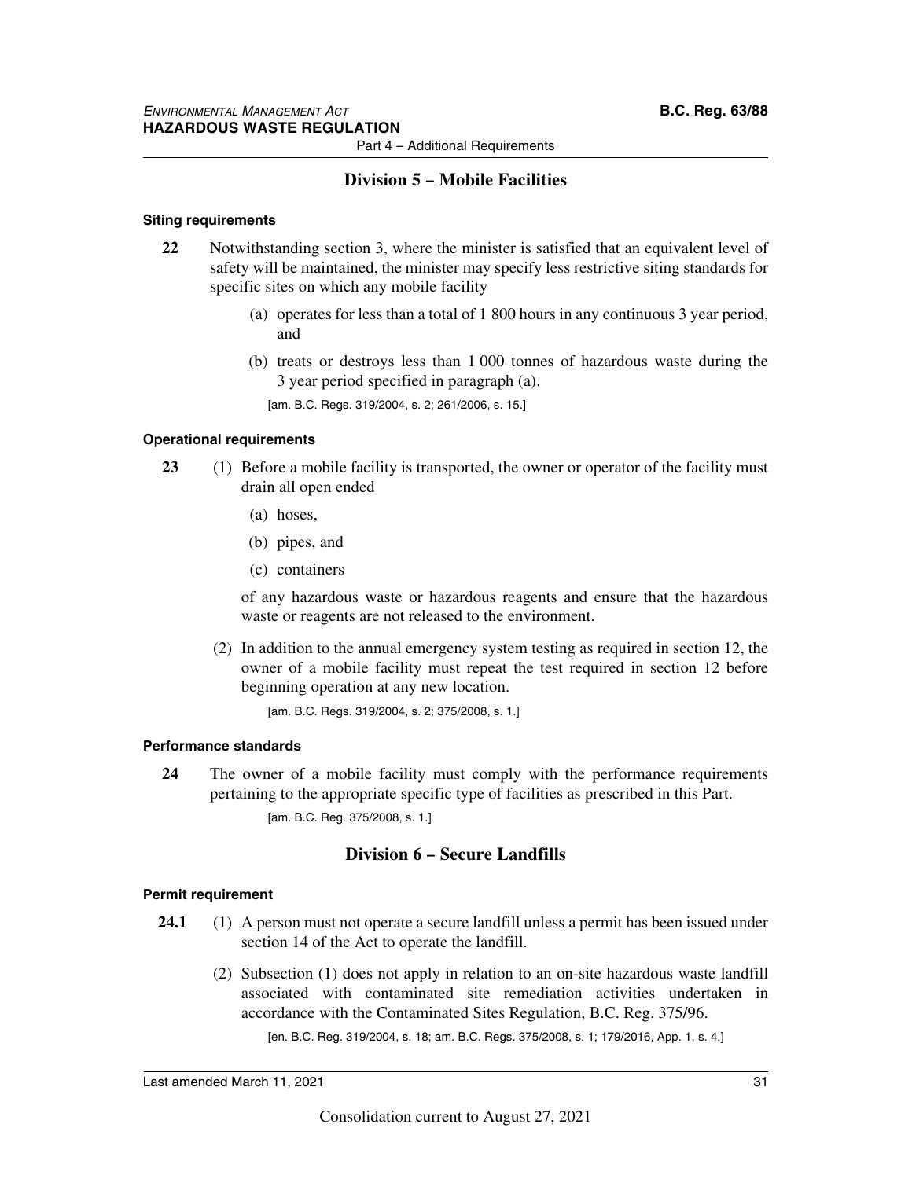## Division 5 – Mobile Facilities

**Siting requirements**

**22** Notwithstanding section 3, where the minister is satisfied that an equivalent level of safety will be maintained, the minister may specify less restrictive siting standards for specific sites on which any mobile facility

(a) operates for less than a total of 1 800 hours in any continuous 3 year period, and

(b) treats or destroys less than 1 000 tonnes of hazardous waste during the 3 year period specified in paragraph (a).

[am. B.C. Regs. 319/2004, s. 2; 261/2006, s. 15.]

**Operational requirements**

**23** (1) Before a mobile facility is transported, the owner or operator of the facility must drain all open ended

(a) hoses,

(b) pipes, and

(c) containers

of any hazardous waste or hazardous reagents and ensure that the hazardous waste or reagents are not released to the environment.

(2) In addition to the annual emergency system testing as required in section 12, the owner of a mobile facility must repeat the test required in section 12 before beginning operation at any new location.

[am. B.C. Regs. 319/2004, s. 2; 375/2008, s. 1.]

**Performance standards**

**24** The owner of a mobile facility must comply with the performance requirements pertaining to the appropriate specific type of facilities as prescribed in this Part.

[am. B.C. Reg. 375/2008, s. 1.]

## Division 6 – Secure Landfills

**Permit requirement**

**24.1** (1) A person must not operate a secure landfill unless a permit has been issued under section 14 of the Act to operate the landfill.

(2) Subsection (1) does not apply in relation to an on-site hazardous waste landfill associated with contaminated site remediation activities undertaken in accordance with the Contaminated Sites Regulation, B.C. Reg. 375/96.

[en. B.C. Reg. 319/2004, s. 18; am. B.C. Regs. 375/2008, s. 1; 179/2016, App. 1, s. 4.]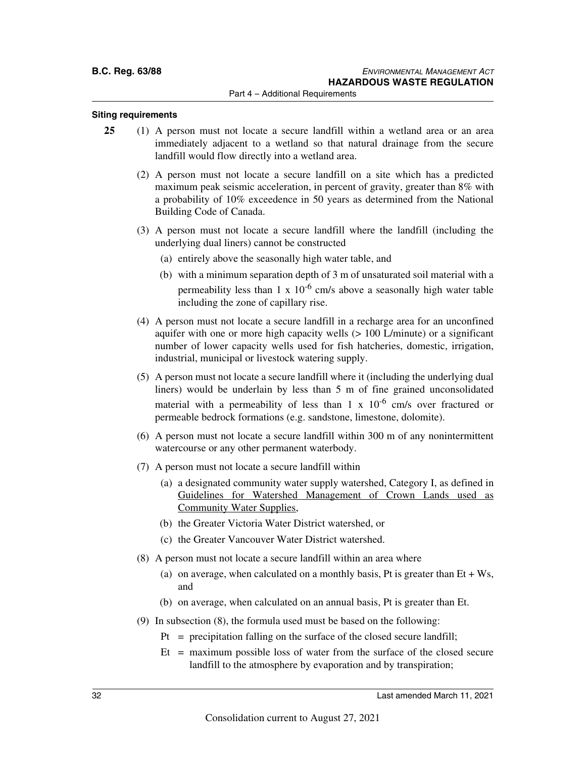#### Siting requirements

**25** (1) A person must not locate a secure landfill within a wetland area or an area immediately adjacent to a wetland so that natural drainage from the secure landfill would flow directly into a wetland area.

(2) A person must not locate a secure landfill on a site which has a predicted maximum peak seismic acceleration, in percent of gravity, greater than 8% with a probability of 10% exceedence in 50 years as determined from the National Building Code of Canada.

(3) A person must not locate a secure landfill where the landfill (including the underlying dual liners) cannot be constructed

(a) entirely above the seasonally high water table, and

(b) with a minimum separation depth of 3 m of unsaturated soil material with a permeability less than $1 \times 10^{-6}$ cm/s above a seasonally high water table including the zone of capillary rise.

(4) A person must not locate a secure landfill in a recharge area for an unconfined aquifer with one or more high capacity wells (> 100 L/minute) or a significant number of lower capacity wells used for fish hatcheries, domestic, irrigation, industrial, municipal or livestock watering supply.

(5) A person must not locate a secure landfill where it (including the underlying dual liners) would be underlain by less than 5 m of fine grained unconsolidated material with a permeability of less than $1 \times 10^{-6}$ cm/s over fractured or permeable bedrock formations (e.g. sandstone, limestone, dolomite).

(6) A person must not locate a secure landfill within 300 m of any nonintermittent watercourse or any other permanent waterbody.

(7) A person must not locate a secure landfill within

(a) a designated community water supply watershed, Category I, as defined in Guidelines for Watershed Management of Crown Lands used as Community Water Supplies,

(b) the Greater Victoria Water District watershed, or

(c) the Greater Vancouver Water District watershed.

(8) A person must not locate a secure landfill within an area where

(a) on average, when calculated on a monthly basis, Pt is greater than Et + Ws, and

(b) on average, when calculated on an annual basis, Pt is greater than Et.

(9) In subsection (8), the formula used must be based on the following:

Pt = precipitation falling on the surface of the closed secure landfill;

Et = maximum possible loss of water from the surface of the closed secure landfill to the atmosphere by evaporation and by transpiration;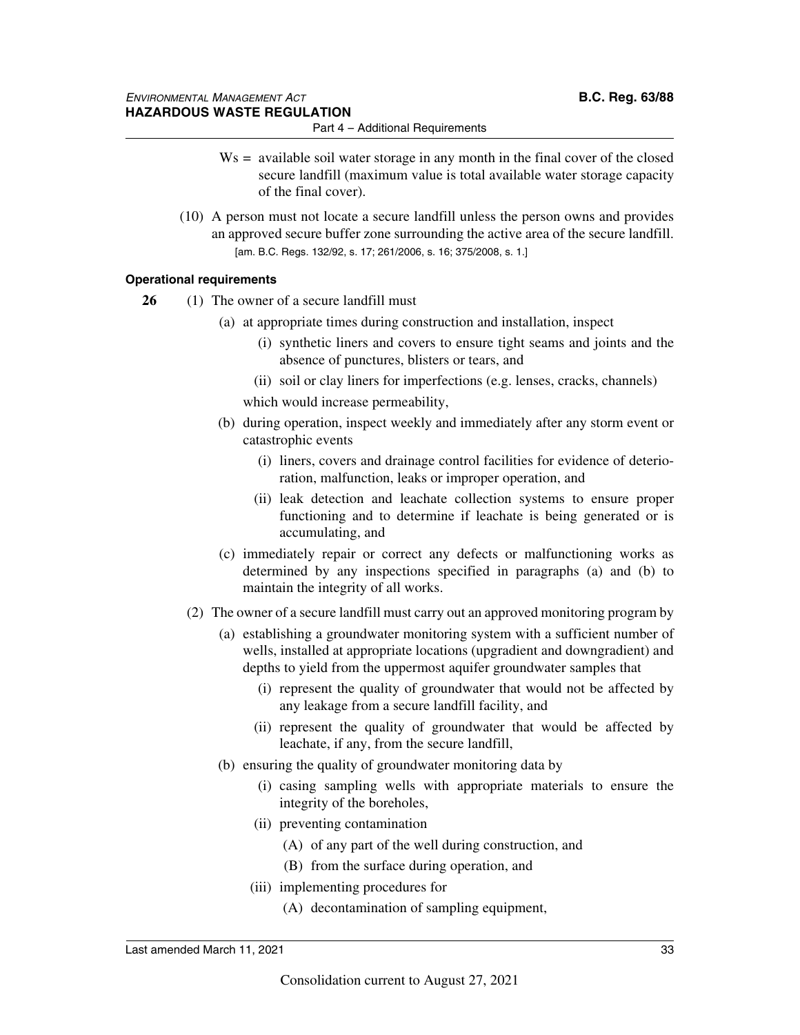$Ws$ = available soil water storage in any month in the final cover of the closed secure landfill (maximum value is total available water storage capacity of the final cover).

(10) A person must not locate a secure landfill unless the person owns and provides an approved secure buffer zone surrounding the active area of the secure landfill.

[am. B.C. Regs. 132/92, s. 17; 261/2006, s. 16; 375/2008, s. 1.]

#### Operational requirements

**26** (1) The owner of a secure landfill must

(a) at appropriate times during construction and installation, inspect

(i) synthetic liners and covers to ensure tight seams and joints and the absence of punctures, blisters or tears, and

(ii) soil or clay liners for imperfections (e.g. lenses, cracks, channels)

which would increase permeability,

(b) during operation, inspect weekly and immediately after any storm event or catastrophic events

(i) liners, covers and drainage control facilities for evidence of deterioration, malfunction, leaks or improper operation, and

(ii) leak detection and leachate collection systems to ensure proper functioning and to determine if leachate is being generated or is accumulating, and

(c) immediately repair or correct any defects or malfunctioning works as determined by any inspections specified in paragraphs (a) and (b) to maintain the integrity of all works.

(2) The owner of a secure landfill must carry out an approved monitoring program by

(a) establishing a groundwater monitoring system with a sufficient number of wells, installed at appropriate locations (upgradient and downgradient) and depths to yield from the uppermost aquifer groundwater samples that

(i) represent the quality of groundwater that would not be affected by any leakage from a secure landfill facility, and

(ii) represent the quality of groundwater that would be affected by leachate, if any, from the secure landfill,

(b) ensuring the quality of groundwater monitoring data by

(i) casing sampling wells with appropriate materials to ensure the integrity of the boreholes,

(ii) preventing contamination

(A) of any part of the well during construction, and

(B) from the surface during operation, and

(iii) implementing procedures for

(A) decontamination of sampling equipment,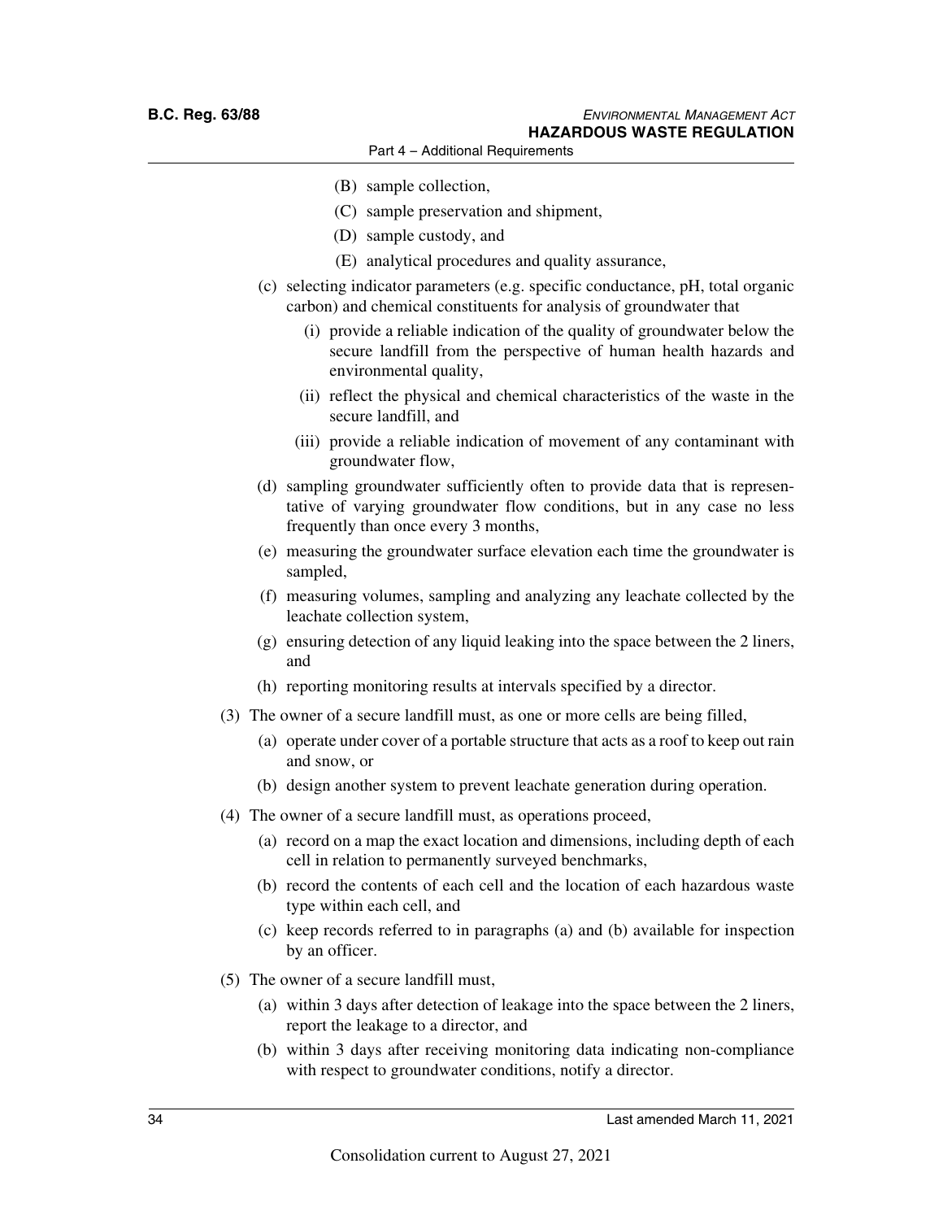(B) sample collection,

(C) sample preservation and shipment,

(D) sample custody, and

(E) analytical procedures and quality assurance,

(c) selecting indicator parameters (e.g. specific conductance, pH, total organic carbon) and chemical constituents for analysis of groundwater that

(i) provide a reliable indication of the quality of groundwater below the secure landfill from the perspective of human health hazards and environmental quality,

(ii) reflect the physical and chemical characteristics of the waste in the secure landfill, and

(iii) provide a reliable indication of movement of any contaminant with groundwater flow,

(d) sampling groundwater sufficiently often to provide data that is representative of varying groundwater flow conditions, but in any case no less frequently than once every 3 months,

(e) measuring the groundwater surface elevation each time the groundwater is sampled,

(f) measuring volumes, sampling and analyzing any leachate collected by the leachate collection system,

(g) ensuring detection of any liquid leaking into the space between the 2 liners, and

(h) reporting monitoring results at intervals specified by a director.

(3) The owner of a secure landfill must, as one or more cells are being filled,

(a) operate under cover of a portable structure that acts as a roof to keep out rain and snow, or

(b) design another system to prevent leachate generation during operation.

(4) The owner of a secure landfill must, as operations proceed,

(a) record on a map the exact location and dimensions, including depth of each cell in relation to permanently surveyed benchmarks,

(b) record the contents of each cell and the location of each hazardous waste type within each cell, and

(c) keep records referred to in paragraphs (a) and (b) available for inspection by an officer.

(5) The owner of a secure landfill must,

(a) within 3 days after detection of leakage into the space between the 2 liners, report the leakage to a director, and

(b) within 3 days after receiving monitoring data indicating non-compliance with respect to groundwater conditions, notify a director.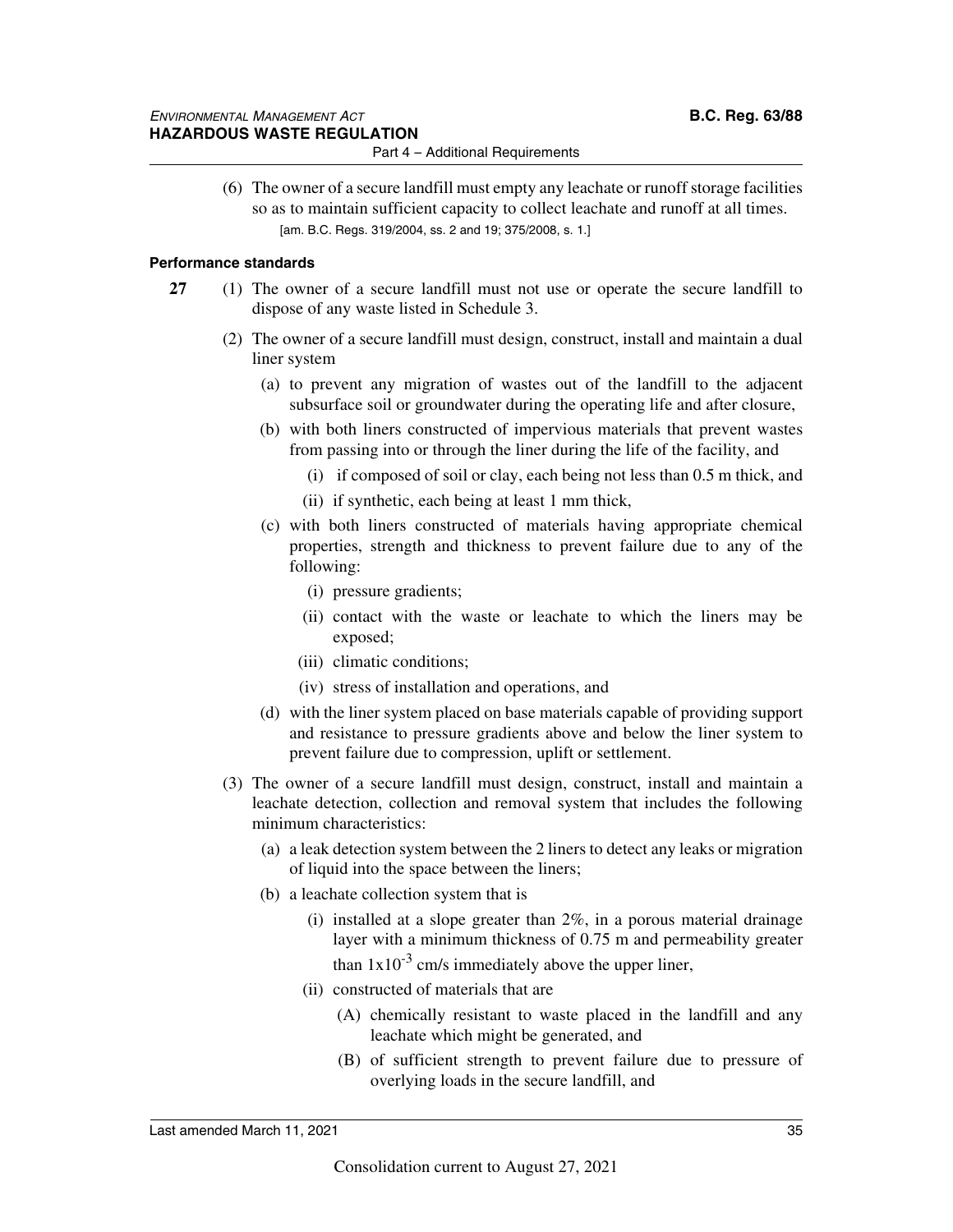(6) The owner of a secure landfill must empty any leachate or runoff storage facilities so as to maintain sufficient capacity to collect leachate and runoff at all times.

[am. B.C. Regs. 319/2004, ss. 2 and 19; 375/2008, s. 1.]

**Performance standards**

**27** (1) The owner of a secure landfill must not use or operate the secure landfill to dispose of any waste listed in Schedule 3.

(2) The owner of a secure landfill must design, construct, install and maintain a dual liner system

(a) to prevent any migration of wastes out of the landfill to the adjacent subsurface soil or groundwater during the operating life and after closure,

(b) with both liners constructed of impervious materials that prevent wastes from passing into or through the liner during the life of the facility, and

(i) if composed of soil or clay, each being not less than 0.5 m thick, and

(ii) if synthetic, each being at least 1 mm thick,

(c) with both liners constructed of materials having appropriate chemical properties, strength and thickness to prevent failure due to any of the following:

(i) pressure gradients;

(ii) contact with the waste or leachate to which the liners may be exposed;

(iii) climatic conditions;

(iv) stress of installation and operations, and

(d) with the liner system placed on base materials capable of providing support and resistance to pressure gradients above and below the liner system to prevent failure due to compression, uplift or settlement.

(3) The owner of a secure landfill must design, construct, install and maintain a leachate detection, collection and removal system that includes the following minimum characteristics:

(a) a leak detection system between the 2 liners to detect any leaks or migration of liquid into the space between the liners;

(b) a leachate collection system that is

(i) installed at a slope greater than 2%, in a porous material drainage layer with a minimum thickness of 0.75 m and permeability greater than $1x10^{-3}$ cm/s immediately above the upper liner,

(ii) constructed of materials that are

(A) chemically resistant to waste placed in the landfill and any leachate which might be generated, and

(B) of sufficient strength to prevent failure due to pressure of overlying loads in the secure landfill, and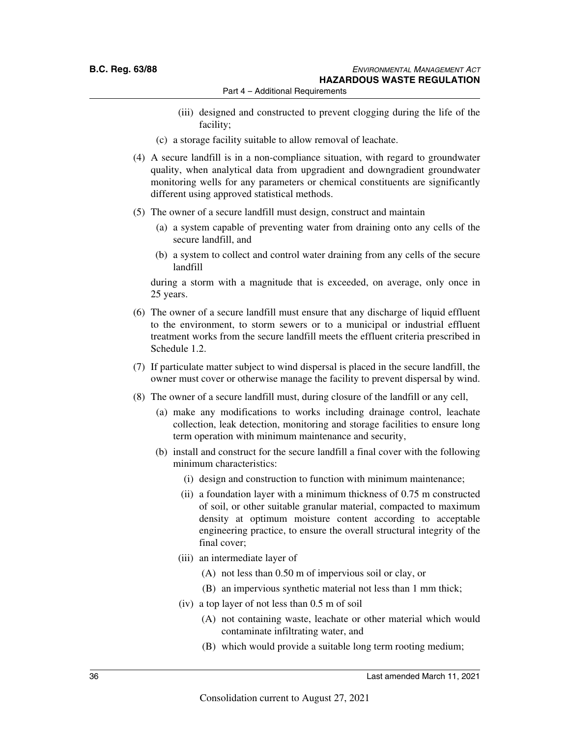(iii) designed and constructed to prevent clogging during the life of the facility;

(c) a storage facility suitable to allow removal of leachate.

(4) A secure landfill is in a non-compliance situation, with regard to groundwater quality, when analytical data from upgradient and downgradient groundwater monitoring wells for any parameters or chemical constituents are significantly different using approved statistical methods.

(5) The owner of a secure landfill must design, construct and maintain

(a) a system capable of preventing water from draining onto any cells of the secure landfill, and

(b) a system to collect and control water draining from any cells of the secure landfill

during a storm with a magnitude that is exceeded, on average, only once in 25 years.

(6) The owner of a secure landfill must ensure that any discharge of liquid effluent to the environment, to storm sewers or to a municipal or industrial effluent treatment works from the secure landfill meets the effluent criteria prescribed in Schedule 1.2.

(7) If particulate matter subject to wind dispersal is placed in the secure landfill, the owner must cover or otherwise manage the facility to prevent dispersal by wind.

(8) The owner of a secure landfill must, during closure of the landfill or any cell,

(a) make any modifications to works including drainage control, leachate collection, leak detection, monitoring and storage facilities to ensure long term operation with minimum maintenance and security,

(b) install and construct for the secure landfill a final cover with the following minimum characteristics:

(i) design and construction to function with minimum maintenance;

(ii) a foundation layer with a minimum thickness of 0.75 m constructed of soil, or other suitable granular material, compacted to maximum density at optimum moisture content according to acceptable engineering practice, to ensure the overall structural integrity of the final cover;

(iii) an intermediate layer of

(A) not less than 0.50 m of impervious soil or clay, or

(B) an impervious synthetic material not less than 1 mm thick;

(iv) a top layer of not less than 0.5 m of soil

(A) not containing waste, leachate or other material which would contaminate infiltrating water, and

(B) which would provide a suitable long term rooting medium;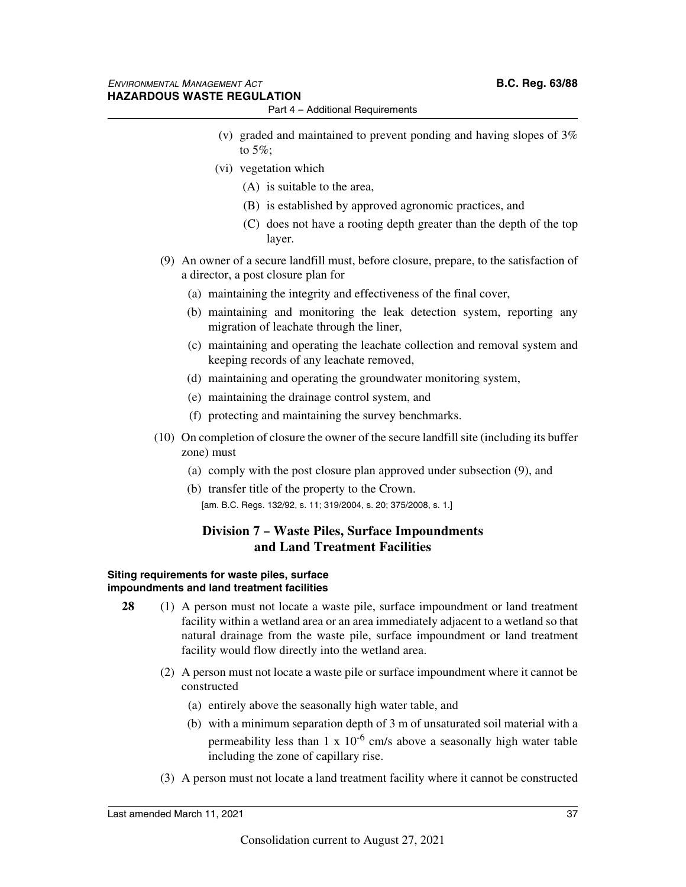(v) graded and maintained to prevent ponding and having slopes of 3% to 5%;

(vi) vegetation which

(A) is suitable to the area,

(B) is established by approved agronomic practices, and

(C) does not have a rooting depth greater than the depth of the top layer.

(9) An owner of a secure landfill must, before closure, prepare, to the satisfaction of a director, a post closure plan for

(a) maintaining the integrity and effectiveness of the final cover,

(b) maintaining and monitoring the leak detection system, reporting any migration of leachate through the liner,

(c) maintaining and operating the leachate collection and removal system and keeping records of any leachate removed,

(d) maintaining and operating the groundwater monitoring system,

(e) maintaining the drainage control system, and

(f) protecting and maintaining the survey benchmarks.

(10) On completion of closure the owner of the secure landfill site (including its buffer zone) must

(a) comply with the post closure plan approved under subsection (9), and

(b) transfer title of the property to the Crown.

[am. B.C. Regs. 132/92, s. 11; 319/2004, s. 20; 375/2008, s. 1.]

## Division 7 – Waste Piles, Surface Impoundments and Land Treatment Facilities

#### Siting requirements for waste piles, surface impoundments and land treatment facilities

**28** (1) A person must not locate a waste pile, surface impoundment or land treatment facility within a wetland area or an area immediately adjacent to a wetland so that natural drainage from the waste pile, surface impoundment or land treatment facility would flow directly into the wetland area.

(2) A person must not locate a waste pile or surface impoundment where it cannot be constructed

(a) entirely above the seasonally high water table, and

(b) with a minimum separation depth of 3 m of unsaturated soil material with a permeability less than $1 \times 10^{-6}$ cm/s above a seasonally high water table including the zone of capillary rise.

(3) A person must not locate a land treatment facility where it cannot be constructed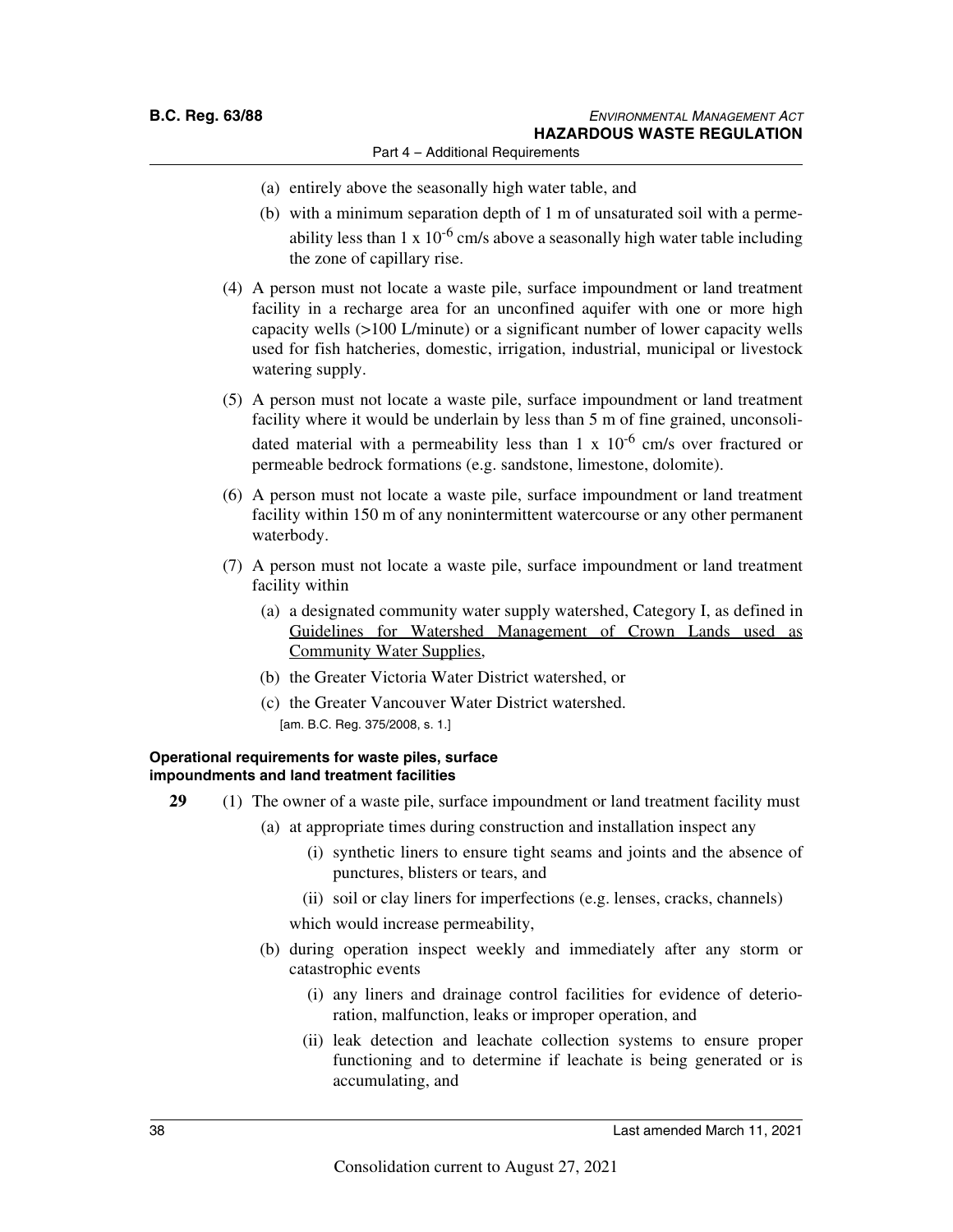(a) entirely above the seasonally high water table, and

(b) with a minimum separation depth of 1 m of unsaturated soil with a permeability less than $1 \times 10^{-6}$ cm/s above a seasonally high water table including the zone of capillary rise.

(4) A person must not locate a waste pile, surface impoundment or land treatment facility in a recharge area for an unconfined aquifer with one or more high capacity wells (>100 L/minute) or a significant number of lower capacity wells used for fish hatcheries, domestic, irrigation, industrial, municipal or livestock watering supply.

(5) A person must not locate a waste pile, surface impoundment or land treatment facility where it would be underlain by less than 5 m of fine grained, unconsolidated material with a permeability less than $1 \times 10^{-6}$ cm/s over fractured or permeable bedrock formations (e.g. sandstone, limestone, dolomite).

(6) A person must not locate a waste pile, surface impoundment or land treatment facility within 150 m of any nonintermittent watercourse or any other permanent waterbody.

(7) A person must not locate a waste pile, surface impoundment or land treatment facility within

(a) a designated community water supply watershed, Category I, as defined in Guidelines for Watershed Management of Crown Lands used as Community Water Supplies,

(b) the Greater Victoria Water District watershed, or

(c) the Greater Vancouver Water District watershed.

[am. B.C. Reg. 375/2008, s. 1.]

**Operational requirements for waste piles, surface impoundments and land treatment facilities**

**29** (1) The owner of a waste pile, surface impoundment or land treatment facility must

(a) at appropriate times during construction and installation inspect any

(i) synthetic liners to ensure tight seams and joints and the absence of punctures, blisters or tears, and

(ii) soil or clay liners for imperfections (e.g. lenses, cracks, channels)

which would increase permeability,

(b) during operation inspect weekly and immediately after any storm or catastrophic events

(i) any liners and drainage control facilities for evidence of deterioration, malfunction, leaks or improper operation, and

(ii) leak detection and leachate collection systems to ensure proper functioning and to determine if leachate is being generated or is accumulating, and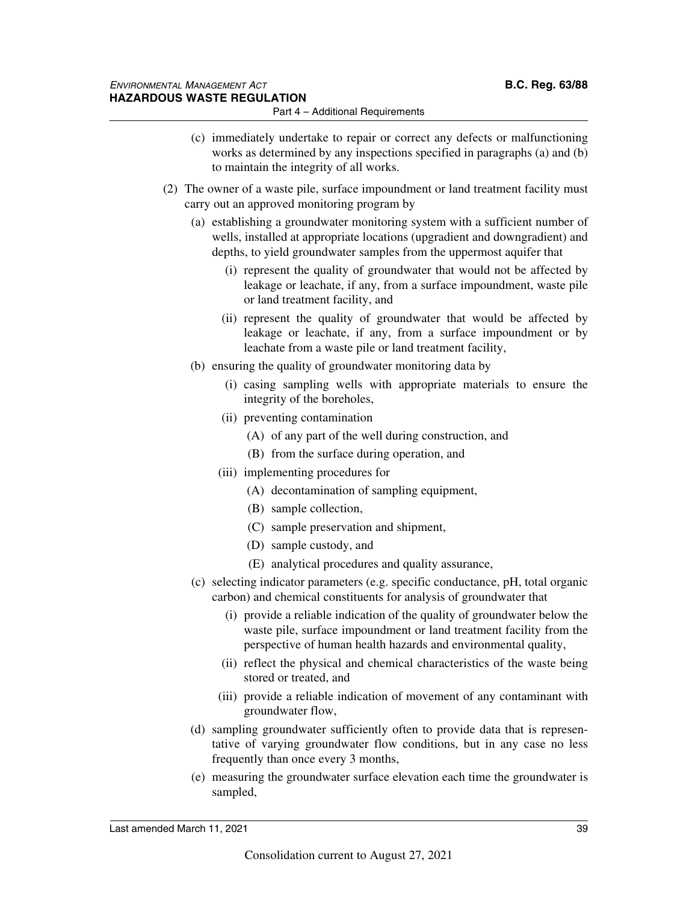(c) immediately undertake to repair or correct any defects or malfunctioning works as determined by any inspections specified in paragraphs (a) and (b) to maintain the integrity of all works.

(2) The owner of a waste pile, surface impoundment or land treatment facility must carry out an approved monitoring program by

(a) establishing a groundwater monitoring system with a sufficient number of wells, installed at appropriate locations (upgradient and downgradient) and depths, to yield groundwater samples from the uppermost aquifer that

(i) represent the quality of groundwater that would not be affected by leakage or leachate, if any, from a surface impoundment, waste pile or land treatment facility, and

(ii) represent the quality of groundwater that would be affected by leakage or leachate, if any, from a surface impoundment or by leachate from a waste pile or land treatment facility,

(b) ensuring the quality of groundwater monitoring data by

(i) casing sampling wells with appropriate materials to ensure the integrity of the boreholes,

(ii) preventing contamination

(A) of any part of the well during construction, and

(B) from the surface during operation, and

(iii) implementing procedures for

(A) decontamination of sampling equipment,

(B) sample collection,

(C) sample preservation and shipment,

(D) sample custody, and

(E) analytical procedures and quality assurance,

(c) selecting indicator parameters (e.g. specific conductance, pH, total organic carbon) and chemical constituents for analysis of groundwater that

(i) provide a reliable indication of the quality of groundwater below the waste pile, surface impoundment or land treatment facility from the perspective of human health hazards and environmental quality,

(ii) reflect the physical and chemical characteristics of the waste being stored or treated, and

(iii) provide a reliable indication of movement of any contaminant with groundwater flow,

(d) sampling groundwater sufficiently often to provide data that is representative of varying groundwater flow conditions, but in any case no less frequently than once every 3 months,

(e) measuring the groundwater surface elevation each time the groundwater is sampled,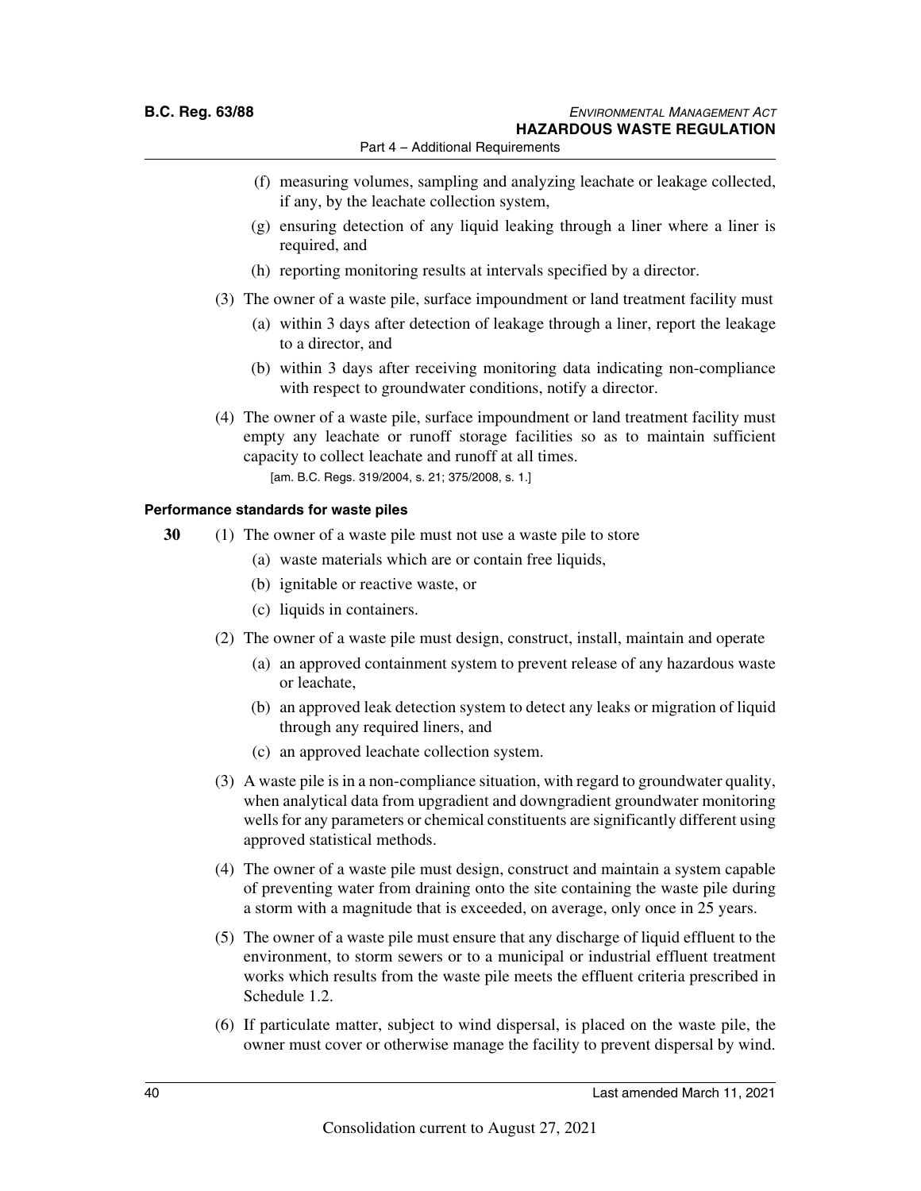(f) measuring volumes, sampling and analyzing leachate or leakage collected, if any, by the leachate collection system,

(g) ensuring detection of any liquid leaking through a liner where a liner is required, and

(h) reporting monitoring results at intervals specified by a director.

(3) The owner of a waste pile, surface impoundment or land treatment facility must

(a) within 3 days after detection of leakage through a liner, report the leakage to a director, and

(b) within 3 days after receiving monitoring data indicating non-compliance with respect to groundwater conditions, notify a director.

(4) The owner of a waste pile, surface impoundment or land treatment facility must empty any leachate or runoff storage facilities so as to maintain sufficient capacity to collect leachate and runoff at all times.

[am. B.C. Regs. 319/2004, s. 21; 375/2008, s. 1.]

#### Performance standards for waste piles

**30** (1) The owner of a waste pile must not use a waste pile to store

(a) waste materials which are or contain free liquids,

(b) ignitable or reactive waste, or

(c) liquids in containers.

(2) The owner of a waste pile must design, construct, install, maintain and operate

(a) an approved containment system to prevent release of any hazardous waste or leachate,

(b) an approved leak detection system to detect any leaks or migration of liquid through any required liners, and

(c) an approved leachate collection system.

(3) A waste pile is in a non-compliance situation, with regard to groundwater quality, when analytical data from upgradient and downgradient groundwater monitoring wells for any parameters or chemical constituents are significantly different using approved statistical methods.

(4) The owner of a waste pile must design, construct and maintain a system capable of preventing water from draining onto the site containing the waste pile during a storm with a magnitude that is exceeded, on average, only once in 25 years.

(5) The owner of a waste pile must ensure that any discharge of liquid effluent to the environment, to storm sewers or to a municipal or industrial effluent treatment works which results from the waste pile meets the effluent criteria prescribed in Schedule 1.2.

(6) If particulate matter, subject to wind dispersal, is placed on the waste pile, the owner must cover or otherwise manage the facility to prevent dispersal by wind.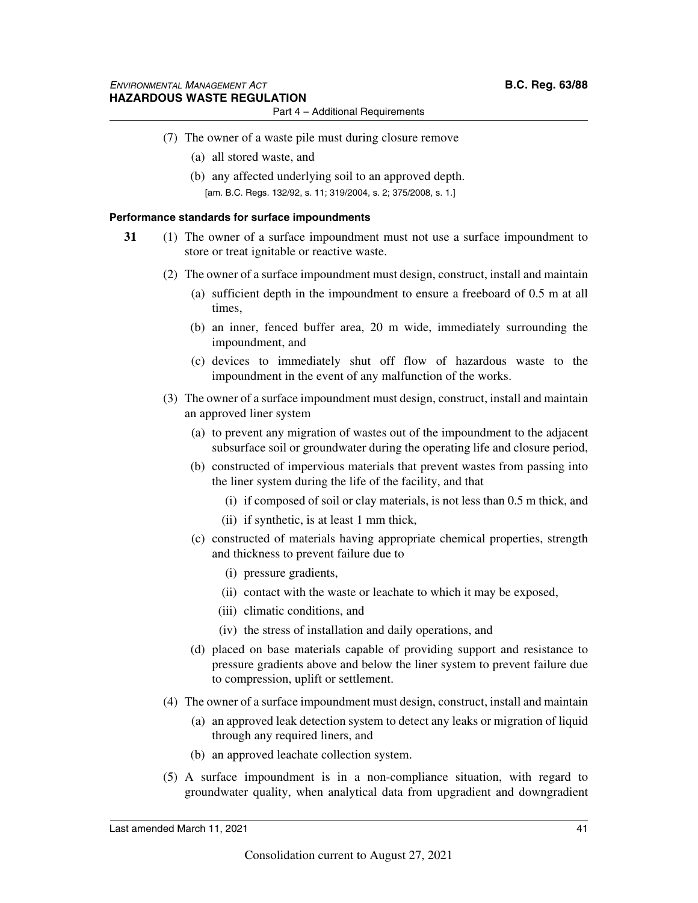(7) The owner of a waste pile must during closure remove

(a) all stored waste, and

(b) any affected underlying soil to an approved depth.

[am. B.C. Regs. 132/92, s. 11; 319/2004, s. 2; 375/2008, s. 1.]

**Performance standards for surface impoundments**

**31** (1) The owner of a surface impoundment must not use a surface impoundment to store or treat ignitable or reactive waste.

(2) The owner of a surface impoundment must design, construct, install and maintain

(a) sufficient depth in the impoundment to ensure a freeboard of 0.5 m at all times,

(b) an inner, fenced buffer area, 20 m wide, immediately surrounding the impoundment, and

(c) devices to immediately shut off flow of hazardous waste to the impoundment in the event of any malfunction of the works.

(3) The owner of a surface impoundment must design, construct, install and maintain an approved liner system

(a) to prevent any migration of wastes out of the impoundment to the adjacent subsurface soil or groundwater during the operating life and closure period,

(b) constructed of impervious materials that prevent wastes from passing into the liner system during the life of the facility, and that

(i) if composed of soil or clay materials, is not less than 0.5 m thick, and

(ii) if synthetic, is at least 1 mm thick,

(c) constructed of materials having appropriate chemical properties, strength and thickness to prevent failure due to

(i) pressure gradients,

(ii) contact with the waste or leachate to which it may be exposed,

(iii) climatic conditions, and

(iv) the stress of installation and daily operations, and

(d) placed on base materials capable of providing support and resistance to pressure gradients above and below the liner system to prevent failure due to compression, uplift or settlement.

(4) The owner of a surface impoundment must design, construct, install and maintain

(a) an approved leak detection system to detect any leaks or migration of liquid through any required liners, and

(b) an approved leachate collection system.

(5) A surface impoundment is in a non-compliance situation, with regard to groundwater quality, when analytical data from upgradient and downgradient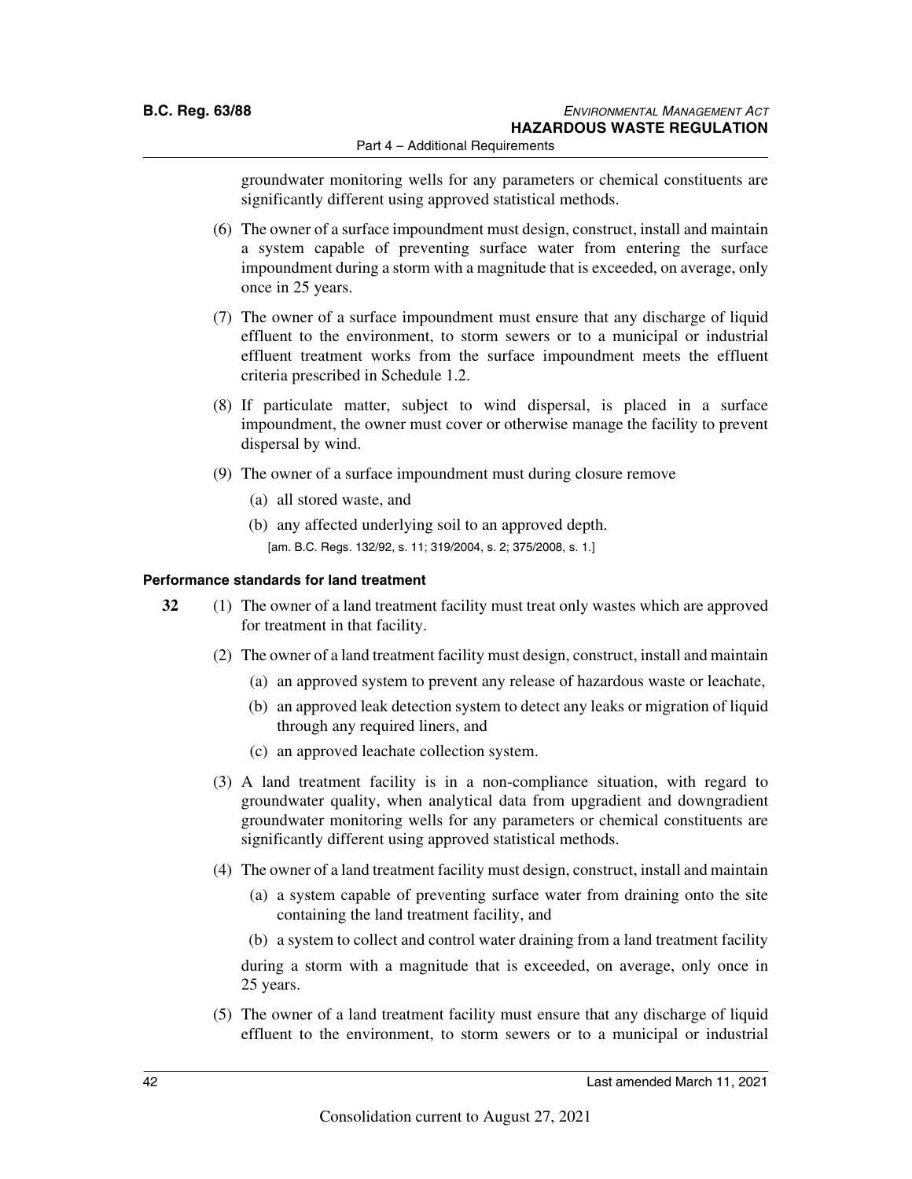groundwater monitoring wells for any parameters or chemical constituents are significantly different using approved statistical methods.

(6) The owner of a surface impoundment must design, construct, install and maintain a system capable of preventing surface water from entering the surface impoundment during a storm with a magnitude that is exceeded, on average, only once in 25 years.

(7) The owner of a surface impoundment must ensure that any discharge of liquid effluent to the environment, to storm sewers or to a municipal or industrial effluent treatment works from the surface impoundment meets the effluent criteria prescribed in Schedule 1.2.

(8) If particulate matter, subject to wind dispersal, is placed in a surface impoundment, the owner must cover or otherwise manage the facility to prevent dispersal by wind.

(9) The owner of a surface impoundment must during closure remove

(a) all stored waste, and

(b) any affected underlying soil to an approved depth.

[am. B.C. Regs. 132/92, s. 11; 319/2004, s. 2; 375/2008, s. 1.]

#### Performance standards for land treatment

**32** (1) The owner of a land treatment facility must treat only wastes which are approved for treatment in that facility.

(2) The owner of a land treatment facility must design, construct, install and maintain

(a) an approved system to prevent any release of hazardous waste or leachate,

(b) an approved leak detection system to detect any leaks or migration of liquid through any required liners, and

(c) an approved leachate collection system.

(3) A land treatment facility is in a non-compliance situation, with regard to groundwater quality, when analytical data from upgradient and downgradient groundwater monitoring wells for any parameters or chemical constituents are significantly different using approved statistical methods.

(4) The owner of a land treatment facility must design, construct, install and maintain

(a) a system capable of preventing surface water from draining onto the site containing the land treatment facility, and

(b) a system to collect and control water draining from a land treatment facility

during a storm with a magnitude that is exceeded, on average, only once in 25 years.

(5) The owner of a land treatment facility must ensure that any discharge of liquid effluent to the environment, to storm sewers or to a municipal or industrial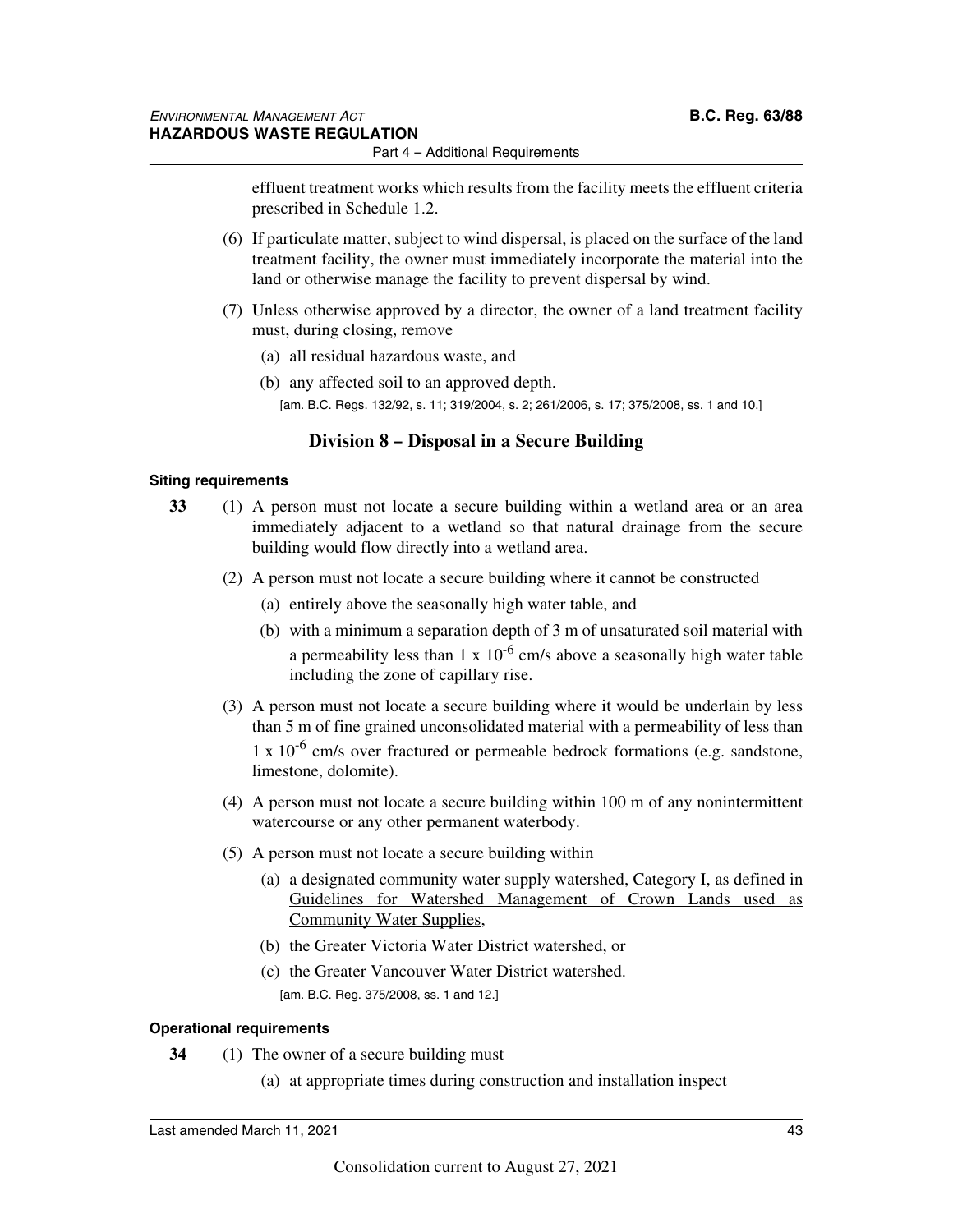effluent treatment works which results from the facility meets the effluent criteria prescribed in Schedule 1.2.

(6) If particulate matter, subject to wind dispersal, is placed on the surface of the land treatment facility, the owner must immediately incorporate the material into the land or otherwise manage the facility to prevent dispersal by wind.

(7) Unless otherwise approved by a director, the owner of a land treatment facility must, during closing, remove

(a) all residual hazardous waste, and

(b) any affected soil to an approved depth.

[am. B.C. Regs. 132/92, s. 11; 319/2004, s. 2; 261/2006, s. 17; 375/2008, ss. 1 and 10.]

## Division 8 – Disposal in a Secure Building

#### Siting requirements

**33** (1) A person must not locate a secure building within a wetland area or an area immediately adjacent to a wetland so that natural drainage from the secure building would flow directly into a wetland area.

(2) A person must not locate a secure building where it cannot be constructed

(a) entirely above the seasonally high water table, and

(b) with a minimum a separation depth of 3 m of unsaturated soil material with a permeability less than $1 \times 10^{-6}$ cm/s above a seasonally high water table including the zone of capillary rise.

(3) A person must not locate a secure building where it would be underlain by less than 5 m of fine grained unconsolidated material with a permeability of less than $1 \times 10^{-6}$ cm/s over fractured or permeable bedrock formations (e.g. sandstone, limestone, dolomite).

(4) A person must not locate a secure building within 100 m of any nonintermittent watercourse or any other permanent waterbody.

(5) A person must not locate a secure building within

(a) a designated community water supply watershed, Category I, as defined in Guidelines for Watershed Management of Crown Lands used as Community Water Supplies,

(b) the Greater Victoria Water District watershed, or

(c) the Greater Vancouver Water District watershed.

[am. B.C. Reg. 375/2008, ss. 1 and 12.]

#### Operational requirements

**34** (1) The owner of a secure building must

(a) at appropriate times during construction and installation inspect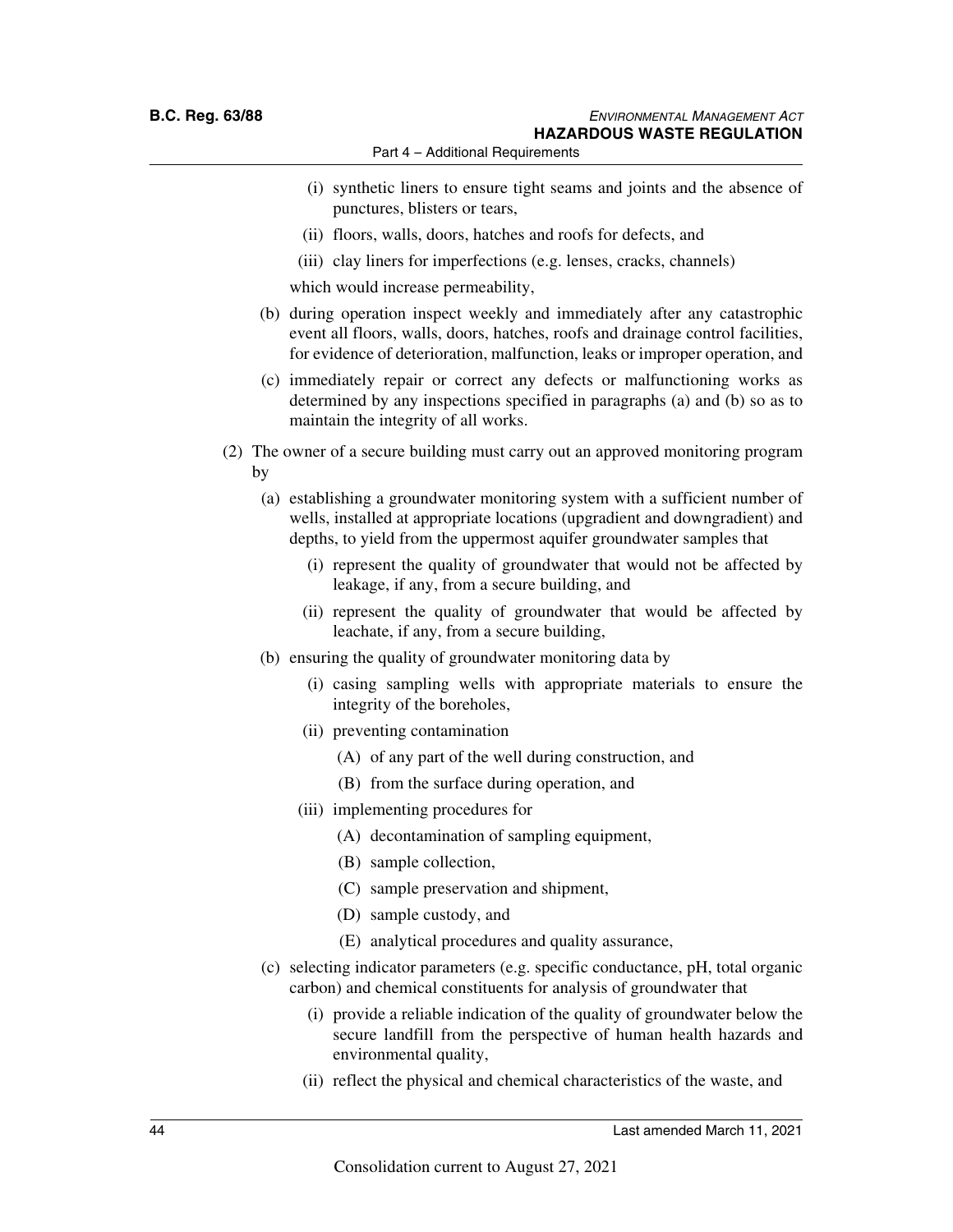(i) synthetic liners to ensure tight seams and joints and the absence of punctures, blisters or tears,

(ii) floors, walls, doors, hatches and roofs for defects, and

(iii) clay liners for imperfections (e.g. lenses, cracks, channels)

which would increase permeability,

(b) during operation inspect weekly and immediately after any catastrophic event all floors, walls, doors, hatches, roofs and drainage control facilities, for evidence of deterioration, malfunction, leaks or improper operation, and

(c) immediately repair or correct any defects or malfunctioning works as determined by any inspections specified in paragraphs (a) and (b) so as to maintain the integrity of all works.

(2) The owner of a secure building must carry out an approved monitoring program by

(a) establishing a groundwater monitoring system with a sufficient number of wells, installed at appropriate locations (upgradient and downgradient) and depths, to yield from the uppermost aquifer groundwater samples that

(i) represent the quality of groundwater that would not be affected by leakage, if any, from a secure building, and

(ii) represent the quality of groundwater that would be affected by leachate, if any, from a secure building,

(b) ensuring the quality of groundwater monitoring data by

(i) casing sampling wells with appropriate materials to ensure the integrity of the boreholes,

(ii) preventing contamination

(A) of any part of the well during construction, and

(B) from the surface during operation, and

(iii) implementing procedures for

(A) decontamination of sampling equipment,

(B) sample collection,

(C) sample preservation and shipment,

(D) sample custody, and

(E) analytical procedures and quality assurance,

(c) selecting indicator parameters (e.g. specific conductance, pH, total organic carbon) and chemical constituents for analysis of groundwater that

(i) provide a reliable indication of the quality of groundwater below the secure landfill from the perspective of human health hazards and environmental quality,

(ii) reflect the physical and chemical characteristics of the waste, and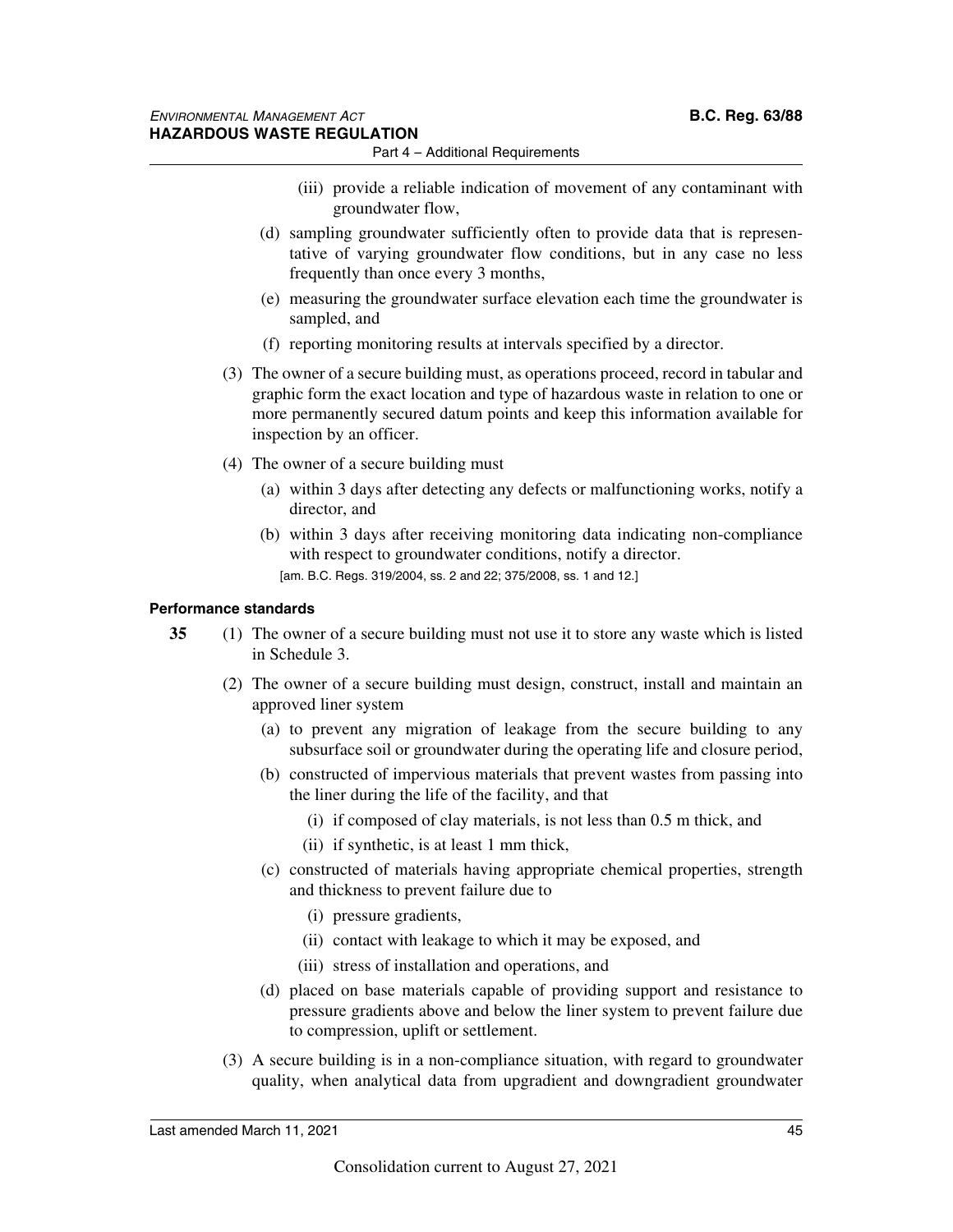(iii) provide a reliable indication of movement of any contaminant with groundwater flow,

(d) sampling groundwater sufficiently often to provide data that is representative of varying groundwater flow conditions, but in any case no less frequently than once every 3 months,

(e) measuring the groundwater surface elevation each time the groundwater is sampled, and

(f) reporting monitoring results at intervals specified by a director.

(3) The owner of a secure building must, as operations proceed, record in tabular and graphic form the exact location and type of hazardous waste in relation to one or more permanently secured datum points and keep this information available for inspection by an officer.

(4) The owner of a secure building must

(a) within 3 days after detecting any defects or malfunctioning works, notify a director, and

(b) within 3 days after receiving monitoring data indicating non-compliance with respect to groundwater conditions, notify a director.

[am. B.C. Regs. 319/2004, ss. 2 and 22; 375/2008, ss. 1 and 12.]

#### Performance standards

**35** (1) The owner of a secure building must not use it to store any waste which is listed in Schedule 3.

(2) The owner of a secure building must design, construct, install and maintain an approved liner system

(a) to prevent any migration of leakage from the secure building to any subsurface soil or groundwater during the operating life and closure period,

(b) constructed of impervious materials that prevent wastes from passing into the liner during the life of the facility, and that

(i) if composed of clay materials, is not less than 0.5 m thick, and

(ii) if synthetic, is at least 1 mm thick,

(c) constructed of materials having appropriate chemical properties, strength and thickness to prevent failure due to

(i) pressure gradients,

(ii) contact with leakage to which it may be exposed, and

(iii) stress of installation and operations, and

(d) placed on base materials capable of providing support and resistance to pressure gradients above and below the liner system to prevent failure due to compression, uplift or settlement.

(3) A secure building is in a non-compliance situation, with regard to groundwater quality, when analytical data from upgradient and downgradient groundwater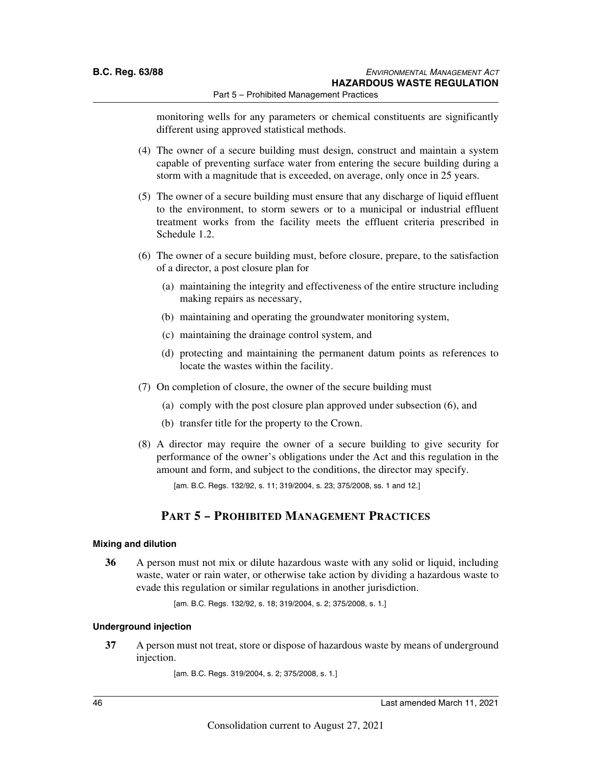monitoring wells for any parameters or chemical constituents are significantly different using approved statistical methods.

(4) The owner of a secure building must design, construct and maintain a system capable of preventing surface water from entering the secure building during a storm with a magnitude that is exceeded, on average, only once in 25 years.

(5) The owner of a secure building must ensure that any discharge of liquid effluent to the environment, to storm sewers or to a municipal or industrial effluent treatment works from the facility meets the effluent criteria prescribed in Schedule 1.2.

(6) The owner of a secure building must, before closure, prepare, to the satisfaction of a director, a post closure plan for

(a) maintaining the integrity and effectiveness of the entire structure including making repairs as necessary,

(b) maintaining and operating the groundwater monitoring system,

(c) maintaining the drainage control system, and

(d) protecting and maintaining the permanent datum points as references to locate the wastes within the facility.

(7) On completion of closure, the owner of the secure building must

(a) comply with the post closure plan approved under subsection (6), and

(b) transfer title for the property to the Crown.

(8) A director may require the owner of a secure building to give security for performance of the owner's obligations under the Act and this regulation in the amount and form, and subject to the conditions, the director may specify.

[am. B.C. Regs. 132/92, s. 11; 319/2004, s. 23; 375/2008, ss. 1 and 12.]

## Part 5 – Prohibited Management Practices

### Mixing and dilution

**36** A person must not mix or dilute hazardous waste with any solid or liquid, including waste, water or rain water, or otherwise take action by dividing a hazardous waste to evade this regulation or similar regulations in another jurisdiction.

[am. B.C. Regs. 132/92, s. 18; 319/2004, s. 2; 375/2008, s. 1.]

### Underground injection

**37** A person must not treat, store or dispose of hazardous waste by means of underground injection.

[am. B.C. Regs. 319/2004, s. 2; 375/2008, s. 1.]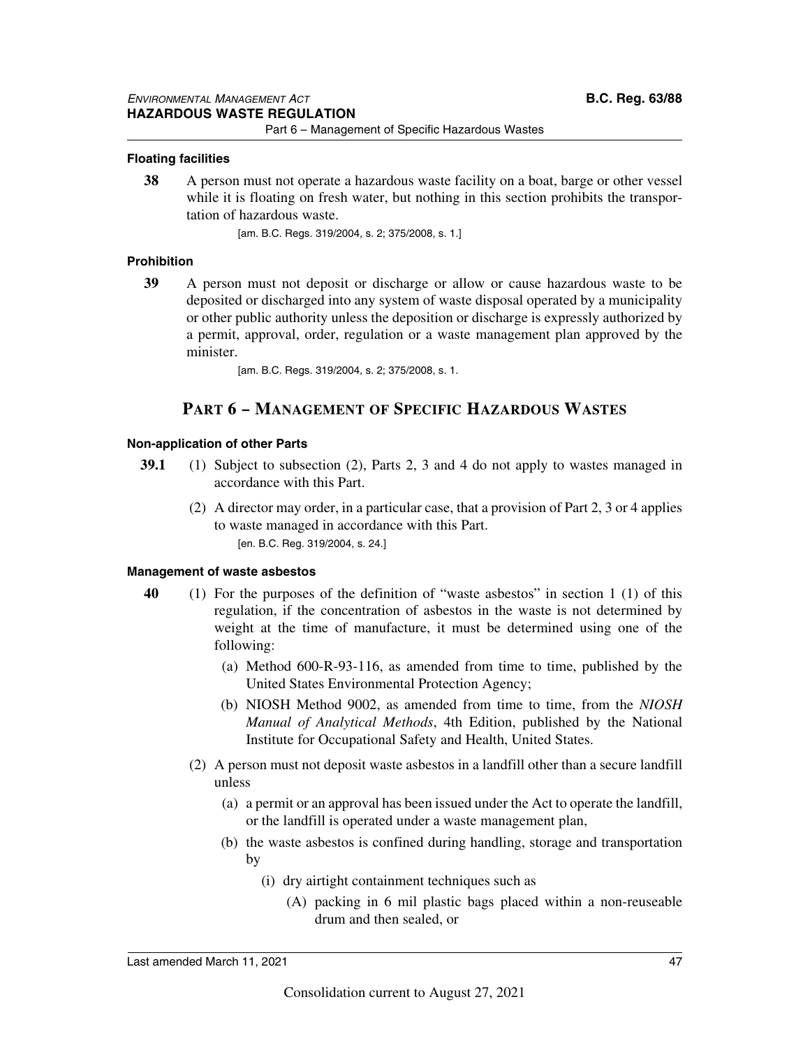#### Floating facilities

**38** A person must not operate a hazardous waste facility on a boat, barge or other vessel while it is floating on fresh water, but nothing in this section prohibits the transportation of hazardous waste.

[am. B.C. Regs. 319/2004, s. 2; 375/2008, s. 1.]

#### Prohibition

**39** A person must not deposit or discharge or allow or cause hazardous waste to be deposited or discharged into any system of waste disposal operated by a municipality or other public authority unless the deposition or discharge is expressly authorized by a permit, approval, order, regulation or a waste management plan approved by the minister.

[am. B.C. Regs. 319/2004, s. 2; 375/2008, s. 1.

## PART 6 – MANAGEMENT OF SPECIFIC HAZARDOUS WASTES

#### Non-application of other Parts

**39.1** (1) Subject to subsection (2), Parts 2, 3 and 4 do not apply to wastes managed in accordance with this Part.

(2) A director may order, in a particular case, that a provision of Part 2, 3 or 4 applies to waste managed in accordance with this Part.

[en. B.C. Reg. 319/2004, s. 24.]

#### Management of waste asbestos

**40** (1) For the purposes of the definition of "waste asbestos" in section 1 (1) of this regulation, if the concentration of asbestos in the waste is not determined by weight at the time of manufacture, it must be determined using one of the following:

(a) Method 600-R-93-116, as amended from time to time, published by the United States Environmental Protection Agency;

(b) NIOSH Method 9002, as amended from time to time, from the *NIOSH Manual of Analytical Methods*, 4th Edition, published by the National Institute for Occupational Safety and Health, United States.

(2) A person must not deposit waste asbestos in a landfill other than a secure landfill unless

(a) a permit or an approval has been issued under the Act to operate the landfill, or the landfill is operated under a waste management plan,

(b) the waste asbestos is confined during handling, storage and transportation by

(i) dry airtight containment techniques such as

(A) packing in 6 mil plastic bags placed within a non-reuseable drum and then sealed, or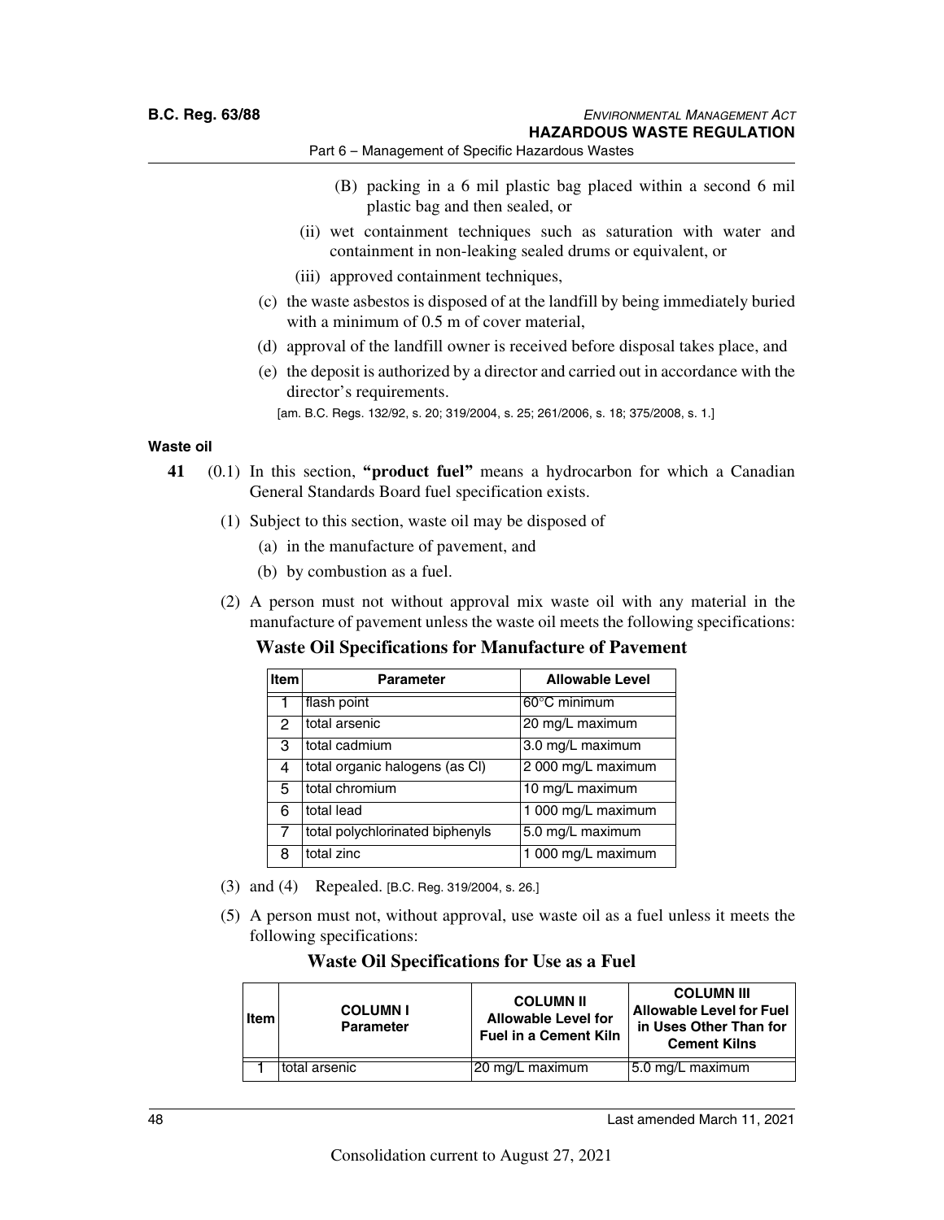(B) packing in a 6 mil plastic bag placed within a second 6 mil plastic bag and then sealed, or

(ii) wet containment techniques such as saturation with water and containment in non-leaking sealed drums or equivalent, or

(iii) approved containment techniques,

(c) the waste asbestos is disposed of at the landfill by being immediately buried with a minimum of 0.5 m of cover material,

(d) approval of the landfill owner is received before disposal takes place, and

(e) the deposit is authorized by a director and carried out in accordance with the director's requirements.

[am. B.C. Regs. 132/92, s. 20; 319/2004, s. 25; 261/2006, s. 18; 375/2008, s. 1.]

### Waste oil

**41** (0.1) In this section, **"product fuel"** means a hydrocarbon for which a Canadian General Standards Board fuel specification exists.

(1) Subject to this section, waste oil may be disposed of

(a) in the manufacture of pavement, and

(b) by combustion as a fuel.

(2) A person must not without approval mix waste oil with any material in the manufacture of pavement unless the waste oil meets the following specifications:

**Waste Oil Specifications for Manufacture of Pavement**

| Item | Parameter | Allowable Level |
|---|---|---|
| 1 | flash point | 60°C minimum |
| 2 | total arsenic | 20 mg/L maximum |
| 3 | total cadmium | 3.0 mg/L maximum |
| 4 | total organic halogens (as Cl) | 2 000 mg/L maximum |
| 5 | total chromium | 10 mg/L maximum |
| 6 | total lead | 1 000 mg/L maximum |
| 7 | total polychlorinated biphenyls | 5.0 mg/L maximum |
| 8 | total zinc | 1 000 mg/L maximum |

(3) and (4) Repealed. [B.C. Reg. 319/2004, s. 26.]

(5) A person must not, without approval, use waste oil as a fuel unless it meets the following specifications:

**Waste Oil Specifications for Use as a Fuel**

| Item | COLUMN I Parameter | COLUMN II Allowable Level for Fuel in a Cement Kiln | COLUMN III Allowable Level for Fuel in Uses Other Than for Cement Kilns |
|---|---|---|---|
| 1 | total arsenic | 20 mg/L maximum | 5.0 mg/L maximum |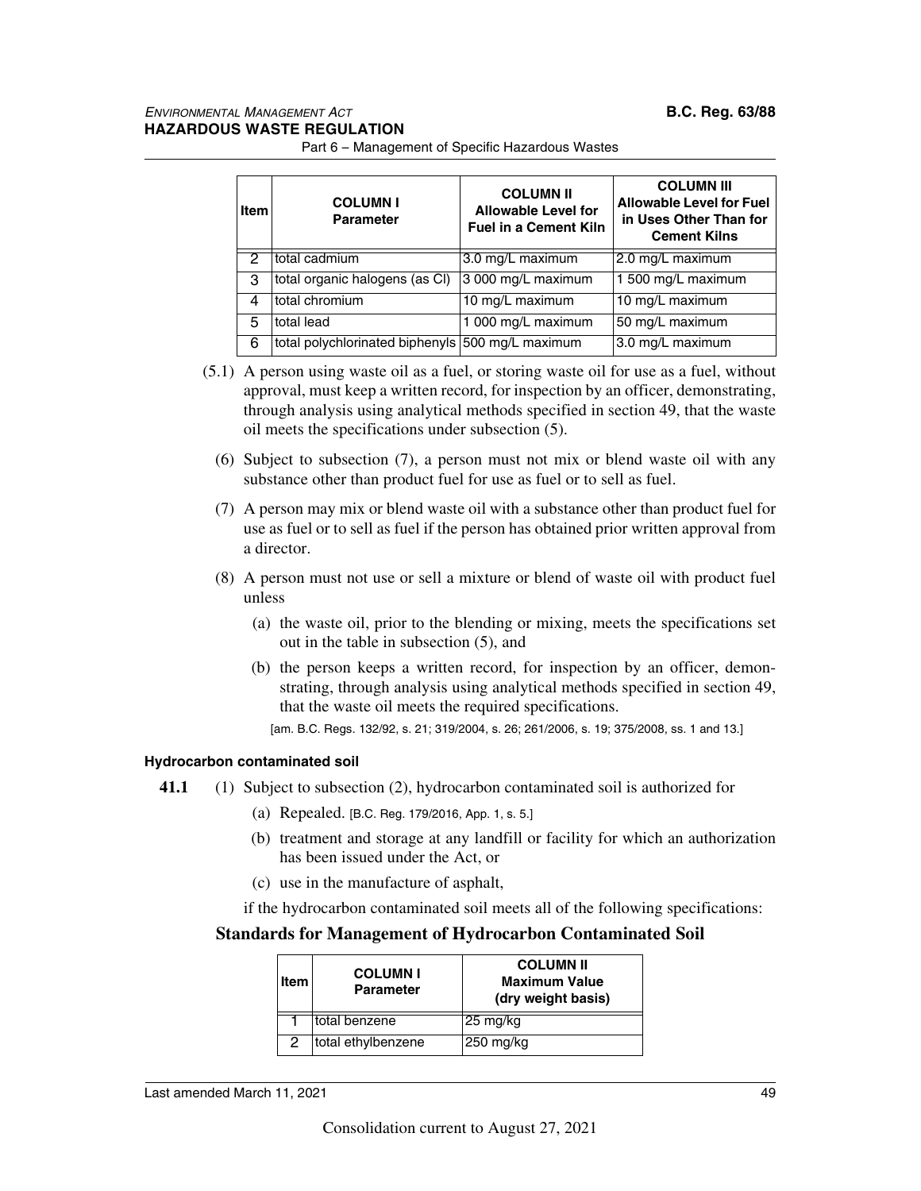| Item | COLUMN I Parameter | COLUMN II Allowable Level for Fuel in a Cement Kiln | COLUMN III Allowable Level for Fuel in Uses Other Than for Cement Kilns |
|---|---|---|---|
| 2 | total cadmium | 3.0 mg/L maximum | 2.0 mg/L maximum |
| 3 | total organic halogens (as Cl) | 3 000 mg/L maximum | 1 500 mg/L maximum |
| 4 | total chromium | 10 mg/L maximum | 10 mg/L maximum |
| 5 | total lead | 1 000 mg/L maximum | 50 mg/L maximum |
| 6 | total polychlorinated biphenyls | 500 mg/L maximum | 3.0 mg/L maximum |

(5.1) A person using waste oil as a fuel, or storing waste oil for use as a fuel, without approval, must keep a written record, for inspection by an officer, demonstrating, through analysis using analytical methods specified in section 49, that the waste oil meets the specifications under subsection (5).

(6) Subject to subsection (7), a person must not mix or blend waste oil with any substance other than product fuel for use as fuel or to sell as fuel.

(7) A person may mix or blend waste oil with a substance other than product fuel for use as fuel or to sell as fuel if the person has obtained prior written approval from a director.

(8) A person must not use or sell a mixture or blend of waste oil with product fuel unless

(a) the waste oil, prior to the blending or mixing, meets the specifications set out in the table in subsection (5), and

(b) the person keeps a written record, for inspection by an officer, demonstrating, through analysis using analytical methods specified in section 49, that the waste oil meets the required specifications.

[am. B.C. Regs. 132/92, s. 21; 319/2004, s. 26; 261/2006, s. 19; 375/2008, ss. 1 and 13.]

#### Hydrocarbon contaminated soil

**41.1** (1) Subject to subsection (2), hydrocarbon contaminated soil is authorized for

(a) Repealed. [B.C. Reg. 179/2016, App. 1, s. 5.]

(b) treatment and storage at any landfill or facility for which an authorization has been issued under the Act, or

(c) use in the manufacture of asphalt,

if the hydrocarbon contaminated soil meets all of the following specifications:

### Standards for Management of Hydrocarbon Contaminated Soil

| Item | COLUMN I Parameter | COLUMN II Maximum Value (dry weight basis) |
|---|---|---|
| 1 | total benzene | 25 mg/kg |
| 2 | total ethylbenzene | 250 mg/kg |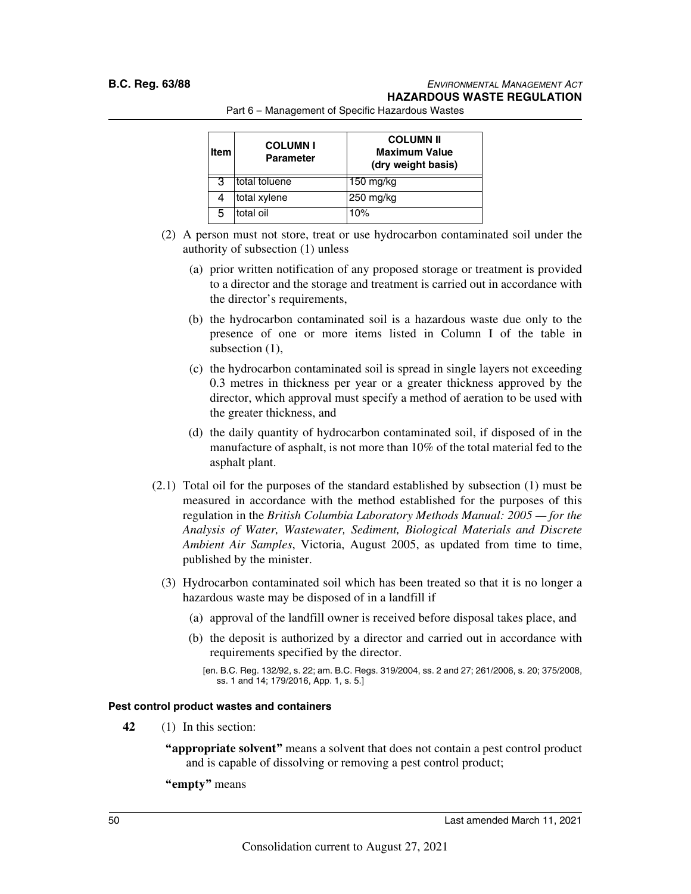| Item | COLUMN I Parameter | COLUMN II Maximum Value (dry weight basis) |
|---|---|---|
| 3 | total toluene | 150 mg/kg |
| 4 | total xylene | 250 mg/kg |
| 5 | total oil | 10% |

(2) A person must not store, treat or use hydrocarbon contaminated soil under the authority of subsection (1) unless

(a) prior written notification of any proposed storage or treatment is provided to a director and the storage and treatment is carried out in accordance with the director's requirements,

(b) the hydrocarbon contaminated soil is a hazardous waste due only to the presence of one or more items listed in Column I of the table in subsection (1),

(c) the hydrocarbon contaminated soil is spread in single layers not exceeding 0.3 metres in thickness per year or a greater thickness approved by the director, which approval must specify a method of aeration to be used with the greater thickness, and

(d) the daily quantity of hydrocarbon contaminated soil, if disposed of in the manufacture of asphalt, is not more than 10% of the total material fed to the asphalt plant.

(2.1) Total oil for the purposes of the standard established by subsection (1) must be measured in accordance with the method established for the purposes of this regulation in the *British Columbia Laboratory Methods Manual: 2005 — for the Analysis of Water, Wastewater, Sediment, Biological Materials and Discrete Ambient Air Samples*, Victoria, August 2005, as updated from time to time, published by the minister.

(3) Hydrocarbon contaminated soil which has been treated so that it is no longer a hazardous waste may be disposed of in a landfill if

(a) approval of the landfill owner is received before disposal takes place, and

(b) the deposit is authorized by a director and carried out in accordance with requirements specified by the director.

[en. B.C. Reg. 132/92, s. 22; am. B.C. Regs. 319/2004, ss. 2 and 27; 261/2006, s. 20; 375/2008, ss. 1 and 14; 179/2016, App. 1, s. 5.]

#### Pest control product wastes and containers

**42** (1) In this section:

**"appropriate solvent"** means a solvent that does not contain a pest control product and is capable of dissolving or removing a pest control product;

**"empty"** means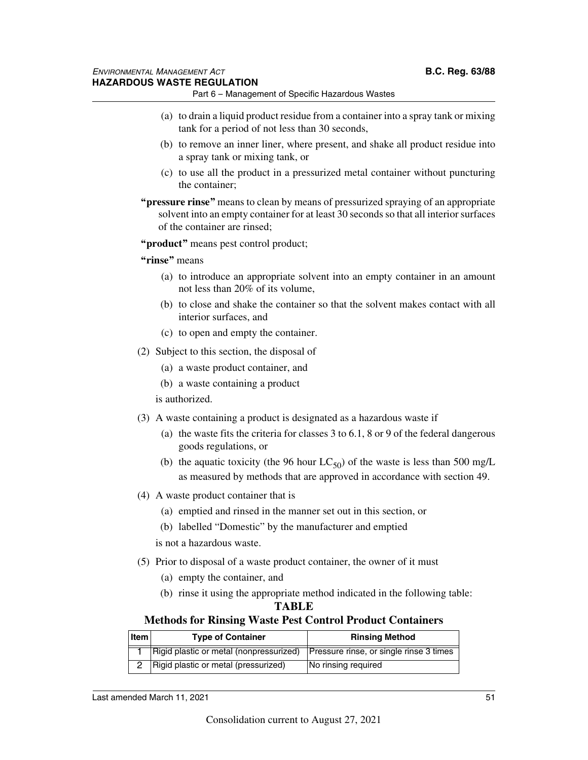(a) to drain a liquid product residue from a container into a spray tank or mixing tank for a period of not less than 30 seconds,

(b) to remove an inner liner, where present, and shake all product residue into a spray tank or mixing tank, or

(c) to use all the product in a pressurized metal container without puncturing the container;

**"pressure rinse"** means to clean by means of pressurized spraying of an appropriate solvent into an empty container for at least 30 seconds so that all interior surfaces of the container are rinsed;

**"product"** means pest control product;

**"rinse"** means

(a) to introduce an appropriate solvent into an empty container in an amount not less than 20% of its volume,

(b) to close and shake the container so that the solvent makes contact with all interior surfaces, and

(c) to open and empty the container.

(2) Subject to this section, the disposal of

(a) a waste product container, and

(b) a waste containing a product

is authorized.

(3) A waste containing a product is designated as a hazardous waste if

(a) the waste fits the criteria for classes 3 to 6.1, 8 or 9 of the federal dangerous goods regulations, or

(b) the aquatic toxicity (the 96 hour $LC_{50}$) of the waste is less than 500 mg/L as measured by methods that are approved in accordance with section 49.

(4) A waste product container that is

(a) emptied and rinsed in the manner set out in this section, or

(b) labelled "Domestic" by the manufacturer and emptied

is not a hazardous waste.

(5) Prior to disposal of a waste product container, the owner of it must

(a) empty the container, and

(b) rinse it using the appropriate method indicated in the following table:

**TABLE**

**Methods for Rinsing Waste Pest Control Product Containers**

| Item | Type of Container | Rinsing Method |
|---|---|---|
| 1 | Rigid plastic or metal (nonpressurized) | Pressure rinse, or single rinse 3 times |
| 2 | Rigid plastic or metal (pressurized) | No rinsing required |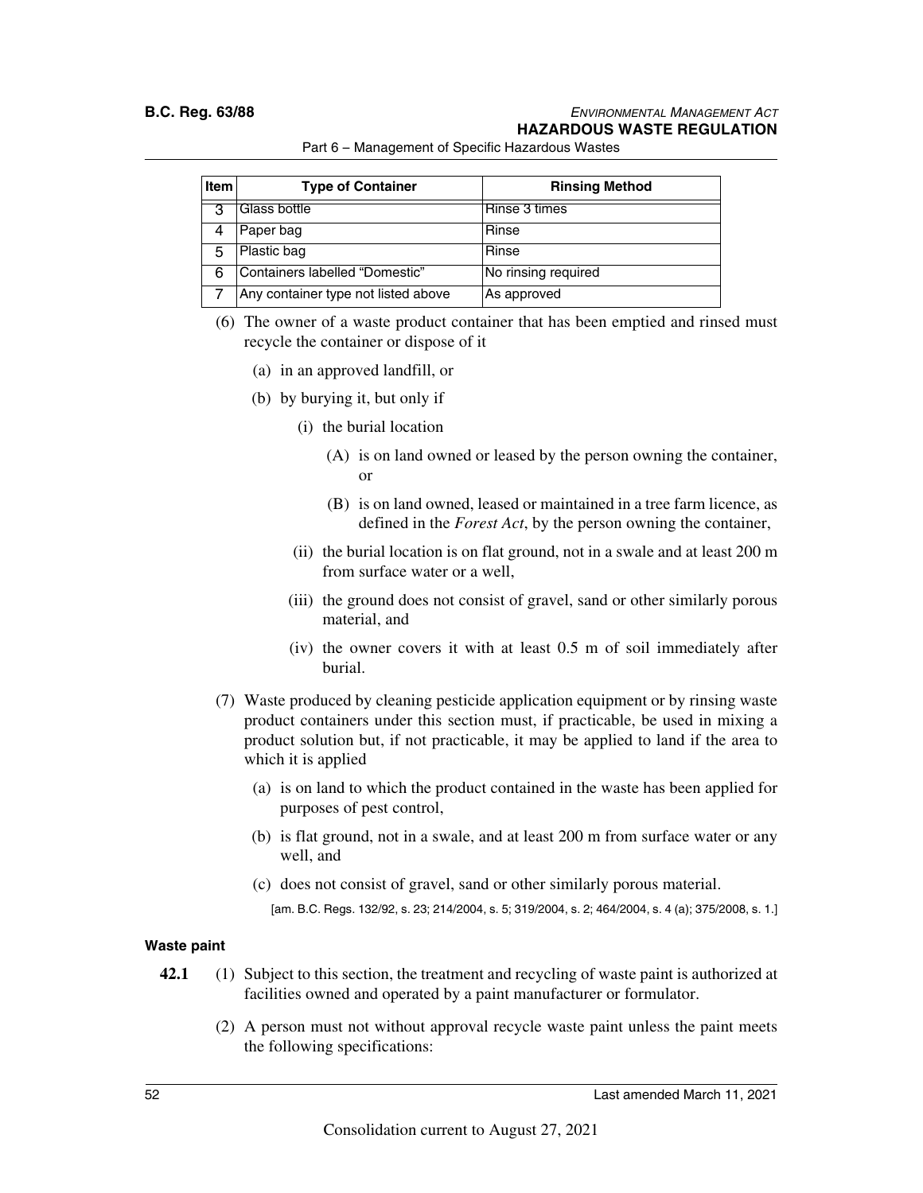| Item | Type of Container | Rinsing Method |
| --- | --- | --- |
| 3 | Glass bottle | Rinse 3 times |
| 4 | Paper bag | Rinse |
| 5 | Plastic bag | Rinse |
| 6 | Containers labelled "Domestic" | No rinsing required |
| 7 | Any container type not listed above | As approved |

(6) The owner of a waste product container that has been emptied and rinsed must recycle the container or dispose of it

(a) in an approved landfill, or

(b) by burying it, but only if

(i) the burial location

(A) is on land owned or leased by the person owning the container, or

(B) is on land owned, leased or maintained in a tree farm licence, as defined in the *Forest Act*, by the person owning the container,

(ii) the burial location is on flat ground, not in a swale and at least 200 m from surface water or a well,

(iii) the ground does not consist of gravel, sand or other similarly porous material, and

(iv) the owner covers it with at least 0.5 m of soil immediately after burial.

(7) Waste produced by cleaning pesticide application equipment or by rinsing waste product containers under this section must, if practicable, be used in mixing a product solution but, if not practicable, it may be applied to land if the area to which it is applied

(a) is on land to which the product contained in the waste has been applied for purposes of pest control,

(b) is flat ground, not in a swale, and at least 200 m from surface water or any well, and

(c) does not consist of gravel, sand or other similarly porous material.

[am. B.C. Regs. 132/92, s. 23; 214/2004, s. 5; 319/2004, s. 2; 464/2004, s. 4 (a); 375/2008, s. 1.]

**Waste paint**

**42.1** (1) Subject to this section, the treatment and recycling of waste paint is authorized at facilities owned and operated by a paint manufacturer or formulator.

(2) A person must not without approval recycle waste paint unless the paint meets the following specifications: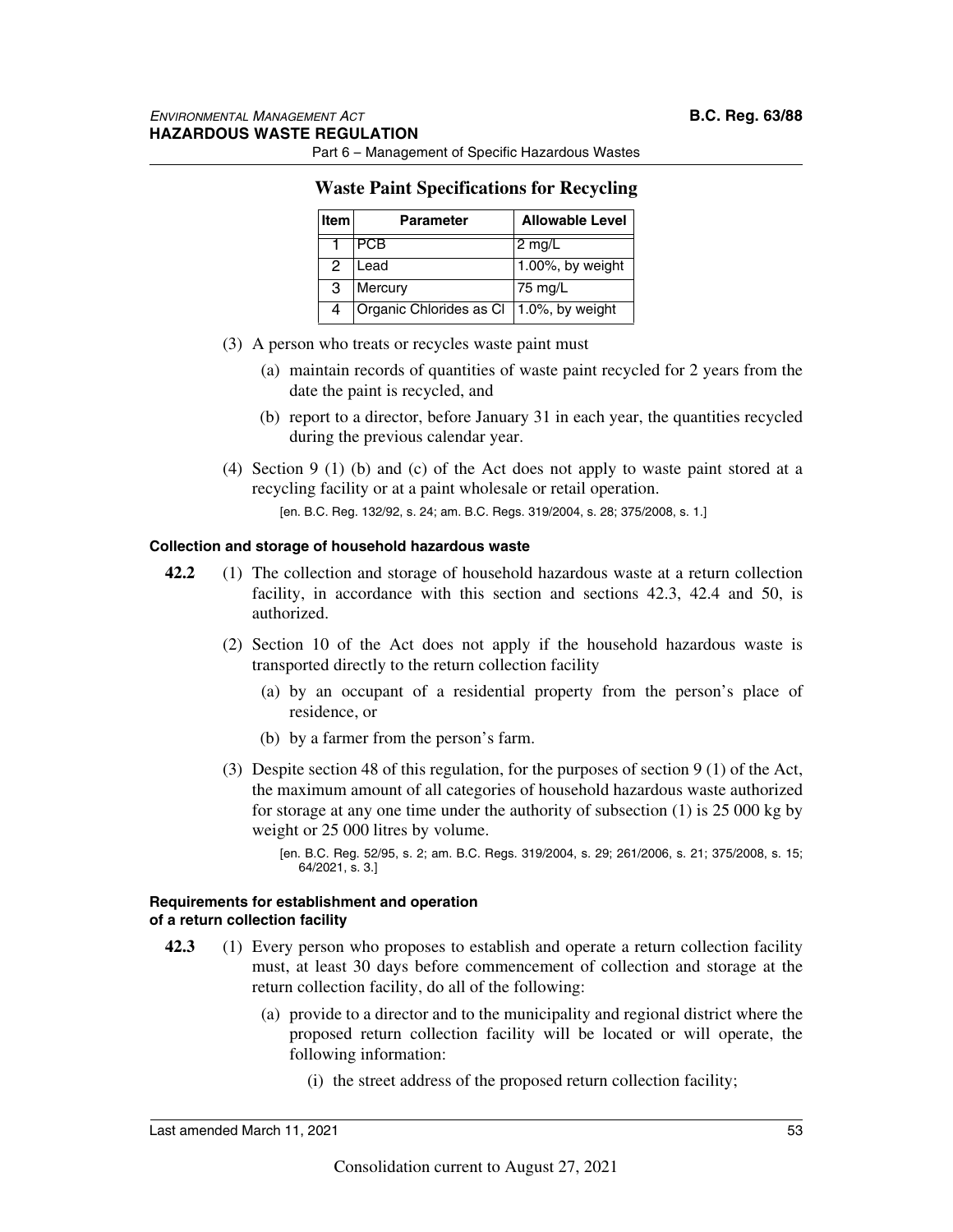**Waste Paint Specifications for Recycling**

| Item | Parameter | Allowable Level |
| --- | --- | --- |
| 1 | PCB | 2 mg/L |
| 2 | Lead | 1.00%, by weight |
| 3 | Mercury | 75 mg/L |
| 4 | Organic Chlorides as Cl | 1.0%, by weight |

(3) A person who treats or recycles waste paint must

(a) maintain records of quantities of waste paint recycled for 2 years from the date the paint is recycled, and

(b) report to a director, before January 31 in each year, the quantities recycled during the previous calendar year.

(4) Section 9 (1) (b) and (c) of the Act does not apply to waste paint stored at a recycling facility or at a paint wholesale or retail operation.

[en. B.C. Reg. 132/92, s. 24; am. B.C. Regs. 319/2004, s. 28; 375/2008, s. 1.]

#### Collection and storage of household hazardous waste

**42.2** (1) The collection and storage of household hazardous waste at a return collection facility, in accordance with this section and sections 42.3, 42.4 and 50, is authorized.

(2) Section 10 of the Act does not apply if the household hazardous waste is transported directly to the return collection facility

(a) by an occupant of a residential property from the person's place of residence, or

(b) by a farmer from the person's farm.

(3) Despite section 48 of this regulation, for the purposes of section 9 (1) of the Act, the maximum amount of all categories of household hazardous waste authorized for storage at any one time under the authority of subsection (1) is 25 000 kg by weight or 25 000 litres by volume.

[en. B.C. Reg. 52/95, s. 2; am. B.C. Regs. 319/2004, s. 29; 261/2006, s. 21; 375/2008, s. 15; 64/2021, s. 3.]

#### Requirements for establishment and operation of a return collection facility

**42.3** (1) Every person who proposes to establish and operate a return collection facility must, at least 30 days before commencement of collection and storage at the return collection facility, do all of the following:

(a) provide to a director and to the municipality and regional district where the proposed return collection facility will be located or will operate, the following information:

(i) the street address of the proposed return collection facility;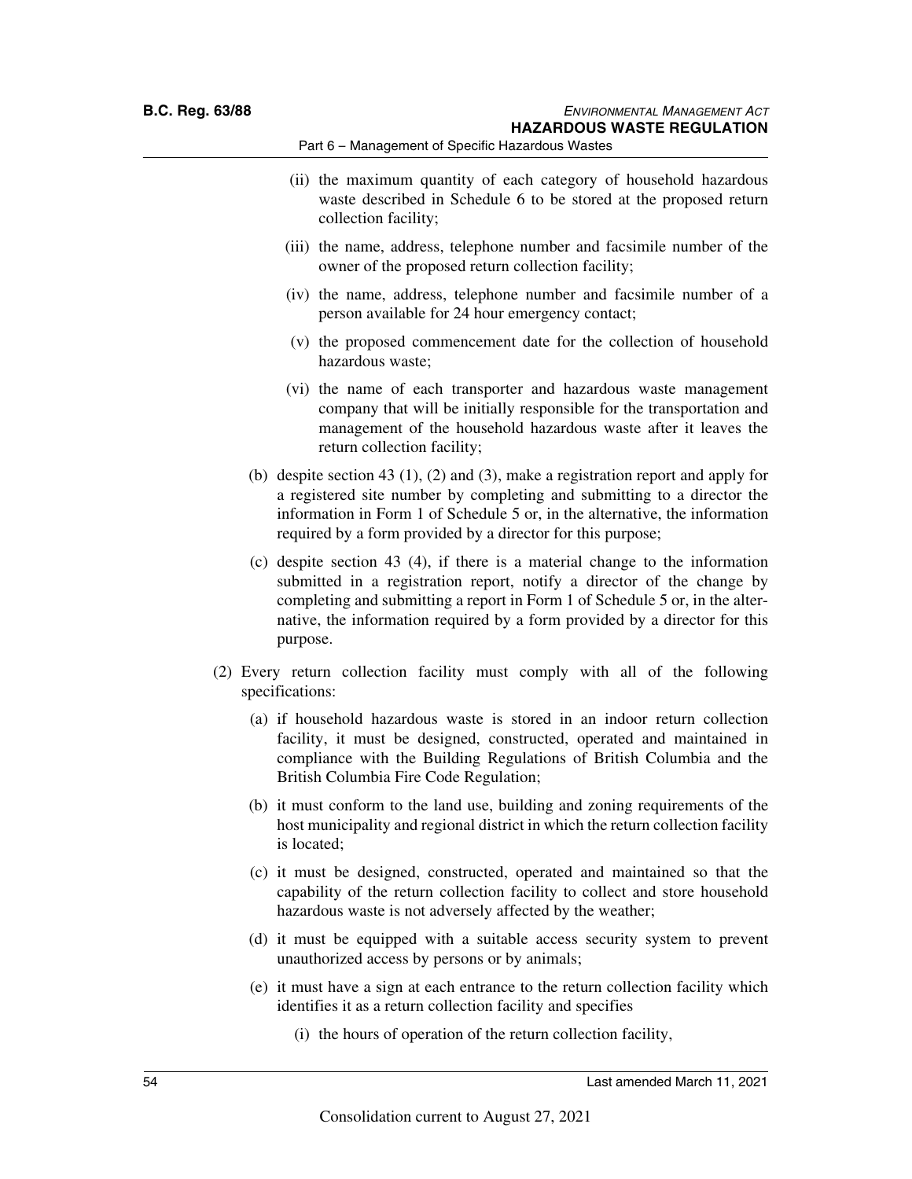(ii) the maximum quantity of each category of household hazardous waste described in Schedule 6 to be stored at the proposed return collection facility;

(iii) the name, address, telephone number and facsimile number of the owner of the proposed return collection facility;

(iv) the name, address, telephone number and facsimile number of a person available for 24 hour emergency contact;

(v) the proposed commencement date for the collection of household hazardous waste;

(vi) the name of each transporter and hazardous waste management company that will be initially responsible for the transportation and management of the household hazardous waste after it leaves the return collection facility;

(b) despite section 43 (1), (2) and (3), make a registration report and apply for a registered site number by completing and submitting to a director the information in Form 1 of Schedule 5 or, in the alternative, the information required by a form provided by a director for this purpose;

(c) despite section 43 (4), if there is a material change to the information submitted in a registration report, notify a director of the change by completing and submitting a report in Form 1 of Schedule 5 or, in the alternative, the information required by a form provided by a director for this purpose.

(2) Every return collection facility must comply with all of the following specifications:

(a) if household hazardous waste is stored in an indoor return collection facility, it must be designed, constructed, operated and maintained in compliance with the Building Regulations of British Columbia and the British Columbia Fire Code Regulation;

(b) it must conform to the land use, building and zoning requirements of the host municipality and regional district in which the return collection facility is located;

(c) it must be designed, constructed, operated and maintained so that the capability of the return collection facility to collect and store household hazardous waste is not adversely affected by the weather;

(d) it must be equipped with a suitable access security system to prevent unauthorized access by persons or by animals;

(e) it must have a sign at each entrance to the return collection facility which identifies it as a return collection facility and specifies

(i) the hours of operation of the return collection facility,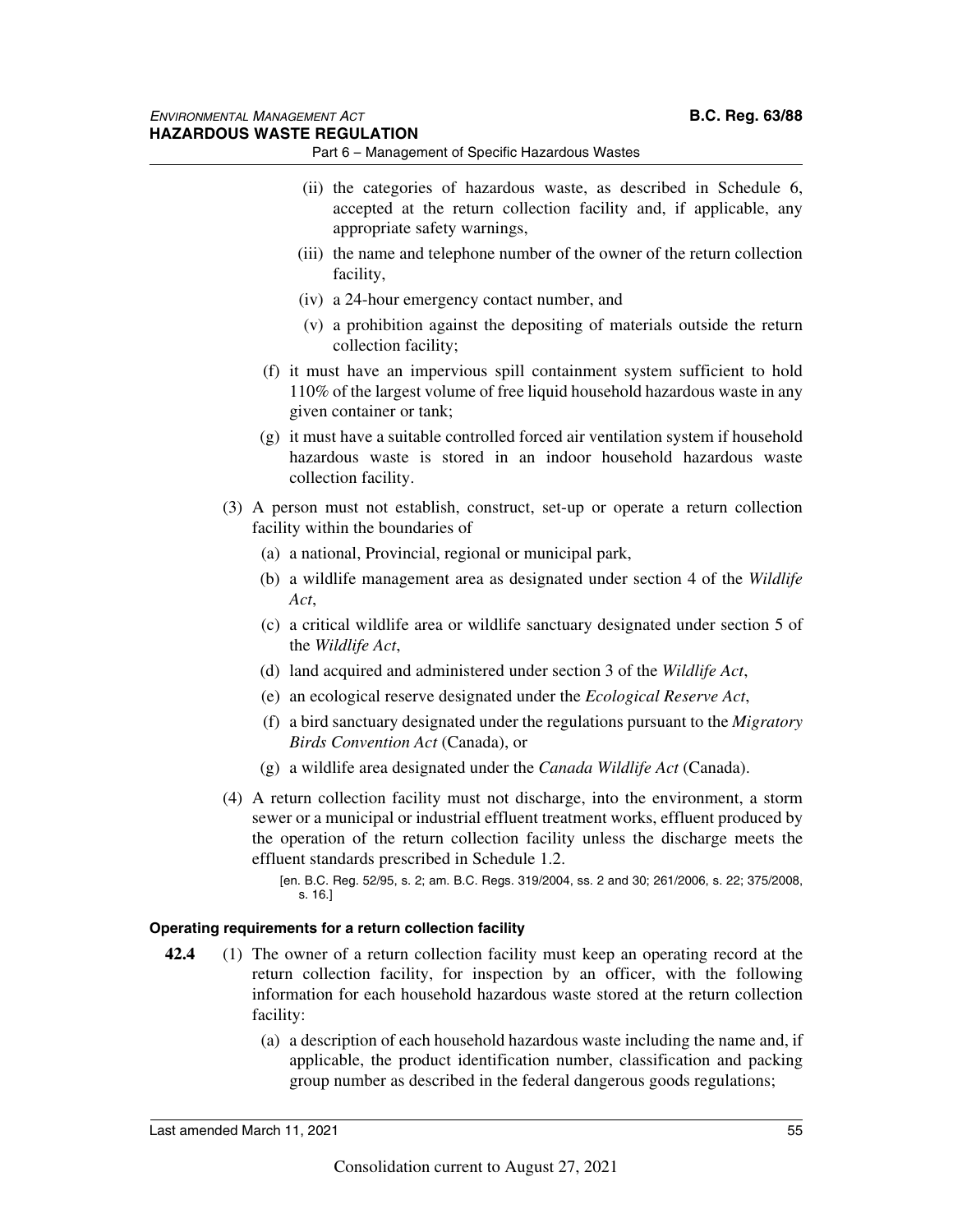(ii) the categories of hazardous waste, as described in Schedule 6, accepted at the return collection facility and, if applicable, any appropriate safety warnings,

(iii) the name and telephone number of the owner of the return collection facility,

(iv) a 24-hour emergency contact number, and

(v) a prohibition against the depositing of materials outside the return collection facility;

(f) it must have an impervious spill containment system sufficient to hold 110% of the largest volume of free liquid household hazardous waste in any given container or tank;

(g) it must have a suitable controlled forced air ventilation system if household hazardous waste is stored in an indoor household hazardous waste collection facility.

(3) A person must not establish, construct, set-up or operate a return collection facility within the boundaries of

(a) a national, Provincial, regional or municipal park,

(b) a wildlife management area as designated under section 4 of the *Wildlife Act*,

(c) a critical wildlife area or wildlife sanctuary designated under section 5 of the *Wildlife Act*,

(d) land acquired and administered under section 3 of the *Wildlife Act*,

(e) an ecological reserve designated under the *Ecological Reserve Act*,

(f) a bird sanctuary designated under the regulations pursuant to the *Migratory Birds Convention Act* (Canada), or

(g) a wildlife area designated under the *Canada Wildlife Act* (Canada).

(4) A return collection facility must not discharge, into the environment, a storm sewer or a municipal or industrial effluent treatment works, effluent produced by the operation of the return collection facility unless the discharge meets the effluent standards prescribed in Schedule 1.2.

[en. B.C. Reg. 52/95, s. 2; am. B.C. Regs. 319/2004, ss. 2 and 30; 261/2006, s. 22; 375/2008, s. 16.]

#### Operating requirements for a return collection facility

**42.4** (1) The owner of a return collection facility must keep an operating record at the return collection facility, for inspection by an officer, with the following information for each household hazardous waste stored at the return collection facility:

(a) a description of each household hazardous waste including the name and, if applicable, the product identification number, classification and packing group number as described in the federal dangerous goods regulations;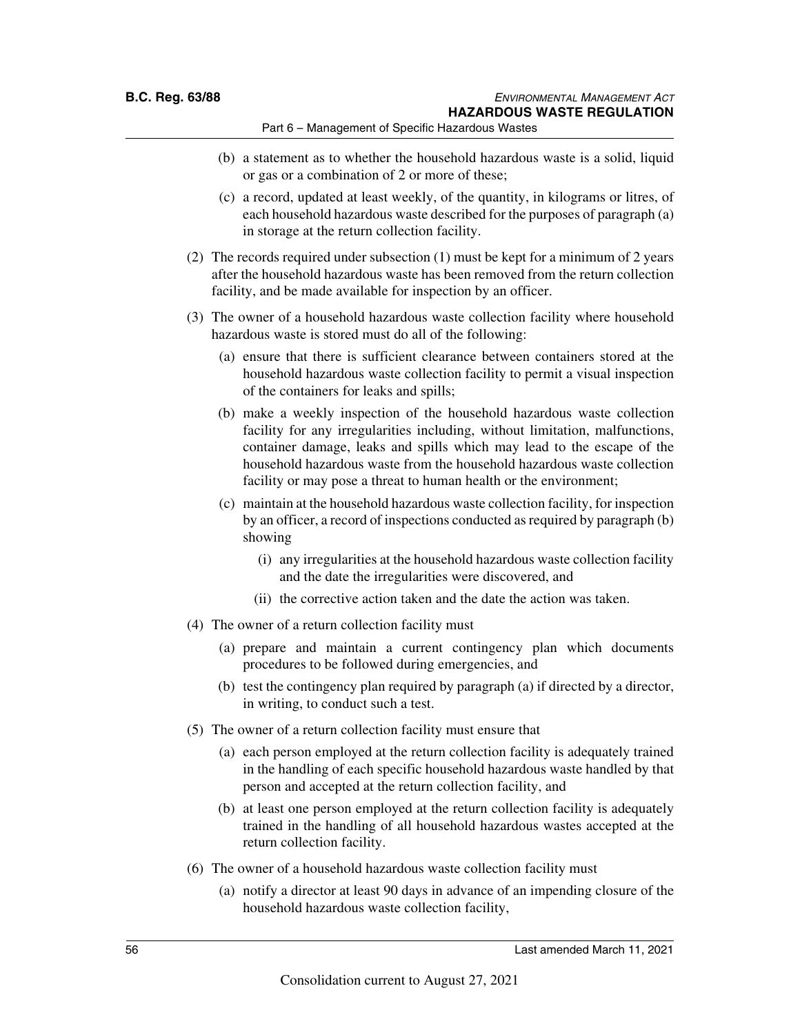(b) a statement as to whether the household hazardous waste is a solid, liquid or gas or a combination of 2 or more of these;

(c) a record, updated at least weekly, of the quantity, in kilograms or litres, of each household hazardous waste described for the purposes of paragraph (a) in storage at the return collection facility.

(2) The records required under subsection (1) must be kept for a minimum of 2 years after the household hazardous waste has been removed from the return collection facility, and be made available for inspection by an officer.

(3) The owner of a household hazardous waste collection facility where household hazardous waste is stored must do all of the following:

(a) ensure that there is sufficient clearance between containers stored at the household hazardous waste collection facility to permit a visual inspection of the containers for leaks and spills;

(b) make a weekly inspection of the household hazardous waste collection facility for any irregularities including, without limitation, malfunctions, container damage, leaks and spills which may lead to the escape of the household hazardous waste from the household hazardous waste collection facility or may pose a threat to human health or the environment;

(c) maintain at the household hazardous waste collection facility, for inspection by an officer, a record of inspections conducted as required by paragraph (b) showing

(i) any irregularities at the household hazardous waste collection facility and the date the irregularities were discovered, and

(ii) the corrective action taken and the date the action was taken.

(4) The owner of a return collection facility must

(a) prepare and maintain a current contingency plan which documents procedures to be followed during emergencies, and

(b) test the contingency plan required by paragraph (a) if directed by a director, in writing, to conduct such a test.

(5) The owner of a return collection facility must ensure that

(a) each person employed at the return collection facility is adequately trained in the handling of each specific household hazardous waste handled by that person and accepted at the return collection facility, and

(b) at least one person employed at the return collection facility is adequately trained in the handling of all household hazardous wastes accepted at the return collection facility.

(6) The owner of a household hazardous waste collection facility must

(a) notify a director at least 90 days in advance of an impending closure of the household hazardous waste collection facility,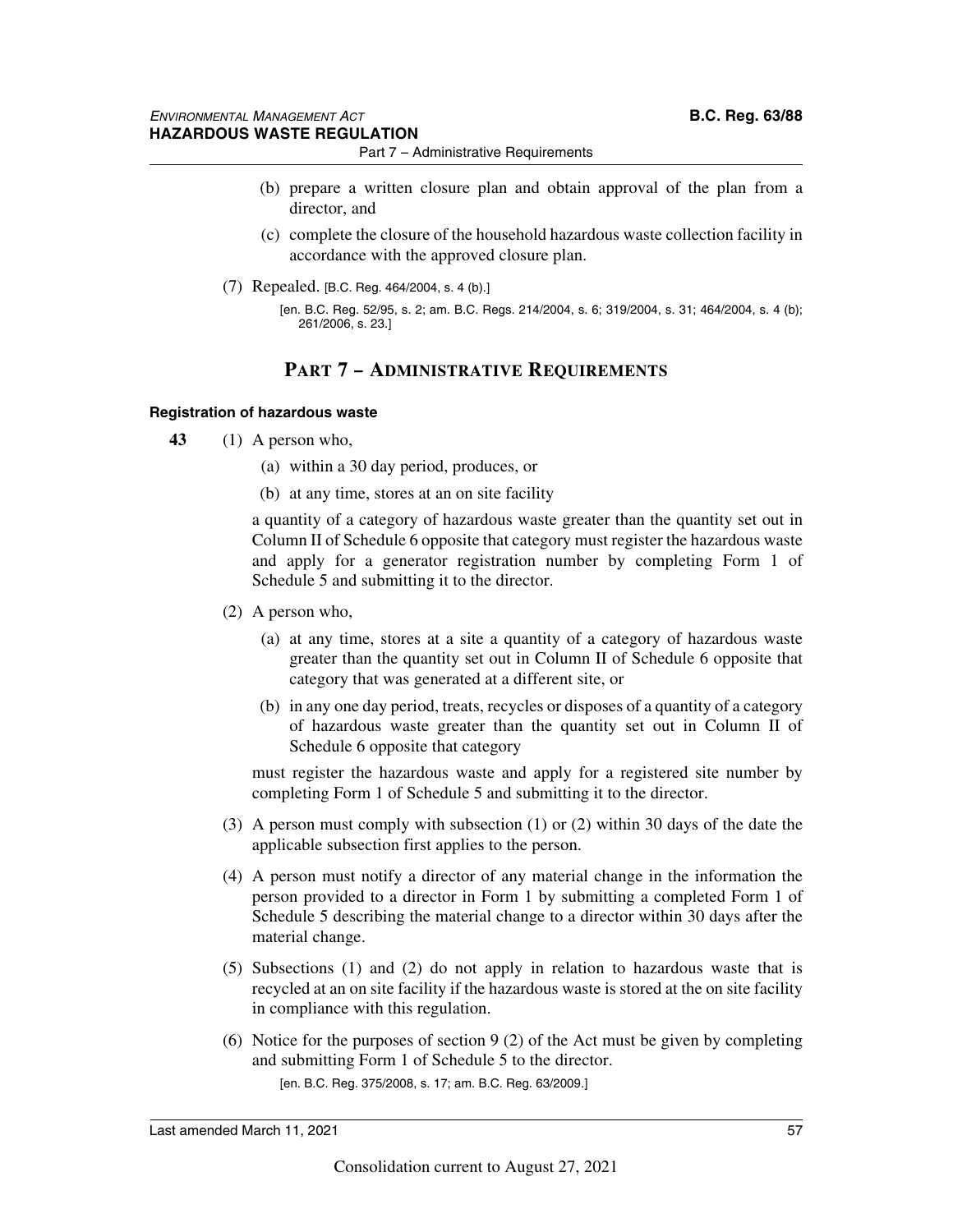(b) prepare a written closure plan and obtain approval of the plan from a director, and

(c) complete the closure of the household hazardous waste collection facility in accordance with the approved closure plan.

(7) Repealed. [B.C. Reg. 464/2004, s. 4 (b).]

[en. B.C. Reg. 52/95, s. 2; am. B.C. Regs. 214/2004, s. 6; 319/2004, s. 31; 464/2004, s. 4 (b); 261/2006, s. 23.]

## PART 7 – ADMINISTRATIVE REQUIREMENTS

#### Registration of hazardous waste

**43** (1) A person who,

(a) within a 30 day period, produces, or

(b) at any time, stores at an on site facility

a quantity of a category of hazardous waste greater than the quantity set out in Column II of Schedule 6 opposite that category must register the hazardous waste and apply for a generator registration number by completing Form 1 of Schedule 5 and submitting it to the director.

(2) A person who,

(a) at any time, stores at a site a quantity of a category of hazardous waste greater than the quantity set out in Column II of Schedule 6 opposite that category that was generated at a different site, or

(b) in any one day period, treats, recycles or disposes of a quantity of a category of hazardous waste greater than the quantity set out in Column II of Schedule 6 opposite that category

must register the hazardous waste and apply for a registered site number by completing Form 1 of Schedule 5 and submitting it to the director.

(3) A person must comply with subsection (1) or (2) within 30 days of the date the applicable subsection first applies to the person.

(4) A person must notify a director of any material change in the information the person provided to a director in Form 1 by submitting a completed Form 1 of Schedule 5 describing the material change to a director within 30 days after the material change.

(5) Subsections (1) and (2) do not apply in relation to hazardous waste that is recycled at an on site facility if the hazardous waste is stored at the on site facility in compliance with this regulation.

(6) Notice for the purposes of section 9 (2) of the Act must be given by completing and submitting Form 1 of Schedule 5 to the director.

[en. B.C. Reg. 375/2008, s. 17; am. B.C. Reg. 63/2009.]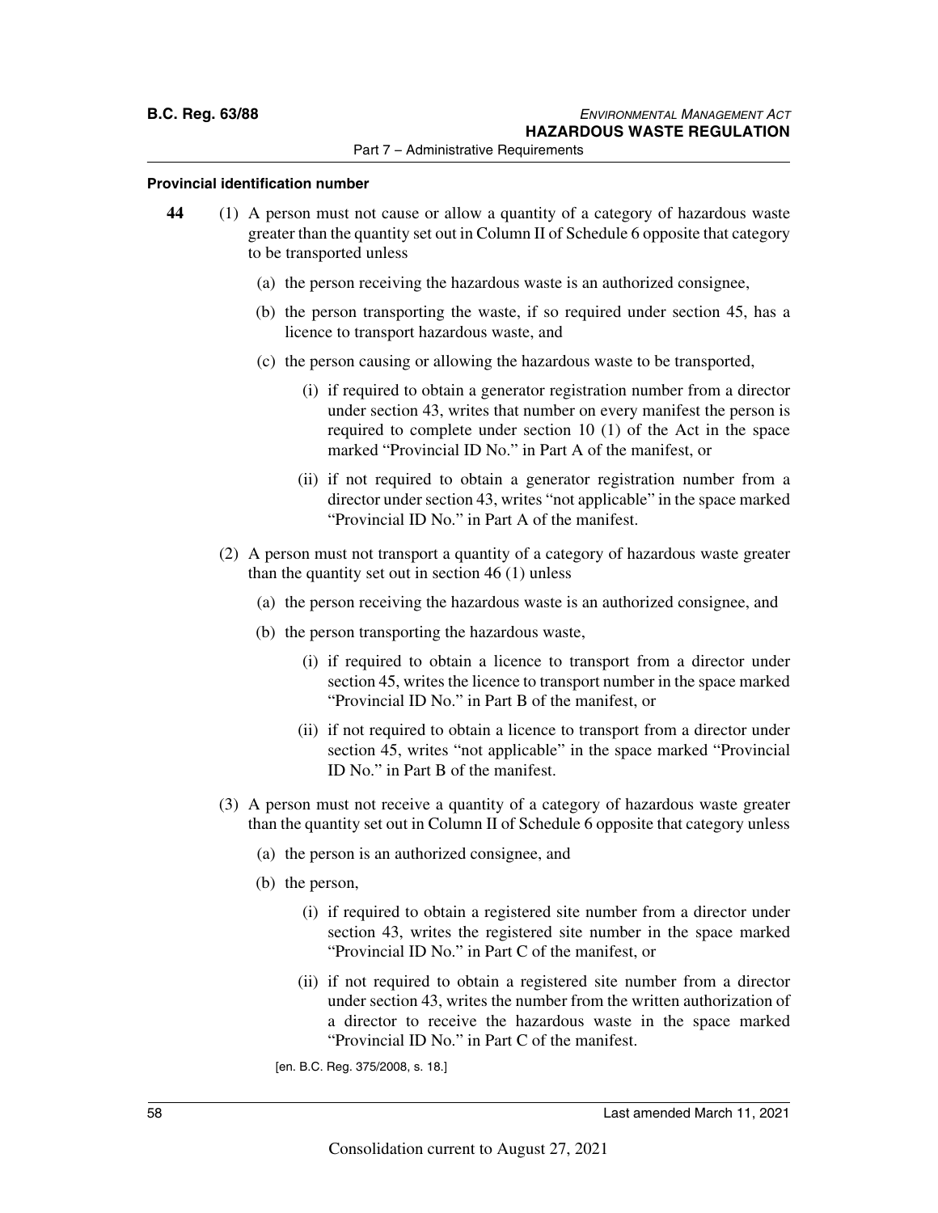#### Provincial identification number

**44** (1) A person must not cause or allow a quantity of a category of hazardous waste greater than the quantity set out in Column II of Schedule 6 opposite that category to be transported unless

(a) the person receiving the hazardous waste is an authorized consignee,

(b) the person transporting the waste, if so required under section 45, has a licence to transport hazardous waste, and

(c) the person causing or allowing the hazardous waste to be transported,

(i) if required to obtain a generator registration number from a director under section 43, writes that number on every manifest the person is required to complete under section 10 (1) of the Act in the space marked "Provincial ID No." in Part A of the manifest, or

(ii) if not required to obtain a generator registration number from a director under section 43, writes "not applicable" in the space marked "Provincial ID No." in Part A of the manifest.

(2) A person must not transport a quantity of a category of hazardous waste greater than the quantity set out in section 46 (1) unless

(a) the person receiving the hazardous waste is an authorized consignee, and

(b) the person transporting the hazardous waste,

(i) if required to obtain a licence to transport from a director under section 45, writes the licence to transport number in the space marked "Provincial ID No." in Part B of the manifest, or

(ii) if not required to obtain a licence to transport from a director under section 45, writes "not applicable" in the space marked "Provincial ID No." in Part B of the manifest.

(3) A person must not receive a quantity of a category of hazardous waste greater than the quantity set out in Column II of Schedule 6 opposite that category unless

(a) the person is an authorized consignee, and

(b) the person,

(i) if required to obtain a registered site number from a director under section 43, writes the registered site number in the space marked "Provincial ID No." in Part C of the manifest, or

(ii) if not required to obtain a registered site number from a director under section 43, writes the number from the written authorization of a director to receive the hazardous waste in the space marked "Provincial ID No." in Part C of the manifest.

[en. B.C. Reg. 375/2008, s. 18.]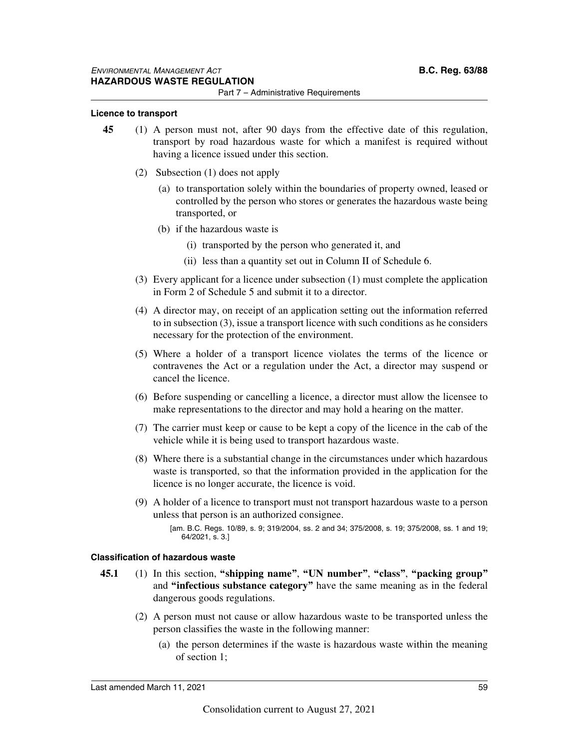#### Licence to transport

**45** (1) A person must not, after 90 days from the effective date of this regulation, transport by road hazardous waste for which a manifest is required without having a licence issued under this section.

(2) Subsection (1) does not apply

(a) to transportation solely within the boundaries of property owned, leased or controlled by the person who stores or generates the hazardous waste being transported, or

(b) if the hazardous waste is

(i) transported by the person who generated it, and

(ii) less than a quantity set out in Column II of Schedule 6.

(3) Every applicant for a licence under subsection (1) must complete the application in Form 2 of Schedule 5 and submit it to a director.

(4) A director may, on receipt of an application setting out the information referred to in subsection (3), issue a transport licence with such conditions as he considers necessary for the protection of the environment.

(5) Where a holder of a transport licence violates the terms of the licence or contravenes the Act or a regulation under the Act, a director may suspend or cancel the licence.

(6) Before suspending or cancelling a licence, a director must allow the licensee to make representations to the director and may hold a hearing on the matter.

(7) The carrier must keep or cause to be kept a copy of the licence in the cab of the vehicle while it is being used to transport hazardous waste.

(8) Where there is a substantial change in the circumstances under which hazardous waste is transported, so that the information provided in the application for the licence is no longer accurate, the licence is void.

(9) A holder of a licence to transport must not transport hazardous waste to a person unless that person is an authorized consignee.

[am. B.C. Regs. 10/89, s. 9; 319/2004, ss. 2 and 34; 375/2008, s. 19; 375/2008, ss. 1 and 19; 64/2021, s. 3.]

#### Classification of hazardous waste

**45.1** (1) In this section, **"shipping name"**, **"UN number"**, **"class"**, **"packing group"** and **"infectious substance category"** have the same meaning as in the federal dangerous goods regulations.

(2) A person must not cause or allow hazardous waste to be transported unless the person classifies the waste in the following manner:

(a) the person determines if the waste is hazardous waste within the meaning of section 1;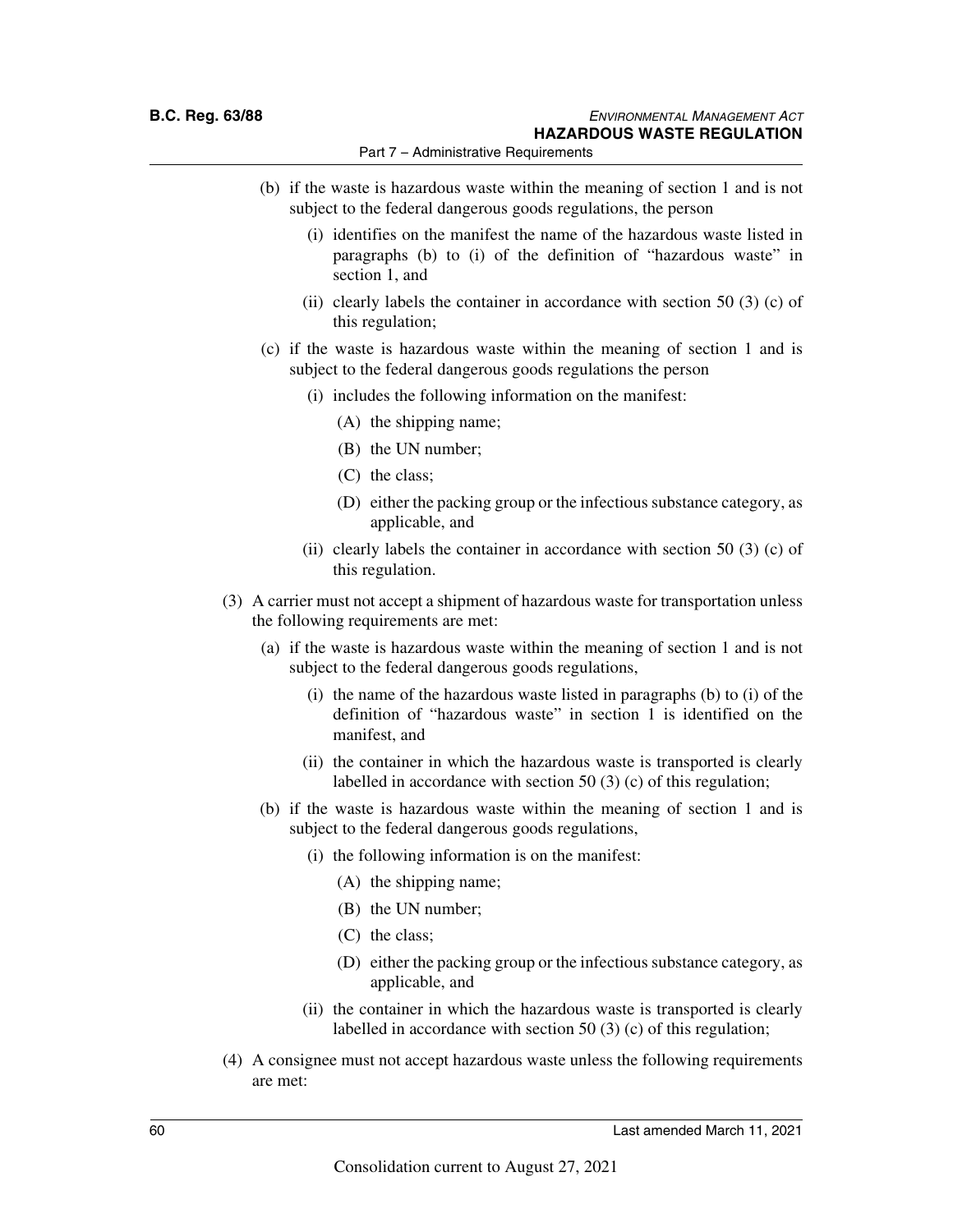(b) if the waste is hazardous waste within the meaning of section 1 and is not subject to the federal dangerous goods regulations, the person

(i) identifies on the manifest the name of the hazardous waste listed in paragraphs (b) to (i) of the definition of "hazardous waste" in section 1, and

(ii) clearly labels the container in accordance with section 50 (3) (c) of this regulation;

(c) if the waste is hazardous waste within the meaning of section 1 and is subject to the federal dangerous goods regulations the person

(i) includes the following information on the manifest:

(A) the shipping name;

(B) the UN number;

(C) the class;

(D) either the packing group or the infectious substance category, as applicable, and

(ii) clearly labels the container in accordance with section 50 (3) (c) of this regulation.

(3) A carrier must not accept a shipment of hazardous waste for transportation unless the following requirements are met:

(a) if the waste is hazardous waste within the meaning of section 1 and is not subject to the federal dangerous goods regulations,

(i) the name of the hazardous waste listed in paragraphs (b) to (i) of the definition of "hazardous waste" in section 1 is identified on the manifest, and

(ii) the container in which the hazardous waste is transported is clearly labelled in accordance with section 50 (3) (c) of this regulation;

(b) if the waste is hazardous waste within the meaning of section 1 and is subject to the federal dangerous goods regulations,

(i) the following information is on the manifest:

(A) the shipping name;

(B) the UN number;

(C) the class;

(D) either the packing group or the infectious substance category, as applicable, and

(ii) the container in which the hazardous waste is transported is clearly labelled in accordance with section 50 (3) (c) of this regulation;

(4) A consignee must not accept hazardous waste unless the following requirements are met: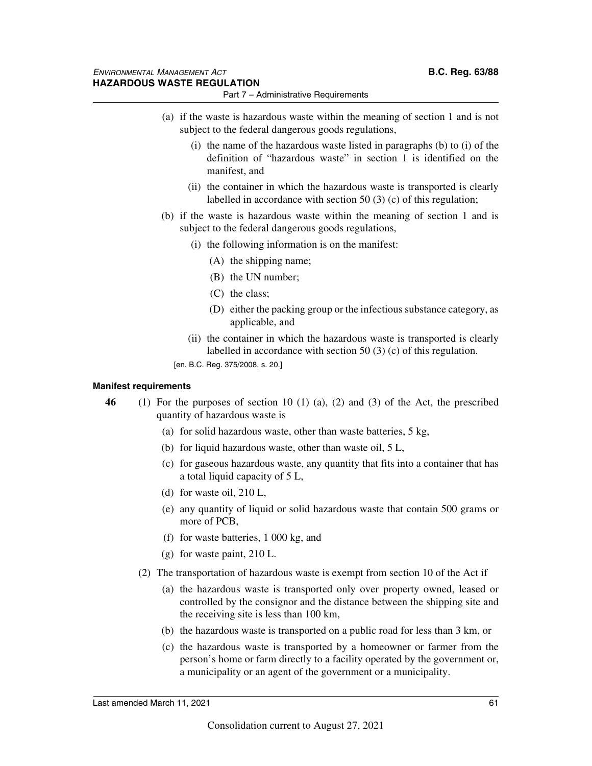(a) if the waste is hazardous waste within the meaning of section 1 and is not subject to the federal dangerous goods regulations,

   (i) the name of the hazardous waste listed in paragraphs (b) to (i) of the definition of "hazardous waste" in section 1 is identified on the manifest, and

   (ii) the container in which the hazardous waste is transported is clearly labelled in accordance with section 50 (3) (c) of this regulation;

(b) if the waste is hazardous waste within the meaning of section 1 and is subject to the federal dangerous goods regulations,

   (i) the following information is on the manifest:

      (A) the shipping name;

      (B) the UN number;

      (C) the class;

      (D) either the packing group or the infectious substance category, as applicable, and

   (ii) the container in which the hazardous waste is transported is clearly labelled in accordance with section 50 (3) (c) of this regulation.

[en. B.C. Reg. 375/2008, s. 20.]

#### Manifest requirements

**46** (1) For the purposes of section 10 (1) (a), (2) and (3) of the Act, the prescribed quantity of hazardous waste is

   (a) for solid hazardous waste, other than waste batteries, 5 kg,

   (b) for liquid hazardous waste, other than waste oil, 5 L,

   (c) for gaseous hazardous waste, any quantity that fits into a container that has a total liquid capacity of 5 L,

   (d) for waste oil, 210 L,

   (e) any quantity of liquid or solid hazardous waste that contain 500 grams or more of PCB,

   (f) for waste batteries, 1 000 kg, and

   (g) for waste paint, 210 L.

(2) The transportation of hazardous waste is exempt from section 10 of the Act if

   (a) the hazardous waste is transported only over property owned, leased or controlled by the consignor and the distance between the shipping site and the receiving site is less than 100 km,

   (b) the hazardous waste is transported on a public road for less than 3 km, or

   (c) the hazardous waste is transported by a homeowner or farmer from the person's home or farm directly to a facility operated by the government or, a municipality or an agent of the government or a municipality.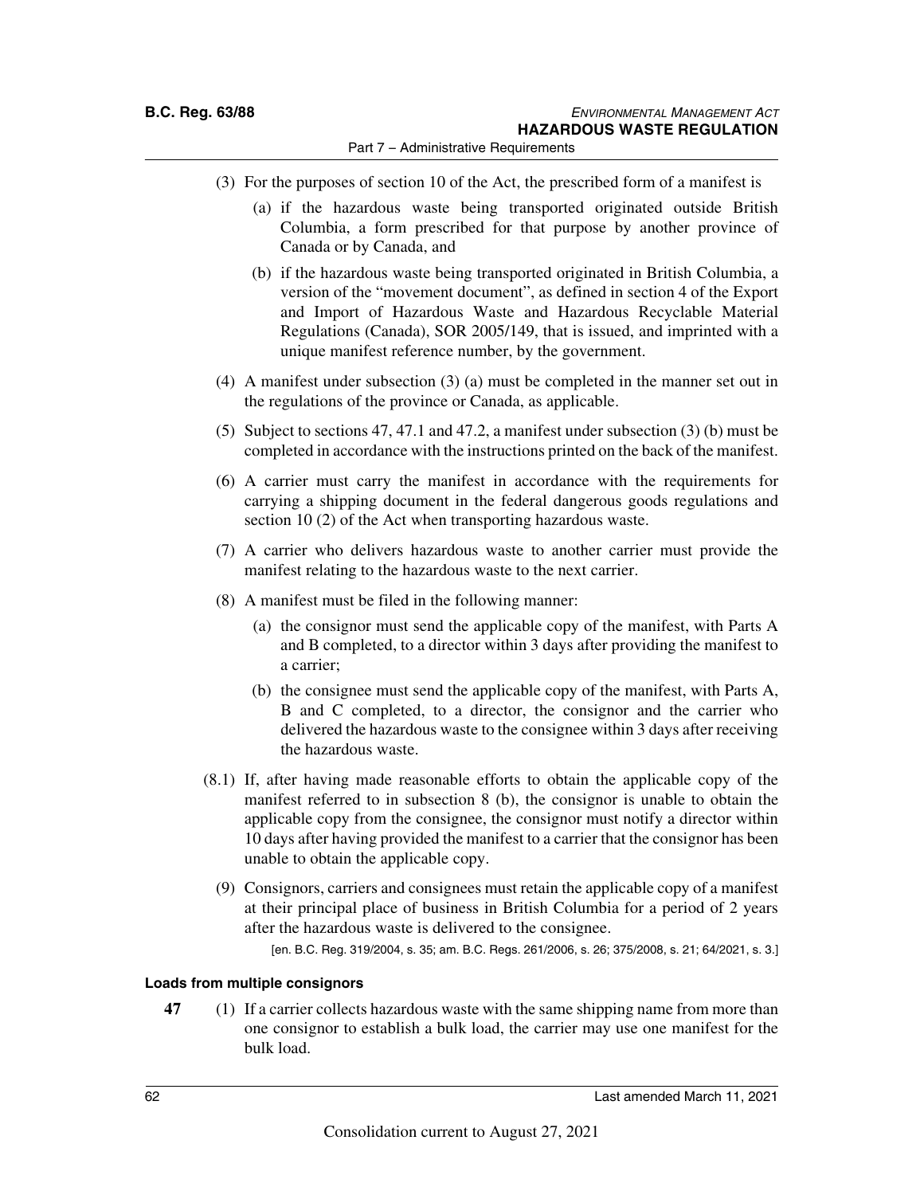(3) For the purposes of section 10 of the Act, the prescribed form of a manifest is

(a) if the hazardous waste being transported originated outside British Columbia, a form prescribed for that purpose by another province of Canada or by Canada, and

(b) if the hazardous waste being transported originated in British Columbia, a version of the "movement document", as defined in section 4 of the Export and Import of Hazardous Waste and Hazardous Recyclable Material Regulations (Canada), SOR 2005/149, that is issued, and imprinted with a unique manifest reference number, by the government.

(4) A manifest under subsection (3) (a) must be completed in the manner set out in the regulations of the province or Canada, as applicable.

(5) Subject to sections 47, 47.1 and 47.2, a manifest under subsection (3) (b) must be completed in accordance with the instructions printed on the back of the manifest.

(6) A carrier must carry the manifest in accordance with the requirements for carrying a shipping document in the federal dangerous goods regulations and section 10 (2) of the Act when transporting hazardous waste.

(7) A carrier who delivers hazardous waste to another carrier must provide the manifest relating to the hazardous waste to the next carrier.

(8) A manifest must be filed in the following manner:

(a) the consignor must send the applicable copy of the manifest, with Parts A and B completed, to a director within 3 days after providing the manifest to a carrier;

(b) the consignee must send the applicable copy of the manifest, with Parts A, B and C completed, to a director, the consignor and the carrier who delivered the hazardous waste to the consignee within 3 days after receiving the hazardous waste.

(8.1) If, after having made reasonable efforts to obtain the applicable copy of the manifest referred to in subsection 8 (b), the consignor is unable to obtain the applicable copy from the consignee, the consignor must notify a director within 10 days after having provided the manifest to a carrier that the consignor has been unable to obtain the applicable copy.

(9) Consignors, carriers and consignees must retain the applicable copy of a manifest at their principal place of business in British Columbia for a period of 2 years after the hazardous waste is delivered to the consignee.

[en. B.C. Reg. 319/2004, s. 35; am. B.C. Regs. 261/2006, s. 26; 375/2008, s. 21; 64/2021, s. 3.]

**Loads from multiple consignors**

**47** (1) If a carrier collects hazardous waste with the same shipping name from more than one consignor to establish a bulk load, the carrier may use one manifest for the bulk load.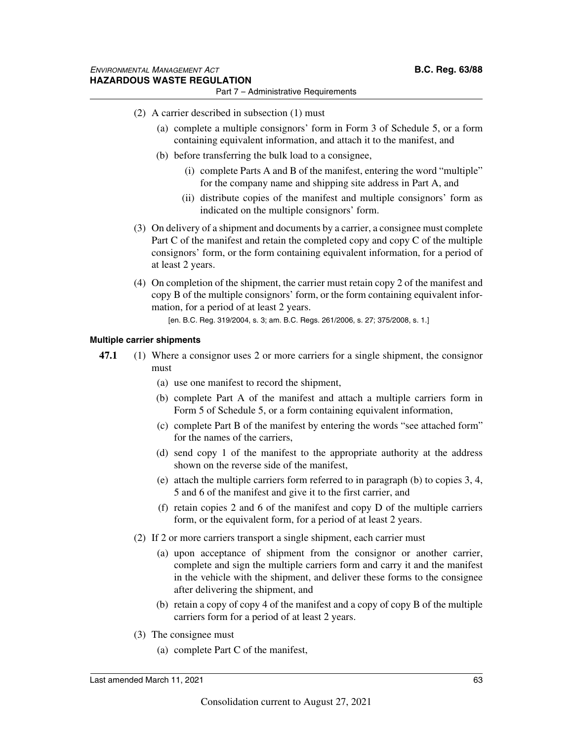(2) A carrier described in subsection (1) must

(a) complete a multiple consignors' form in Form 3 of Schedule 5, or a form containing equivalent information, and attach it to the manifest, and

(b) before transferring the bulk load to a consignee,

(i) complete Parts A and B of the manifest, entering the word "multiple" for the company name and shipping site address in Part A, and

(ii) distribute copies of the manifest and multiple consignors' form as indicated on the multiple consignors' form.

(3) On delivery of a shipment and documents by a carrier, a consignee must complete Part C of the manifest and retain the completed copy and copy C of the multiple consignors' form, or the form containing equivalent information, for a period of at least 2 years.

(4) On completion of the shipment, the carrier must retain copy 2 of the manifest and copy B of the multiple consignors' form, or the form containing equivalent information, for a period of at least 2 years.

[en. B.C. Reg. 319/2004, s. 3; am. B.C. Regs. 261/2006, s. 27; 375/2008, s. 1.]

#### Multiple carrier shipments

**47.1** (1) Where a consignor uses 2 or more carriers for a single shipment, the consignor must

(a) use one manifest to record the shipment,

(b) complete Part A of the manifest and attach a multiple carriers form in Form 5 of Schedule 5, or a form containing equivalent information,

(c) complete Part B of the manifest by entering the words "see attached form" for the names of the carriers,

(d) send copy 1 of the manifest to the appropriate authority at the address shown on the reverse side of the manifest,

(e) attach the multiple carriers form referred to in paragraph (b) to copies 3, 4, 5 and 6 of the manifest and give it to the first carrier, and

(f) retain copies 2 and 6 of the manifest and copy D of the multiple carriers form, or the equivalent form, for a period of at least 2 years.

(2) If 2 or more carriers transport a single shipment, each carrier must

(a) upon acceptance of shipment from the consignor or another carrier, complete and sign the multiple carriers form and carry it and the manifest in the vehicle with the shipment, and deliver these forms to the consignee after delivering the shipment, and

(b) retain a copy of copy 4 of the manifest and a copy of copy B of the multiple carriers form for a period of at least 2 years.

(3) The consignee must

(a) complete Part C of the manifest,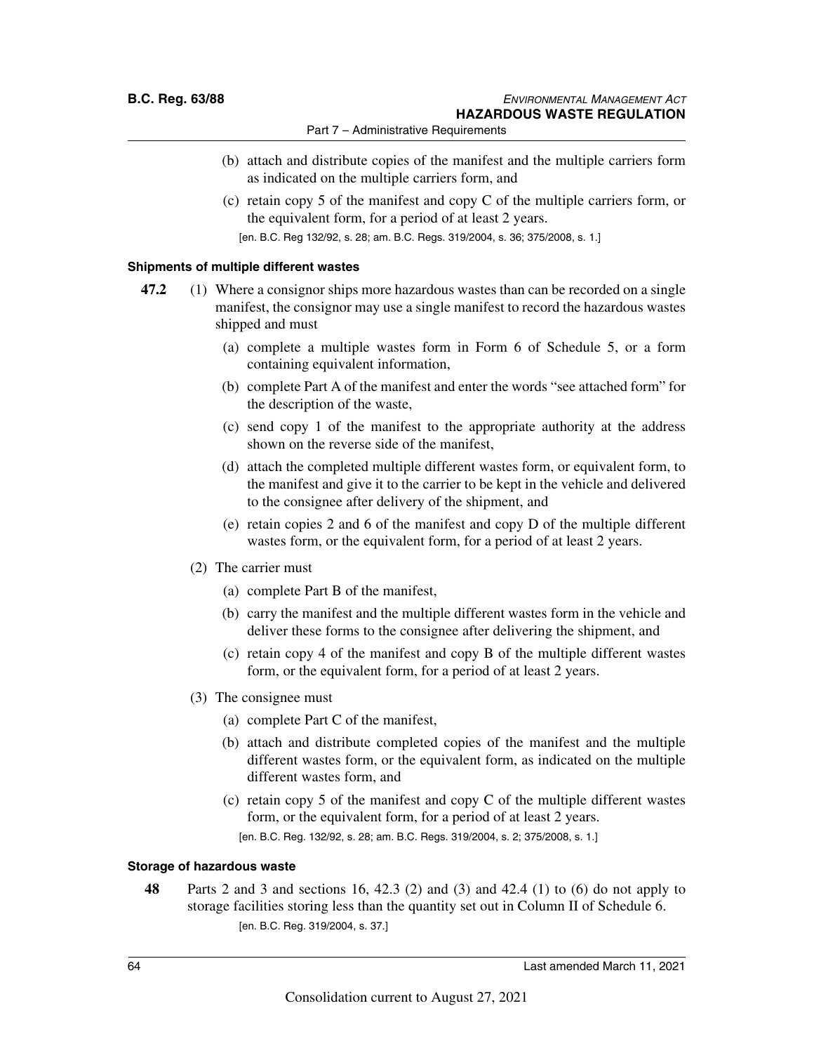(b) attach and distribute copies of the manifest and the multiple carriers form as indicated on the multiple carriers form, and

(c) retain copy 5 of the manifest and copy C of the multiple carriers form, or the equivalent form, for a period of at least 2 years.

[en. B.C. Reg 132/92, s. 28; am. B.C. Regs. 319/2004, s. 36; 375/2008, s. 1.]

#### Shipments of multiple different wastes

**47.2** (1) Where a consignor ships more hazardous wastes than can be recorded on a single manifest, the consignor may use a single manifest to record the hazardous wastes shipped and must

(a) complete a multiple wastes form in Form 6 of Schedule 5, or a form containing equivalent information,

(b) complete Part A of the manifest and enter the words "see attached form" for the description of the waste,

(c) send copy 1 of the manifest to the appropriate authority at the address shown on the reverse side of the manifest,

(d) attach the completed multiple different wastes form, or equivalent form, to the manifest and give it to the carrier to be kept in the vehicle and delivered to the consignee after delivery of the shipment, and

(e) retain copies 2 and 6 of the manifest and copy D of the multiple different wastes form, or the equivalent form, for a period of at least 2 years.

(2) The carrier must

(a) complete Part B of the manifest,

(b) carry the manifest and the multiple different wastes form in the vehicle and deliver these forms to the consignee after delivering the shipment, and

(c) retain copy 4 of the manifest and copy B of the multiple different wastes form, or the equivalent form, for a period of at least 2 years.

(3) The consignee must

(a) complete Part C of the manifest,

(b) attach and distribute completed copies of the manifest and the multiple different wastes form, or the equivalent form, as indicated on the multiple different wastes form, and

(c) retain copy 5 of the manifest and copy C of the multiple different wastes form, or the equivalent form, for a period of at least 2 years.

[en. B.C. Reg. 132/92, s. 28; am. B.C. Regs. 319/2004, s. 2; 375/2008, s. 1.]

#### Storage of hazardous waste

**48** Parts 2 and 3 and sections 16, 42.3 (2) and (3) and 42.4 (1) to (6) do not apply to storage facilities storing less than the quantity set out in Column II of Schedule 6.

[en. B.C. Reg. 319/2004, s. 37.]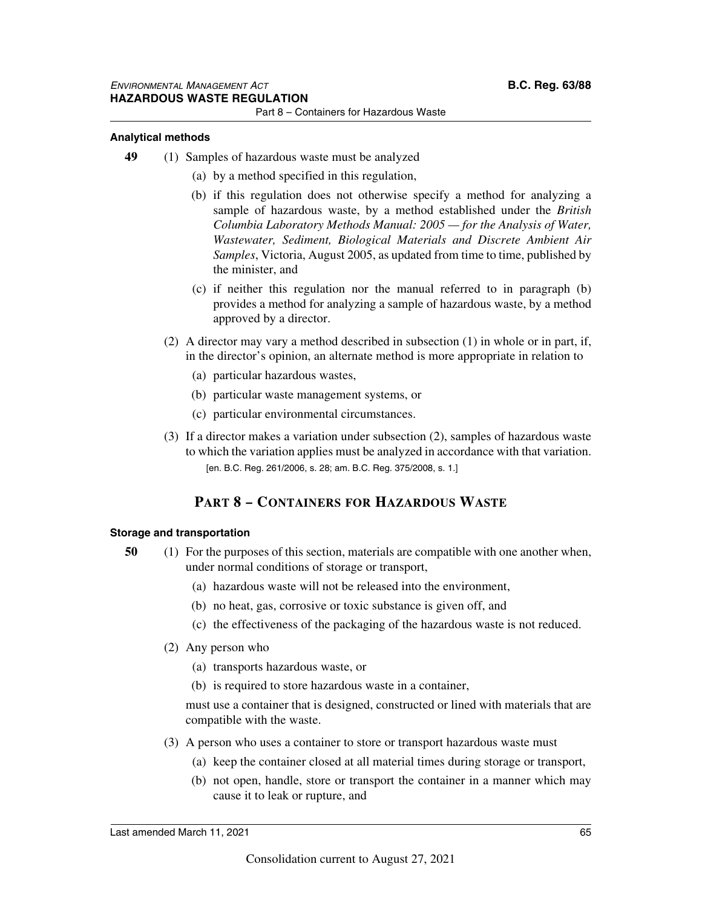**Analytical methods**

**49** (1) Samples of hazardous waste must be analyzed

(a) by a method specified in this regulation,

(b) if this regulation does not otherwise specify a method for analyzing a sample of hazardous waste, by a method established under the *British Columbia Laboratory Methods Manual: 2005 — for the Analysis of Water, Wastewater, Sediment, Biological Materials and Discrete Ambient Air Samples*, Victoria, August 2005, as updated from time to time, published by the minister, and

(c) if neither this regulation nor the manual referred to in paragraph (b) provides a method for analyzing a sample of hazardous waste, by a method approved by a director.

(2) A director may vary a method described in subsection (1) in whole or in part, if, in the director's opinion, an alternate method is more appropriate in relation to

(a) particular hazardous wastes,

(b) particular waste management systems, or

(c) particular environmental circumstances.

(3) If a director makes a variation under subsection (2), samples of hazardous waste to which the variation applies must be analyzed in accordance with that variation.

[en. B.C. Reg. 261/2006, s. 28; am. B.C. Reg. 375/2008, s. 1.]

## PART 8 – CONTAINERS FOR HAZARDOUS WASTE

**Storage and transportation**

**50** (1) For the purposes of this section, materials are compatible with one another when, under normal conditions of storage or transport,

(a) hazardous waste will not be released into the environment,

(b) no heat, gas, corrosive or toxic substance is given off, and

(c) the effectiveness of the packaging of the hazardous waste is not reduced.

(2) Any person who

(a) transports hazardous waste, or

(b) is required to store hazardous waste in a container,

must use a container that is designed, constructed or lined with materials that are compatible with the waste.

(3) A person who uses a container to store or transport hazardous waste must

(a) keep the container closed at all material times during storage or transport,

(b) not open, handle, store or transport the container in a manner which may cause it to leak or rupture, and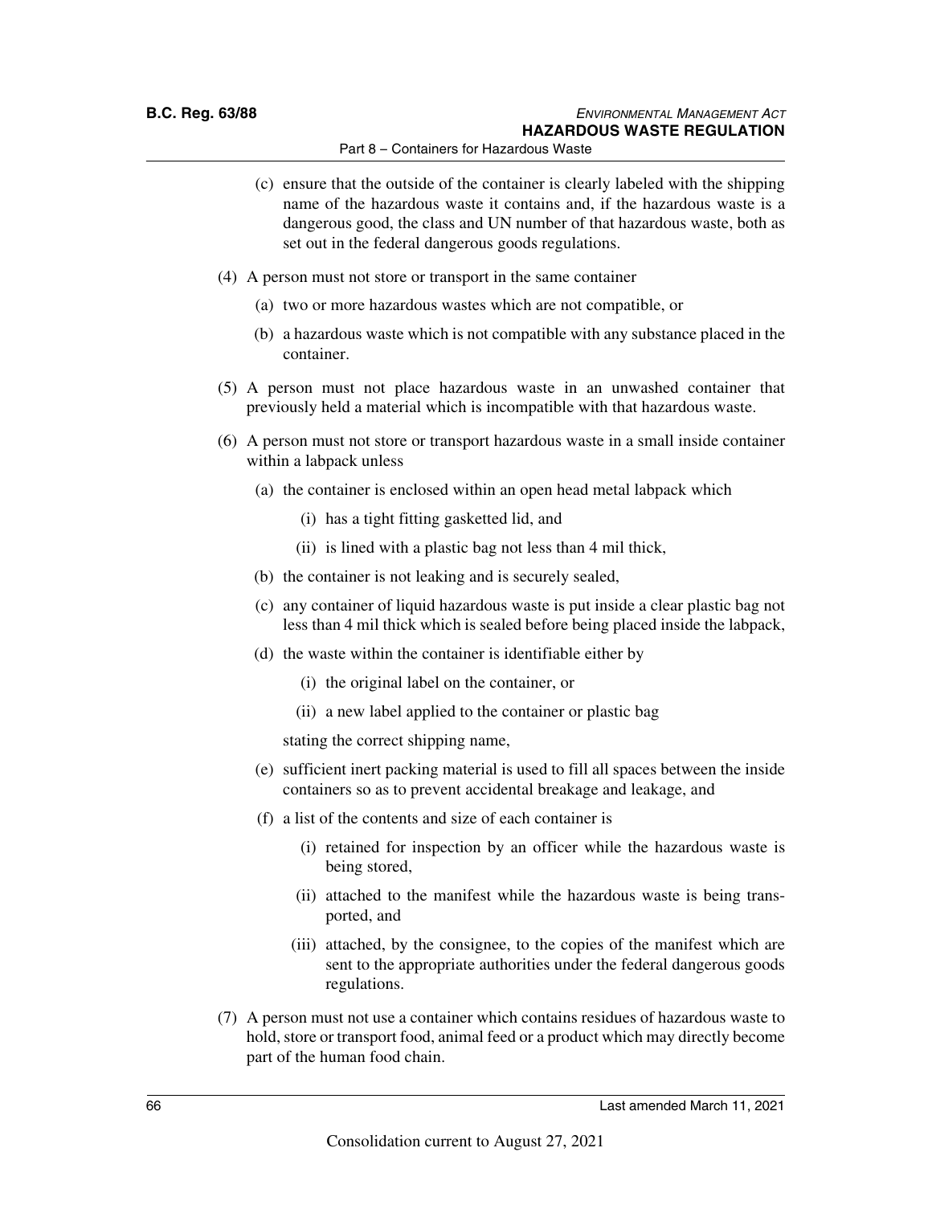(c) ensure that the outside of the container is clearly labeled with the shipping name of the hazardous waste it contains and, if the hazardous waste is a dangerous good, the class and UN number of that hazardous waste, both as set out in the federal dangerous goods regulations.

(4) A person must not store or transport in the same container

(a) two or more hazardous wastes which are not compatible, or

(b) a hazardous waste which is not compatible with any substance placed in the container.

(5) A person must not place hazardous waste in an unwashed container that previously held a material which is incompatible with that hazardous waste.

(6) A person must not store or transport hazardous waste in a small inside container within a labpack unless

(a) the container is enclosed within an open head metal labpack which

(i) has a tight fitting gasketted lid, and

(ii) is lined with a plastic bag not less than 4 mil thick,

(b) the container is not leaking and is securely sealed,

(c) any container of liquid hazardous waste is put inside a clear plastic bag not less than 4 mil thick which is sealed before being placed inside the labpack,

(d) the waste within the container is identifiable either by

(i) the original label on the container, or

(ii) a new label applied to the container or plastic bag

stating the correct shipping name,

(e) sufficient inert packing material is used to fill all spaces between the inside containers so as to prevent accidental breakage and leakage, and

(f) a list of the contents and size of each container is

(i) retained for inspection by an officer while the hazardous waste is being stored,

(ii) attached to the manifest while the hazardous waste is being transported, and

(iii) attached, by the consignee, to the copies of the manifest which are sent to the appropriate authorities under the federal dangerous goods regulations.

(7) A person must not use a container which contains residues of hazardous waste to hold, store or transport food, animal feed or a product which may directly become part of the human food chain.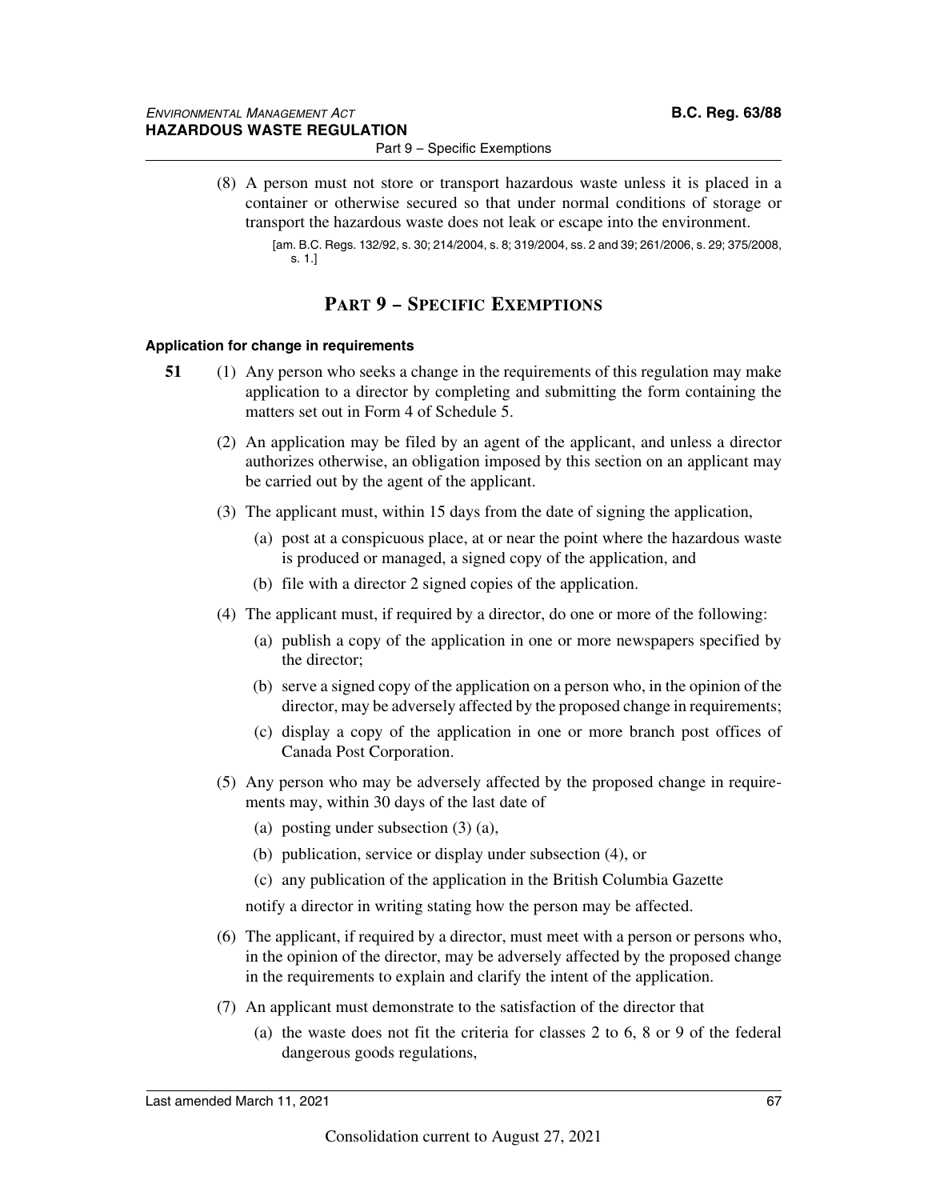(8) A person must not store or transport hazardous waste unless it is placed in a container or otherwise secured so that under normal conditions of storage or transport the hazardous waste does not leak or escape into the environment.

[am. B.C. Regs. 132/92, s. 30; 214/2004, s. 8; 319/2004, ss. 2 and 39; 261/2006, s. 29; 375/2008, s. 1.]

## PART 9 – SPECIFIC EXEMPTIONS

**Application for change in requirements**

**51** (1) Any person who seeks a change in the requirements of this regulation may make application to a director by completing and submitting the form containing the matters set out in Form 4 of Schedule 5.

(2) An application may be filed by an agent of the applicant, and unless a director authorizes otherwise, an obligation imposed by this section on an applicant may be carried out by the agent of the applicant.

(3) The applicant must, within 15 days from the date of signing the application,

(a) post at a conspicuous place, at or near the point where the hazardous waste is produced or managed, a signed copy of the application, and

(b) file with a director 2 signed copies of the application.

(4) The applicant must, if required by a director, do one or more of the following:

(a) publish a copy of the application in one or more newspapers specified by the director;

(b) serve a signed copy of the application on a person who, in the opinion of the director, may be adversely affected by the proposed change in requirements;

(c) display a copy of the application in one or more branch post offices of Canada Post Corporation.

(5) Any person who may be adversely affected by the proposed change in requirements may, within 30 days of the last date of

(a) posting under subsection (3) (a),

(b) publication, service or display under subsection (4), or

(c) any publication of the application in the British Columbia Gazette

notify a director in writing stating how the person may be affected.

(6) The applicant, if required by a director, must meet with a person or persons who, in the opinion of the director, may be adversely affected by the proposed change in the requirements to explain and clarify the intent of the application.

(7) An applicant must demonstrate to the satisfaction of the director that

(a) the waste does not fit the criteria for classes 2 to 6, 8 or 9 of the federal dangerous goods regulations,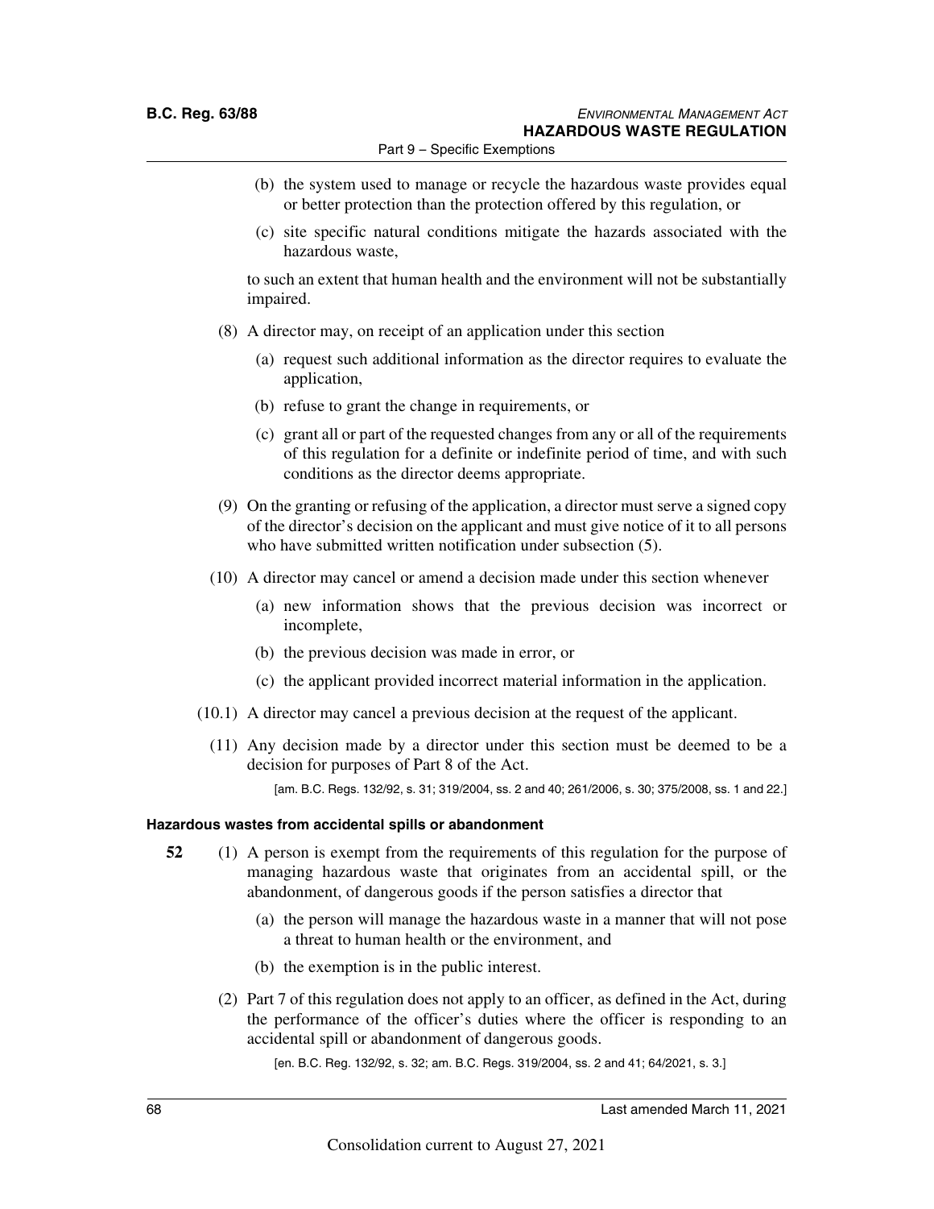(b) the system used to manage or recycle the hazardous waste provides equal or better protection than the protection offered by this regulation, or

(c) site specific natural conditions mitigate the hazards associated with the hazardous waste,

to such an extent that human health and the environment will not be substantially impaired.

(8) A director may, on receipt of an application under this section

(a) request such additional information as the director requires to evaluate the application,

(b) refuse to grant the change in requirements, or

(c) grant all or part of the requested changes from any or all of the requirements of this regulation for a definite or indefinite period of time, and with such conditions as the director deems appropriate.

(9) On the granting or refusing of the application, a director must serve a signed copy of the director's decision on the applicant and must give notice of it to all persons who have submitted written notification under subsection (5).

(10) A director may cancel or amend a decision made under this section whenever

(a) new information shows that the previous decision was incorrect or incomplete,

(b) the previous decision was made in error, or

(c) the applicant provided incorrect material information in the application.

(10.1) A director may cancel a previous decision at the request of the applicant.

(11) Any decision made by a director under this section must be deemed to be a decision for purposes of Part 8 of the Act.

[am. B.C. Regs. 132/92, s. 31; 319/2004, ss. 2 and 40; 261/2006, s. 30; 375/2008, ss. 1 and 22.]

#### Hazardous wastes from accidental spills or abandonment

**52** (1) A person is exempt from the requirements of this regulation for the purpose of managing hazardous waste that originates from an accidental spill, or the abandonment, of dangerous goods if the person satisfies a director that

(a) the person will manage the hazardous waste in a manner that will not pose a threat to human health or the environment, and

(b) the exemption is in the public interest.

(2) Part 7 of this regulation does not apply to an officer, as defined in the Act, during the performance of the officer's duties where the officer is responding to an accidental spill or abandonment of dangerous goods.

[en. B.C. Reg. 132/92, s. 32; am. B.C. Regs. 319/2004, ss. 2 and 41; 64/2021, s. 3.]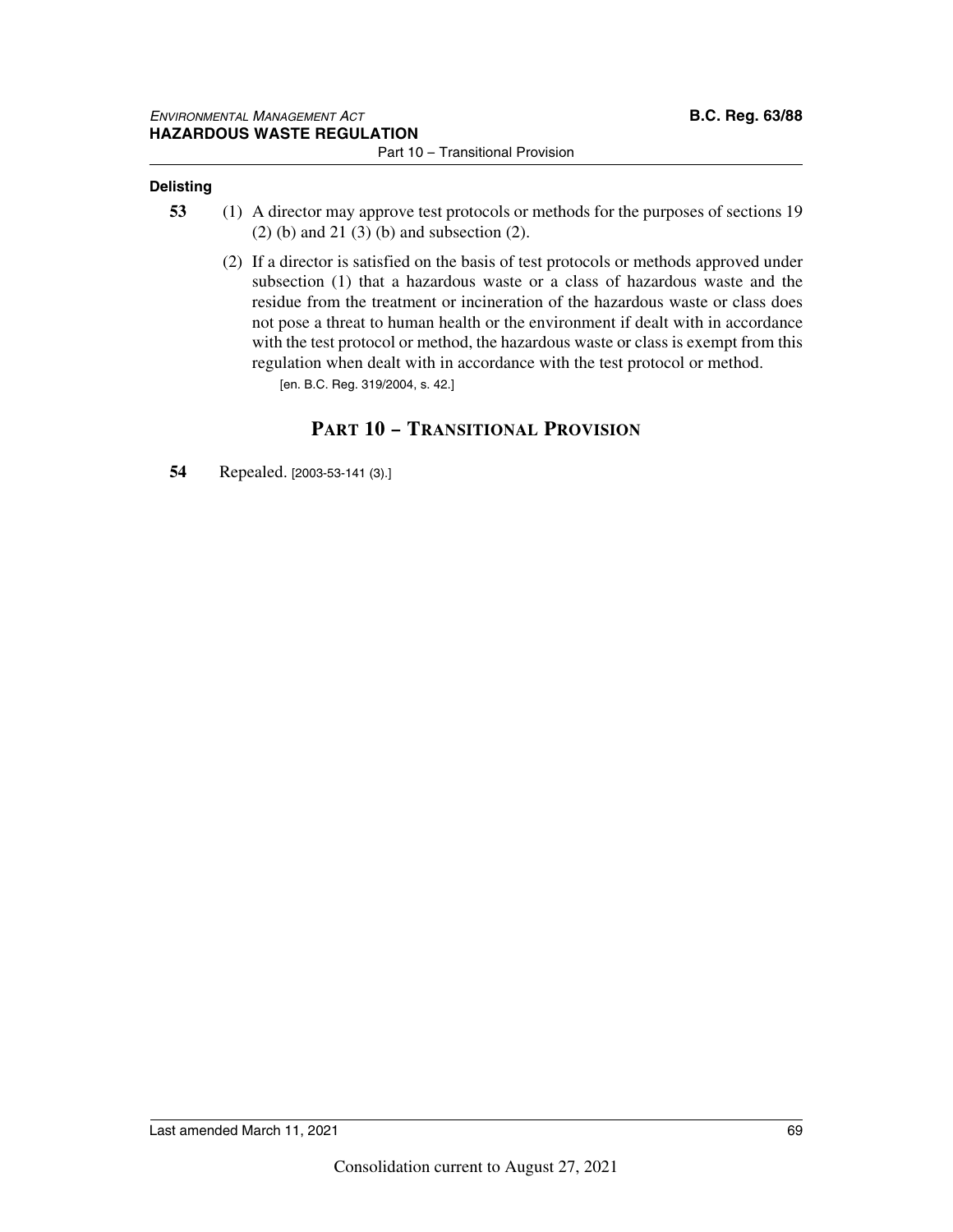### Delisting

**53** (1) A director may approve test protocols or methods for the purposes of sections 19 (2) (b) and 21 (3) (b) and subsection (2).

(2) If a director is satisfied on the basis of test protocols or methods approved under subsection (1) that a hazardous waste or a class of hazardous waste and the residue from the treatment or incineration of the hazardous waste or class does not pose a threat to human health or the environment if dealt with in accordance with the test protocol or method, the hazardous waste or class is exempt from this regulation when dealt with in accordance with the test protocol or method.

[en. B.C. Reg. 319/2004, s. 42.]

## Part 10 – Transitional Provision

**54** Repealed. [2003-53-141 (3).]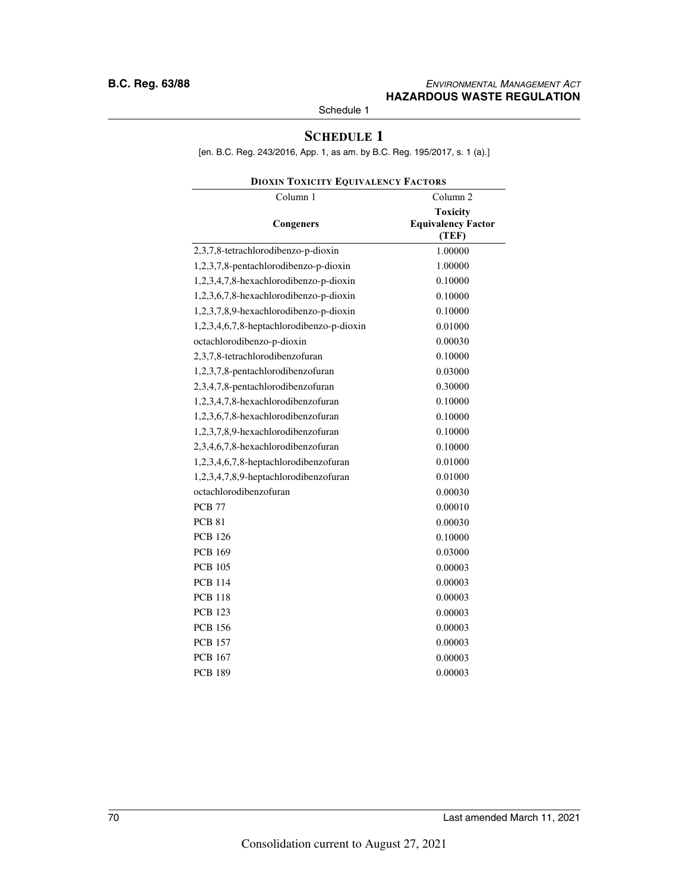# SCHEDULE 1

[en. B.C. Reg. 243/2016, App. 1, as am. by B.C. Reg. 195/2017, s. 1 (a).]

**DIOXIN TOXICITY EQUIVALENCY FACTORS**

| Column 1 | Column 2 |
|---|---|
| **Congeners** | **Toxicity Equivalency Factor (TEF)** |
| 2,3,7,8-tetrachlorodibenzo-p-dioxin | 1.00000 |
| 1,2,3,7,8-pentachlorodibenzo-p-dioxin | 1.00000 |
| 1,2,3,4,7,8-hexachlorodibenzo-p-dioxin | 0.10000 |
| 1,2,3,6,7,8-hexachlorodibenzo-p-dioxin | 0.10000 |
| 1,2,3,7,8,9-hexachlorodibenzo-p-dioxin | 0.10000 |
| 1,2,3,4,6,7,8-heptachlorodibenzo-p-dioxin | 0.01000 |
| octachlorodibenzo-p-dioxin | 0.00030 |
| 2,3,7,8-tetrachlorodibenzofuran | 0.10000 |
| 1,2,3,7,8-pentachlorodibenzofuran | 0.03000 |
| 2,3,4,7,8-pentachlorodibenzofuran | 0.30000 |
| 1,2,3,4,7,8-hexachlorodibenzofuran | 0.10000 |
| 1,2,3,6,7,8-hexachlorodibenzofuran | 0.10000 |
| 1,2,3,7,8,9-hexachlorodibenzofuran | 0.10000 |
| 2,3,4,6,7,8-hexachlorodibenzofuran | 0.10000 |
| 1,2,3,4,6,7,8-heptachlorodibenzofuran | 0.01000 |
| 1,2,3,4,7,8,9-heptachlorodibenzofuran | 0.01000 |
| octachlorodibenzofuran | 0.00030 |
| PCB 77 | 0.00010 |
| PCB 81 | 0.00030 |
| PCB 126 | 0.10000 |
| PCB 169 | 0.03000 |
| PCB 105 | 0.00003 |
| PCB 114 | 0.00003 |
| PCB 118 | 0.00003 |
| PCB 123 | 0.00003 |
| PCB 156 | 0.00003 |
| PCB 157 | 0.00003 |
| PCB 167 | 0.00003 |
| PCB 189 | 0.00003 |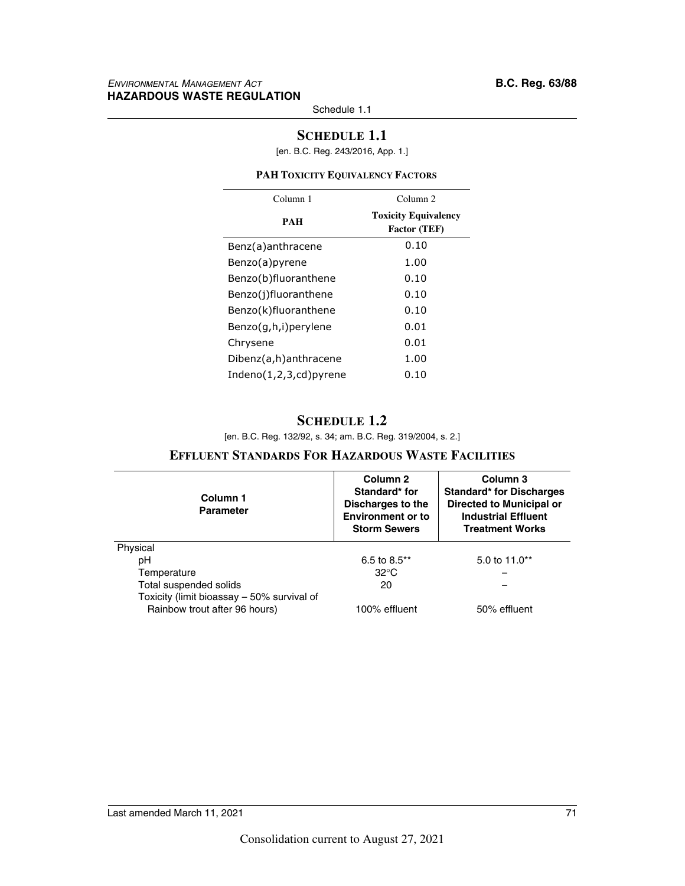## SCHEDULE 1.1

[en. B.C. Reg. 243/2016, App. 1.]

### PAH TOXICITY EQUIVALENCY FACTORS

| Column 1<br>PAH | Column 2<br>Toxicity Equivalency Factor (TEF) |
|---|---|
| Benz(a)anthracene | 0.10 |
| Benzo(a)pyrene | 1.00 |
| Benzo(b)fluoranthene | 0.10 |
| Benzo(j)fluoranthene | 0.10 |
| Benzo(k)fluoranthene | 0.10 |
| Benzo(g,h,i)perylene | 0.01 |
| Chrysene | 0.01 |
| Dibenz(a,h)anthracene | 1.00 |
| Indeno(1,2,3,cd)pyrene | 0.10 |

## SCHEDULE 1.2

[en. B.C. Reg. 132/92, s. 34; am. B.C. Reg. 319/2004, s. 2.]

### EFFLUENT STANDARDS FOR HAZARDOUS WASTE FACILITIES

| Column 1<br>Parameter | Column 2<br>Standard* for Discharges to the Environment or to Storm Sewers | Column 3<br>Standard* for Discharges Directed to Municipal or Industrial Effluent Treatment Works |
|---|---|---|
| Physical | | |
| pH | 6.5 to 8.5** | 5.0 to 11.0** |
| Temperature | 32°C | – |
| Total suspended solids | 20 | – |
| Toxicity (limit bioassay – 50% survival of Rainbow trout after 96 hours) | 100% effluent | 50% effluent |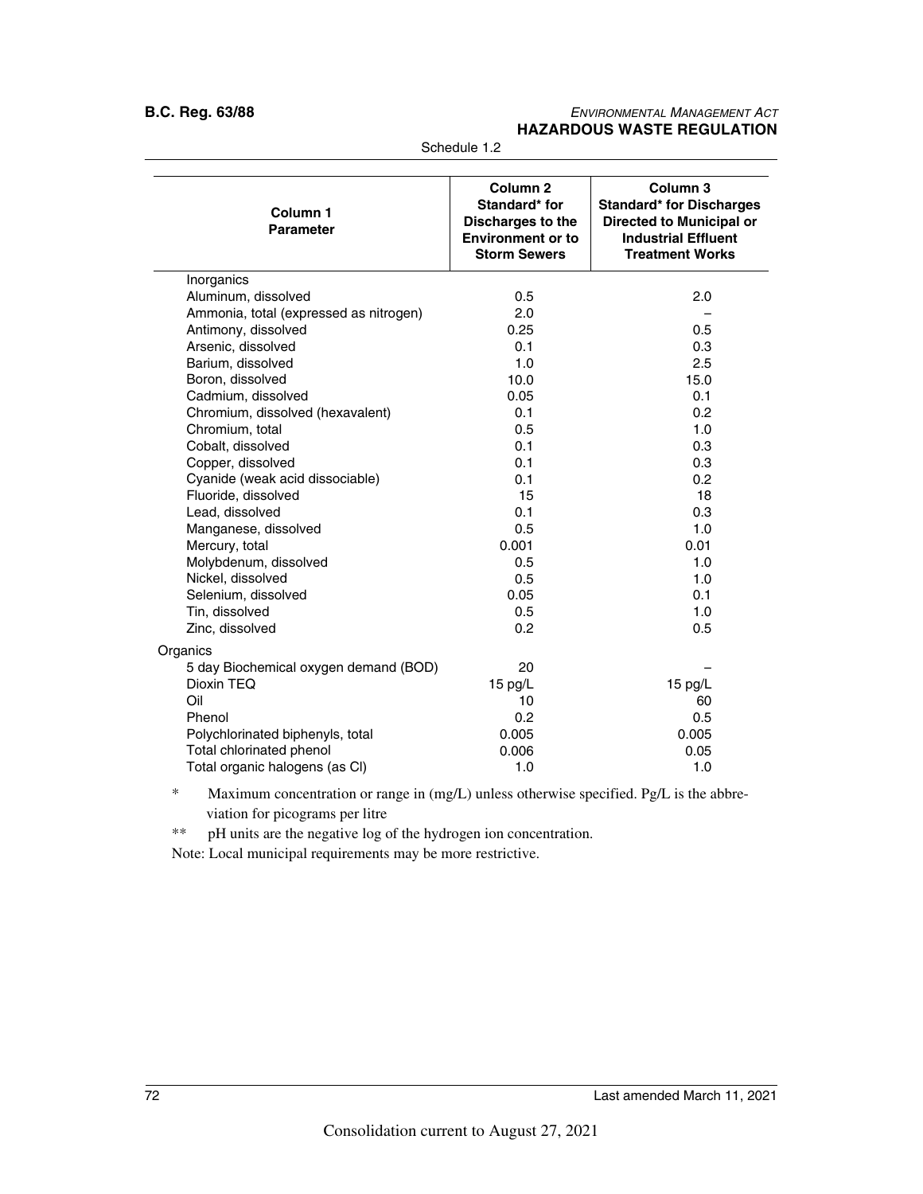Schedule 1.2

| Column 1<br>Parameter | Column 2<br>Standard* for Discharges to the Environment or to Storm Sewers | Column 3<br>Standard* for Discharges Directed to Municipal or Industrial Effluent Treatment Works |
|---|---|---|
| Inorganics | | |
| Aluminum, dissolved | 0.5 | 2.0 |
| Ammonia, total (expressed as nitrogen) | 2.0 | – |
| Antimony, dissolved | 0.25 | 0.5 |
| Arsenic, dissolved | 0.1 | 0.3 |
| Barium, dissolved | 1.0 | 2.5 |
| Boron, dissolved | 10.0 | 15.0 |
| Cadmium, dissolved | 0.05 | 0.1 |
| Chromium, dissolved (hexavalent) | 0.1 | 0.2 |
| Chromium, total | 0.5 | 1.0 |
| Cobalt, dissolved | 0.1 | 0.3 |
| Copper, dissolved | 0.1 | 0.3 |
| Cyanide (weak acid dissociable) | 0.1 | 0.2 |
| Fluoride, dissolved | 15 | 18 |
| Lead, dissolved | 0.1 | 0.3 |
| Manganese, dissolved | 0.5 | 1.0 |
| Mercury, total | 0.001 | 0.01 |
| Molybdenum, dissolved | 0.5 | 1.0 |
| Nickel, dissolved | 0.5 | 1.0 |
| Selenium, dissolved | 0.05 | 0.1 |
| Tin, dissolved | 0.5 | 1.0 |
| Zinc, dissolved | 0.2 | 0.5 |
| Organics | | |
| 5 day Biochemical oxygen demand (BOD) | 20 | – |
| Dioxin TEQ | 15 pg/L | 15 pg/L |
| Oil | 10 | 60 |
| Phenol | 0.2 | 0.5 |
| Polychlorinated biphenyls, total | 0.005 | 0.005 |
| Total chlorinated phenol | 0.006 | 0.05 |
| Total organic halogens (as Cl) | 1.0 | 1.0 |

\* Maximum concentration or range in (mg/L) unless otherwise specified. Pg/L is the abbreviation for picograms per litre

\** pH units are the negative log of the hydrogen ion concentration.

Note: Local municipal requirements may be more restrictive.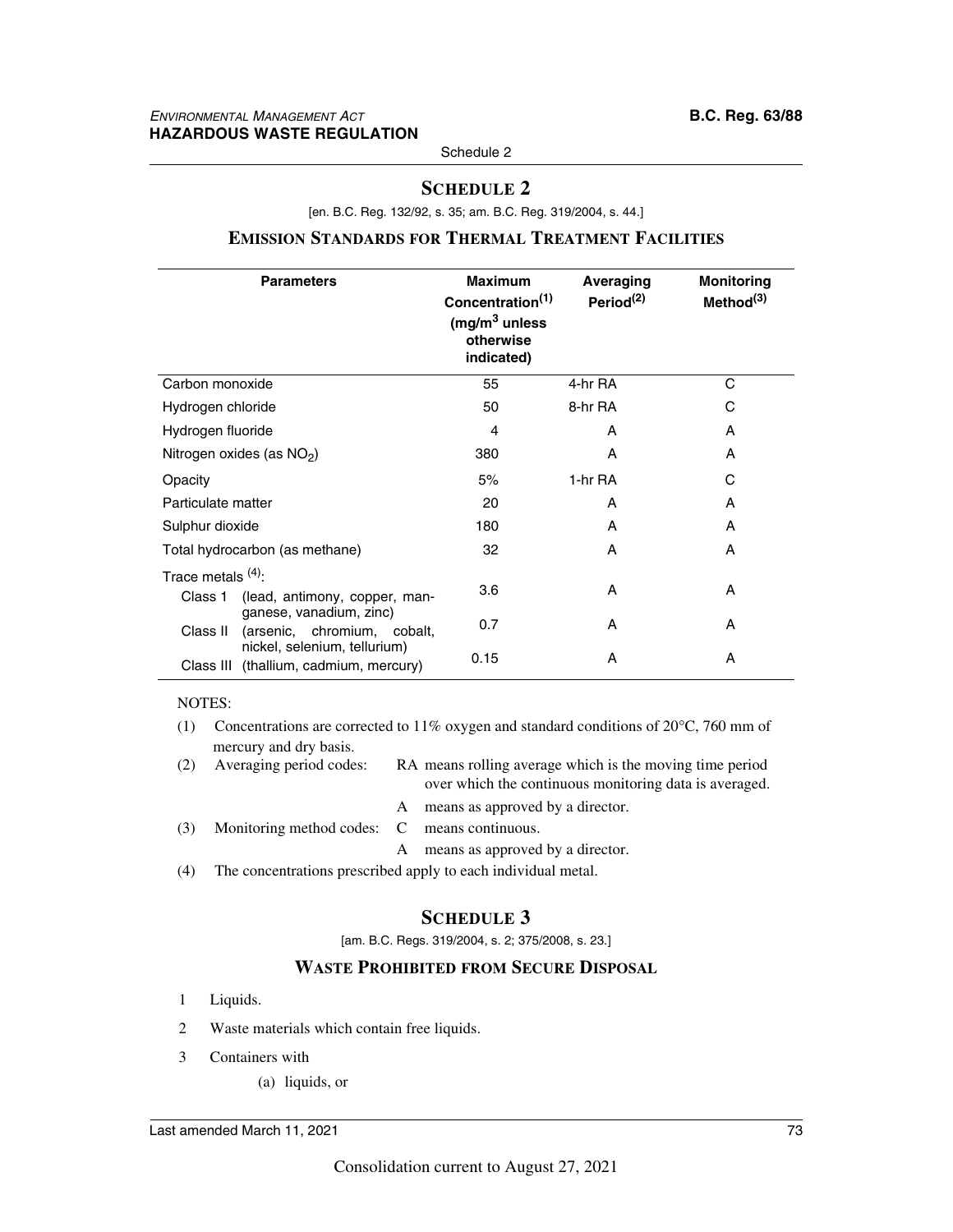## SCHEDULE 2

[en. B.C. Reg. 132/92, s. 35; am. B.C. Reg. 319/2004, s. 44.]

### EMISSION STANDARDS FOR THERMAL TREATMENT FACILITIES

| Parameters | Maximum Concentration(1) ($mg/m^3$ unless otherwise indicated) | Averaging Period(2) | Monitoring Method(3) |
|---|---|---|---|
| Carbon monoxide | 55 | 4-hr RA | C |
| Hydrogen chloride | 50 | 8-hr RA | C |
| Hydrogen fluoride | 4 | A | A |
| Nitrogen oxides (as $NO_2$) | 380 | A | A |
| Opacity | 5% | 1-hr RA | C |
| Particulate matter | 20 | A | A |
| Sulphur dioxide | 180 | A | A |
| Total hydrocarbon (as methane) | 32 | A | A |
| Trace metals (4): | | | |
| Class 1 (lead, antimony, copper, manganese, vanadium, zinc) | 3.6 | A | A |
| Class II (arsenic, chromium, cobalt, nickel, selenium, tellurium) | 0.7 | A | A |
| Class III (thallium, cadmium, mercury) | 0.15 | A | A |

NOTES:

(1) Concentrations are corrected to 11% oxygen and standard conditions of 20°C, 760 mm of mercury and dry basis.

(2) Averaging period codes:
- RA means rolling average which is the moving time period over which the continuous monitoring data is averaged.
- A means as approved by a director.

(3) Monitoring method codes:
- C means continuous.
- A means as approved by a director.

(4) The concentrations prescribed apply to each individual metal.

## SCHEDULE 3

[am. B.C. Regs. 319/2004, s. 2; 375/2008, s. 23.]

### WASTE PROHIBITED FROM SECURE DISPOSAL

1 Liquids.

2 Waste materials which contain free liquids.

3 Containers with

(a) liquids, or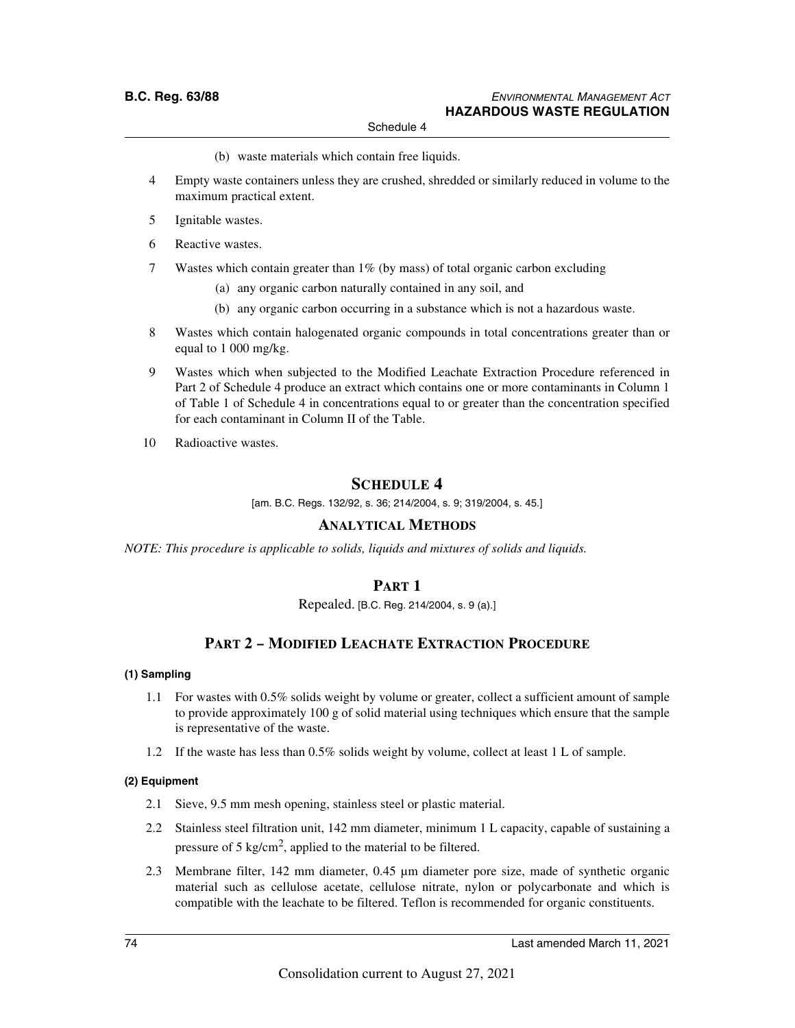(b) waste materials which contain free liquids.

4 Empty waste containers unless they are crushed, shredded or similarly reduced in volume to the maximum practical extent.

5 Ignitable wastes.

6 Reactive wastes.

7 Wastes which contain greater than 1% (by mass) of total organic carbon excluding

(a) any organic carbon naturally contained in any soil, and

(b) any organic carbon occurring in a substance which is not a hazardous waste.

8 Wastes which contain halogenated organic compounds in total concentrations greater than or equal to 1 000 mg/kg.

9 Wastes which when subjected to the Modified Leachate Extraction Procedure referenced in Part 2 of Schedule 4 produce an extract which contains one or more contaminants in Column 1 of Table 1 of Schedule 4 in concentrations equal to or greater than the concentration specified for each contaminant in Column II of the Table.

10 Radioactive wastes.

# Schedule 4

[am. B.C. Regs. 132/92, s. 36; 214/2004, s. 9; 319/2004, s. 45.]

## Analytical Methods

*NOTE: This procedure is applicable to solids, liquids and mixtures of solids and liquids.*

## Part 1

Repealed. [B.C. Reg. 214/2004, s. 9 (a).]

## Part 2 – Modified Leachate Extraction Procedure

**(1) Sampling**

1.1 For wastes with 0.5% solids weight by volume or greater, collect a sufficient amount of sample to provide approximately 100 g of solid material using techniques which ensure that the sample is representative of the waste.

1.2 If the waste has less than 0.5% solids weight by volume, collect at least 1 L of sample.

**(2) Equipment**

2.1 Sieve, 9.5 mm mesh opening, stainless steel or plastic material.

2.2 Stainless steel filtration unit, 142 mm diameter, minimum 1 L capacity, capable of sustaining a pressure of 5 $kg/cm^2$, applied to the material to be filtered.

2.3 Membrane filter, 142 mm diameter, 0.45 µm diameter pore size, made of synthetic organic material such as cellulose acetate, cellulose nitrate, nylon or polycarbonate and which is compatible with the leachate to be filtered. Teflon is recommended for organic constituents.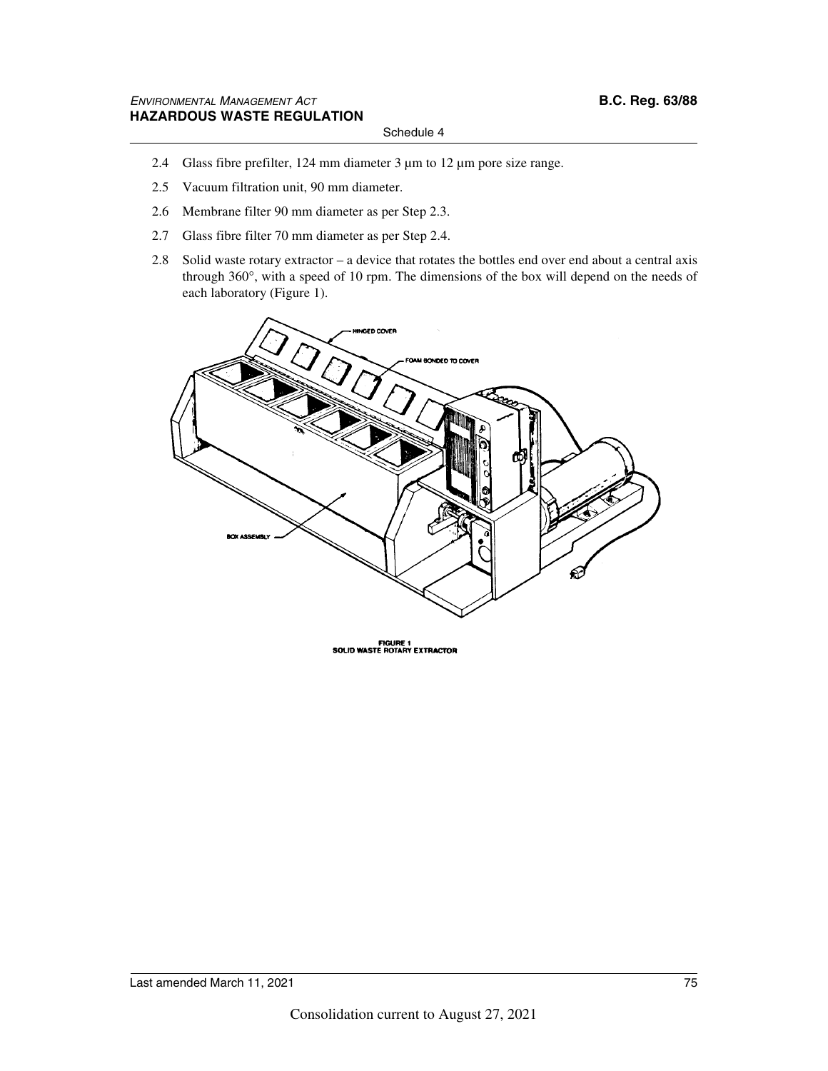2.4 Glass fibre prefilter, 124 mm diameter 3 µm to 12 µm pore size range.

2.5 Vacuum filtration unit, 90 mm diameter.

2.6 Membrane filter 90 mm diameter as per Step 2.3.

2.7 Glass fibre filter 70 mm diameter as per Step 2.4.

2.8 Solid waste rotary extractor – a device that rotates the bottles end over end about a central axis through 360°, with a speed of 10 rpm. The dimensions of the box will depend on the needs of each laboratory (Figure 1).

FIGURE 1
SOLID WASTE ROTARY EXTRACTOR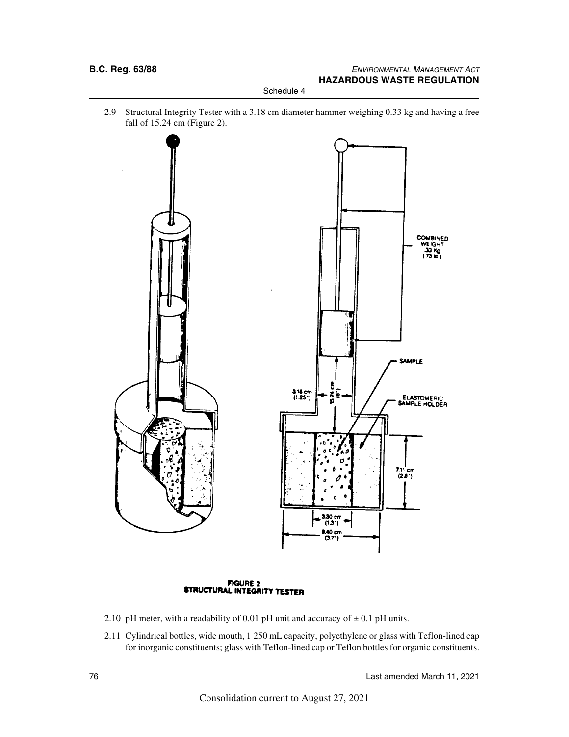2.9 Structural Integrity Tester with a 3.18 cm diameter hammer weighing 0.33 kg and having a free fall of 15.24 cm (Figure 2).

FIGURE 2
STRUCTURAL INTEGRITY TESTER

2.10 pH meter, with a readability of 0.01 pH unit and accuracy of ± 0.1 pH units.

2.11 Cylindrical bottles, wide mouth, 1 250 mL capacity, polyethylene or glass with Teflon-lined cap for inorganic constituents; glass with Teflon-lined cap or Teflon bottles for organic constituents.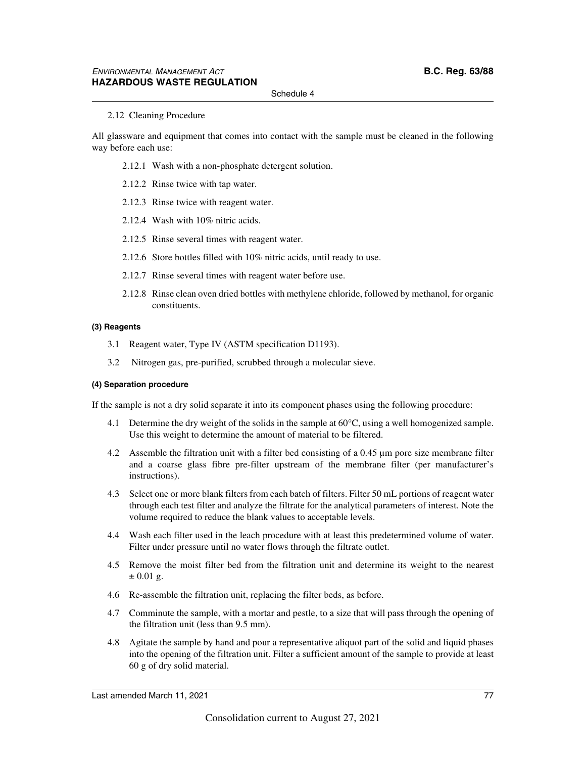2.12 Cleaning Procedure

All glassware and equipment that comes into contact with the sample must be cleaned in the following way before each use:

2.12.1 Wash with a non-phosphate detergent solution.

2.12.2 Rinse twice with tap water.

2.12.3 Rinse twice with reagent water.

2.12.4 Wash with 10% nitric acids.

2.12.5 Rinse several times with reagent water.

2.12.6 Store bottles filled with 10% nitric acids, until ready to use.

2.12.7 Rinse several times with reagent water before use.

2.12.8 Rinse clean oven dried bottles with methylene chloride, followed by methanol, for organic constituents.

#### (3) Reagents

3.1 Reagent water, Type IV (ASTM specification D1193).

3.2 Nitrogen gas, pre-purified, scrubbed through a molecular sieve.

#### (4) Separation procedure

If the sample is not a dry solid separate it into its component phases using the following procedure:

4.1 Determine the dry weight of the solids in the sample at 60°C, using a well homogenized sample. Use this weight to determine the amount of material to be filtered.

4.2 Assemble the filtration unit with a filter bed consisting of a 0.45 µm pore size membrane filter and a coarse glass fibre pre-filter upstream of the membrane filter (per manufacturer's instructions).

4.3 Select one or more blank filters from each batch of filters. Filter 50 mL portions of reagent water through each test filter and analyze the filtrate for the analytical parameters of interest. Note the volume required to reduce the blank values to acceptable levels.

4.4 Wash each filter used in the leach procedure with at least this predetermined volume of water. Filter under pressure until no water flows through the filtrate outlet.

4.5 Remove the moist filter bed from the filtration unit and determine its weight to the nearest ± 0.01 g.

4.6 Re-assemble the filtration unit, replacing the filter beds, as before.

4.7 Comminute the sample, with a mortar and pestle, to a size that will pass through the opening of the filtration unit (less than 9.5 mm).

4.8 Agitate the sample by hand and pour a representative aliquot part of the solid and liquid phases into the opening of the filtration unit. Filter a sufficient amount of the sample to provide at least 60 g of dry solid material.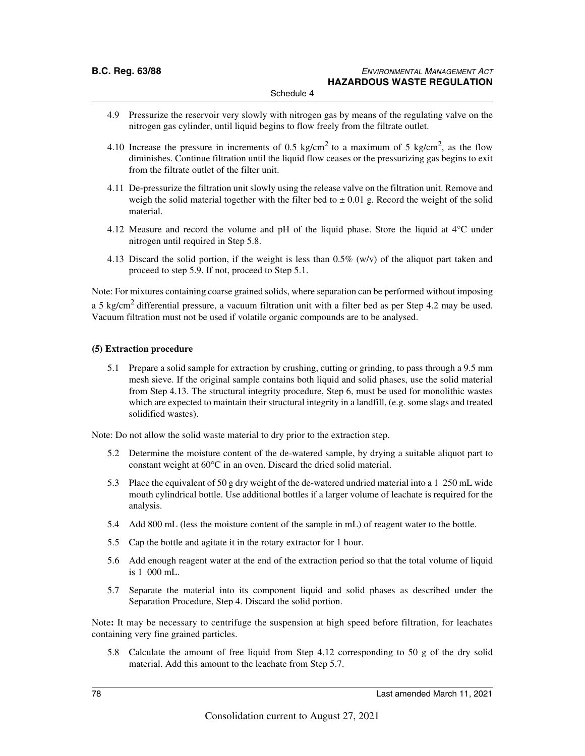4.9 Pressurize the reservoir very slowly with nitrogen gas by means of the regulating valve on the nitrogen gas cylinder, until liquid begins to flow freely from the filtrate outlet.

4.10 Increase the pressure in increments of 0.5 kg/cm$^2$ to a maximum of 5 kg/cm$^2$, as the flow diminishes. Continue filtration until the liquid flow ceases or the pressurizing gas begins to exit from the filtrate outlet of the filter unit.

4.11 De-pressurize the filtration unit slowly using the release valve on the filtration unit. Remove and weigh the solid material together with the filter bed to ± 0.01 g. Record the weight of the solid material.

4.12 Measure and record the volume and pH of the liquid phase. Store the liquid at 4°C under nitrogen until required in Step 5.8.

4.13 Discard the solid portion, if the weight is less than 0.5% (w/v) of the aliquot part taken and proceed to step 5.9. If not, proceed to Step 5.1.

Note: For mixtures containing coarse grained solids, where separation can be performed without imposing a 5 kg/cm$^2$ differential pressure, a vacuum filtration unit with a filter bed as per Step 4.2 may be used. Vacuum filtration must not be used if volatile organic compounds are to be analysed.

**(5) Extraction procedure**

5.1 Prepare a solid sample for extraction by crushing, cutting or grinding, to pass through a 9.5 mm mesh sieve. If the original sample contains both liquid and solid phases, use the solid material from Step 4.13. The structural integrity procedure, Step 6, must be used for monolithic wastes which are expected to maintain their structural integrity in a landfill, (e.g. some slags and treated solidified wastes).

Note: Do not allow the solid waste material to dry prior to the extraction step.

5.2 Determine the moisture content of the de-watered sample, by drying a suitable aliquot part to constant weight at 60°C in an oven. Discard the dried solid material.

5.3 Place the equivalent of 50 g dry weight of the de-watered undried material into a 1 250 mL wide mouth cylindrical bottle. Use additional bottles if a larger volume of leachate is required for the analysis.

5.4 Add 800 mL (less the moisture content of the sample in mL) of reagent water to the bottle.

5.5 Cap the bottle and agitate it in the rotary extractor for 1 hour.

5.6 Add enough reagent water at the end of the extraction period so that the total volume of liquid is 1 000 mL.

5.7 Separate the material into its component liquid and solid phases as described under the Separation Procedure, Step 4. Discard the solid portion.

Note**:** It may be necessary to centrifuge the suspension at high speed before filtration, for leachates containing very fine grained particles.

5.8 Calculate the amount of free liquid from Step 4.12 corresponding to 50 g of the dry solid material. Add this amount to the leachate from Step 5.7.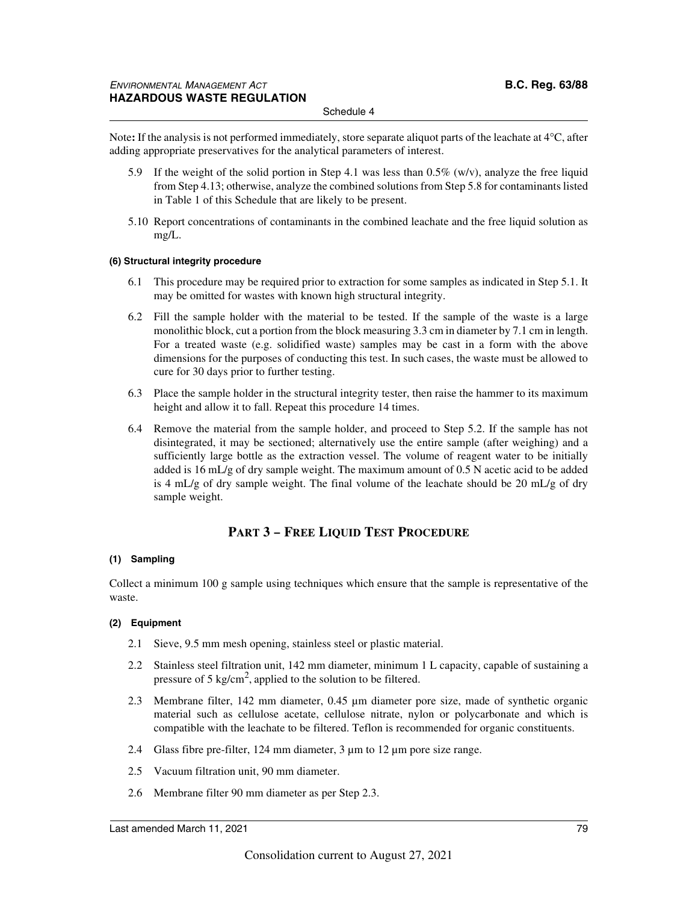Note**:** If the analysis is not performed immediately, store separate aliquot parts of the leachate at 4°C, after adding appropriate preservatives for the analytical parameters of interest.

5.9 If the weight of the solid portion in Step 4.1 was less than 0.5% (w/v), analyze the free liquid from Step 4.13; otherwise, analyze the combined solutions from Step 5.8 for contaminants listed in Table 1 of this Schedule that are likely to be present.

5.10 Report concentrations of contaminants in the combined leachate and the free liquid solution as mg/L.

#### (6) Structural integrity procedure

6.1 This procedure may be required prior to extraction for some samples as indicated in Step 5.1. It may be omitted for wastes with known high structural integrity.

6.2 Fill the sample holder with the material to be tested. If the sample of the waste is a large monolithic block, cut a portion from the block measuring 3.3 cm in diameter by 7.1 cm in length. For a treated waste (e.g. solidified waste) samples may be cast in a form with the above dimensions for the purposes of conducting this test. In such cases, the waste must be allowed to cure for 30 days prior to further testing.

6.3 Place the sample holder in the structural integrity tester, then raise the hammer to its maximum height and allow it to fall. Repeat this procedure 14 times.

6.4 Remove the material from the sample holder, and proceed to Step 5.2. If the sample has not disintegrated, it may be sectioned; alternatively use the entire sample (after weighing) and a sufficiently large bottle as the extraction vessel. The volume of reagent water to be initially added is 16 mL/g of dry sample weight. The maximum amount of 0.5 N acetic acid to be added is 4 mL/g of dry sample weight. The final volume of the leachate should be 20 mL/g of dry sample weight.

## PART 3 – FREE LIQUID TEST PROCEDURE

#### (1) Sampling

Collect a minimum 100 g sample using techniques which ensure that the sample is representative of the waste.

#### (2) Equipment

2.1 Sieve, 9.5 mm mesh opening, stainless steel or plastic material.

2.2 Stainless steel filtration unit, 142 mm diameter, minimum 1 L capacity, capable of sustaining a pressure of 5 kg/cm$^2$, applied to the solution to be filtered.

2.3 Membrane filter, 142 mm diameter, 0.45 µm diameter pore size, made of synthetic organic material such as cellulose acetate, cellulose nitrate, nylon or polycarbonate and which is compatible with the leachate to be filtered. Teflon is recommended for organic constituents.

2.4 Glass fibre pre-filter, 124 mm diameter, 3 µm to 12 µm pore size range.

2.5 Vacuum filtration unit, 90 mm diameter.

2.6 Membrane filter 90 mm diameter as per Step 2.3.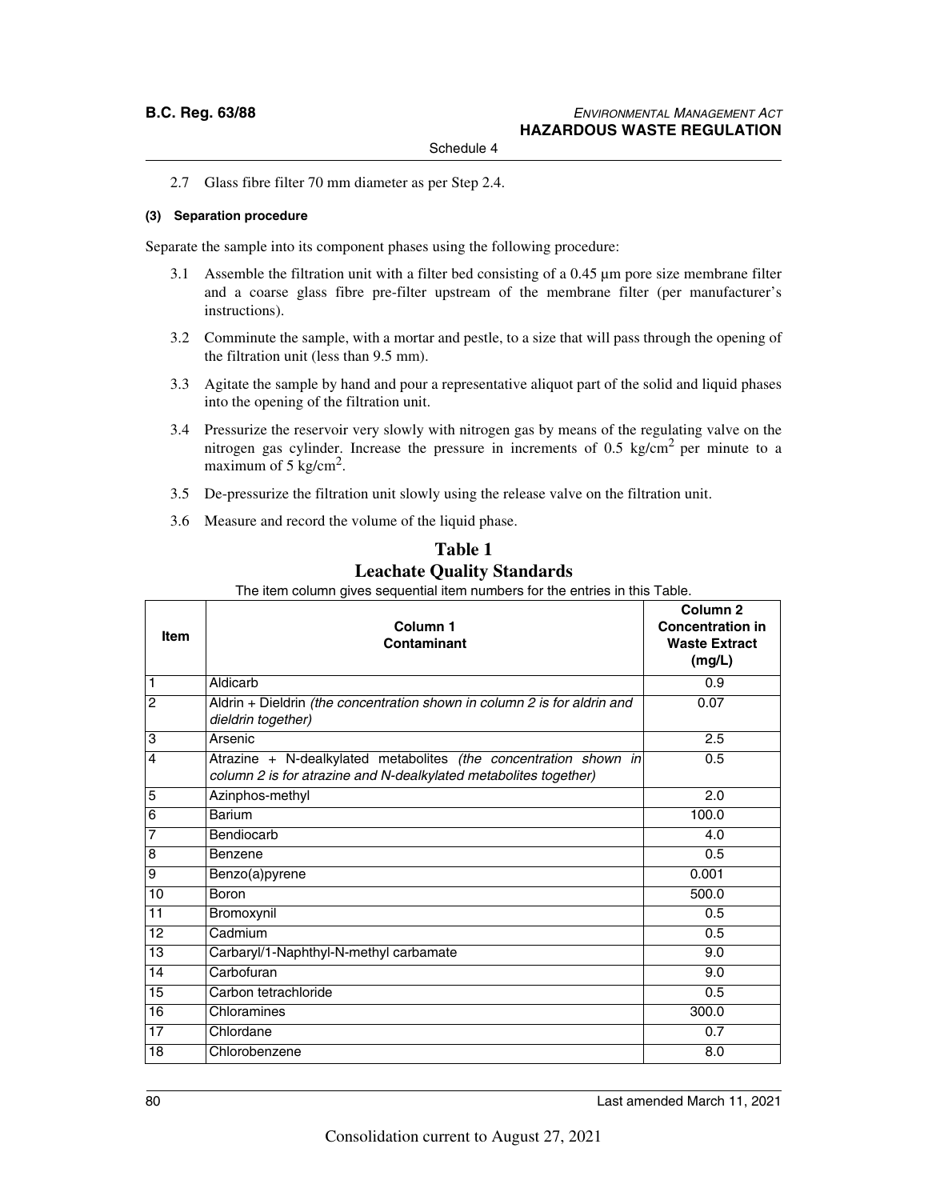2.7 Glass fibre filter 70 mm diameter as per Step 2.4.

#### (3) Separation procedure

Separate the sample into its component phases using the following procedure:

3.1 Assemble the filtration unit with a filter bed consisting of a 0.45 µm pore size membrane filter and a coarse glass fibre pre-filter upstream of the membrane filter (per manufacturer's instructions).

3.2 Comminute the sample, with a mortar and pestle, to a size that will pass through the opening of the filtration unit (less than 9.5 mm).

3.3 Agitate the sample by hand and pour a representative aliquot part of the solid and liquid phases into the opening of the filtration unit.

3.4 Pressurize the reservoir very slowly with nitrogen gas by means of the regulating valve on the nitrogen gas cylinder. Increase the pressure in increments of 0.5 $kg/cm^2$ per minute to a maximum of 5 $kg/cm^2$.

3.5 De-pressurize the filtration unit slowly using the release valve on the filtration unit.

3.6 Measure and record the volume of the liquid phase.

## Table 1
## Leachate Quality Standards

The item column gives sequential item numbers for the entries in this Table.

| Item | Column 1 Contaminant | Column 2 Concentration in Waste Extract (mg/L) |
|---|---|---|
| 1 | Aldicarb | 0.9 |
| 2 | Aldrin + Dieldrin *(the concentration shown in column 2 is for aldrin and dieldrin together)* | 0.07 |
| 3 | Arsenic | 2.5 |
| 4 | Atrazine + N-dealkylated metabolites *(the concentration shown in column 2 is for atrazine and N-dealkylated metabolites together)* | 0.5 |
| 5 | Azinphos-methyl | 2.0 |
| 6 | Barium | 100.0 |
| 7 | Bendiocarb | 4.0 |
| 8 | Benzene | 0.5 |
| 9 | Benzo(a)pyrene | 0.001 |
| 10 | Boron | 500.0 |
| 11 | Bromoxynil | 0.5 |
| 12 | Cadmium | 0.5 |
| 13 | Carbaryl/1-Naphthyl-N-methyl carbamate | 9.0 |
| 14 | Carbofuran | 9.0 |
| 15 | Carbon tetrachloride | 0.5 |
| 16 | Chloramines | 300.0 |
| 17 | Chlordane | 0.7 |
| 18 | Chlorobenzene | 8.0 |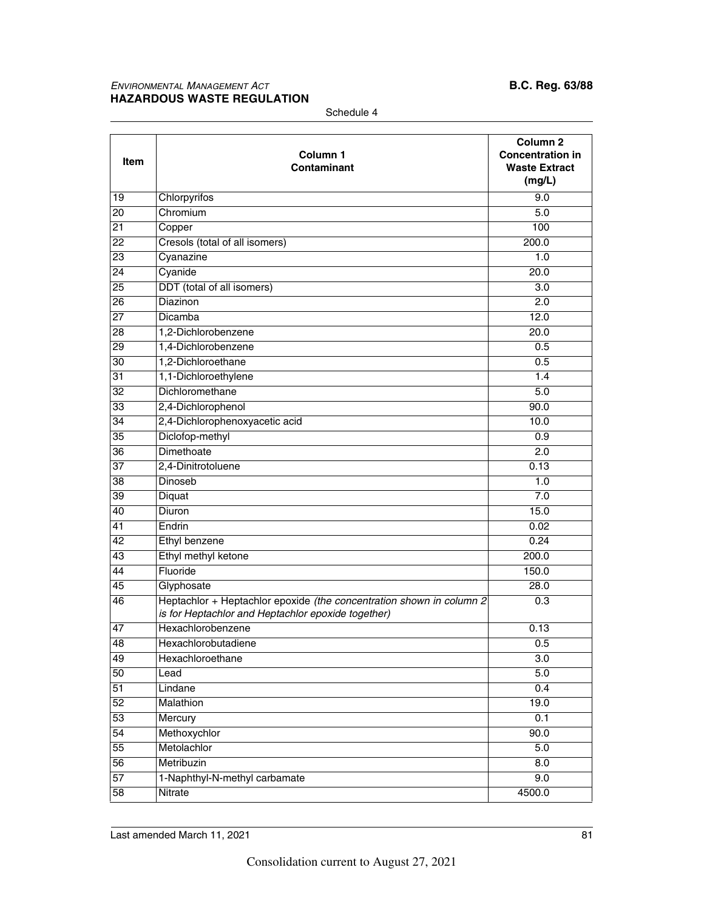| Item | Column 1<br>Contaminant | Column 2<br>Concentration in Waste Extract (mg/L) |
|---|---|---|
| 19 | Chlorpyrifos | 9.0 |
| 20 | Chromium | 5.0 |
| 21 | Copper | 100 |
| 22 | Cresols (total of all isomers) | 200.0 |
| 23 | Cyanazine | 1.0 |
| 24 | Cyanide | 20.0 |
| 25 | DDT (total of all isomers) | 3.0 |
| 26 | Diazinon | 2.0 |
| 27 | Dicamba | 12.0 |
| 28 | 1,2-Dichlorobenzene | 20.0 |
| 29 | 1,4-Dichlorobenzene | 0.5 |
| 30 | 1,2-Dichloroethane | 0.5 |
| 31 | 1,1-Dichloroethylene | 1.4 |
| 32 | Dichloromethane | 5.0 |
| 33 | 2,4-Dichlorophenol | 90.0 |
| 34 | 2,4-Dichlorophenoxyacetic acid | 10.0 |
| 35 | Diclofop-methyl | 0.9 |
| 36 | Dimethoate | 2.0 |
| 37 | 2,4-Dinitrotoluene | 0.13 |
| 38 | Dinoseb | 1.0 |
| 39 | Diquat | 7.0 |
| 40 | Diuron | 15.0 |
| 41 | Endrin | 0.02 |
| 42 | Ethyl benzene | 0.24 |
| 43 | Ethyl methyl ketone | 200.0 |
| 44 | Fluoride | 150.0 |
| 45 | Glyphosate | 28.0 |
| 46 | Heptachlor + Heptachlor epoxide *(the concentration shown in column 2 is for Heptachlor and Heptachlor epoxide together)* | 0.3 |
| 47 | Hexachlorobenzene | 0.13 |
| 48 | Hexachlorobutadiene | 0.5 |
| 49 | Hexachloroethane | 3.0 |
| 50 | Lead | 5.0 |
| 51 | Lindane | 0.4 |
| 52 | Malathion | 19.0 |
| 53 | Mercury | 0.1 |
| 54 | Methoxychlor | 90.0 |
| 55 | Metolachlor | 5.0 |
| 56 | Metribuzin | 8.0 |
| 57 | 1-Naphthyl-N-methyl carbamate | 9.0 |
| 58 | Nitrate | 4500.0 |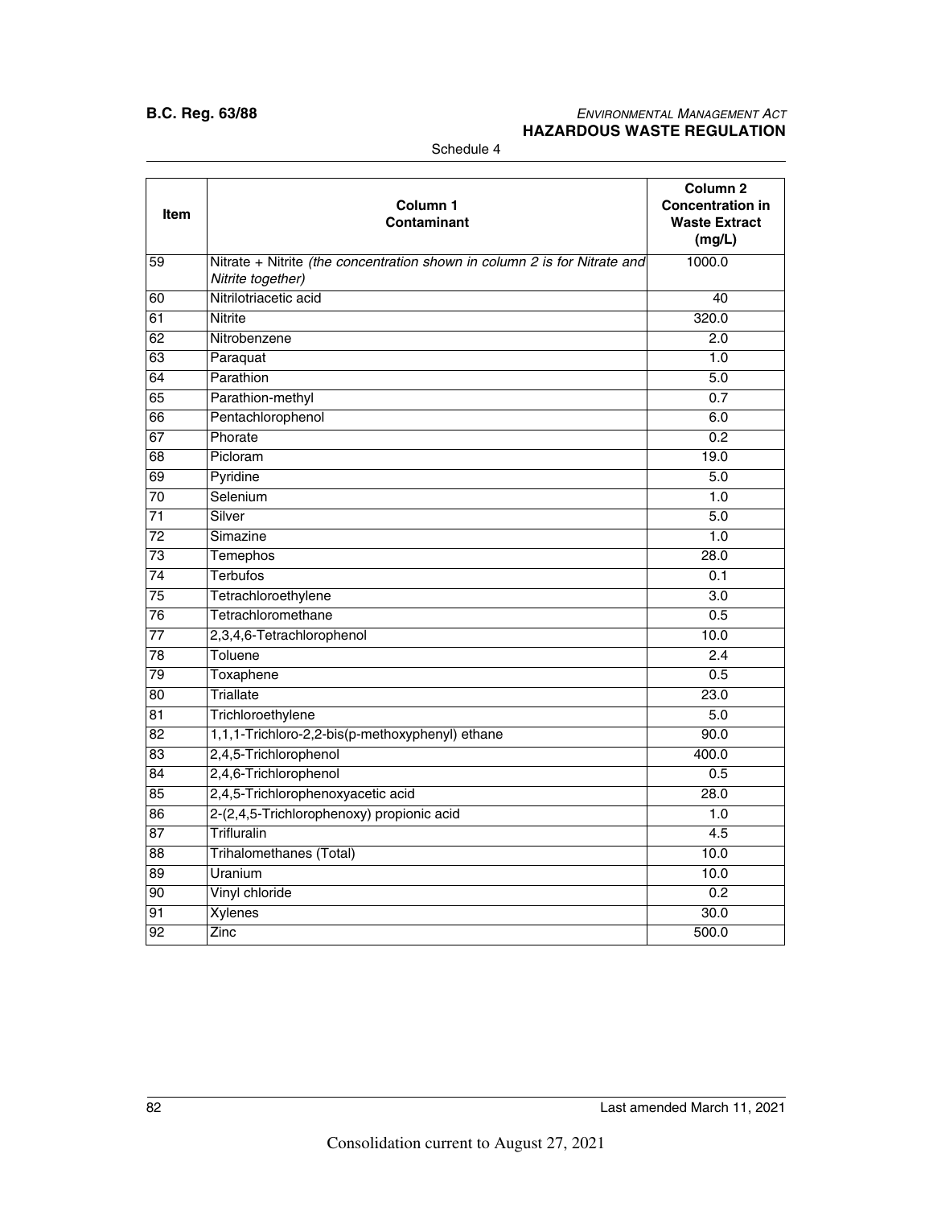Schedule 4

| Item | Column 1<br>Contaminant | Column 2<br>Concentration in Waste Extract (mg/L) |
|---|---|---|
| 59 | Nitrate + Nitrite *(the concentration shown in column 2 is for Nitrate and Nitrite together)* | 1000.0 |
| 60 | Nitrilotriacetic acid | 40 |
| 61 | Nitrite | 320.0 |
| 62 | Nitrobenzene | 2.0 |
| 63 | Paraquat | 1.0 |
| 64 | Parathion | 5.0 |
| 65 | Parathion-methyl | 0.7 |
| 66 | Pentachlorophenol | 6.0 |
| 67 | Phorate | 0.2 |
| 68 | Picloram | 19.0 |
| 69 | Pyridine | 5.0 |
| 70 | Selenium | 1.0 |
| 71 | Silver | 5.0 |
| 72 | Simazine | 1.0 |
| 73 | Temephos | 28.0 |
| 74 | Terbufos | 0.1 |
| 75 | Tetrachloroethylene | 3.0 |
| 76 | Tetrachloromethane | 0.5 |
| 77 | 2,3,4,6-Tetrachlorophenol | 10.0 |
| 78 | Toluene | 2.4 |
| 79 | Toxaphene | 0.5 |
| 80 | Triallate | 23.0 |
| 81 | Trichloroethylene | 5.0 |
| 82 | 1,1,1-Trichloro-2,2-bis(p-methoxyphenyl) ethane | 90.0 |
| 83 | 2,4,5-Trichlorophenol | 400.0 |
| 84 | 2,4,6-Trichlorophenol | 0.5 |
| 85 | 2,4,5-Trichlorophenoxyacetic acid | 28.0 |
| 86 | 2-(2,4,5-Trichlorophenoxy) propionic acid | 1.0 |
| 87 | Trifluralin | 4.5 |
| 88 | Trihalomethanes (Total) | 10.0 |
| 89 | Uranium | 10.0 |
| 90 | Vinyl chloride | 0.2 |
| 91 | Xylenes | 30.0 |
| 92 | Zinc | 500.0 |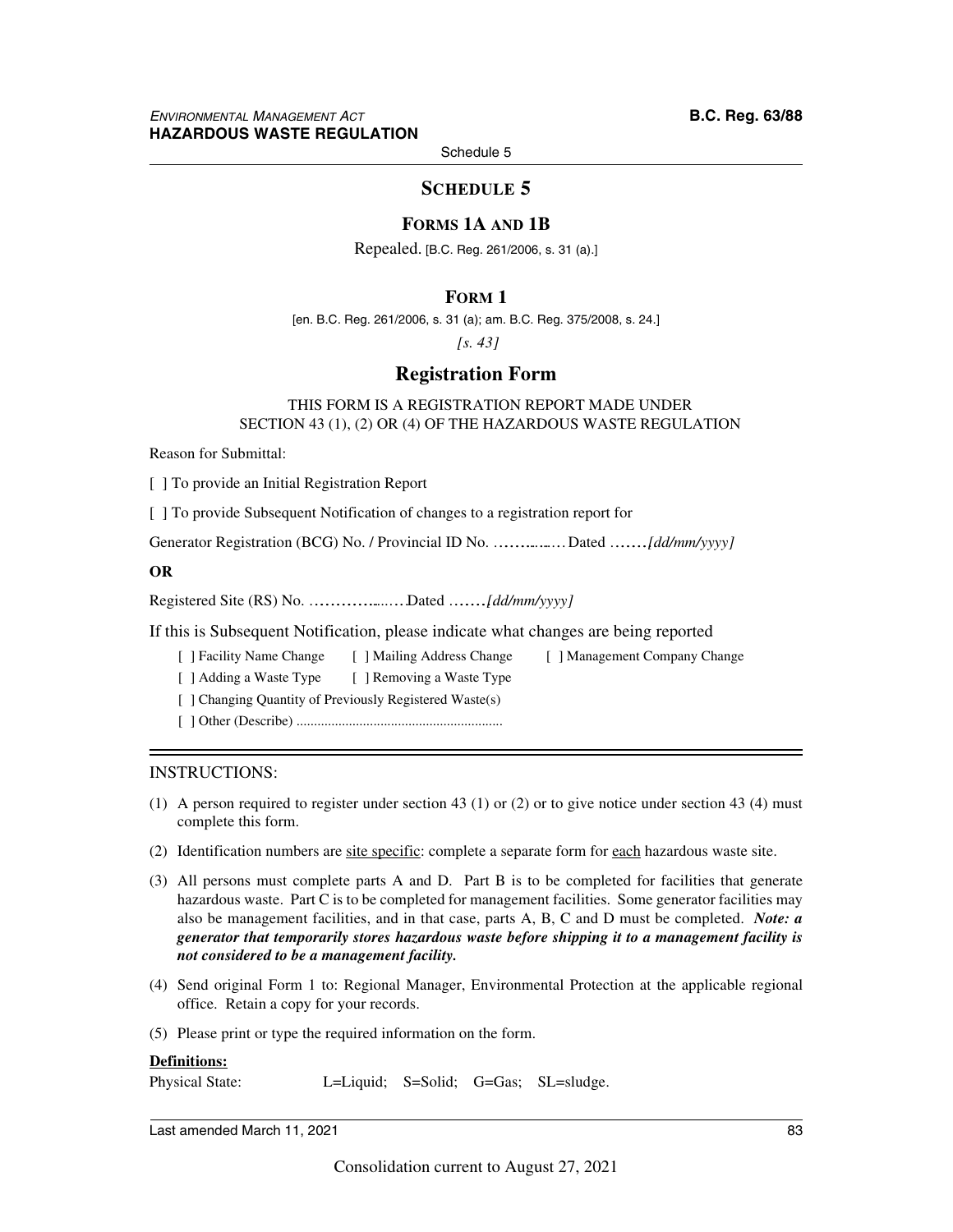## SCHEDULE 5

### FORMS 1A AND 1B

Repealed. [B.C. Reg. 261/2006, s. 31 (a).]

### FORM 1

[en. B.C. Reg. 261/2006, s. 31 (a); am. B.C. Reg. 375/2008, s. 24.]

*[s. 43]*

## Registration Form

THIS FORM IS A REGISTRATION REPORT MADE UNDER
SECTION 43 (1), (2) OR (4) OF THE HAZARDOUS WASTE REGULATION

Reason for Submittal:

[ ] To provide an Initial Registration Report

[ ] To provide Subsequent Notification of changes to a registration report for

Generator Registration (BCG) No. / Provincial ID No. ………..…. Dated …….*[dd/mm/yyyy]*

**OR**

Registered Site (RS) No. …………...…..Dated …….*[dd/mm/yyyy]*

If this is Subsequent Notification, please indicate what changes are being reported

[ ] Facility Name Change [ ] Mailing Address Change [ ] Management Company Change

[ ] Adding a Waste Type [ ] Removing a Waste Type

[ ] Changing Quantity of Previously Registered Waste(s)

[ ] Other (Describe) ............................................................

---

INSTRUCTIONS:

(1) A person required to register under section 43 (1) or (2) or to give notice under section 43 (4) must complete this form.

(2) Identification numbers are site specific: complete a separate form for each hazardous waste site.

(3) All persons must complete parts A and D. Part B is to be completed for facilities that generate hazardous waste. Part C is to be completed for management facilities. Some generator facilities may also be management facilities, and in that case, parts A, B, C and D must be completed. ***Note: a generator that temporarily stores hazardous waste before shipping it to a management facility is not considered to be a management facility.***

(4) Send original Form 1 to: Regional Manager, Environmental Protection at the applicable regional office. Retain a copy for your records.

(5) Please print or type the required information on the form.

**Definitions:**

Physical State: L=Liquid; S=Solid; G=Gas; SL=sludge.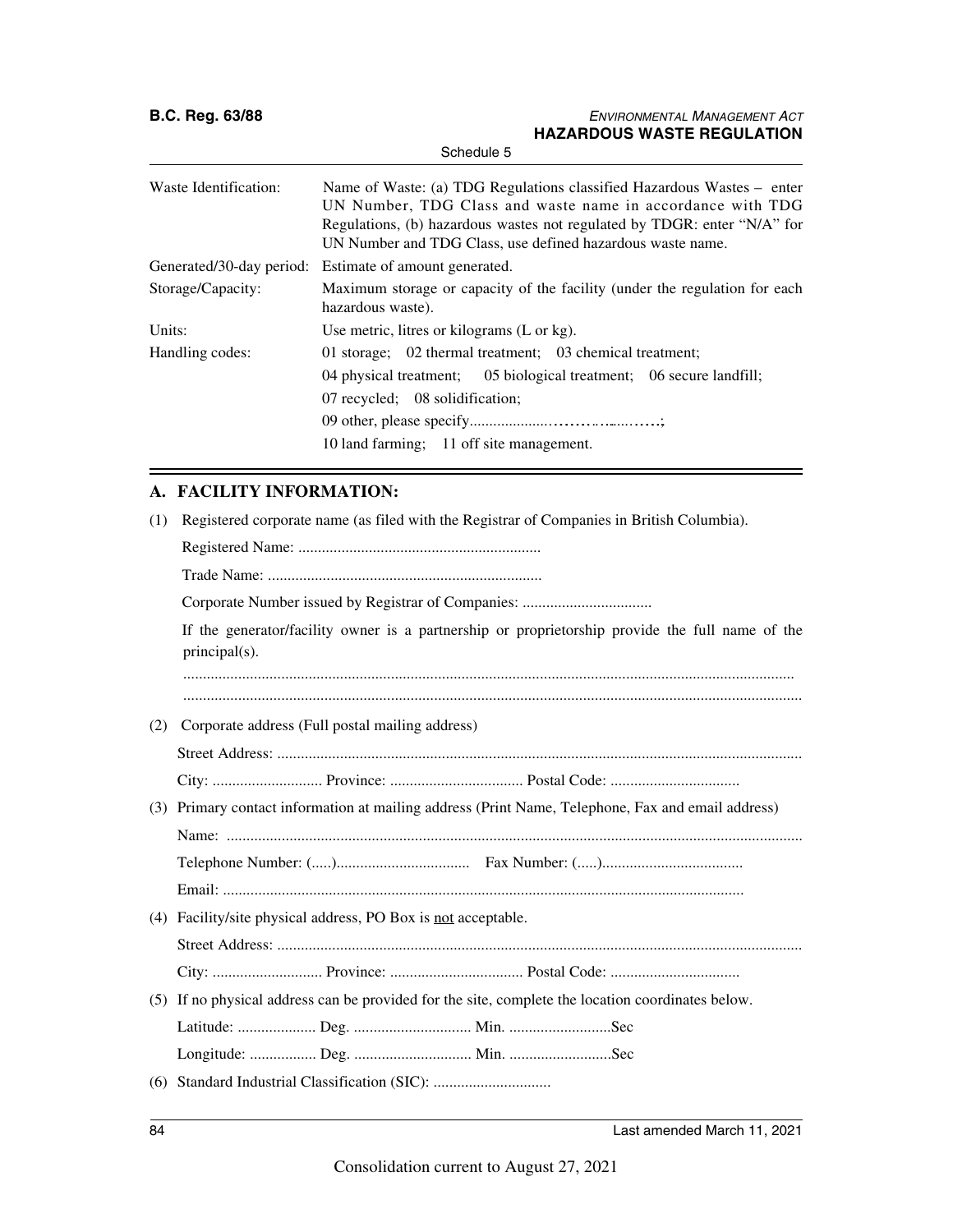Schedule 5

| | |
|---|---|
| Waste Identification: | Name of Waste: (a) TDG Regulations classified Hazardous Wastes – enter UN Number, TDG Class and waste name in accordance with TDG Regulations, (b) hazardous wastes not regulated by TDGR: enter "N/A" for UN Number and TDG Class, use defined hazardous waste name. |
| Generated/30-day period: | Estimate of amount generated. |
| Storage/Capacity: | Maximum storage or capacity of the facility (under the regulation for each hazardous waste). |
| Units: | Use metric, litres or kilograms (L or kg). |
| Handling codes: | 01 storage; 02 thermal treatment; 03 chemical treatment; 04 physical treatment; 05 biological treatment; 06 secure landfill; 07 recycled; 08 solidification; 09 other, please specify...............................; 10 land farming; 11 off site management. |

## A. FACILITY INFORMATION:

(1) Registered corporate name (as filed with the Registrar of Companies in British Columbia).

Registered Name: .............................................................

Trade Name: .....................................................................

Corporate Number issued by Registrar of Companies: .................................

If the generator/facility owner is a partnership or proprietorship provide the full name of the principal(s).

..........................................................................................................................................

..........................................................................................................................................

(2) Corporate address (Full postal mailing address)

Street Address: ....................................................................................................................

City: ........................... Province: ................................. Postal Code: ................................

(3) Primary contact information at mailing address (Print Name, Telephone, Fax and email address)

Name: .................................................................................................................................

Telephone Number: (.....)................................. Fax Number: (.....)...................................

Email: ...................................................................................................................

(4) Facility/site physical address, PO Box is not acceptable.

Street Address: ....................................................................................................................

City: ........................... Province: ................................. Postal Code: ................................

(5) If no physical address can be provided for the site, complete the location coordinates below.

Latitude: .................... Deg. .............................. Min. ..........................Sec

Longitude: ................. Deg. .............................. Min. ..........................Sec

(6) Standard Industrial Classification (SIC): ..............................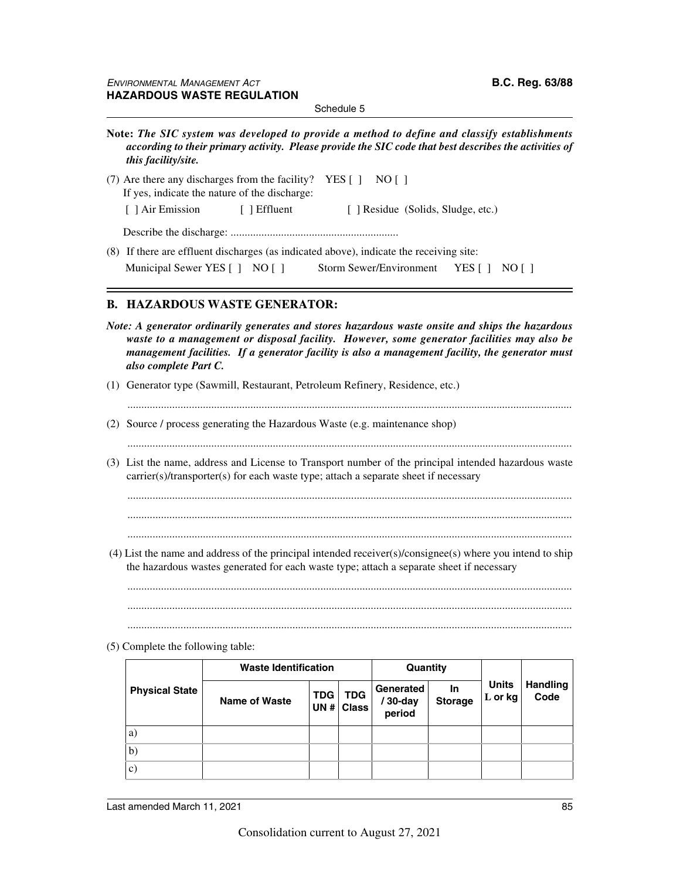**Note:** ***The SIC system was developed to provide a method to define and classify establishments according to their primary activity. Please provide the SIC code that best describes the activities of this facility/site.***

(7) Are there any discharges from the facility? YES [ ] NO [ ]
If yes, indicate the nature of the discharge:

[ ] Air Emission [ ] Effluent [ ] Residue (Solids, Sludge, etc.)

Describe the discharge: ...........................................................

(8) If there are effluent discharges (as indicated above), indicate the receiving site:

Municipal Sewer YES [ ] NO [ ] Storm Sewer/Environment YES [ ] NO [ ]

---

## B. HAZARDOUS WASTE GENERATOR:

***Note: A generator ordinarily generates and stores hazardous waste onsite and ships the hazardous waste to a management or disposal facility. However, some generator facilities may also be management facilities. If a generator facility is also a management facility, the generator must also complete Part C.***

(1) Generator type (Sawmill, Restaurant, Petroleum Refinery, Residence, etc.)

.............................................................................................................................................

(2) Source / process generating the Hazardous Waste (e.g. maintenance shop)

.............................................................................................................................................

(3) List the name, address and License to Transport number of the principal intended hazardous waste carrier(s)/transporter(s) for each waste type; attach a separate sheet if necessary

.............................................................................................................................................

.............................................................................................................................................

.............................................................................................................................................

(4) List the name and address of the principal intended receiver(s)/consignee(s) where you intend to ship the hazardous wastes generated for each waste type; attach a separate sheet if necessary

.............................................................................................................................................

.............................................................................................................................................

.............................................................................................................................................

(5) Complete the following table:

| Physical State | Waste Identification | | | Quantity | | Units L or kg | Handling Code |
|---|---|---|---|---|---|---|---|
| | Name of Waste | TDG UN # | TDG Class | Generated / 30-day period | In Storage | | |
| a) | | | | | | | |
| b) | | | | | | | |
| c) | | | | | | | |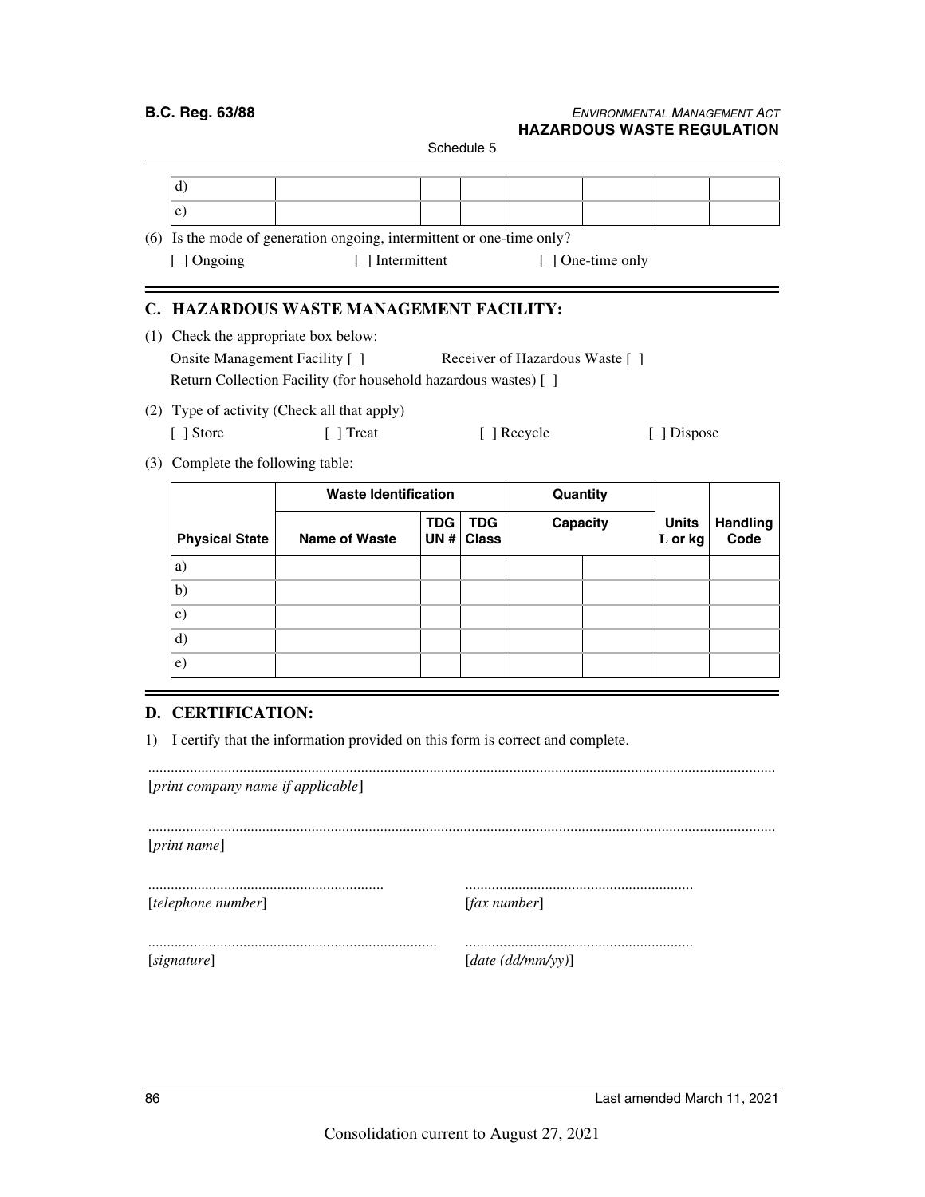| d) | | | | | | | |
|---|---|---|---|---|---|---|---|
| e) | | | | | | | |

(6) Is the mode of generation ongoing, intermittent or one-time only?

[ ] Ongoing [ ] Intermittent [ ] One-time only

## C. HAZARDOUS WASTE MANAGEMENT FACILITY:

(1) Check the appropriate box below:

Onsite Management Facility [ ] Receiver of Hazardous Waste [ ]

Return Collection Facility (for household hazardous wastes) [ ]

(2) Type of activity (Check all that apply)

[ ] Store [ ] Treat [ ] Recycle [ ] Dispose

(3) Complete the following table:

| | **Waste Identification** | | | **Quantity** | | | |
|---|---|---|---|---|---|---|---|
| **Physical State** | **Name of Waste** | **TDG UN #** | **TDG Class** | **Capacity** | | **Units L or kg** | **Handling Code** |
| a) | | | | | | | |
| b) | | | | | | | |
| c) | | | | | | | |
| d) | | | | | | | |
| e) | | | | | | | |

## D. CERTIFICATION:

1) I certify that the information provided on this form is correct and complete.

..................................................................................................................................................................

[*print company name if applicable*]

..................................................................................................................................................................

[*print name*]

............................................................. ...........................................................

[*telephone number*] [*fax number*]

........................................................................... ...........................................................

[*signature*] [*date (dd/mm/yy)*]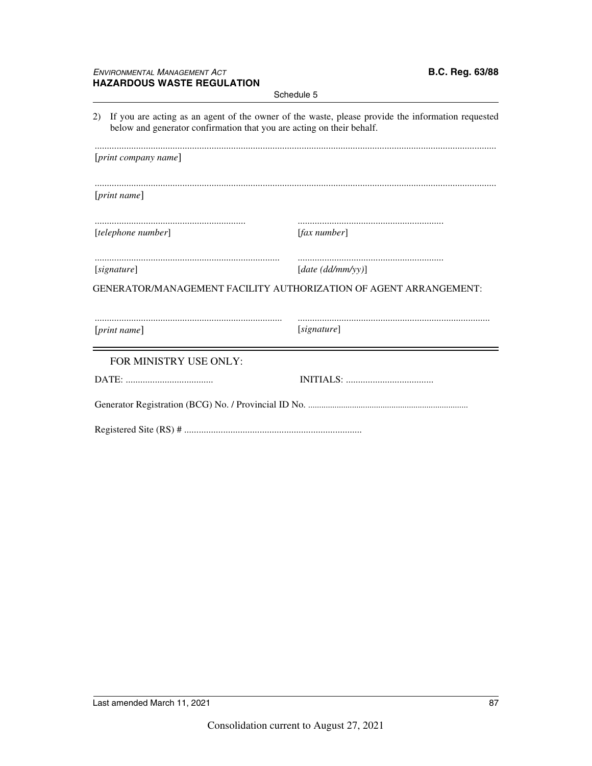2) If you are acting as an agent of the owner of the waste, please provide the information requested below and generator confirmation that you are acting on their behalf.

.....................................................................................................................................................................
[*print company name*]

.....................................................................................................................................................................
[*print name*]

............................................................. ...........................................................
[*telephone number*] [*fax number*]

........................................................................... ...........................................................
[*signature*] [*date (dd/mm/yy)*]

GENERATOR/MANAGEMENT FACILITY AUTHORIZATION OF AGENT ARRANGEMENT:

............................................................................. ..............................................................................
[*print name*] [*signature*]

---

FOR MINISTRY USE ONLY:

DATE: .................................... INITIALS: ....................................

Generator Registration (BCG) No. / Provincial ID No. ........................................................................

Registered Site (RS) # .........................................................................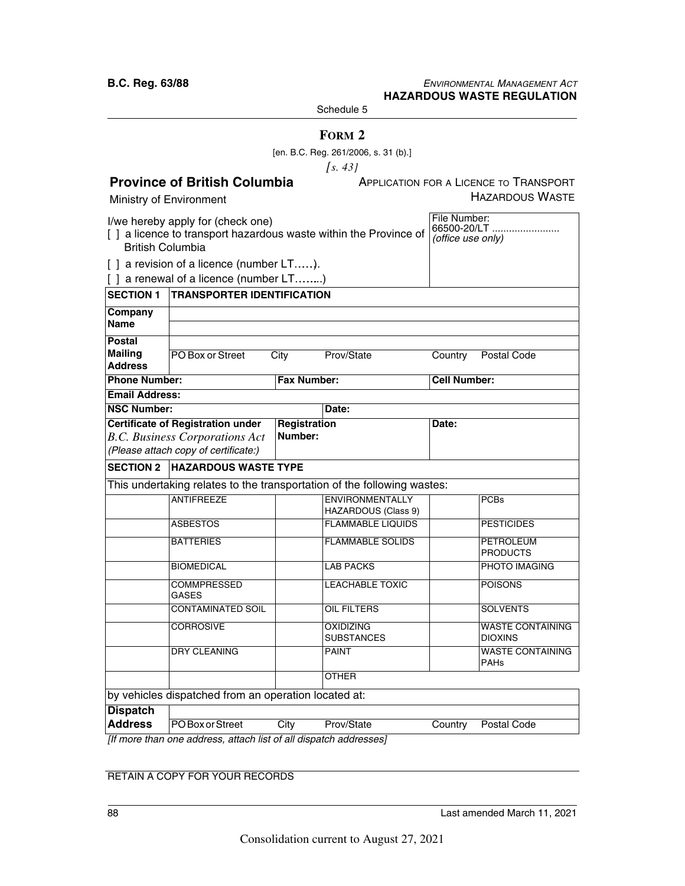Schedule 5

## FORM 2

[en. B.C. Reg. 261/2006, s. 31 (b).]

*[s. 43]*

**Province of British Columbia**

Ministry of Environment

APPLICATION FOR A LICENCE TO TRANSPORT HAZARDOUS WASTE

| I/we hereby apply for (check one)<br>[ ] a licence to transport hazardous waste within the Province of British Columbia<br>[ ] a revision of a licence (number LT……).<br>[ ] a renewal of a licence (number LT……..) | File Number:<br>66500-20/LT ........................<br>*(office use only)* |
|---|---|

| **SECTION 1** | **TRANSPORTER IDENTIFICATION** | | | |
|---|---|---|---|---|
| **Company Name** | | | | |
| **Postal Mailing Address** | PO Box or Street | City | Prov/State | Country / Postal Code |
| **Phone Number:** | | **Fax Number:** | | **Cell Number:** |
| **Email Address:** | | | | |
| **NSC Number:** | | | **Date:** | |
| **Certificate of Registration under** *B.C. Business Corporations Act* *(Please attach copy of certificate:)* | | **Registration Number:** | | **Date:** |

| **SECTION 2** | **HAZARDOUS WASTE TYPE** | | | | |
|---|---|---|---|---|---|
| This undertaking relates to the transportation of the following wastes: | | | | | |
| | ANTIFREEZE | | ENVIRONMENTALLY HAZARDOUS (Class 9) | | PCBs |
| | ASBESTOS | | FLAMMABLE LIQUIDS | | PESTICIDES |
| | BATTERIES | | FLAMMABLE SOLIDS | | PETROLEUM PRODUCTS |
| | BIOMEDICAL | | LAB PACKS | | PHOTO IMAGING |
| | COMMPRESSED GASES | | LEACHABLE TOXIC | | POISONS |
| | CONTAMINATED SOIL | | OIL FILTERS | | SOLVENTS |
| | CORROSIVE | | OXIDIZING SUBSTANCES | | WASTE CONTAINING DIOXINS |
| | DRY CLEANING | | PAINT | | WASTE CONTAINING PAHs |
| | | | OTHER | | |

by vehicles dispatched from an operation located at:

| **Dispatch Address** | PO Box or Street | City | Prov/State | Country | Postal Code |
|---|---|---|---|---|---|

*[If more than one address, attach list of all dispatch addresses]*

RETAIN A COPY FOR YOUR RECORDS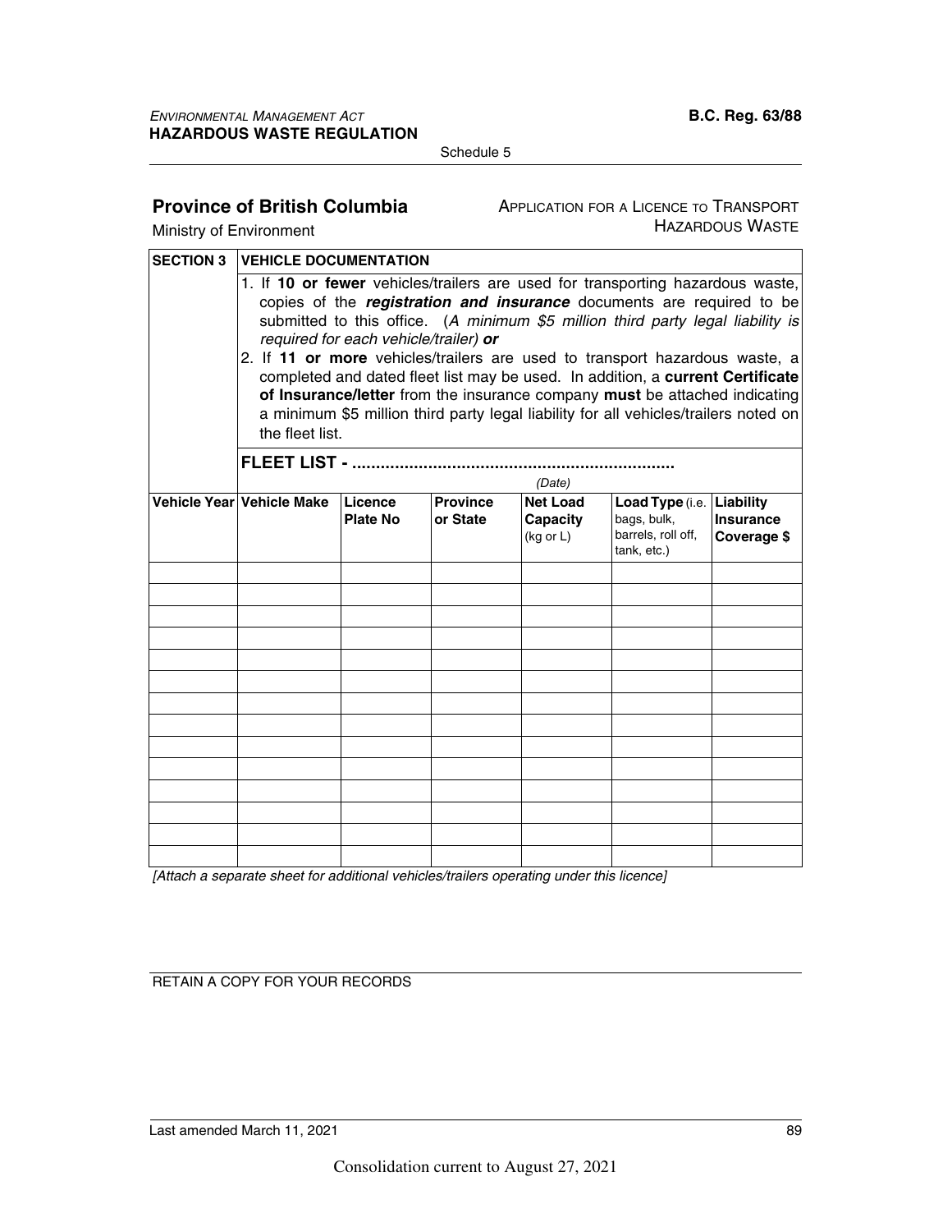Schedule 5

**Province of British Columbia**

Ministry of Environment

APPLICATION FOR A LICENCE TO TRANSPORT HAZARDOUS WASTE

| **SECTION 3** | **VIEHICLE DOCUMENTATION** |
|---|---|
| | 1. If **10 or fewer** vehicles/trailers are used for transporting hazardous waste, copies of the ***registration and insurance*** documents are required to be submitted to this office. (*A minimum $5 million third party legal liability is required for each vehicle/trailer)* ***or*** <br> 2. If **11 or more** vehicles/trailers are used to transport hazardous waste, a completed and dated fleet list may be used. In addition, a **current Certificate of Insurance/letter** from the insurance company **must** be attached indicating a minimum $5 million third party legal liability for all vehicles/trailers noted on the fleet list. |
| | **FLEET LIST - ....................................................................** <br> *(Date)* |

| Vehicle Year | Vehicle Make | Licence Plate No | Province or State | Net Load Capacity (kg or L) | Load Type (i.e. bags, bulk, barrels, roll off, tank, etc.) | Liability Insurance Coverage $ |
|---|---|---|---|---|---|---|
| | | | | | | |
| | | | | | | |
| | | | | | | |
| | | | | | | |
| | | | | | | |
| | | | | | | |
| | | | | | | |
| | | | | | | |
| | | | | | | |
| | | | | | | |
| | | | | | | |
| | | | | | | |
| | | | | | | |
| | | | | | | |

*[Attach a separate sheet for additional vehicles/trailers operating under this licence]*

RETAIN A COPY FOR YOUR RECORDS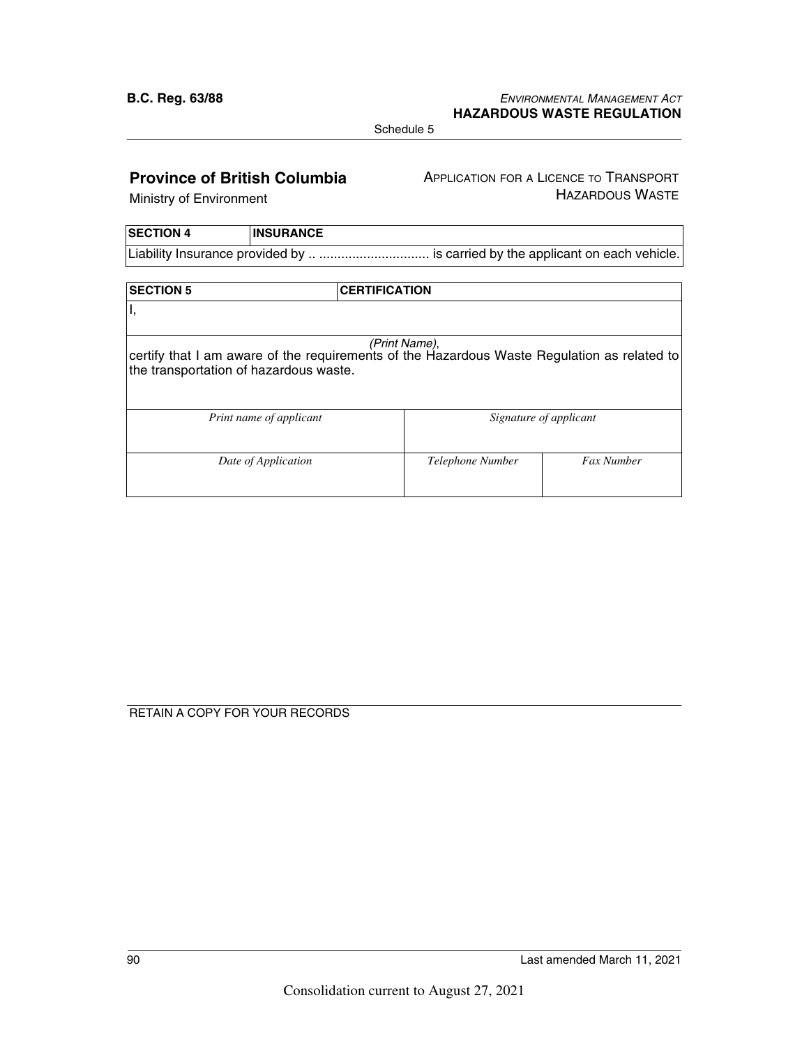## Province of British Columbia

Ministry of Environment

APPLICATION FOR A LICENCE TO TRANSPORT HAZARDOUS WASTE

| SECTION 4 | INSURANCE |
|---|---|
| Liability Insurance provided by .. .............................. is carried by the applicant on each vehicle. | |

| SECTION 5 | CERTIFICATION | |
|---|---|---|
| I, <br><br> *(Print Name)*, <br> certify that I am aware of the requirements of the Hazardous Waste Regulation as related to the transportation of hazardous waste. | | |
| *Print name of applicant* | *Signature of applicant* | |
| *Date of Application* | *Telephone Number* | *Fax Number* |

RETAIN A COPY FOR YOUR RECORDS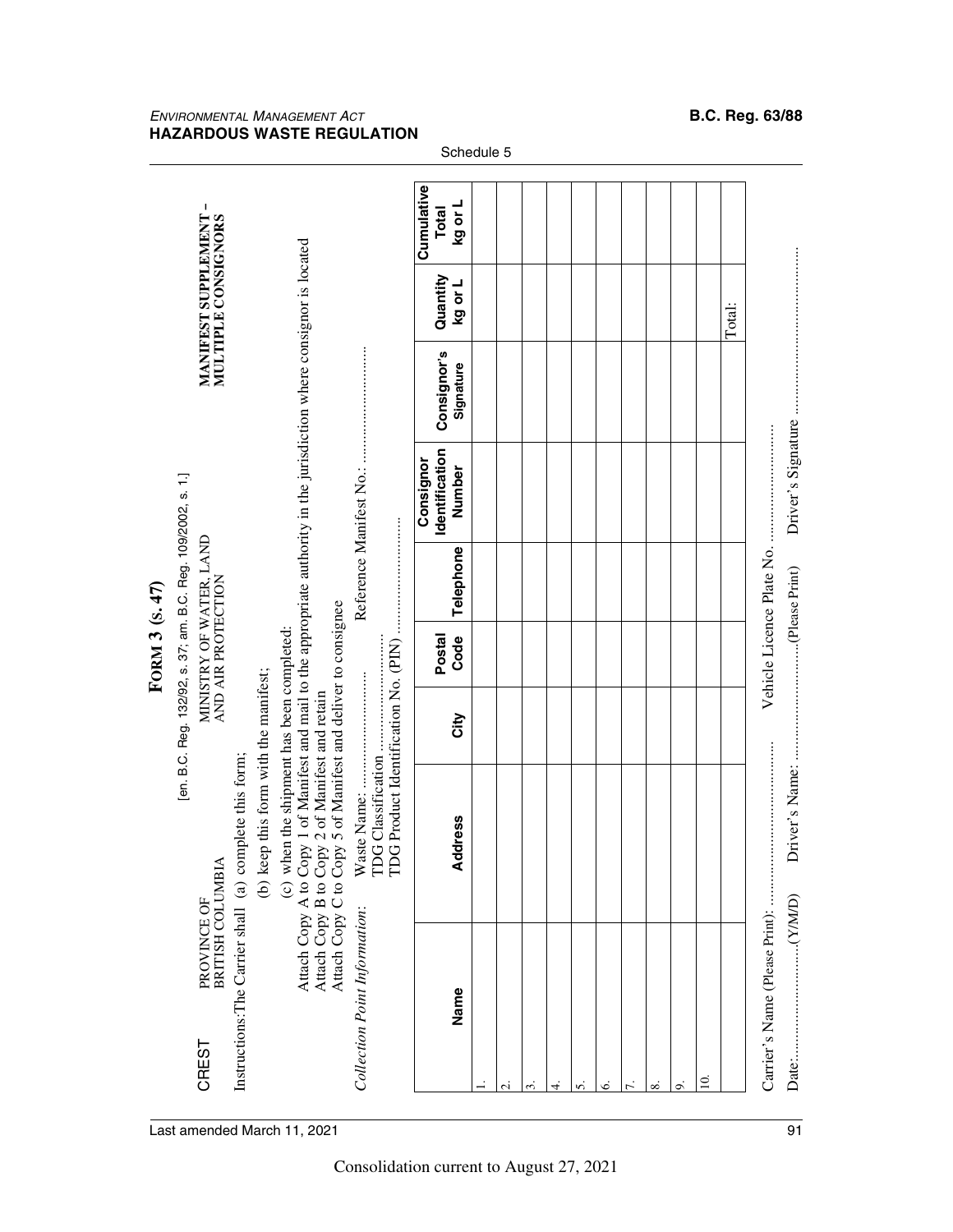Schedule 5

# FORM 3 (s. 47)

[en. B.C. Reg. 132/92, s. 37; am. B.C. Reg. 109/2002, s. 1.]

CREST PROVINCE OF BRITISH COLUMBIA — MINISTRY OF WATER, LAND AND AIR PROTECTION

**MANIFEST SUPPLEMENT – MULTIPLE CONSIGNORS**

Instructions: The Carrier shall (a) complete this form;

(b) keep this form with the manifest;

(c) when the shipment has been completed:

Attach Copy A to Copy 1 of Manifest and mail to the appropriate authority in the jurisdiction where consignor is located

Attach Copy B to Copy 2 of Manifest and retain

Attach Copy C to Copy 5 of Manifest and deliver to consignee

*Collection Point Information:* Waste Name: .......................... Reference Manifest No.: ..........................

TDG Classification..........................

TDG Product Identification No. (PIN) ..........................

| | Name | Address | City | Postal Code | Telephone | Consignor Identification Number | Consignor's Signature | Quantity kg or L | Cumulative Total kg or L |
|---|---|---|---|---|---|---|---|---|---|
| 1. | | | | | | | | | |
| 2. | | | | | | | | | |
| 3. | | | | | | | | | |
| 4. | | | | | | | | | |
| 5. | | | | | | | | | |
| 6. | | | | | | | | | |
| 7. | | | | | | | | | |
| 8. | | | | | | | | | |
| 9. | | | | | | | | | |
| 10. | | | | | | | | | |
| | | | | | | | | Total: | |

Carrier's Name (Please Print): .......................... Vehicle Licence Plate No. ..........................

Date:..........................(Y/M/D) Driver's Name: ..........................(Please Print) Driver's Signature ..........................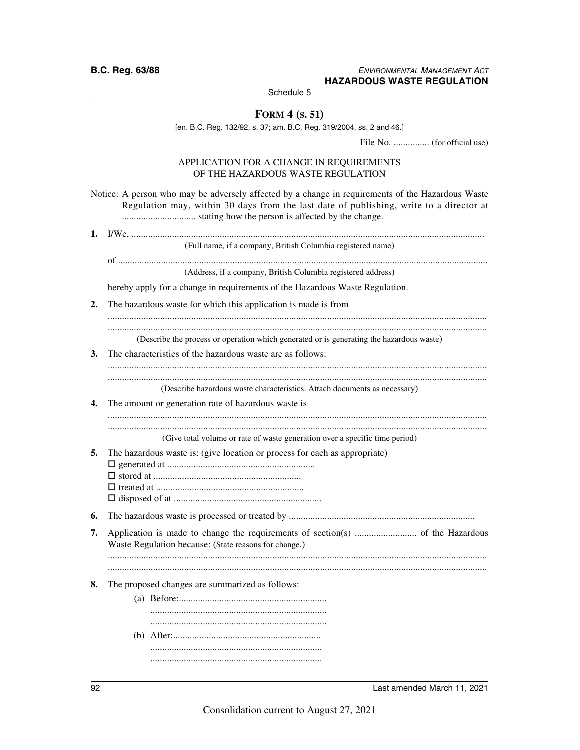## FORM 4 (S. 51)

[en. B.C. Reg. 132/92, s. 37; am. B.C. Reg. 319/2004, ss. 2 and 46.]

File No. ............... (for official use)

APPLICATION FOR A CHANGE IN REQUIREMENTS
OF THE HAZARDOUS WASTE REGULATION

Notice: A person who may be adversely affected by a change in requirements of the Hazardous Waste Regulation may, within 30 days from the last date of publishing, write to a director at .............................. stating how the person is affected by the change.

**1.** I/We, ..................................................................................................................................................

(Full name, if a company, British Columbia registered name)

of ..........................................................................................................................................................

(Address, if a company, British Columbia registered address)

hereby apply for a change in requirements of the Hazardous Waste Regulation.

**2.** The hazardous waste for which this application is made is from

............................................................................................................................................................

............................................................................................................................................................

(Describe the process or operation which generated or is generating the hazardous waste)

**3.** The characteristics of the hazardous waste are as follows:

............................................................................................................................................................

............................................................................................................................................................

(Describe hazardous waste characteristics. Attach documents as necessary)

**4.** The amount or generation rate of hazardous waste is

............................................................................................................................................................

............................................................................................................................................................

(Give total volume or rate of waste generation over a specific time period)

**5.** The hazardous waste is: (give location or process for each as appropriate)

- ☐ generated at .............................................................
- ☐ stored at .............................................................
- ☐ treated at .............................................................
- ☐ disposed of at .............................................................

**6.** The hazardous waste is processed or treated by ............................................................................

**7.** Application is made to change the requirements of section(s) .......................... of the Hazardous Waste Regulation because: (State reasons for change.)

............................................................................................................................................................

............................................................................................................................................................

**8.** The proposed changes are summarized as follows:

(a) Before:.............................................................
.........................................................................
.........................................................................

(b) After:.............................................................
.......................................................................
.......................................................................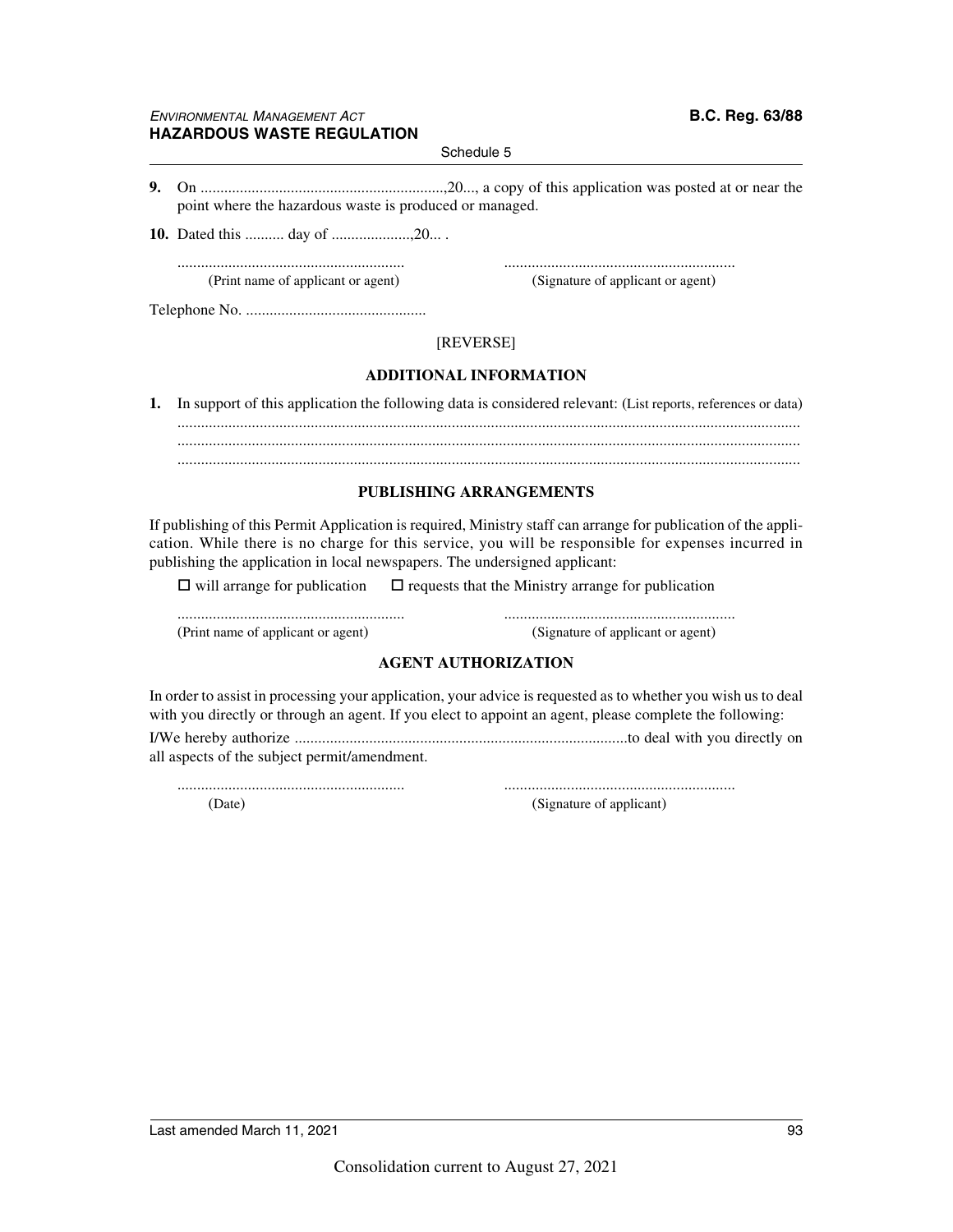**9.** On ...............................................................,20..., a copy of this application was posted at or near the point where the hazardous waste is produced or managed.

**10.** Dated this .......... day of ....................,20... .

.......................................................... (Print name of applicant or agent)

........................................................... (Signature of applicant or agent)

Telephone No. ..............................................

[REVERSE]

**ADDITIONAL INFORMATION**

**1.** In support of this application the following data is considered relevant: (List reports, references or data)
..............................................................................................................................................................
..............................................................................................................................................................
..............................................................................................................................................................

**PUBLISHING ARRANGEMENTS**

If publishing of this Permit Application is required, Ministry staff can arrange for publication of the application. While there is no charge for this service, you will be responsible for expenses incurred in publishing the application in local newspapers. The undersigned applicant:

☐ will arrange for publication ☐ requests that the Ministry arrange for publication

.......................................................... (Print name of applicant or agent)

........................................................... (Signature of applicant or agent)

**AGENT AUTHORIZATION**

In order to assist in processing your application, your advice is requested as to whether you wish us to deal with you directly or through an agent. If you elect to appoint an agent, please complete the following:

I/We hereby authorize ....................................................................................to deal with you directly on all aspects of the subject permit/amendment.

.......................................................... (Date)

........................................................... (Signature of applicant)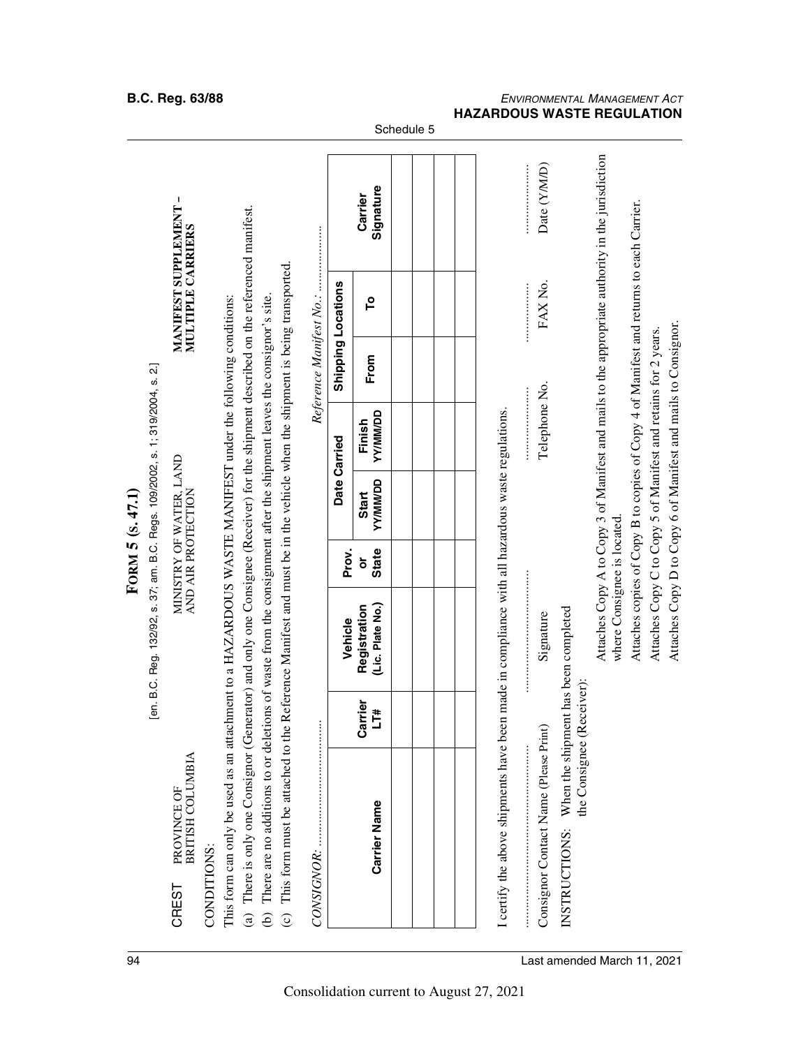Schedule 5

# FORM 5 (s. 47.1)

[en. B.C. Reg. 132/92, s. 37; am. B.C. Regs. 109/2002, s. 1; 319/2004, s. 2.]

CREST PROVINCE OF BRITISH COLUMBIA

MINISTRY OF WATER, LAND AND AIR PROTECTION

**MANIFEST SUPPLEMENT – MULTIPLE CARRIERS**

CONDITIONS:

This form can only be used as an attachment to a HAZARDOUS WASTE MANIFEST under the following conditions:

(a) There is only one Consignor (Generator) and only one Consignee (Receiver) for the shipment described on the referenced manifest.

(b) There are no additions to or deletions of waste from the consignment after the shipment leaves the consignor's site.

(c) This form must be attached to the Reference Manifest and must be in the vehicle when the shipment is being transported.

*CONSIGNOR:* ...............................

*Reference Manifest No.:* ...................

| Carrier Name | Carrier LT# | Vehicle Registration (Lic. Plate No.) | Prov. or State | Date Carried | | Shipping Locations | | Carrier Signature |
|---|---|---|---|---|---|---|---|---|
| | | | | Start YY/MM/DD | Finish YY/MM/DD | From | To | |
| | | | | | | | | |
| | | | | | | | | |
| | | | | | | | | |
| | | | | | | | | |

I certify the above shipments have been made in compliance with all hazardous waste regulations.

| ............................... | ............................... | ..................... | ................. | ..................... |
|---|---|---|---|---|
| Consignor Contact Name (Please Print) | Signature | Telephone No. | FAX No. | Date (Y/M/D) |

INSTRUCTIONS: When the shipment has been completed the Consignee (Receiver):

Attaches Copy A to Copy 3 of Manifest and mails to the appropriate authority in the jurisdiction where Consignee is located.

Attaches copies of Copy B to copies of Copy 4 of Manifest and returns to each Carrier.

Attaches Copy C to Copy 5 of Manifest and retains for 2 years.

Attaches Copy D to Copy 6 of Manifest and mails to Consignor.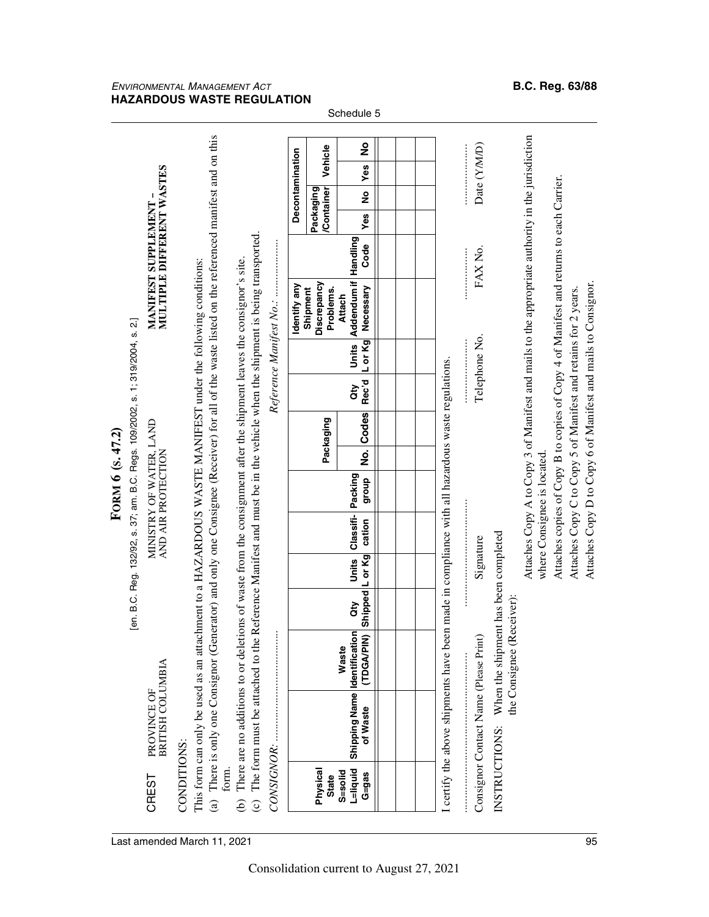Schedule 5

# Form 6 (s. 47.2)

[en. B.C. Reg. 132/92, s. 37; am. B.C. Regs. 109/2002, s. 1; 319/2004, s. 2.]

CREST PROVINCE OF BRITISH COLUMBIA

MINISTRY OF WATER, LAND AND AIR PROTECTION

**MANIFEST SUPPLEMENT – MULTIPLE DIFFERENT WASTES**

CONDITIONS:

This form can only be used as an attachment to a HAZARDOUS WASTE MANIFEST under the following conditions:

(a) There is only one Consignor (Generator) and only one Consignee (Receiver) for all of the waste listed on the referenced manifest and on this form.

(b) There are no additions to or deletions of waste from the consignment after the shipment leaves the consignor's site.

(c) The form must be attached to the Reference Manifest and must be in the vehicle when the shipment is being transported.

*CONSIGNOR:* ..............................  *Reference Manifest No.:* ......................

| Physical State S=solid L=liquid G=gas | Shipping Name of Waste | Waste Identification (TDGA/PIN) | Qty Shipped | Units L or Kg | Classifi-cation | Packing group | Packaging | | Qty Rec'd | Units L or Kg | Identify any Shipment Discrepancy Problems. Attach Addendum if Necessary | Handling Code | Decontamination | | | |
|---|---|---|---|---|---|---|---|---|---|---|---|---|---|---|---|---|
| | | | | | | | | | | | | | Packaging /Container | | Vehicle | |
| | | | | | | | No. | Codes | | | | | Yes | No | Yes | No |
| | | | | | | | | | | | | | | | | |
| | | | | | | | | | | | | | | | | |
| | | | | | | | | | | | | | | | | |
| | | | | | | | | | | | | | | | | |

I certify the above shipments have been made in compliance with all hazardous waste regulations.

| ............................ | ............................ | .................. | .................. | .................. |
|---|---|---|---|---|
| Consignor Contact Name (Please Print) | Signature | Telephone No. | FAX No. | Date (Y/M/D) |

INSTRUCTIONS: When the shipment has been completed the Consignee (Receiver):

- Attaches Copy A to Copy 3 of Manifest and mails to the appropriate authority in the jurisdiction where Consignee is located.
- Attaches copies of Copy B to copies of Copy 4 of Manifest and returns to each Carrier.
- Attaches Copy C to Copy 5 of Manifest and retains for 2 years.
- Attaches Copy D to Copy 6 of Manifest and mails to Consignor.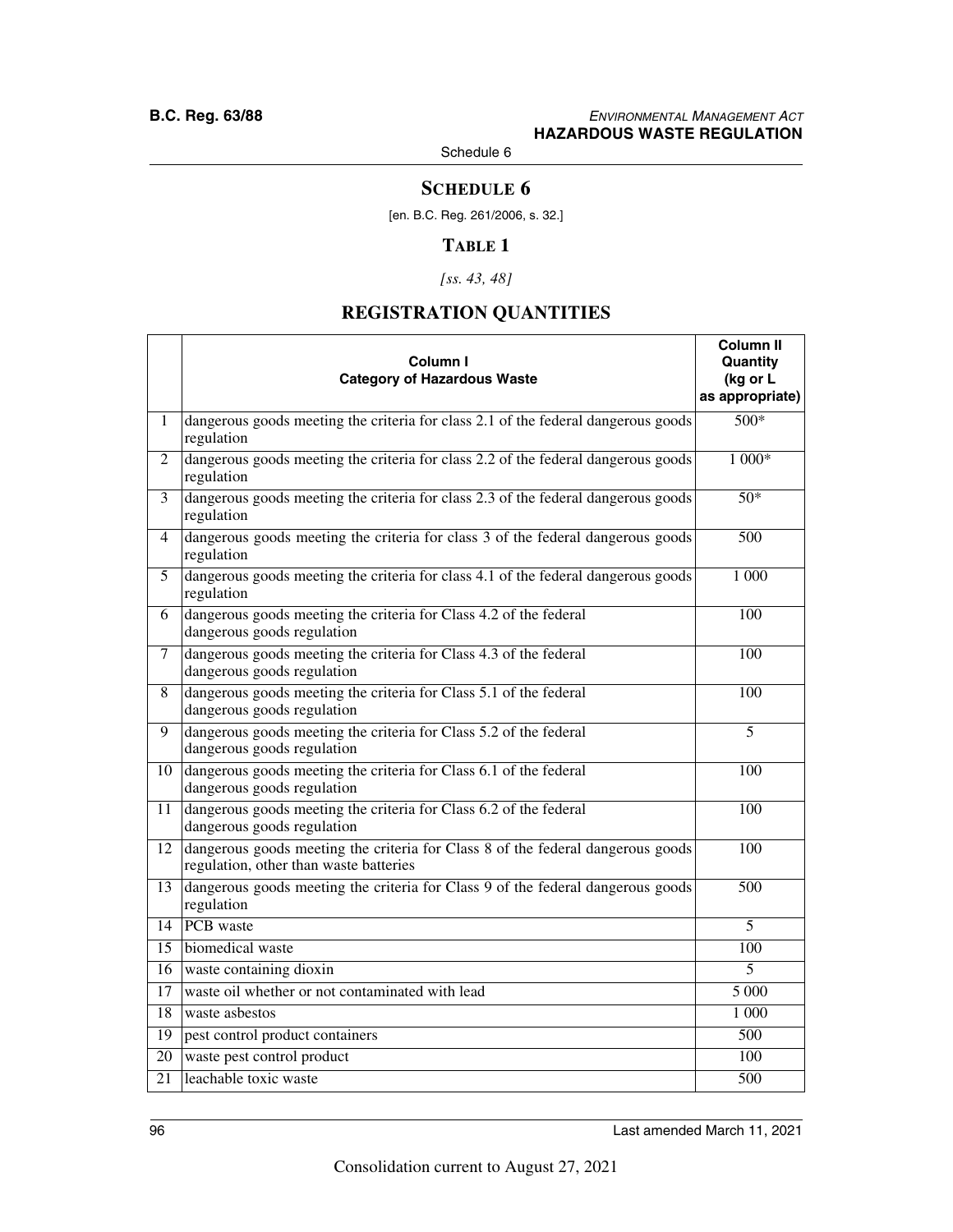# SCHEDULE 6

[en. B.C. Reg. 261/2006, s. 32.]

## TABLE 1

*[ss. 43, 48]*

## REGISTRATION QUANTITIES

| | Column I<br>Category of Hazardous Waste | Column II<br>Quantity<br>(kg or L<br>as appropriate) |
|---|---|---|
| 1 | dangerous goods meeting the criteria for class 2.1 of the federal dangerous goods regulation | 500* |
| 2 | dangerous goods meeting the criteria for class 2.2 of the federal dangerous goods regulation | 1 000* |
| 3 | dangerous goods meeting the criteria for class 2.3 of the federal dangerous goods regulation | 50* |
| 4 | dangerous goods meeting the criteria for class 3 of the federal dangerous goods regulation | 500 |
| 5 | dangerous goods meeting the criteria for class 4.1 of the federal dangerous goods regulation | 1 000 |
| 6 | dangerous goods meeting the criteria for Class 4.2 of the federal dangerous goods regulation | 100 |
| 7 | dangerous goods meeting the criteria for Class 4.3 of the federal dangerous goods regulation | 100 |
| 8 | dangerous goods meeting the criteria for Class 5.1 of the federal dangerous goods regulation | 100 |
| 9 | dangerous goods meeting the criteria for Class 5.2 of the federal dangerous goods regulation | 5 |
| 10 | dangerous goods meeting the criteria for Class 6.1 of the federal dangerous goods regulation | 100 |
| 11 | dangerous goods meeting the criteria for Class 6.2 of the federal dangerous goods regulation | 100 |
| 12 | dangerous goods meeting the criteria for Class 8 of the federal dangerous goods regulation, other than waste batteries | 100 |
| 13 | dangerous goods meeting the criteria for Class 9 of the federal dangerous goods regulation | 500 |
| 14 | PCB waste | 5 |
| 15 | biomedical waste | 100 |
| 16 | waste containing dioxin | 5 |
| 17 | waste oil whether or not contaminated with lead | 5 000 |
| 18 | waste asbestos | 1 000 |
| 19 | pest control product containers | 500 |
| 20 | waste pest control product | 100 |
| 21 | leachable toxic waste | 500 |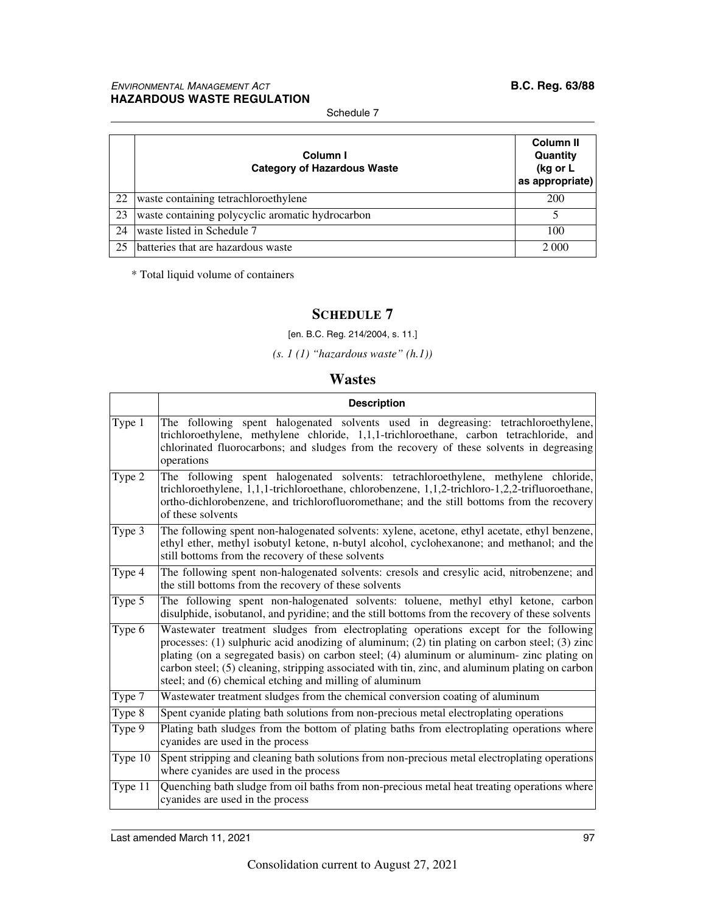| | Column I<br>Category of Hazardous Waste | Column II<br>Quantity<br>(kg or L<br>as appropriate) |
|---|---|---|
| 22 | waste containing tetrachloroethylene | 200 |
| 23 | waste containing polycyclic aromatic hydrocarbon | 5 |
| 24 | waste listed in Schedule 7 | 100 |
| 25 | batteries that are hazardous waste | 2 000 |

* Total liquid volume of containers

## SCHEDULE 7

[en. B.C. Reg. 214/2004, s. 11.]

*(s. 1 (1) "hazardous waste" (h.1))*

### Wastes

| | Description |
|---|---|
| Type 1 | The following spent halogenated solvents used in degreasing: tetrachloroethylene, trichloroethylene, methylene chloride, 1,1,1-trichloroethane, carbon tetrachloride, and chlorinated fluorocarbons; and sludges from the recovery of these solvents in degreasing operations |
| Type 2 | The following spent halogenated solvents: tetrachloroethylene, methylene chloride, trichloroethylene, 1,1,1-trichloroethane, chlorobenzene, 1,1,2-trichloro-1,2,2-trifluoroethane, ortho-dichlorobenzene, and trichlorofluoromethane; and the still bottoms from the recovery of these solvents |
| Type 3 | The following spent non-halogenated solvents: xylene, acetone, ethyl acetate, ethyl benzene, ethyl ether, methyl isobutyl ketone, n-butyl alcohol, cyclohexanone; and methanol; and the still bottoms from the recovery of these solvents |
| Type 4 | The following spent non-halogenated solvents: cresols and cresylic acid, nitrobenzene; and the still bottoms from the recovery of these solvents |
| Type 5 | The following spent non-halogenated solvents: toluene, methyl ethyl ketone, carbon disulphide, isobutanol, and pyridine; and the still bottoms from the recovery of these solvents |
| Type 6 | Wastewater treatment sludges from electroplating operations except for the following processes: (1) sulphuric acid anodizing of aluminum; (2) tin plating on carbon steel; (3) zinc plating (on a segregated basis) on carbon steel; (4) aluminum or aluminum- zinc plating on carbon steel; (5) cleaning, stripping associated with tin, zinc, and aluminum plating on carbon steel; and (6) chemical etching and milling of aluminum |
| Type 7 | Wastewater treatment sludges from the chemical conversion coating of aluminum |
| Type 8 | Spent cyanide plating bath solutions from non-precious metal electroplating operations |
| Type 9 | Plating bath sludges from the bottom of plating baths from electroplating operations where cyanides are used in the process |
| Type 10 | Spent stripping and cleaning bath solutions from non-precious metal electroplating operations where cyanides are used in the process |
| Type 11 | Quenching bath sludge from oil baths from non-precious metal heat treating operations where cyanides are used in the process |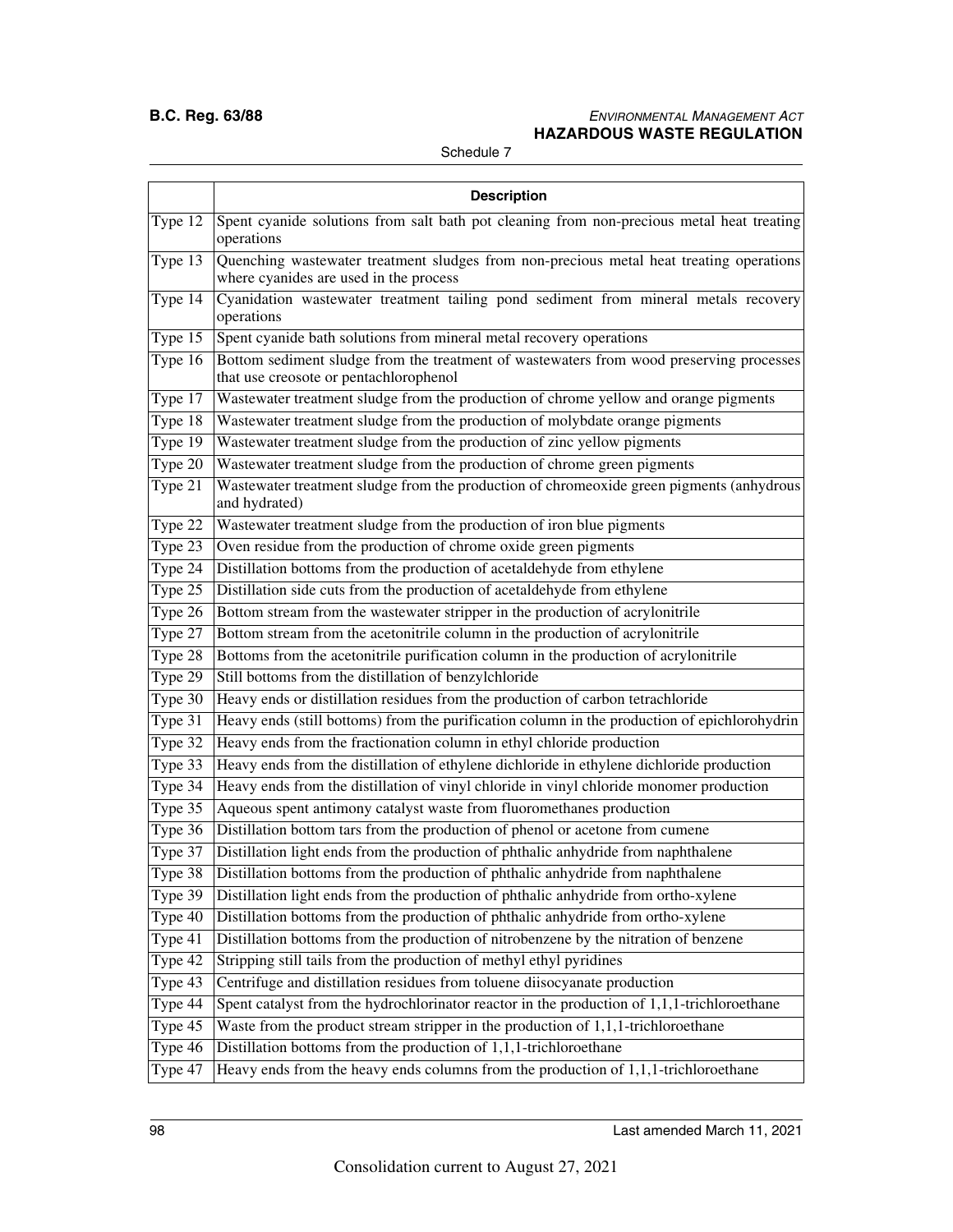Schedule 7

| | Description |
|---|---|
| Type 12 | Spent cyanide solutions from salt bath pot cleaning from non-precious metal heat treating operations |
| Type 13 | Quenching wastewater treatment sludges from non-precious metal heat treating operations where cyanides are used in the process |
| Type 14 | Cyanidation wastewater treatment tailing pond sediment from mineral metals recovery operations |
| Type 15 | Spent cyanide bath solutions from mineral metal recovery operations |
| Type 16 | Bottom sediment sludge from the treatment of wastewaters from wood preserving processes that use creosote or pentachlorophenol |
| Type 17 | Wastewater treatment sludge from the production of chrome yellow and orange pigments |
| Type 18 | Wastewater treatment sludge from the production of molybdate orange pigments |
| Type 19 | Wastewater treatment sludge from the production of zinc yellow pigments |
| Type 20 | Wastewater treatment sludge from the production of chrome green pigments |
| Type 21 | Wastewater treatment sludge from the production of chromeoxide green pigments (anhydrous and hydrated) |
| Type 22 | Wastewater treatment sludge from the production of iron blue pigments |
| Type 23 | Oven residue from the production of chrome oxide green pigments |
| Type 24 | Distillation bottoms from the production of acetaldehyde from ethylene |
| Type 25 | Distillation side cuts from the production of acetaldehyde from ethylene |
| Type 26 | Bottom stream from the wastewater stripper in the production of acrylonitrile |
| Type 27 | Bottom stream from the acetonitrile column in the production of acrylonitrile |
| Type 28 | Bottoms from the acetonitrile purification column in the production of acrylonitrile |
| Type 29 | Still bottoms from the distillation of benzylchloride |
| Type 30 | Heavy ends or distillation residues from the production of carbon tetrachloride |
| Type 31 | Heavy ends (still bottoms) from the purification column in the production of epichlorohydrin |
| Type 32 | Heavy ends from the fractionation column in ethyl chloride production |
| Type 33 | Heavy ends from the distillation of ethylene dichloride in ethylene dichloride production |
| Type 34 | Heavy ends from the distillation of vinyl chloride in vinyl chloride monomer production |
| Type 35 | Aqueous spent antimony catalyst waste from fluoromethanes production |
| Type 36 | Distillation bottom tars from the production of phenol or acetone from cumene |
| Type 37 | Distillation light ends from the production of phthalic anhydride from naphthalene |
| Type 38 | Distillation bottoms from the production of phthalic anhydride from naphthalene |
| Type 39 | Distillation light ends from the production of phthalic anhydride from ortho-xylene |
| Type 40 | Distillation bottoms from the production of phthalic anhydride from ortho-xylene |
| Type 41 | Distillation bottoms from the production of nitrobenzene by the nitration of benzene |
| Type 42 | Stripping still tails from the production of methyl ethyl pyridines |
| Type 43 | Centrifuge and distillation residues from toluene diisocyanate production |
| Type 44 | Spent catalyst from the hydrochlorinator reactor in the production of 1,1,1-trichloroethane |
| Type 45 | Waste from the product stream stripper in the production of 1,1,1-trichloroethane |
| Type 46 | Distillation bottoms from the production of 1,1,1-trichloroethane |
| Type 47 | Heavy ends from the heavy ends columns from the production of 1,1,1-trichloroethane |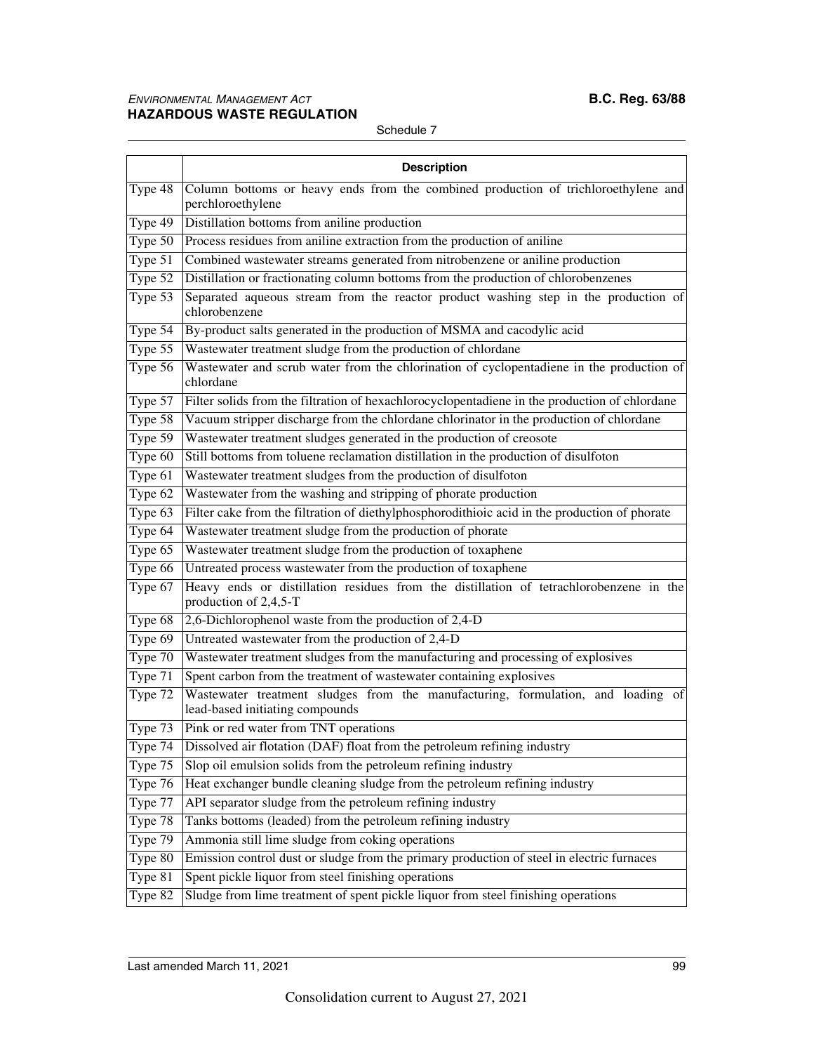| | Description |
|---|---|
| Type 48 | Column bottoms or heavy ends from the combined production of trichloroethylene and perchloroethylene |
| Type 49 | Distillation bottoms from aniline production |
| Type 50 | Process residues from aniline extraction from the production of aniline |
| Type 51 | Combined wastewater streams generated from nitrobenzene or aniline production |
| Type 52 | Distillation or fractionating column bottoms from the production of chlorobenzenes |
| Type 53 | Separated aqueous stream from the reactor product washing step in the production of chlorobenzene |
| Type 54 | By-product salts generated in the production of MSMA and cacodylic acid |
| Type 55 | Wastewater treatment sludge from the production of chlordane |
| Type 56 | Wastewater and scrub water from the chlorination of cyclopentadiene in the production of chlordane |
| Type 57 | Filter solids from the filtration of hexachlorocyclopentadiene in the production of chlordane |
| Type 58 | Vacuum stripper discharge from the chlordane chlorinator in the production of chlordane |
| Type 59 | Wastewater treatment sludges generated in the production of creosote |
| Type 60 | Still bottoms from toluene reclamation distillation in the production of disulfoton |
| Type 61 | Wastewater treatment sludges from the production of disulfoton |
| Type 62 | Wastewater from the washing and stripping of phorate production |
| Type 63 | Filter cake from the filtration of diethylphosphorodithioic acid in the production of phorate |
| Type 64 | Wastewater treatment sludge from the production of phorate |
| Type 65 | Wastewater treatment sludge from the production of toxaphene |
| Type 66 | Untreated process wastewater from the production of toxaphene |
| Type 67 | Heavy ends or distillation residues from the distillation of tetrachlorobenzene in the production of 2,4,5-T |
| Type 68 | 2,6-Dichlorophenol waste from the production of 2,4-D |
| Type 69 | Untreated wastewater from the production of 2,4-D |
| Type 70 | Wastewater treatment sludges from the manufacturing and processing of explosives |
| Type 71 | Spent carbon from the treatment of wastewater containing explosives |
| Type 72 | Wastewater treatment sludges from the manufacturing, formulation, and loading of lead-based initiating compounds |
| Type 73 | Pink or red water from TNT operations |
| Type 74 | Dissolved air flotation (DAF) float from the petroleum refining industry |
| Type 75 | Slop oil emulsion solids from the petroleum refining industry |
| Type 76 | Heat exchanger bundle cleaning sludge from the petroleum refining industry |
| Type 77 | API separator sludge from the petroleum refining industry |
| Type 78 | Tanks bottoms (leaded) from the petroleum refining industry |
| Type 79 | Ammonia still lime sludge from coking operations |
| Type 80 | Emission control dust or sludge from the primary production of steel in electric furnaces |
| Type 81 | Spent pickle liquor from steel finishing operations |
| Type 82 | Sludge from lime treatment of spent pickle liquor from steel finishing operations |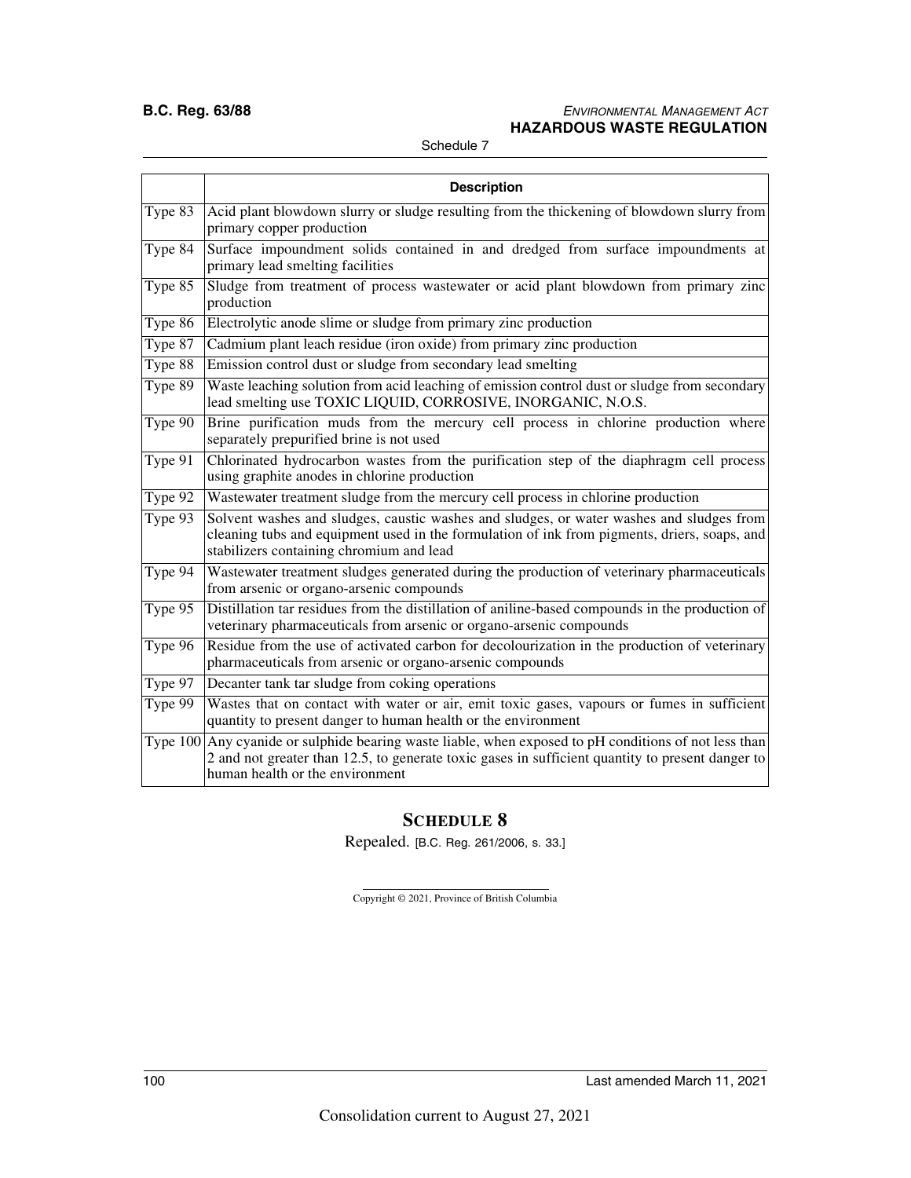| | Description |
|---|---|
| Type 83 | Acid plant blowdown slurry or sludge resulting from the thickening of blowdown slurry from primary copper production |
| Type 84 | Surface impoundment solids contained in and dredged from surface impoundments at primary lead smelting facilities |
| Type 85 | Sludge from treatment of process wastewater or acid plant blowdown from primary zinc production |
| Type 86 | Electrolytic anode slime or sludge from primary zinc production |
| Type 87 | Cadmium plant leach residue (iron oxide) from primary zinc production |
| Type 88 | Emission control dust or sludge from secondary lead smelting |
| Type 89 | Waste leaching solution from acid leaching of emission control dust or sludge from secondary lead smelting use TOXIC LIQUID, CORROSIVE, INORGANIC, N.O.S. |
| Type 90 | Brine purification muds from the mercury cell process in chlorine production where separately prepurified brine is not used |
| Type 91 | Chlorinated hydrocarbon wastes from the purification step of the diaphragm cell process using graphite anodes in chlorine production |
| Type 92 | Wastewater treatment sludge from the mercury cell process in chlorine production |
| Type 93 | Solvent washes and sludges, caustic washes and sludges, or water washes and sludges from cleaning tubs and equipment used in the formulation of ink from pigments, driers, soaps, and stabilizers containing chromium and lead |
| Type 94 | Wastewater treatment sludges generated during the production of veterinary pharmaceuticals from arsenic or organo-arsenic compounds |
| Type 95 | Distillation tar residues from the distillation of aniline-based compounds in the production of veterinary pharmaceuticals from arsenic or organo-arsenic compounds |
| Type 96 | Residue from the use of activated carbon for decolourization in the production of veterinary pharmaceuticals from arsenic or organo-arsenic compounds |
| Type 97 | Decanter tank tar sludge from coking operations |
| Type 99 | Wastes that on contact with water or air, emit toxic gases, vapours or fumes in sufficient quantity to present danger to human health or the environment |
| Type 100 | Any cyanide or sulphide bearing waste liable, when exposed to pH conditions of not less than 2 and not greater than 12.5, to generate toxic gases in sufficient quantity to present danger to human health or the environment |

## SCHEDULE 8

Repealed. [B.C. Reg. 261/2006, s. 33.]

Copyright © 2021, Province of British Columbia